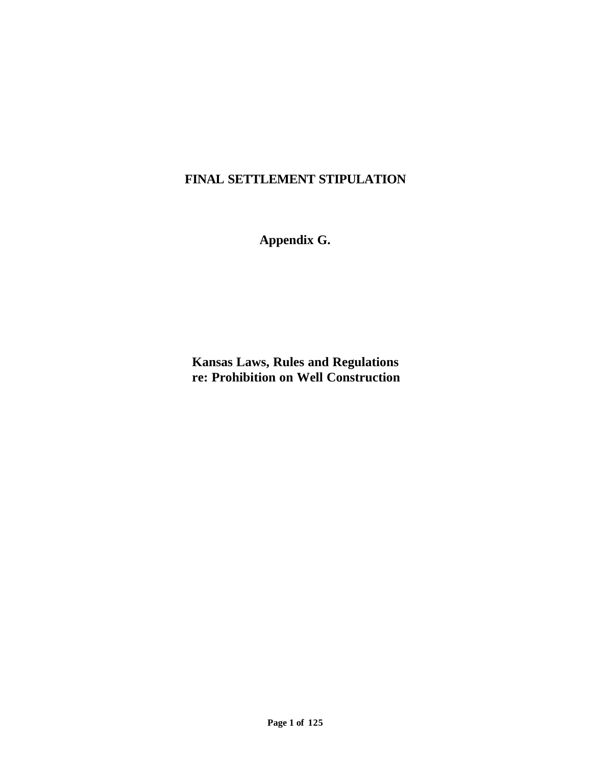# FINAL SETTLEMENT STIPULATION

## Appendix G.

## Kansas Laws, Rules and Regulations re: Prohibition on Well Construction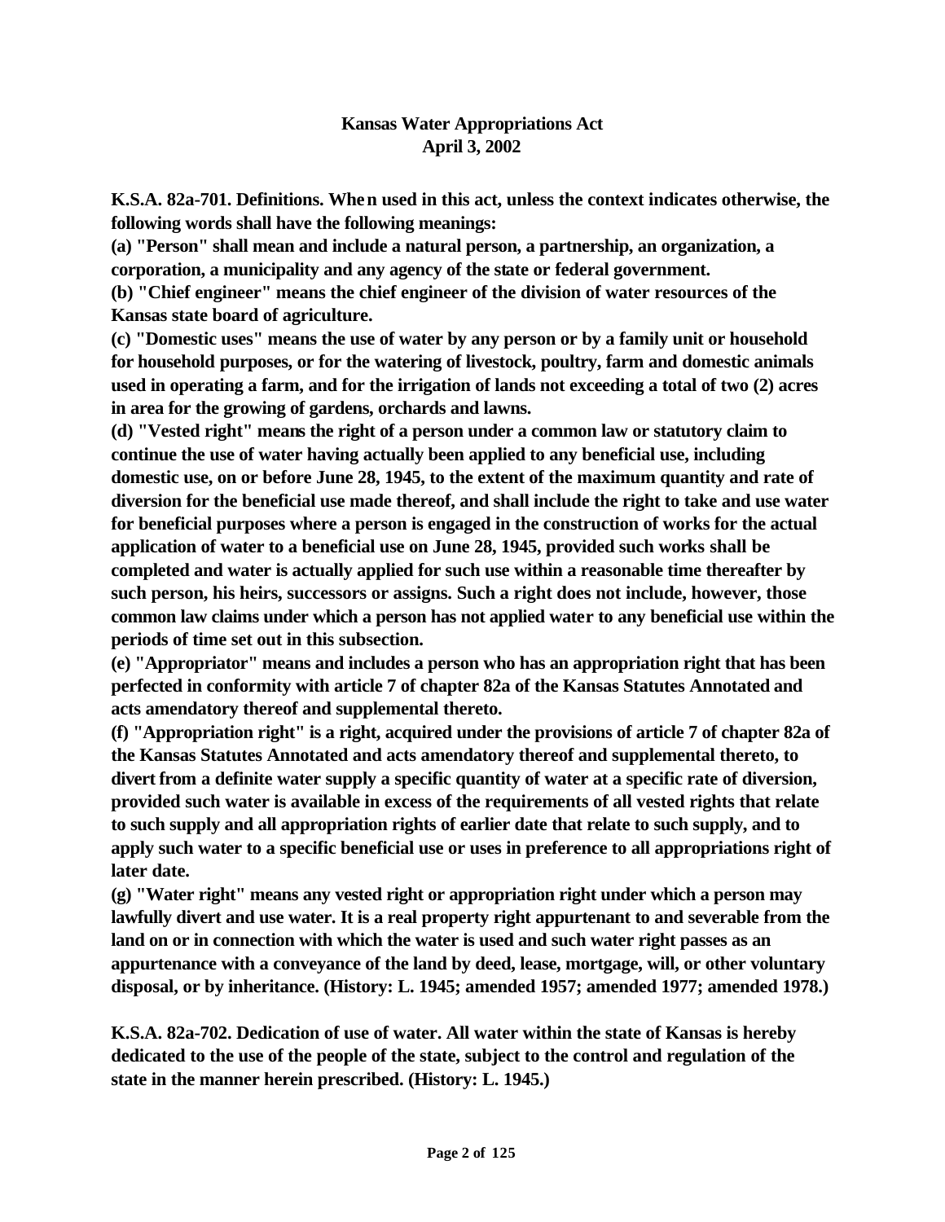# Kansas Water Appropriations Act
## April 3, 2002

**K.S.A. 82a-701. Definitions. When used in this act, unless the context indicates otherwise, the following words shall have the following meanings:**

**(a) "Person" shall mean and include a natural person, a partnership, an organization, a corporation, a municipality and any agency of the state or federal government.**

**(b) "Chief engineer" means the chief engineer of the division of water resources of the Kansas state board of agriculture.**

**(c) "Domestic uses" means the use of water by any person or by a family unit or household for household purposes, or for the watering of livestock, poultry, farm and domestic animals used in operating a farm, and for the irrigation of lands not exceeding a total of two (2) acres in area for the growing of gardens, orchards and lawns.**

**(d) "Vested right" means the right of a person under a common law or statutory claim to continue the use of water having actually been applied to any beneficial use, including domestic use, on or before June 28, 1945, to the extent of the maximum quantity and rate of diversion for the beneficial use made thereof, and shall include the right to take and use water for beneficial purposes where a person is engaged in the construction of works for the actual application of water to a beneficial use on June 28, 1945, provided such works shall be completed and water is actually applied for such use within a reasonable time thereafter by such person, his heirs, successors or assigns. Such a right does not include, however, those common law claims under which a person has not applied water to any beneficial use within the periods of time set out in this subsection.**

**(e) "Appropriator" means and includes a person who has an appropriation right that has been perfected in conformity with article 7 of chapter 82a of the Kansas Statutes Annotated and acts amendatory thereof and supplemental thereto.**

**(f) "Appropriation right" is a right, acquired under the provisions of article 7 of chapter 82a of the Kansas Statutes Annotated and acts amendatory thereof and supplemental thereto, to divert from a definite water supply a specific quantity of water at a specific rate of diversion, provided such water is available in excess of the requirements of all vested rights that relate to such supply and all appropriation rights of earlier date that relate to such supply, and to apply such water to a specific beneficial use or uses in preference to all appropriations right of later date.**

**(g) "Water right" means any vested right or appropriation right under which a person may lawfully divert and use water. It is a real property right appurtenant to and severable from the land on or in connection with which the water is used and such water right passes as an appurtenance with a conveyance of the land by deed, lease, mortgage, will, or other voluntary disposal, or by inheritance. (History: L. 1945; amended 1957; amended 1977; amended 1978.)**

**K.S.A. 82a-702. Dedication of use of water. All water within the state of Kansas is hereby dedicated to the use of the people of the state, subject to the control and regulation of the state in the manner herein prescribed. (History: L. 1945.)**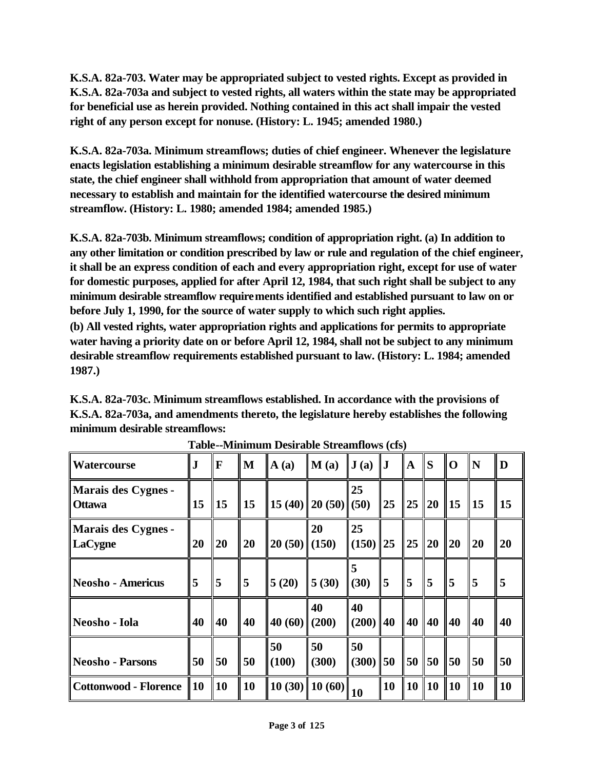**K.S.A. 82a-703. Water may be appropriated subject to vested rights. Except as provided in K.S.A. 82a-703a and subject to vested rights, all waters within the state may be appropriated for beneficial use as herein provided. Nothing contained in this act shall impair the vested right of any person except for nonuse. (History: L. 1945; amended 1980.)**

**K.S.A. 82a-703a. Minimum streamflows; duties of chief engineer. Whenever the legislature enacts legislation establishing a minimum desirable streamflow for any watercourse in this state, the chief engineer shall withhold from appropriation that amount of water deemed necessary to establish and maintain for the identified watercourse the desired minimum streamflow. (History: L. 1980; amended 1984; amended 1985.)**

**K.S.A. 82a-703b. Minimum streamflows; condition of appropriation right. (a) In addition to any other limitation or condition prescribed by law or rule and regulation of the chief engineer, it shall be an express condition of each and every appropriation right, except for use of water for domestic purposes, applied for after April 12, 1984, that such right shall be subject to any minimum desirable streamflow requirements identified and established pursuant to law on or before July 1, 1990, for the source of water supply to which such right applies.**

**(b) All vested rights, water appropriation rights and applications for permits to appropriate water having a priority date on or before April 12, 1984, shall not be subject to any minimum desirable streamflow requirements established pursuant to law. (History: L. 1984; amended 1987.)**

**K.S.A. 82a-703c. Minimum streamflows established. In accordance with the provisions of K.S.A. 82a-703a, and amendments thereto, the legislature hereby establishes the following minimum desirable streamflows:**

**Table--Minimum Desirable Streamflows (cfs)**

| Watercourse | J | F | M | A (a) | M (a) | J (a) | J | A | S | O | N | D |
|---|---|---|---|---|---|---|---|---|---|---|---|---|
| Marais des Cygnes - Ottawa | 15 | 15 | 15 | 15 (40) | 20 (50) | 25 (50) | 25 | 25 | 20 | 15 | 15 | 15 |
| Marais des Cygnes - LaCygne | 20 | 20 | 20 | 20 (50) | 20 (150) | 25 (150) | 25 | 25 | 20 | 20 | 20 | 20 |
| Neosho - Americus | 5 | 5 | 5 | 5 (20) | 5 (30) | 5 (30) | 5 | 5 | 5 | 5 | 5 | 5 |
| Neosho - Iola | 40 | 40 | 40 | 40 (60) | 40 (200) | 40 (200) | 40 | 40 | 40 | 40 | 40 | 40 |
| Neosho - Parsons | 50 | 50 | 50 | 50 (100) | 50 (300) | 50 (300) | 50 | 50 | 50 | 50 | 50 | 50 |
| Cottonwood - Florence | 10 | 10 | 10 | 10 (30) | 10 (60) | 10 | 10 | 10 | 10 | 10 | 10 | 10 |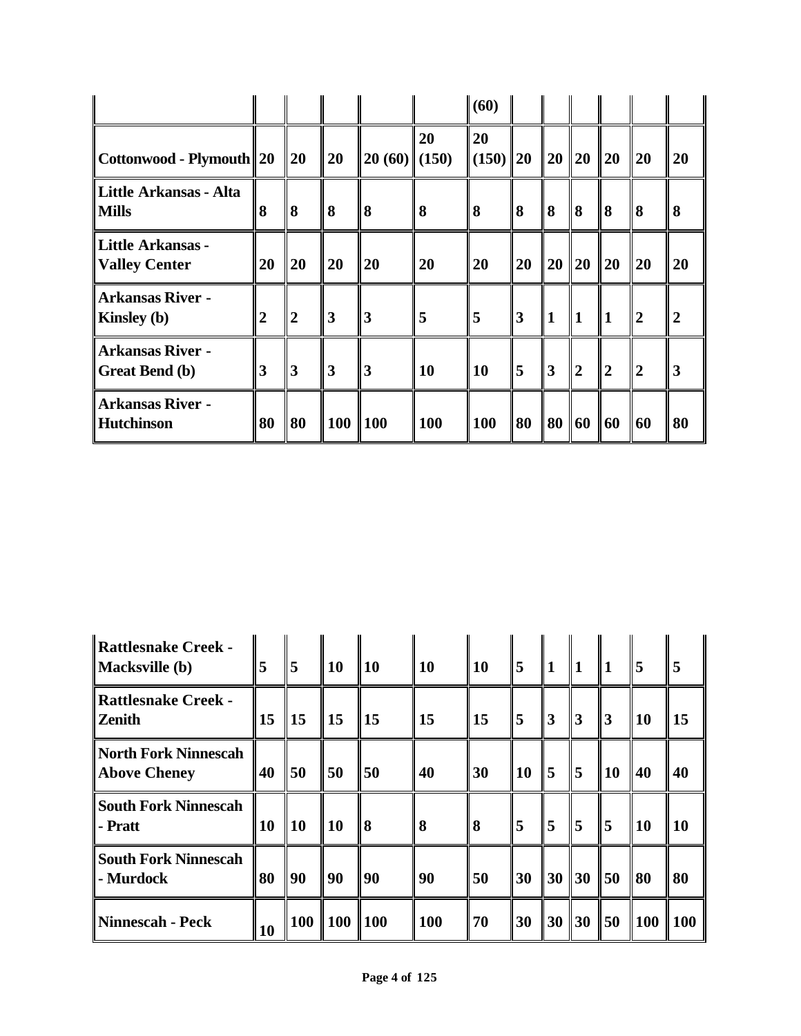| | | | | | | | | | | | | |
|---|---|---|---|---|---|---|---|---|---|---|---|---|
| | | | | | | (60) | | | | | | |
| **Cottonwood - Plymouth** | **20** | **20** | **20** | **20 (60)** | **20 (150)** | **20 (150)** | **20** | **20** | **20** | **20** | **20** | **20** |
| **Little Arkansas - Alta Mills** | **8** | **8** | **8** | **8** | **8** | **8** | **8** | **8** | **8** | **8** | **8** | **8** |
| **Little Arkansas - Valley Center** | **20** | **20** | **20** | **20** | **20** | **20** | **20** | **20** | **20** | **20** | **20** | **20** |
| **Arkansas River - Kinsley (b)** | **2** | **2** | **3** | **3** | **5** | **5** | **3** | **1** | **1** | **1** | **2** | **2** |
| **Arkansas River - Great Bend (b)** | **3** | **3** | **3** | **3** | **10** | **10** | **5** | **3** | **2** | **2** | **2** | **3** |
| **Arkansas River - Hutchinson** | **80** | **80** | **100** | **100** | **100** | **100** | **80** | **80** | **60** | **60** | **60** | **80** |
| **Rattlesnake Creek - Macksville (b)** | **5** | **5** | **10** | **10** | **10** | **10** | **5** | **1** | **1** | **1** | **5** | **5** |
| **Rattlesnake Creek - Zenith** | **15** | **15** | **15** | **15** | **15** | **15** | **5** | **3** | **3** | **3** | **10** | **15** |
| **North Fork Ninnescah Above Cheney** | **40** | **50** | **50** | **50** | **40** | **30** | **10** | **5** | **5** | **10** | **40** | **40** |
| **South Fork Ninnescah - Pratt** | **10** | **10** | **10** | **8** | **8** | **8** | **5** | **5** | **5** | **5** | **10** | **10** |
| **South Fork Ninnescah - Murdock** | **80** | **90** | **90** | **90** | **90** | **50** | **30** | **30** | **30** | **50** | **80** | **80** |
| **Ninnescah - Peck** | **10** | **100** | **100** | **100** | **100** | **70** | **30** | **30** | **30** | **50** | **100** | **100** |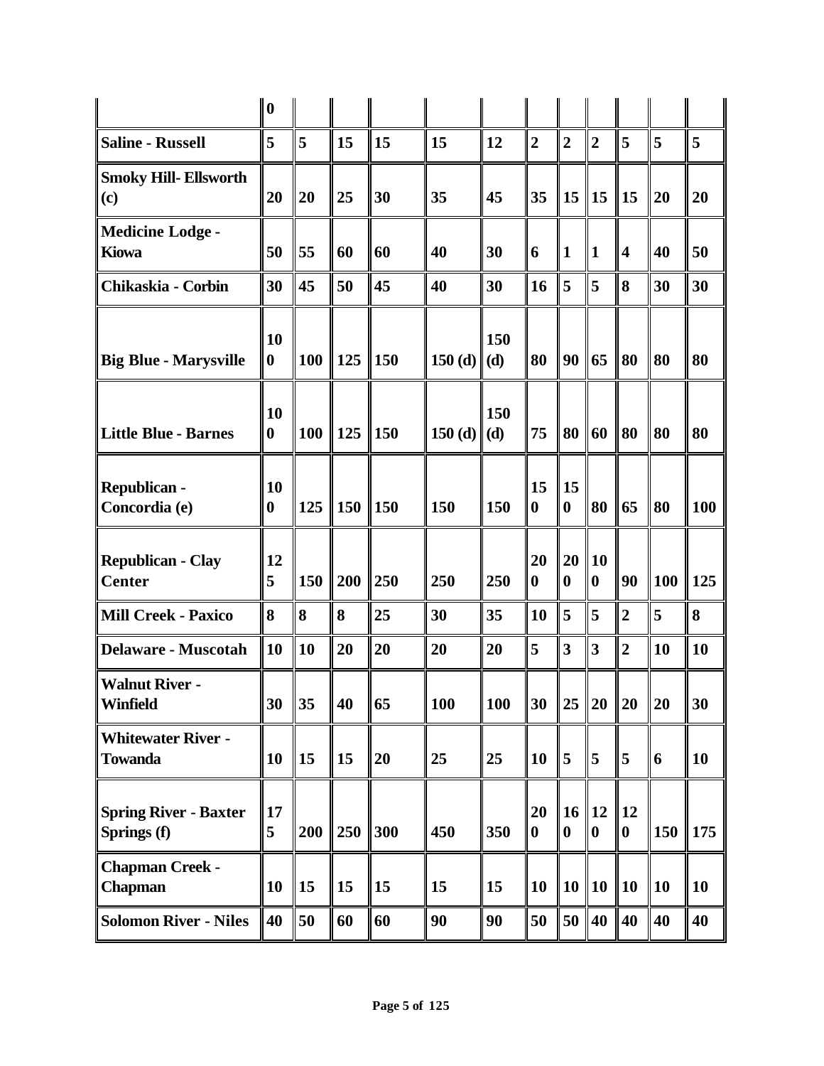| | 0 | | | | | | | | | | | |
|---|---|---|---|---|---|---|---|---|---|---|---|---|
| **Saline - Russell** | **5** | **5** | **15** | **15** | **15** | **12** | **2** | **2** | **2** | **5** | **5** | **5** |
| **Smoky Hill- Ellsworth (c)** | **20** | **20** | **25** | **30** | **35** | **45** | **35** | **15** | **15** | **15** | **20** | **20** |
| **Medicine Lodge - Kiowa** | **50** | **55** | **60** | **60** | **40** | **30** | **6** | **1** | **1** | **4** | **40** | **50** |
| **Chikaskia - Corbin** | **30** | **45** | **50** | **45** | **40** | **30** | **16** | **5** | **5** | **8** | **30** | **30** |
| **Big Blue - Marysville** | **100** | **100** | **125** | **150** | **150 (d)** | **150 (d)** | **80** | **90** | **65** | **80** | **80** | **80** |
| **Little Blue - Barnes** | **100** | **100** | **125** | **150** | **150 (d)** | **150 (d)** | **75** | **80** | **60** | **80** | **80** | **80** |
| **Republican - Concordia (e)** | **100** | **125** | **150** | **150** | **150** | **150** | **150** | **150** | **80** | **65** | **80** | **100** |
| **Republican - Clay Center** | **125** | **150** | **200** | **250** | **250** | **250** | **200** | **200** | **100** | **90** | **100** | **125** |
| **Mill Creek - Paxico** | **8** | **8** | **8** | **25** | **30** | **35** | **10** | **5** | **5** | **2** | **5** | **8** |
| **Delaware - Muscotah** | **10** | **10** | **20** | **20** | **20** | **20** | **5** | **3** | **3** | **2** | **10** | **10** |
| **Walnut River - Winfield** | **30** | **35** | **40** | **65** | **100** | **100** | **30** | **25** | **20** | **20** | **20** | **30** |
| **Whitewater River - Towanda** | **10** | **15** | **15** | **20** | **25** | **25** | **10** | **5** | **5** | **5** | **6** | **10** |
| **Spring River - Baxter Springs (f)** | **175** | **200** | **250** | **300** | **450** | **350** | **200** | **160** | **120** | **120** | **150** | **175** |
| **Chapman Creek - Chapman** | **10** | **15** | **15** | **15** | **15** | **15** | **10** | **10** | **10** | **10** | **10** | **10** |
| **Solomon River - Niles** | **40** | **50** | **60** | **60** | **90** | **90** | **50** | **50** | **40** | **40** | **40** | **40** |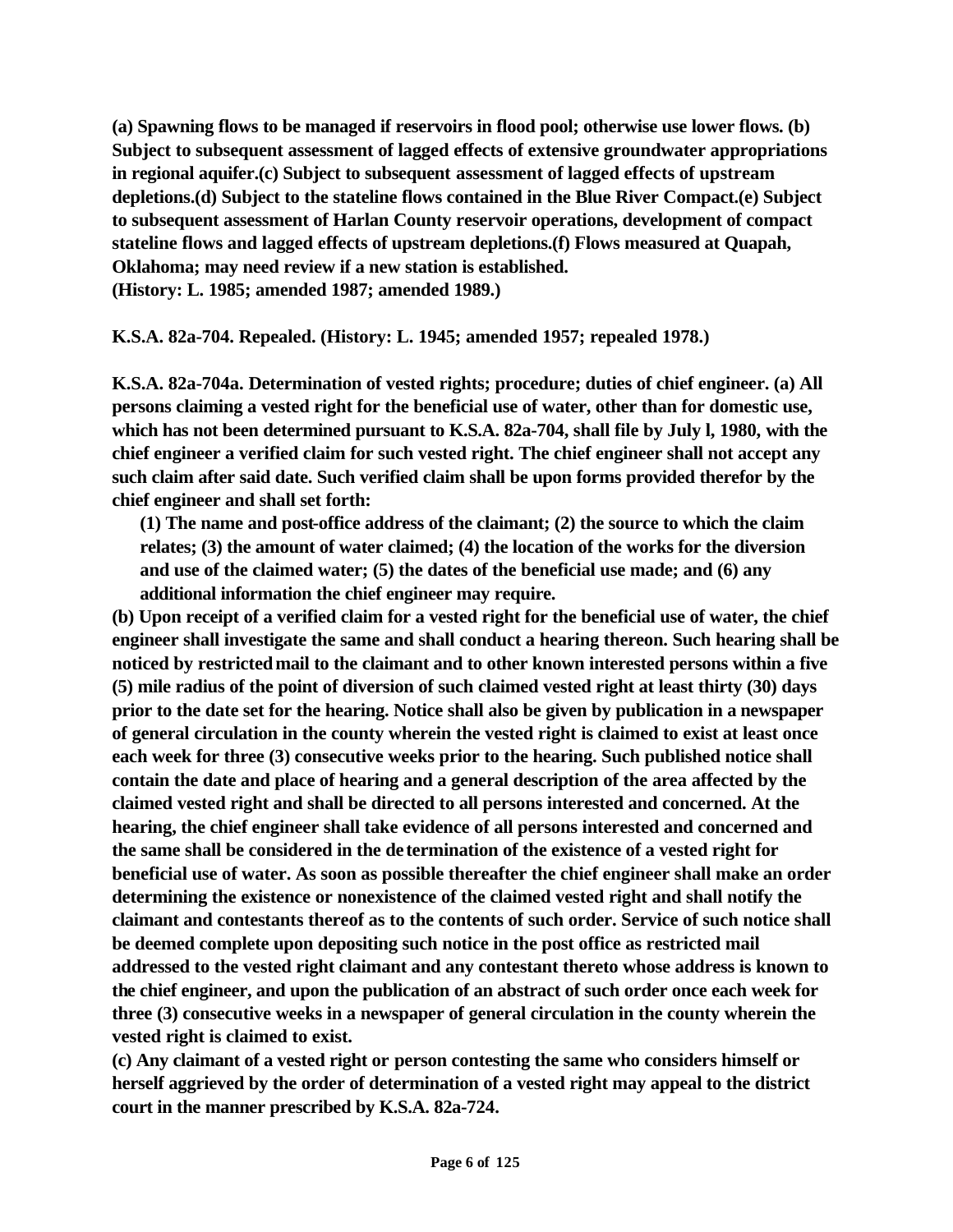**(a) Spawning flows to be managed if reservoirs in flood pool; otherwise use lower flows. (b) Subject to subsequent assessment of lagged effects of extensive groundwater appropriations in regional aquifer.(c) Subject to subsequent assessment of lagged effects of upstream depletions.(d) Subject to the stateline flows contained in the Blue River Compact.(e) Subject to subsequent assessment of Harlan County reservoir operations, development of compact stateline flows and lagged effects of upstream depletions.(f) Flows measured at Quapah, Oklahoma; may need review if a new station is established.**
**(History: L. 1985; amended 1987; amended 1989.)**

**K.S.A. 82a-704. Repealed. (History: L. 1945; amended 1957; repealed 1978.)**

**K.S.A. 82a-704a. Determination of vested rights; procedure; duties of chief engineer. (a) All persons claiming a vested right for the beneficial use of water, other than for domestic use, which has not been determined pursuant to K.S.A. 82a-704, shall file by July l, 1980, with the chief engineer a verified claim for such vested right. The chief engineer shall not accept any such claim after said date. Such verified claim shall be upon forms provided therefor by the chief engineer and shall set forth:**

**(1) The name and post-office address of the claimant; (2) the source to which the claim relates; (3) the amount of water claimed; (4) the location of the works for the diversion and use of the claimed water; (5) the dates of the beneficial use made; and (6) any additional information the chief engineer may require.**

**(b) Upon receipt of a verified claim for a vested right for the beneficial use of water, the chief engineer shall investigate the same and shall conduct a hearing thereon. Such hearing shall be noticed by restricted mail to the claimant and to other known interested persons within a five (5) mile radius of the point of diversion of such claimed vested right at least thirty (30) days prior to the date set for the hearing. Notice shall also be given by publication in a newspaper of general circulation in the county wherein the vested right is claimed to exist at least once each week for three (3) consecutive weeks prior to the hearing. Such published notice shall contain the date and place of hearing and a general description of the area affected by the claimed vested right and shall be directed to all persons interested and concerned. At the hearing, the chief engineer shall take evidence of all persons interested and concerned and the same shall be considered in the determination of the existence of a vested right for beneficial use of water. As soon as possible thereafter the chief engineer shall make an order determining the existence or nonexistence of the claimed vested right and shall notify the claimant and contestants thereof as to the contents of such order. Service of such notice shall be deemed complete upon depositing such notice in the post office as restricted mail addressed to the vested right claimant and any contestant thereto whose address is known to the chief engineer, and upon the publication of an abstract of such order once each week for three (3) consecutive weeks in a newspaper of general circulation in the county wherein the vested right is claimed to exist.**

**(c) Any claimant of a vested right or person contesting the same who considers himself or herself aggrieved by the order of determination of a vested right may appeal to the district court in the manner prescribed by K.S.A. 82a-724.**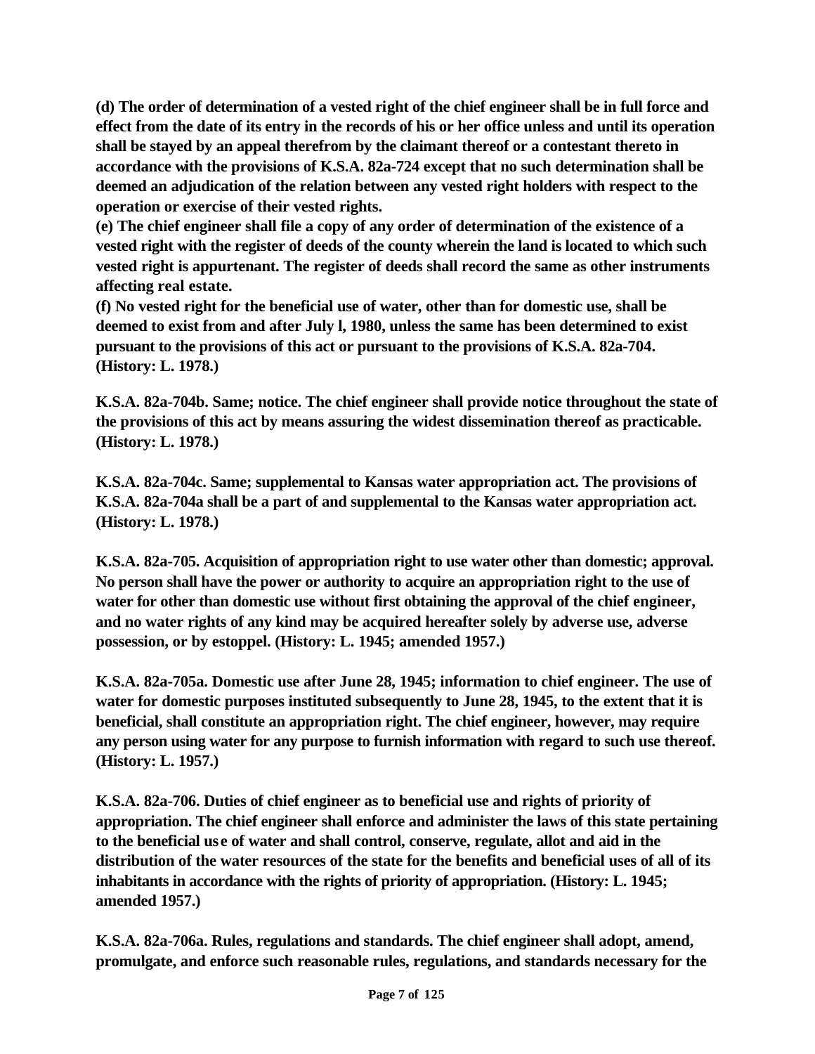**(d) The order of determination of a vested right of the chief engineer shall be in full force and effect from the date of its entry in the records of his or her office unless and until its operation shall be stayed by an appeal therefrom by the claimant thereof or a contestant thereto in accordance with the provisions of K.S.A. 82a-724 except that no such determination shall be deemed an adjudication of the relation between any vested right holders with respect to the operation or exercise of their vested rights.**
**(e) The chief engineer shall file a copy of any order of determination of the existence of a vested right with the register of deeds of the county wherein the land is located to which such vested right is appurtenant. The register of deeds shall record the same as other instruments affecting real estate.**
**(f) No vested right for the beneficial use of water, other than for domestic use, shall be deemed to exist from and after July l, 1980, unless the same has been determined to exist pursuant to the provisions of this act or pursuant to the provisions of K.S.A. 82a-704. (History: L. 1978.)**

**K.S.A. 82a-704b. Same; notice. The chief engineer shall provide notice throughout the state of the provisions of this act by means assuring the widest dissemination thereof as practicable. (History: L. 1978.)**

**K.S.A. 82a-704c. Same; supplemental to Kansas water appropriation act. The provisions of K.S.A. 82a-704a shall be a part of and supplemental to the Kansas water appropriation act. (History: L. 1978.)**

**K.S.A. 82a-705. Acquisition of appropriation right to use water other than domestic; approval. No person shall have the power or authority to acquire an appropriation right to the use of water for other than domestic use without first obtaining the approval of the chief engineer, and no water rights of any kind may be acquired hereafter solely by adverse use, adverse possession, or by estoppel. (History: L. 1945; amended 1957.)**

**K.S.A. 82a-705a. Domestic use after June 28, 1945; information to chief engineer. The use of water for domestic purposes instituted subsequently to June 28, 1945, to the extent that it is beneficial, shall constitute an appropriation right. The chief engineer, however, may require any person using water for any purpose to furnish information with regard to such use thereof. (History: L. 1957.)**

**K.S.A. 82a-706. Duties of chief engineer as to beneficial use and rights of priority of appropriation. The chief engineer shall enforce and administer the laws of this state pertaining to the beneficial use of water and shall control, conserve, regulate, allot and aid in the distribution of the water resources of the state for the benefits and beneficial uses of all of its inhabitants in accordance with the rights of priority of appropriation. (History: L. 1945; amended 1957.)**

**K.S.A. 82a-706a. Rules, regulations and standards. The chief engineer shall adopt, amend, promulgate, and enforce such reasonable rules, regulations, and standards necessary for the**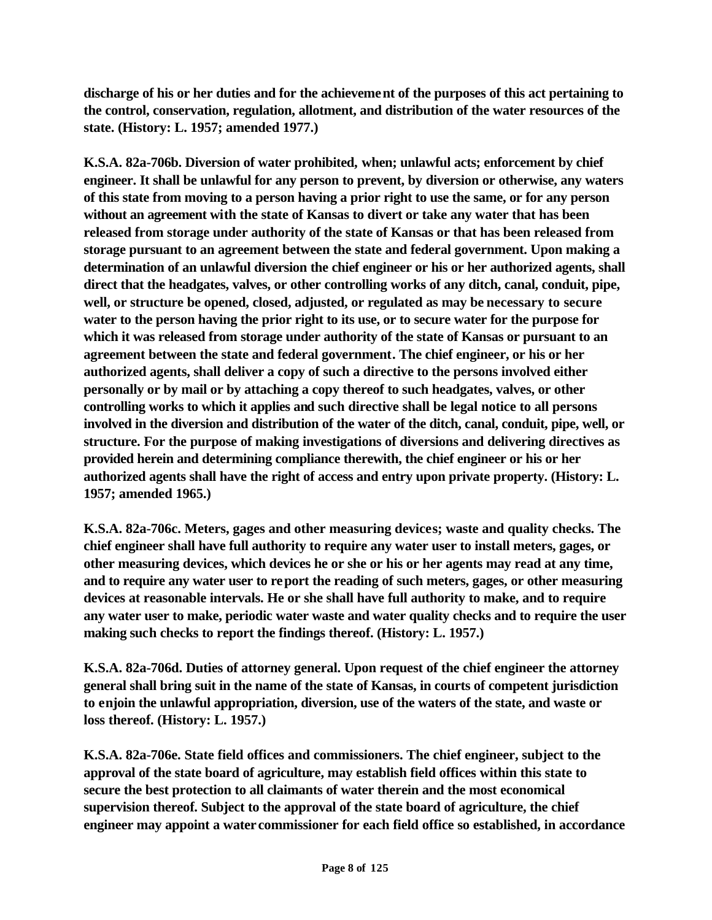**discharge of his or her duties and for the achievement of the purposes of this act pertaining to the control, conservation, regulation, allotment, and distribution of the water resources of the state. (History: L. 1957; amended 1977.)**

**K.S.A. 82a-706b. Diversion of water prohibited, when; unlawful acts; enforcement by chief engineer. It shall be unlawful for any person to prevent, by diversion or otherwise, any waters of this state from moving to a person having a prior right to use the same, or for any person without an agreement with the state of Kansas to divert or take any water that has been released from storage under authority of the state of Kansas or that has been released from storage pursuant to an agreement between the state and federal government. Upon making a determination of an unlawful diversion the chief engineer or his or her authorized agents, shall direct that the headgates, valves, or other controlling works of any ditch, canal, conduit, pipe, well, or structure be opened, closed, adjusted, or regulated as may be necessary to secure water to the person having the prior right to its use, or to secure water for the purpose for which it was released from storage under authority of the state of Kansas or pursuant to an agreement between the state and federal government. The chief engineer, or his or her authorized agents, shall deliver a copy of such a directive to the persons involved either personally or by mail or by attaching a copy thereof to such headgates, valves, or other controlling works to which it applies and such directive shall be legal notice to all persons involved in the diversion and distribution of the water of the ditch, canal, conduit, pipe, well, or structure. For the purpose of making investigations of diversions and delivering directives as provided herein and determining compliance therewith, the chief engineer or his or her authorized agents shall have the right of access and entry upon private property. (History: L. 1957; amended 1965.)**

**K.S.A. 82a-706c. Meters, gages and other measuring devices; waste and quality checks. The chief engineer shall have full authority to require any water user to install meters, gages, or other measuring devices, which devices he or she or his or her agents may read at any time, and to require any water user to report the reading of such meters, gages, or other measuring devices at reasonable intervals. He or she shall have full authority to make, and to require any water user to make, periodic water waste and water quality checks and to require the user making such checks to report the findings thereof. (History: L. 1957.)**

**K.S.A. 82a-706d. Duties of attorney general. Upon request of the chief engineer the attorney general shall bring suit in the name of the state of Kansas, in courts of competent jurisdiction to enjoin the unlawful appropriation, diversion, use of the waters of the state, and waste or loss thereof. (History: L. 1957.)**

**K.S.A. 82a-706e. State field offices and commissioners. The chief engineer, subject to the approval of the state board of agriculture, may establish field offices within this state to secure the best protection to all claimants of water therein and the most economical supervision thereof. Subject to the approval of the state board of agriculture, the chief engineer may appoint a water commissioner for each field office so established, in accordance**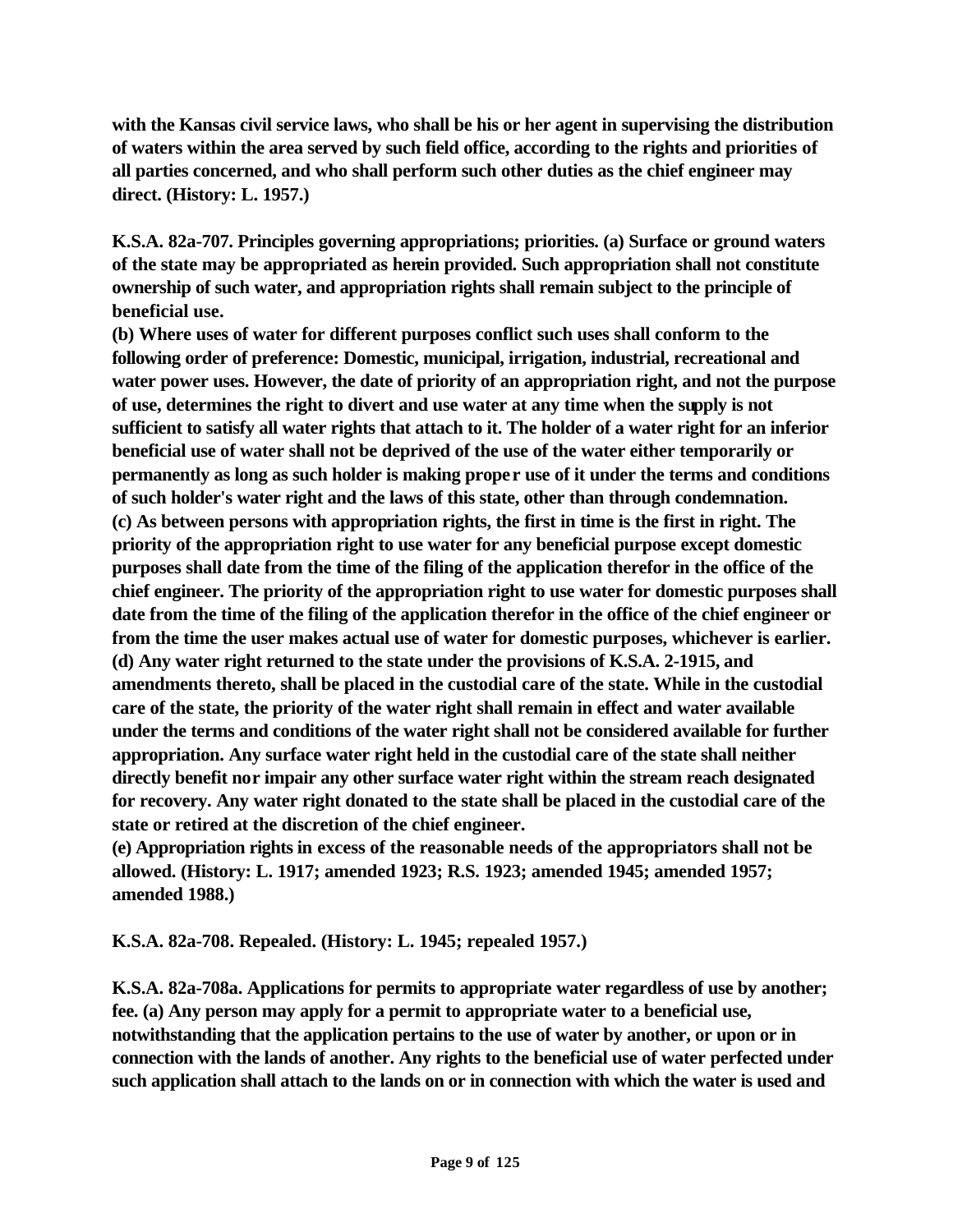**with the Kansas civil service laws, who shall be his or her agent in supervising the distribution of waters within the area served by such field office, according to the rights and priorities of all parties concerned, and who shall perform such other duties as the chief engineer may direct. (History: L. 1957.)**

**K.S.A. 82a-707. Principles governing appropriations; priorities. (a) Surface or ground waters of the state may be appropriated as herein provided. Such appropriation shall not constitute ownership of such water, and appropriation rights shall remain subject to the principle of beneficial use.**
**(b) Where uses of water for different purposes conflict such uses shall conform to the following order of preference: Domestic, municipal, irrigation, industrial, recreational and water power uses. However, the date of priority of an appropriation right, and not the purpose of use, determines the right to divert and use water at any time when the supply is not sufficient to satisfy all water rights that attach to it. The holder of a water right for an inferior beneficial use of water shall not be deprived of the use of the water either temporarily or permanently as long as such holder is making proper use of it under the terms and conditions of such holder's water right and the laws of this state, other than through condemnation.**
**(c) As between persons with appropriation rights, the first in time is the first in right. The priority of the appropriation right to use water for any beneficial purpose except domestic purposes shall date from the time of the filing of the application therefor in the office of the chief engineer. The priority of the appropriation right to use water for domestic purposes shall date from the time of the filing of the application therefor in the office of the chief engineer or from the time the user makes actual use of water for domestic purposes, whichever is earlier.**
**(d) Any water right returned to the state under the provisions of K.S.A. 2-1915, and amendments thereto, shall be placed in the custodial care of the state. While in the custodial care of the state, the priority of the water right shall remain in effect and water available under the terms and conditions of the water right shall not be considered available for further appropriation. Any surface water right held in the custodial care of the state shall neither directly benefit nor impair any other surface water right within the stream reach designated for recovery. Any water right donated to the state shall be placed in the custodial care of the state or retired at the discretion of the chief engineer.**
**(e) Appropriation rights in excess of the reasonable needs of the appropriators shall not be allowed. (History: L. 1917; amended 1923; R.S. 1923; amended 1945; amended 1957; amended 1988.)**

**K.S.A. 82a-708. Repealed. (History: L. 1945; repealed 1957.)**

**K.S.A. 82a-708a. Applications for permits to appropriate water regardless of use by another; fee. (a) Any person may apply for a permit to appropriate water to a beneficial use, notwithstanding that the application pertains to the use of water by another, or upon or in connection with the lands of another. Any rights to the beneficial use of water perfected under such application shall attach to the lands on or in connection with which the water is used and**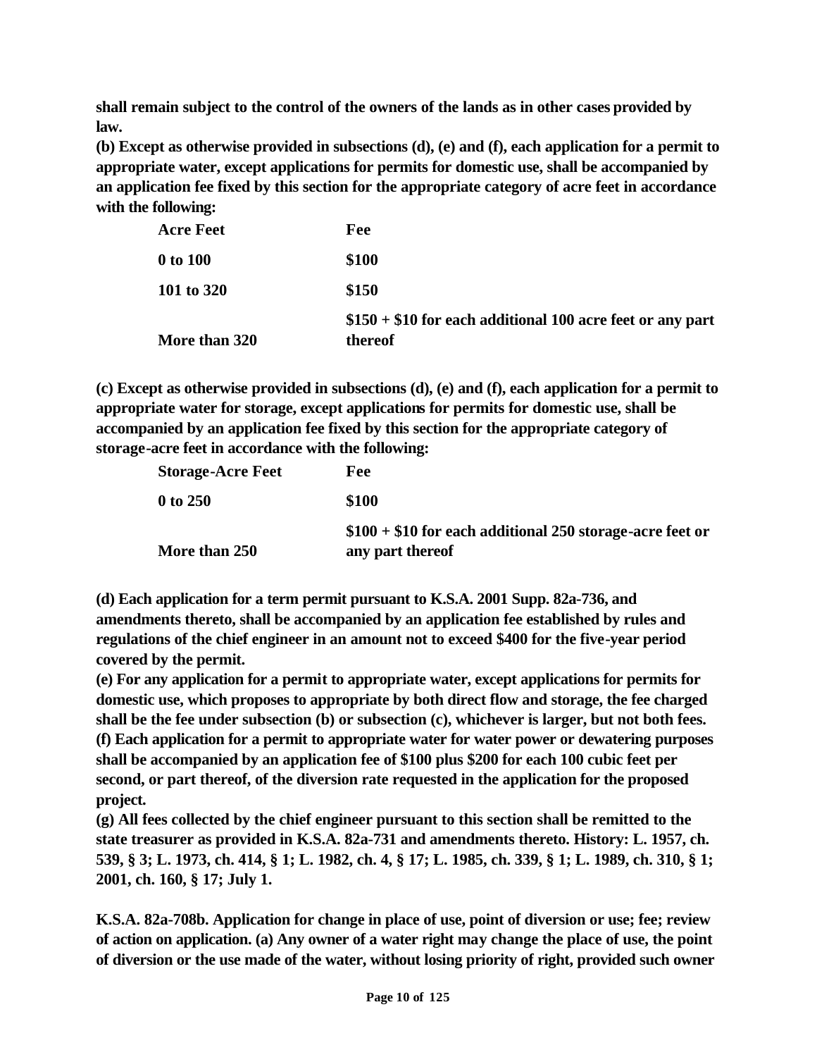**shall remain subject to the control of the owners of the lands as in other cases provided by law.**

**(b) Except as otherwise provided in subsections (d), (e) and (f), each application for a permit to appropriate water, except applications for permits for domestic use, shall be accompanied by an application fee fixed by this section for the appropriate category of acre feet in accordance with the following:**

| Acre Feet | Fee |
|---|---|
| 0 to 100 | $100 |
| 101 to 320 | $150 |
| More than 320 | $150 + $10 for each additional 100 acre feet or any part thereof |

**(c) Except as otherwise provided in subsections (d), (e) and (f), each application for a permit to appropriate water for storage, except applications for permits for domestic use, shall be accompanied by an application fee fixed by this section for the appropriate category of storage-acre feet in accordance with the following:**

| Storage-Acre Feet | Fee |
|---|---|
| 0 to 250 | $100 |
| More than 250 | $100 + $10 for each additional 250 storage-acre feet or any part thereof |

**(d) Each application for a term permit pursuant to K.S.A. 2001 Supp. 82a-736, and amendments thereto, shall be accompanied by an application fee established by rules and regulations of the chief engineer in an amount not to exceed $400 for the five-year period covered by the permit.**

**(e) For any application for a permit to appropriate water, except applications for permits for domestic use, which proposes to appropriate by both direct flow and storage, the fee charged shall be the fee under subsection (b) or subsection (c), whichever is larger, but not both fees.**

**(f) Each application for a permit to appropriate water for water power or dewatering purposes shall be accompanied by an application fee of $100 plus $200 for each 100 cubic feet per second, or part thereof, of the diversion rate requested in the application for the proposed project.**

**(g) All fees collected by the chief engineer pursuant to this section shall be remitted to the state treasurer as provided in K.S.A. 82a-731 and amendments thereto. History: L. 1957, ch. 539, § 3; L. 1973, ch. 414, § 1; L. 1982, ch. 4, § 17; L. 1985, ch. 339, § 1; L. 1989, ch. 310, § 1; 2001, ch. 160, § 17; July 1.**

**K.S.A. 82a-708b. Application for change in place of use, point of diversion or use; fee; review of action on application. (a) Any owner of a water right may change the place of use, the point of diversion or the use made of the water, without losing priority of right, provided such owner**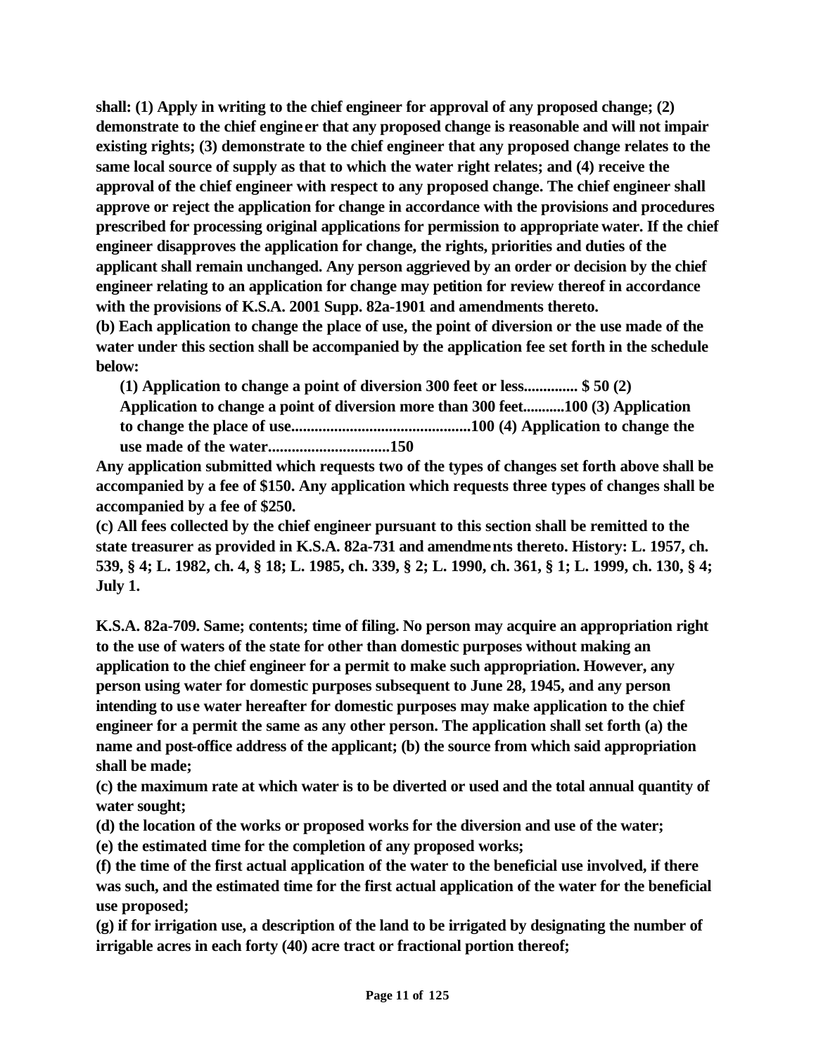**shall: (1) Apply in writing to the chief engineer for approval of any proposed change; (2) demonstrate to the chief engineer that any proposed change is reasonable and will not impair existing rights; (3) demonstrate to the chief engineer that any proposed change relates to the same local source of supply as that to which the water right relates; and (4) receive the approval of the chief engineer with respect to any proposed change. The chief engineer shall approve or reject the application for change in accordance with the provisions and procedures prescribed for processing original applications for permission to appropriate water. If the chief engineer disapproves the application for change, the rights, priorities and duties of the applicant shall remain unchanged. Any person aggrieved by an order or decision by the chief engineer relating to an application for change may petition for review thereof in accordance with the provisions of K.S.A. 2001 Supp. 82a-1901 and amendments thereto.**

**(b) Each application to change the place of use, the point of diversion or the use made of the water under this section shall be accompanied by the application fee set forth in the schedule below:**

> **(1) Application to change a point of diversion 300 feet or less.............. $ 50 (2) Application to change a point of diversion more than 300 feet...........100 (3) Application to change the place of use..............................................100 (4) Application to change the use made of the water...............................150**

**Any application submitted which requests two of the types of changes set forth above shall be accompanied by a fee of $150. Any application which requests three types of changes shall be accompanied by a fee of $250.**

**(c) All fees collected by the chief engineer pursuant to this section shall be remitted to the state treasurer as provided in K.S.A. 82a-731 and amendments thereto. History: L. 1957, ch. 539, § 4; L. 1982, ch. 4, § 18; L. 1985, ch. 339, § 2; L. 1990, ch. 361, § 1; L. 1999, ch. 130, § 4; July 1.**

**K.S.A. 82a-709. Same; contents; time of filing. No person may acquire an appropriation right to the use of waters of the state for other than domestic purposes without making an application to the chief engineer for a permit to make such appropriation. However, any person using water for domestic purposes subsequent to June 28, 1945, and any person intending to use water hereafter for domestic purposes may make application to the chief engineer for a permit the same as any other person. The application shall set forth (a) the name and post-office address of the applicant; (b) the source from which said appropriation shall be made;**

**(c) the maximum rate at which water is to be diverted or used and the total annual quantity of water sought;**

**(d) the location of the works or proposed works for the diversion and use of the water;**

**(e) the estimated time for the completion of any proposed works;**

**(f) the time of the first actual application of the water to the beneficial use involved, if there was such, and the estimated time for the first actual application of the water for the beneficial use proposed;**

**(g) if for irrigation use, a description of the land to be irrigated by designating the number of irrigable acres in each forty (40) acre tract or fractional portion thereof;**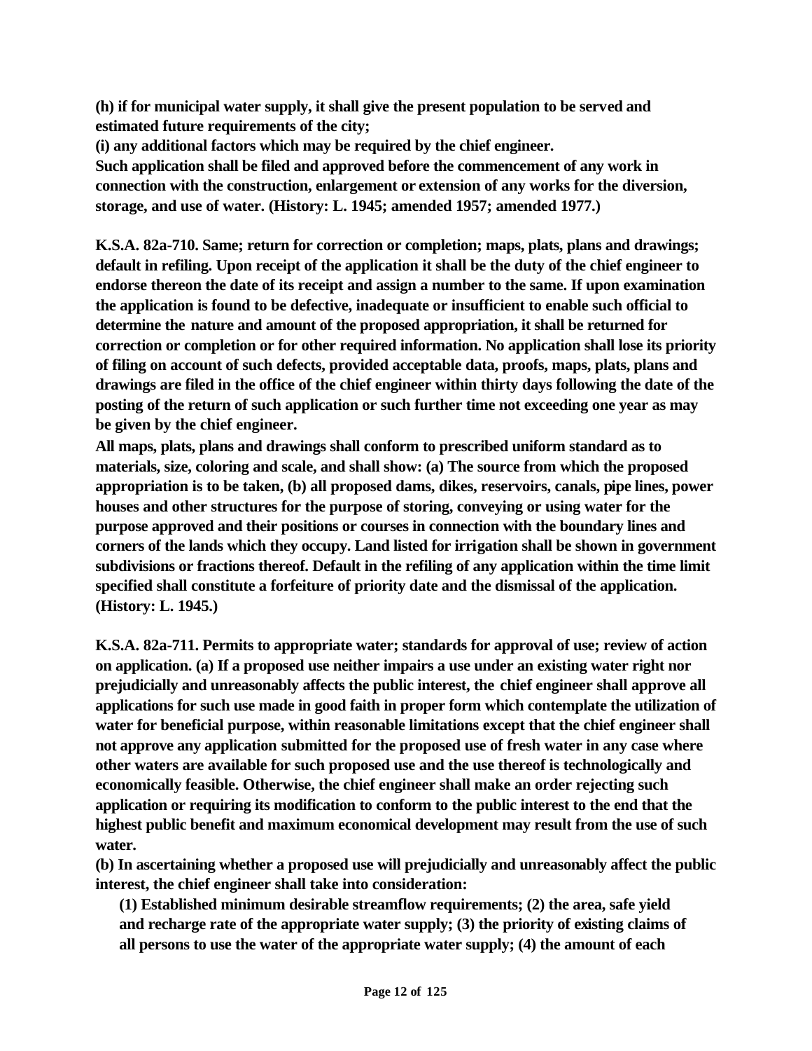**(h) if for municipal water supply, it shall give the present population to be served and estimated future requirements of the city;**
**(i) any additional factors which may be required by the chief engineer.**
**Such application shall be filed and approved before the commencement of any work in connection with the construction, enlargement or extension of any works for the diversion, storage, and use of water. (History: L. 1945; amended 1957; amended 1977.)**

**K.S.A. 82a-710. Same; return for correction or completion; maps, plats, plans and drawings; default in refiling. Upon receipt of the application it shall be the duty of the chief engineer to endorse thereon the date of its receipt and assign a number to the same. If upon examination the application is found to be defective, inadequate or insufficient to enable such official to determine the nature and amount of the proposed appropriation, it shall be returned for correction or completion or for other required information. No application shall lose its priority of filing on account of such defects, provided acceptable data, proofs, maps, plats, plans and drawings are filed in the office of the chief engineer within thirty days following the date of the posting of the return of such application or such further time not exceeding one year as may be given by the chief engineer.**
**All maps, plats, plans and drawings shall conform to prescribed uniform standard as to materials, size, coloring and scale, and shall show: (a) The source from which the proposed appropriation is to be taken, (b) all proposed dams, dikes, reservoirs, canals, pipe lines, power houses and other structures for the purpose of storing, conveying or using water for the purpose approved and their positions or courses in connection with the boundary lines and corners of the lands which they occupy. Land listed for irrigation shall be shown in government subdivisions or fractions thereof. Default in the refiling of any application within the time limit specified shall constitute a forfeiture of priority date and the dismissal of the application. (History: L. 1945.)**

**K.S.A. 82a-711. Permits to appropriate water; standards for approval of use; review of action on application. (a) If a proposed use neither impairs a use under an existing water right nor prejudicially and unreasonably affects the public interest, the chief engineer shall approve all applications for such use made in good faith in proper form which contemplate the utilization of water for beneficial purpose, within reasonable limitations except that the chief engineer shall not approve any application submitted for the proposed use of fresh water in any case where other waters are available for such proposed use and the use thereof is technologically and economically feasible. Otherwise, the chief engineer shall make an order rejecting such application or requiring its modification to conform to the public interest to the end that the highest public benefit and maximum economical development may result from the use of such water.**
**(b) In ascertaining whether a proposed use will prejudicially and unreasonably affect the public interest, the chief engineer shall take into consideration:**

**(1) Established minimum desirable streamflow requirements; (2) the area, safe yield and recharge rate of the appropriate water supply; (3) the priority of existing claims of all persons to use the water of the appropriate water supply; (4) the amount of each**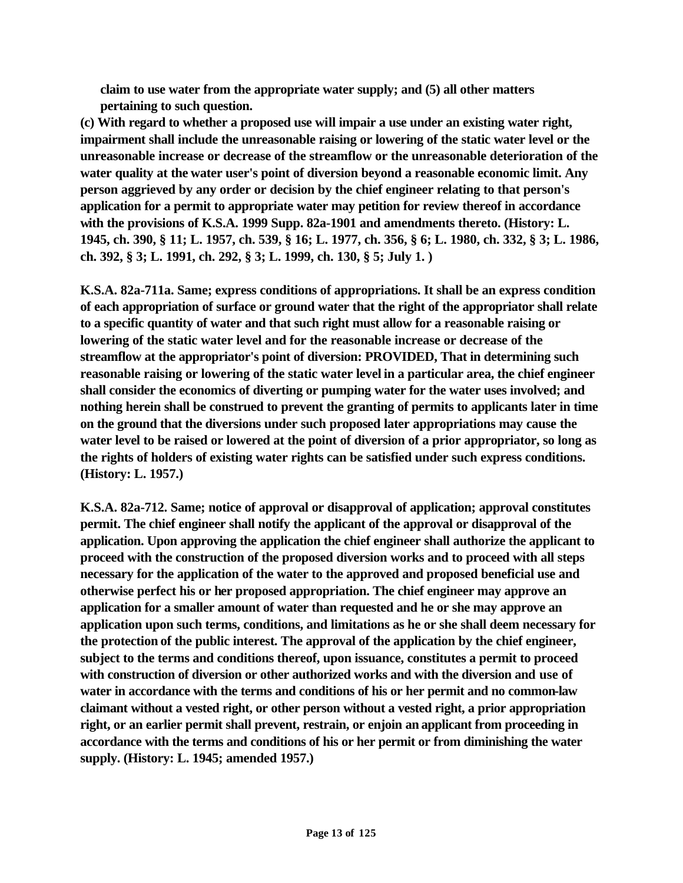**claim to use water from the appropriate water supply; and (5) all other matters pertaining to such question.**

**(c) With regard to whether a proposed use will impair a use under an existing water right, impairment shall include the unreasonable raising or lowering of the static water level or the unreasonable increase or decrease of the streamflow or the unreasonable deterioration of the water quality at the water user's point of diversion beyond a reasonable economic limit. Any person aggrieved by any order or decision by the chief engineer relating to that person's application for a permit to appropriate water may petition for review thereof in accordance with the provisions of K.S.A. 1999 Supp. 82a-1901 and amendments thereto. (History: L. 1945, ch. 390, § 11; L. 1957, ch. 539, § 16; L. 1977, ch. 356, § 6; L. 1980, ch. 332, § 3; L. 1986, ch. 392, § 3; L. 1991, ch. 292, § 3; L. 1999, ch. 130, § 5; July 1. )**

**K.S.A. 82a-711a. Same; express conditions of appropriations. It shall be an express condition of each appropriation of surface or ground water that the right of the appropriator shall relate to a specific quantity of water and that such right must allow for a reasonable raising or lowering of the static water level and for the reasonable increase or decrease of the streamflow at the appropriator's point of diversion: PROVIDED, That in determining such reasonable raising or lowering of the static water level in a particular area, the chief engineer shall consider the economics of diverting or pumping water for the water uses involved; and nothing herein shall be construed to prevent the granting of permits to applicants later in time on the ground that the diversions under such proposed later appropriations may cause the water level to be raised or lowered at the point of diversion of a prior appropriator, so long as the rights of holders of existing water rights can be satisfied under such express conditions. (History: L. 1957.)**

**K.S.A. 82a-712. Same; notice of approval or disapproval of application; approval constitutes permit. The chief engineer shall notify the applicant of the approval or disapproval of the application. Upon approving the application the chief engineer shall authorize the applicant to proceed with the construction of the proposed diversion works and to proceed with all steps necessary for the application of the water to the approved and proposed beneficial use and otherwise perfect his or her proposed appropriation. The chief engineer may approve an application for a smaller amount of water than requested and he or she may approve an application upon such terms, conditions, and limitations as he or she shall deem necessary for the protection of the public interest. The approval of the application by the chief engineer, subject to the terms and conditions thereof, upon issuance, constitutes a permit to proceed with construction of diversion or other authorized works and with the diversion and use of water in accordance with the terms and conditions of his or her permit and no common-law claimant without a vested right, or other person without a vested right, a prior appropriation right, or an earlier permit shall prevent, restrain, or enjoin an applicant from proceeding in accordance with the terms and conditions of his or her permit or from diminishing the water supply. (History: L. 1945; amended 1957.)**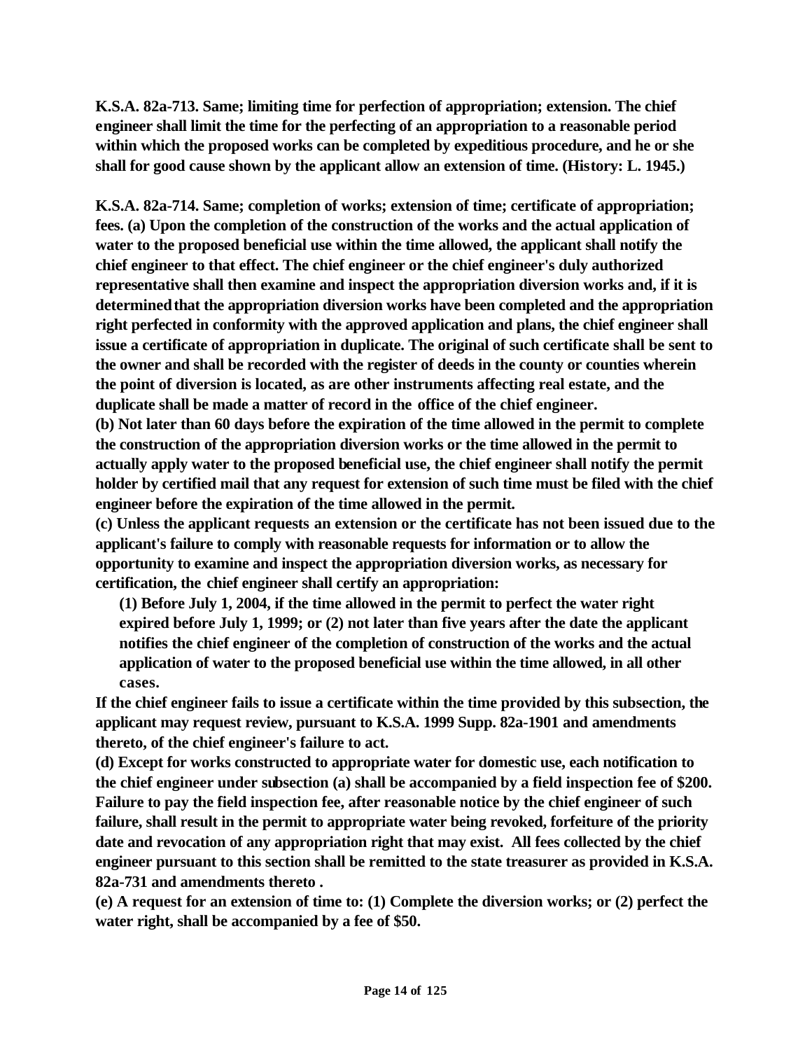**K.S.A. 82a-713. Same; limiting time for perfection of appropriation; extension. The chief engineer shall limit the time for the perfecting of an appropriation to a reasonable period within which the proposed works can be completed by expeditious procedure, and he or she shall for good cause shown by the applicant allow an extension of time. (History: L. 1945.)**

**K.S.A. 82a-714. Same; completion of works; extension of time; certificate of appropriation; fees. (a) Upon the completion of the construction of the works and the actual application of water to the proposed beneficial use within the time allowed, the applicant shall notify the chief engineer to that effect. The chief engineer or the chief engineer's duly authorized representative shall then examine and inspect the appropriation diversion works and, if it is determined that the appropriation diversion works have been completed and the appropriation right perfected in conformity with the approved application and plans, the chief engineer shall issue a certificate of appropriation in duplicate. The original of such certificate shall be sent to the owner and shall be recorded with the register of deeds in the county or counties wherein the point of diversion is located, as are other instruments affecting real estate, and the duplicate shall be made a matter of record in the office of the chief engineer.**

**(b) Not later than 60 days before the expiration of the time allowed in the permit to complete the construction of the appropriation diversion works or the time allowed in the permit to actually apply water to the proposed beneficial use, the chief engineer shall notify the permit holder by certified mail that any request for extension of such time must be filed with the chief engineer before the expiration of the time allowed in the permit.**

**(c) Unless the applicant requests an extension or the certificate has not been issued due to the applicant's failure to comply with reasonable requests for information or to allow the opportunity to examine and inspect the appropriation diversion works, as necessary for certification, the chief engineer shall certify an appropriation:**

**(1) Before July 1, 2004, if the time allowed in the permit to perfect the water right expired before July 1, 1999; or (2) not later than five years after the date the applicant notifies the chief engineer of the completion of construction of the works and the actual application of water to the proposed beneficial use within the time allowed, in all other cases.**

**If the chief engineer fails to issue a certificate within the time provided by this subsection, the applicant may request review, pursuant to K.S.A. 1999 Supp. 82a-1901 and amendments thereto, of the chief engineer's failure to act.**

**(d) Except for works constructed to appropriate water for domestic use, each notification to the chief engineer under subsection (a) shall be accompanied by a field inspection fee of $200. Failure to pay the field inspection fee, after reasonable notice by the chief engineer of such failure, shall result in the permit to appropriate water being revoked, forfeiture of the priority date and revocation of any appropriation right that may exist. All fees collected by the chief engineer pursuant to this section shall be remitted to the state treasurer as provided in K.S.A. 82a-731 and amendments thereto .**

**(e) A request for an extension of time to: (1) Complete the diversion works; or (2) perfect the water right, shall be accompanied by a fee of $50.**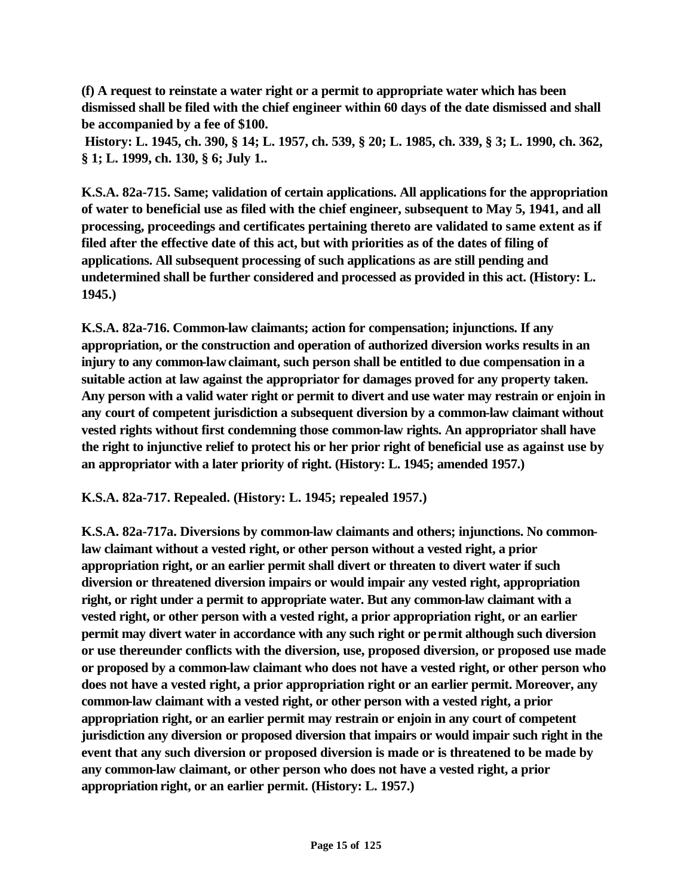**(f) A request to reinstate a water right or a permit to appropriate water which has been dismissed shall be filed with the chief engineer within 60 days of the date dismissed and shall be accompanied by a fee of $100.**

**History: L. 1945, ch. 390, § 14; L. 1957, ch. 539, § 20; L. 1985, ch. 339, § 3; L. 1990, ch. 362, § 1; L. 1999, ch. 130, § 6; July 1..**

**K.S.A. 82a-715. Same; validation of certain applications. All applications for the appropriation of water to beneficial use as filed with the chief engineer, subsequent to May 5, 1941, and all processing, proceedings and certificates pertaining thereto are validated to same extent as if filed after the effective date of this act, but with priorities as of the dates of filing of applications. All subsequent processing of such applications as are still pending and undetermined shall be further considered and processed as provided in this act. (History: L. 1945.)**

**K.S.A. 82a-716. Common-law claimants; action for compensation; injunctions. If any appropriation, or the construction and operation of authorized diversion works results in an injury to any common-law claimant, such person shall be entitled to due compensation in a suitable action at law against the appropriator for damages proved for any property taken. Any person with a valid water right or permit to divert and use water may restrain or enjoin in any court of competent jurisdiction a subsequent diversion by a common-law claimant without vested rights without first condemning those common-law rights. An appropriator shall have the right to injunctive relief to protect his or her prior right of beneficial use as against use by an appropriator with a later priority of right. (History: L. 1945; amended 1957.)**

**K.S.A. 82a-717. Repealed. (History: L. 1945; repealed 1957.)**

**K.S.A. 82a-717a. Diversions by common-law claimants and others; injunctions. No common-law claimant without a vested right, or other person without a vested right, a prior appropriation right, or an earlier permit shall divert or threaten to divert water if such diversion or threatened diversion impairs or would impair any vested right, appropriation right, or right under a permit to appropriate water. But any common-law claimant with a vested right, or other person with a vested right, a prior appropriation right, or an earlier permit may divert water in accordance with any such right or permit although such diversion or use thereunder conflicts with the diversion, use, proposed diversion, or proposed use made or proposed by a common-law claimant who does not have a vested right, or other person who does not have a vested right, a prior appropriation right or an earlier permit. Moreover, any common-law claimant with a vested right, or other person with a vested right, a prior appropriation right, or an earlier permit may restrain or enjoin in any court of competent jurisdiction any diversion or proposed diversion that impairs or would impair such right in the event that any such diversion or proposed diversion is made or is threatened to be made by any common-law claimant, or other person who does not have a vested right, a prior appropriation right, or an earlier permit. (History: L. 1957.)**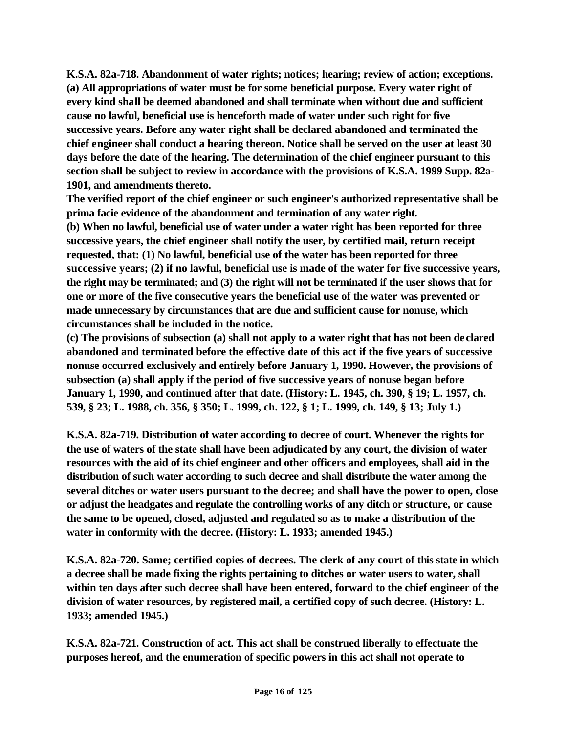**K.S.A. 82a-718. Abandonment of water rights; notices; hearing; review of action; exceptions. (a) All appropriations of water must be for some beneficial purpose. Every water right of every kind shall be deemed abandoned and shall terminate when without due and sufficient cause no lawful, beneficial use is henceforth made of water under such right for five successive years. Before any water right shall be declared abandoned and terminated the chief engineer shall conduct a hearing thereon. Notice shall be served on the user at least 30 days before the date of the hearing. The determination of the chief engineer pursuant to this section shall be subject to review in accordance with the provisions of K.S.A. 1999 Supp. 82a-1901, and amendments thereto.**

**The verified report of the chief engineer or such engineer's authorized representative shall be prima facie evidence of the abandonment and termination of any water right.**

**(b) When no lawful, beneficial use of water under a water right has been reported for three successive years, the chief engineer shall notify the user, by certified mail, return receipt requested, that: (1) No lawful, beneficial use of the water has been reported for three successive years; (2) if no lawful, beneficial use is made of the water for five successive years, the right may be terminated; and (3) the right will not be terminated if the user shows that for one or more of the five consecutive years the beneficial use of the water was prevented or made unnecessary by circumstances that are due and sufficient cause for nonuse, which circumstances shall be included in the notice.**

**(c) The provisions of subsection (a) shall not apply to a water right that has not been declared abandoned and terminated before the effective date of this act if the five years of successive nonuse occurred exclusively and entirely before January 1, 1990. However, the provisions of subsection (a) shall apply if the period of five successive years of nonuse began before January 1, 1990, and continued after that date. (History: L. 1945, ch. 390, § 19; L. 1957, ch. 539, § 23; L. 1988, ch. 356, § 350; L. 1999, ch. 122, § 1; L. 1999, ch. 149, § 13; July 1.)**

**K.S.A. 82a-719. Distribution of water according to decree of court. Whenever the rights for the use of waters of the state shall have been adjudicated by any court, the division of water resources with the aid of its chief engineer and other officers and employees, shall aid in the distribution of such water according to such decree and shall distribute the water among the several ditches or water users pursuant to the decree; and shall have the power to open, close or adjust the headgates and regulate the controlling works of any ditch or structure, or cause the same to be opened, closed, adjusted and regulated so as to make a distribution of the water in conformity with the decree. (History: L. 1933; amended 1945.)**

**K.S.A. 82a-720. Same; certified copies of decrees. The clerk of any court of this state in which a decree shall be made fixing the rights pertaining to ditches or water users to water, shall within ten days after such decree shall have been entered, forward to the chief engineer of the division of water resources, by registered mail, a certified copy of such decree. (History: L. 1933; amended 1945.)**

**K.S.A. 82a-721. Construction of act. This act shall be construed liberally to effectuate the purposes hereof, and the enumeration of specific powers in this act shall not operate to**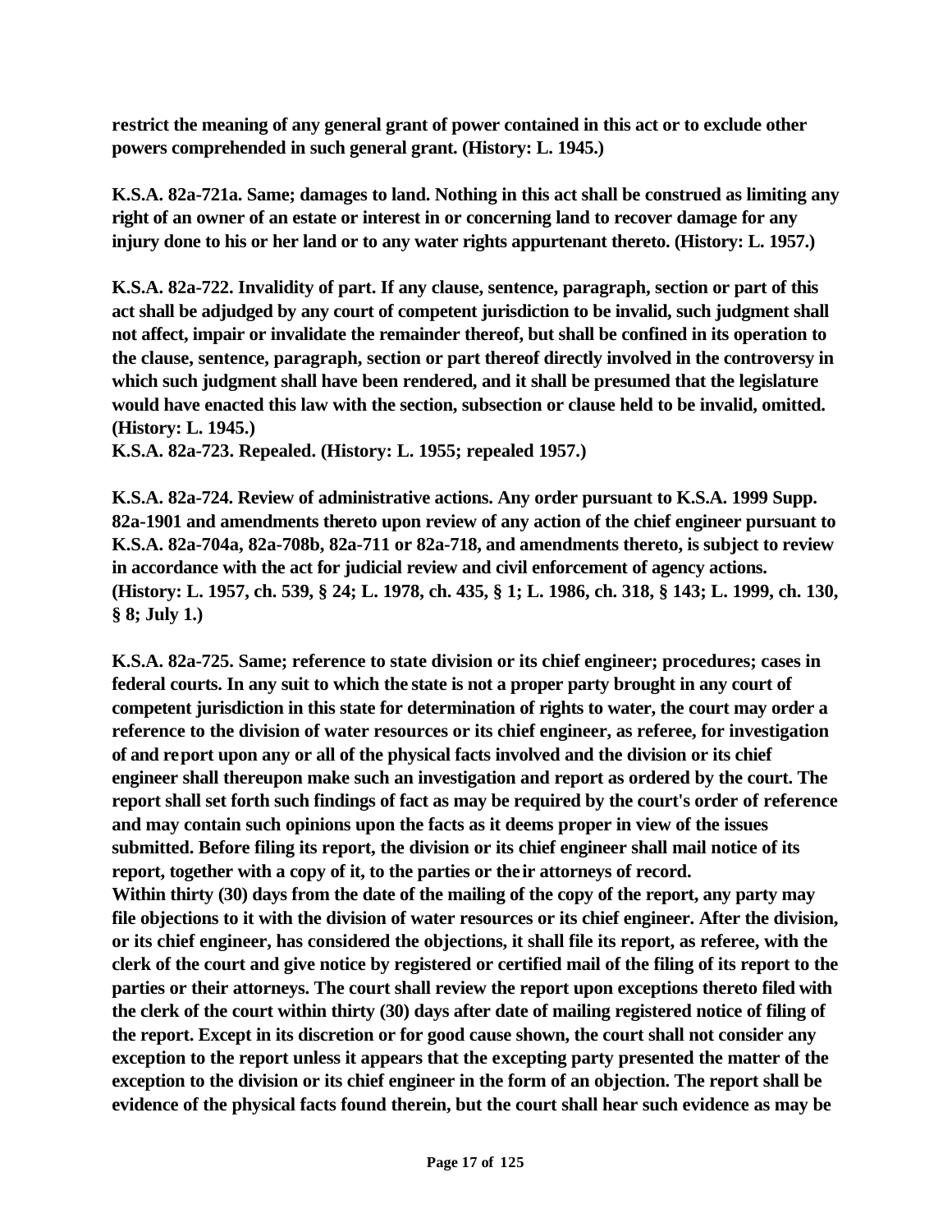**restrict the meaning of any general grant of power contained in this act or to exclude other powers comprehended in such general grant. (History: L. 1945.)**

**K.S.A. 82a-721a. Same; damages to land. Nothing in this act shall be construed as limiting any right of an owner of an estate or interest in or concerning land to recover damage for any injury done to his or her land or to any water rights appurtenant thereto. (History: L. 1957.)**

**K.S.A. 82a-722. Invalidity of part. If any clause, sentence, paragraph, section or part of this act shall be adjudged by any court of competent jurisdiction to be invalid, such judgment shall not affect, impair or invalidate the remainder thereof, but shall be confined in its operation to the clause, sentence, paragraph, section or part thereof directly involved in the controversy in which such judgment shall have been rendered, and it shall be presumed that the legislature would have enacted this law with the section, subsection or clause held to be invalid, omitted. (History: L. 1945.)**

**K.S.A. 82a-723. Repealed. (History: L. 1955; repealed 1957.)**

**K.S.A. 82a-724. Review of administrative actions. Any order pursuant to K.S.A. 1999 Supp. 82a-1901 and amendments thereto upon review of any action of the chief engineer pursuant to K.S.A. 82a-704a, 82a-708b, 82a-711 or 82a-718, and amendments thereto, is subject to review in accordance with the act for judicial review and civil enforcement of agency actions. (History: L. 1957, ch. 539, § 24; L. 1978, ch. 435, § 1; L. 1986, ch. 318, § 143; L. 1999, ch. 130, § 8; July 1.)**

**K.S.A. 82a-725. Same; reference to state division or its chief engineer; procedures; cases in federal courts. In any suit to which the state is not a proper party brought in any court of competent jurisdiction in this state for determination of rights to water, the court may order a reference to the division of water resources or its chief engineer, as referee, for investigation of and report upon any or all of the physical facts involved and the division or its chief engineer shall thereupon make such an investigation and report as ordered by the court. The report shall set forth such findings of fact as may be required by the court's order of reference and may contain such opinions upon the facts as it deems proper in view of the issues submitted. Before filing its report, the division or its chief engineer shall mail notice of its report, together with a copy of it, to the parties or their attorneys of record.**

**Within thirty (30) days from the date of the mailing of the copy of the report, any party may file objections to it with the division of water resources or its chief engineer. After the division, or its chief engineer, has considered the objections, it shall file its report, as referee, with the clerk of the court and give notice by registered or certified mail of the filing of its report to the parties or their attorneys. The court shall review the report upon exceptions thereto filed with the clerk of the court within thirty (30) days after date of mailing registered notice of filing of the report. Except in its discretion or for good cause shown, the court shall not consider any exception to the report unless it appears that the excepting party presented the matter of the exception to the division or its chief engineer in the form of an objection. The report shall be evidence of the physical facts found therein, but the court shall hear such evidence as may be**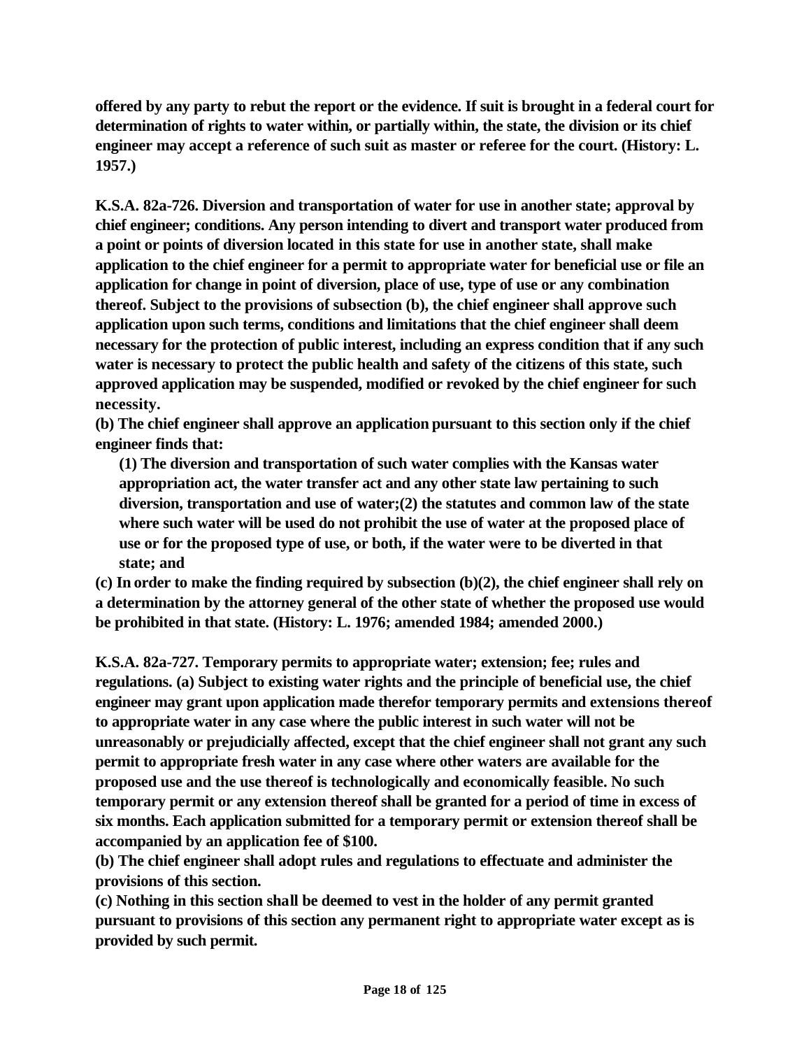**offered by any party to rebut the report or the evidence. If suit is brought in a federal court for determination of rights to water within, or partially within, the state, the division or its chief engineer may accept a reference of such suit as master or referee for the court. (History: L. 1957.)**

**K.S.A. 82a-726. Diversion and transportation of water for use in another state; approval by chief engineer; conditions. Any person intending to divert and transport water produced from a point or points of diversion located in this state for use in another state, shall make application to the chief engineer for a permit to appropriate water for beneficial use or file an application for change in point of diversion, place of use, type of use or any combination thereof. Subject to the provisions of subsection (b), the chief engineer shall approve such application upon such terms, conditions and limitations that the chief engineer shall deem necessary for the protection of public interest, including an express condition that if any such water is necessary to protect the public health and safety of the citizens of this state, such approved application may be suspended, modified or revoked by the chief engineer for such necessity.**

**(b) The chief engineer shall approve an application pursuant to this section only if the chief engineer finds that:**

**(1) The diversion and transportation of such water complies with the Kansas water appropriation act, the water transfer act and any other state law pertaining to such diversion, transportation and use of water;(2) the statutes and common law of the state where such water will be used do not prohibit the use of water at the proposed place of use or for the proposed type of use, or both, if the water were to be diverted in that state; and**

**(c) In order to make the finding required by subsection (b)(2), the chief engineer shall rely on a determination by the attorney general of the other state of whether the proposed use would be prohibited in that state. (History: L. 1976; amended 1984; amended 2000.)**

**K.S.A. 82a-727. Temporary permits to appropriate water; extension; fee; rules and regulations. (a) Subject to existing water rights and the principle of beneficial use, the chief engineer may grant upon application made therefor temporary permits and extensions thereof to appropriate water in any case where the public interest in such water will not be unreasonably or prejudicially affected, except that the chief engineer shall not grant any such permit to appropriate fresh water in any case where other waters are available for the proposed use and the use thereof is technologically and economically feasible. No such temporary permit or any extension thereof shall be granted for a period of time in excess of six months. Each application submitted for a temporary permit or extension thereof shall be accompanied by an application fee of $100.**

**(b) The chief engineer shall adopt rules and regulations to effectuate and administer the provisions of this section.**

**(c) Nothing in this section shall be deemed to vest in the holder of any permit granted pursuant to provisions of this section any permanent right to appropriate water except as is provided by such permit.**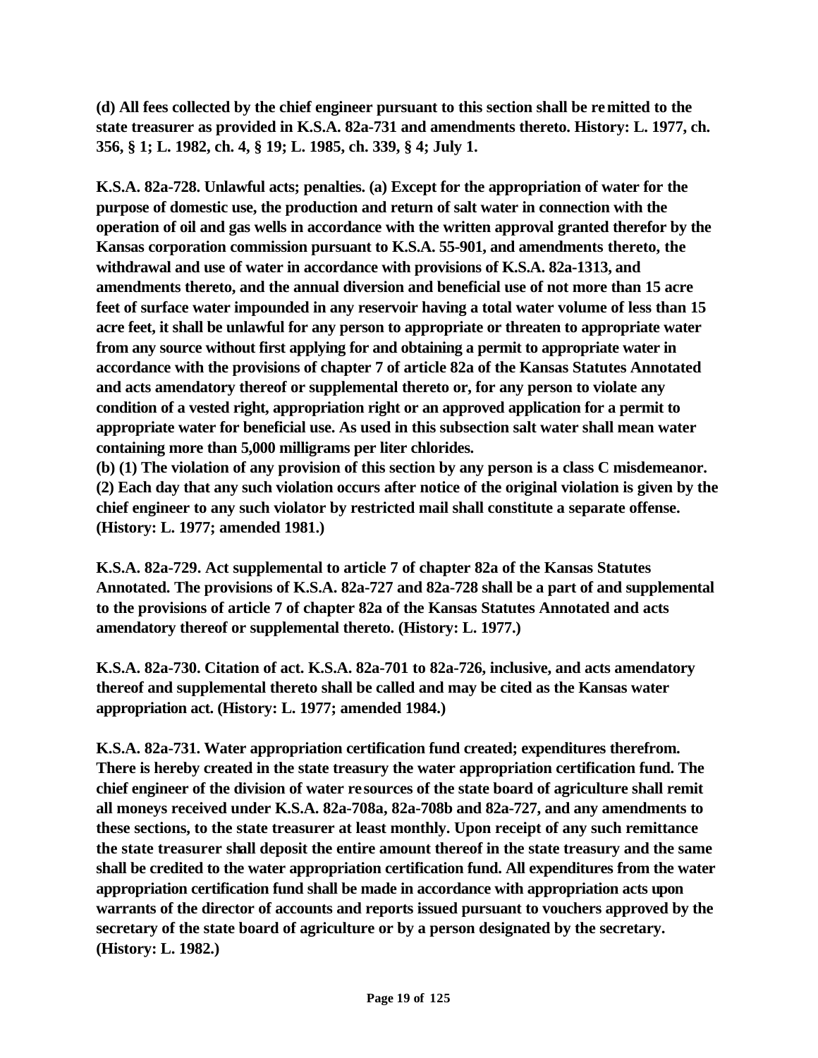**(d) All fees collected by the chief engineer pursuant to this section shall be remitted to the state treasurer as provided in K.S.A. 82a-731 and amendments thereto. History: L. 1977, ch. 356, § 1; L. 1982, ch. 4, § 19; L. 1985, ch. 339, § 4; July 1.**

**K.S.A. 82a-728. Unlawful acts; penalties. (a) Except for the appropriation of water for the purpose of domestic use, the production and return of salt water in connection with the operation of oil and gas wells in accordance with the written approval granted therefor by the Kansas corporation commission pursuant to K.S.A. 55-901, and amendments thereto, the withdrawal and use of water in accordance with provisions of K.S.A. 82a-1313, and amendments thereto, and the annual diversion and beneficial use of not more than 15 acre feet of surface water impounded in any reservoir having a total water volume of less than 15 acre feet, it shall be unlawful for any person to appropriate or threaten to appropriate water from any source without first applying for and obtaining a permit to appropriate water in accordance with the provisions of chapter 7 of article 82a of the Kansas Statutes Annotated and acts amendatory thereof or supplemental thereto or, for any person to violate any condition of a vested right, appropriation right or an approved application for a permit to appropriate water for beneficial use. As used in this subsection salt water shall mean water containing more than 5,000 milligrams per liter chlorides.**
**(b) (1) The violation of any provision of this section by any person is a class C misdemeanor. (2) Each day that any such violation occurs after notice of the original violation is given by the chief engineer to any such violator by restricted mail shall constitute a separate offense. (History: L. 1977; amended 1981.)**

**K.S.A. 82a-729. Act supplemental to article 7 of chapter 82a of the Kansas Statutes Annotated. The provisions of K.S.A. 82a-727 and 82a-728 shall be a part of and supplemental to the provisions of article 7 of chapter 82a of the Kansas Statutes Annotated and acts amendatory thereof or supplemental thereto. (History: L. 1977.)**

**K.S.A. 82a-730. Citation of act. K.S.A. 82a-701 to 82a-726, inclusive, and acts amendatory thereof and supplemental thereto shall be called and may be cited as the Kansas water appropriation act. (History: L. 1977; amended 1984.)**

**K.S.A. 82a-731. Water appropriation certification fund created; expenditures therefrom. There is hereby created in the state treasury the water appropriation certification fund. The chief engineer of the division of water resources of the state board of agriculture shall remit all moneys received under K.S.A. 82a-708a, 82a-708b and 82a-727, and any amendments to these sections, to the state treasurer at least monthly. Upon receipt of any such remittance the state treasurer shall deposit the entire amount thereof in the state treasury and the same shall be credited to the water appropriation certification fund. All expenditures from the water appropriation certification fund shall be made in accordance with appropriation acts upon warrants of the director of accounts and reports issued pursuant to vouchers approved by the secretary of the state board of agriculture or by a person designated by the secretary. (History: L. 1982.)**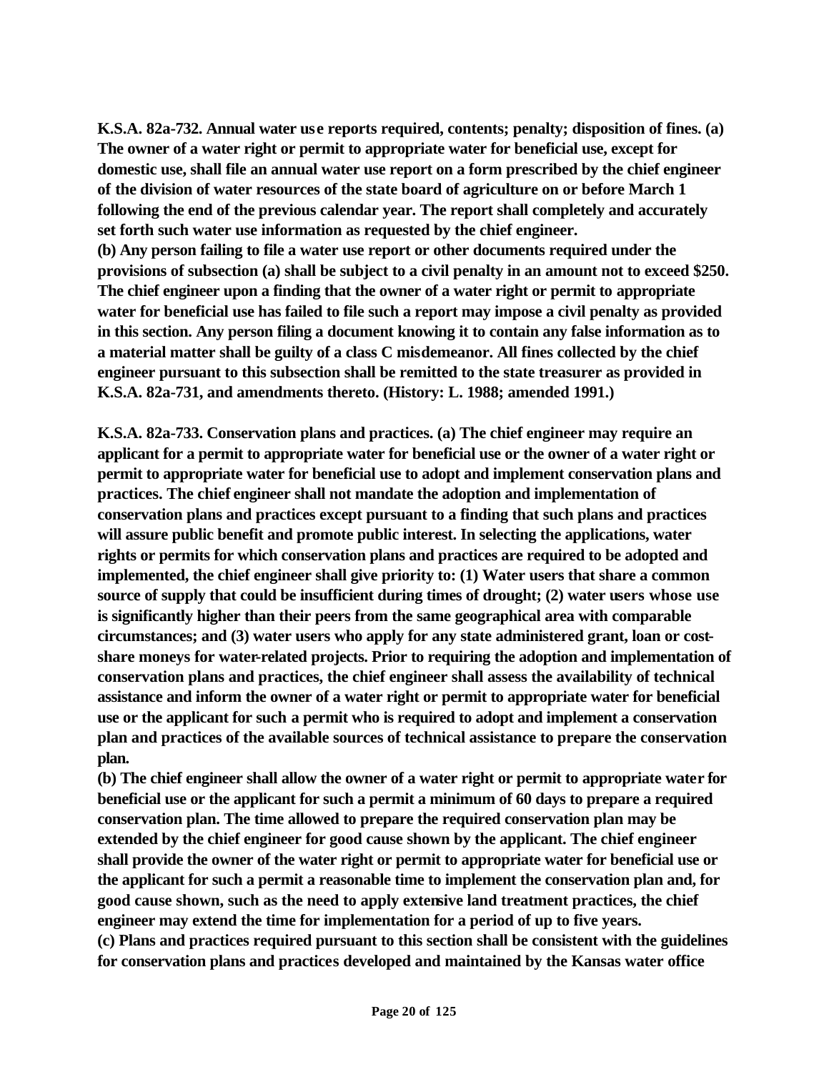**K.S.A. 82a-732. Annual water use reports required, contents; penalty; disposition of fines. (a) The owner of a water right or permit to appropriate water for beneficial use, except for domestic use, shall file an annual water use report on a form prescribed by the chief engineer of the division of water resources of the state board of agriculture on or before March 1 following the end of the previous calendar year. The report shall completely and accurately set forth such water use information as requested by the chief engineer.**

**(b) Any person failing to file a water use report or other documents required under the provisions of subsection (a) shall be subject to a civil penalty in an amount not to exceed $250. The chief engineer upon a finding that the owner of a water right or permit to appropriate water for beneficial use has failed to file such a report may impose a civil penalty as provided in this section. Any person filing a document knowing it to contain any false information as to a material matter shall be guilty of a class C misdemeanor. All fines collected by the chief engineer pursuant to this subsection shall be remitted to the state treasurer as provided in K.S.A. 82a-731, and amendments thereto. (History: L. 1988; amended 1991.)**

**K.S.A. 82a-733. Conservation plans and practices. (a) The chief engineer may require an applicant for a permit to appropriate water for beneficial use or the owner of a water right or permit to appropriate water for beneficial use to adopt and implement conservation plans and practices. The chief engineer shall not mandate the adoption and implementation of conservation plans and practices except pursuant to a finding that such plans and practices will assure public benefit and promote public interest. In selecting the applications, water rights or permits for which conservation plans and practices are required to be adopted and implemented, the chief engineer shall give priority to: (1) Water users that share a common source of supply that could be insufficient during times of drought; (2) water users whose use is significantly higher than their peers from the same geographical area with comparable circumstances; and (3) water users who apply for any state administered grant, loan or cost-share moneys for water-related projects. Prior to requiring the adoption and implementation of conservation plans and practices, the chief engineer shall assess the availability of technical assistance and inform the owner of a water right or permit to appropriate water for beneficial use or the applicant for such a permit who is required to adopt and implement a conservation plan and practices of the available sources of technical assistance to prepare the conservation plan.**

**(b) The chief engineer shall allow the owner of a water right or permit to appropriate water for beneficial use or the applicant for such a permit a minimum of 60 days to prepare a required conservation plan. The time allowed to prepare the required conservation plan may be extended by the chief engineer for good cause shown by the applicant. The chief engineer shall provide the owner of the water right or permit to appropriate water for beneficial use or the applicant for such a permit a reasonable time to implement the conservation plan and, for good cause shown, such as the need to apply extensive land treatment practices, the chief engineer may extend the time for implementation for a period of up to five years.**

**(c) Plans and practices required pursuant to this section shall be consistent with the guidelines for conservation plans and practices developed and maintained by the Kansas water office**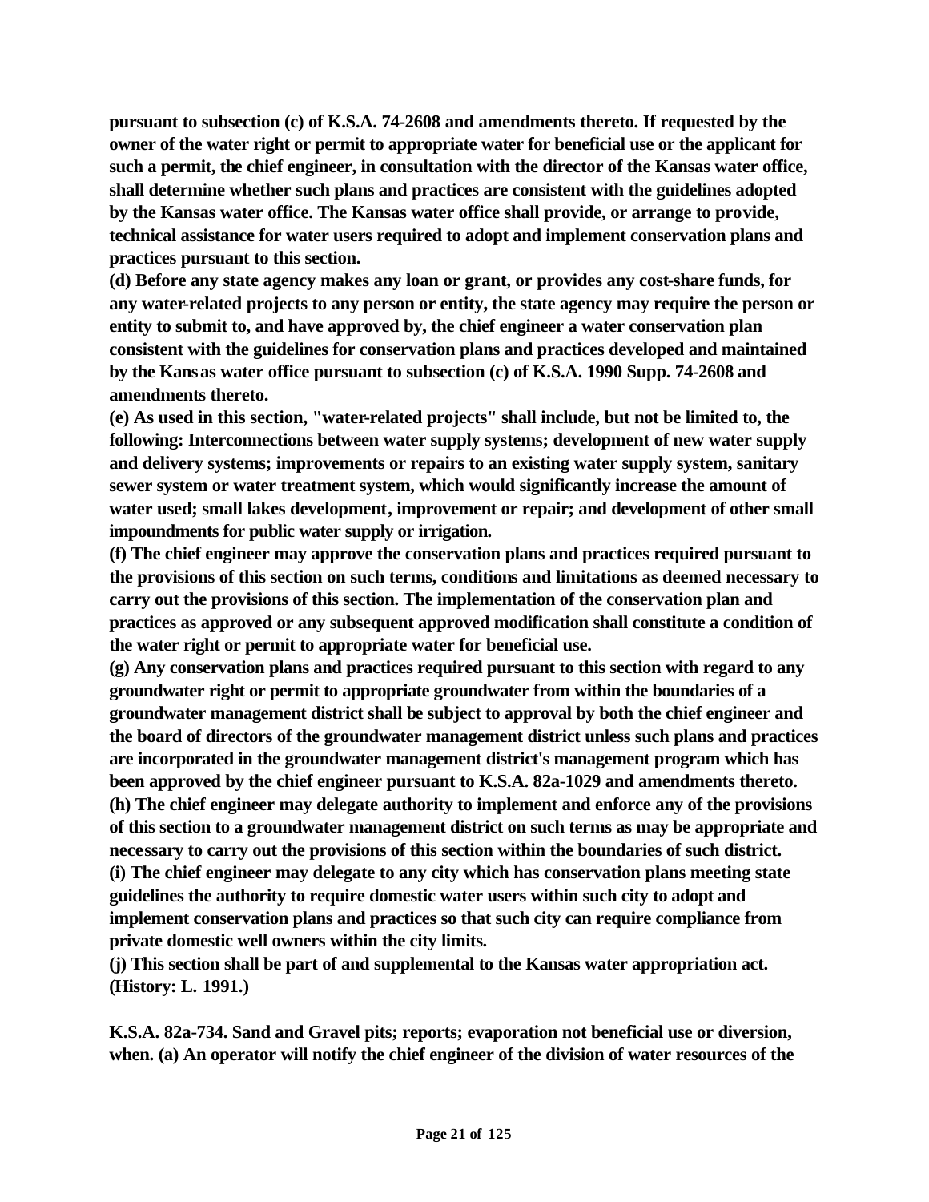**pursuant to subsection (c) of K.S.A. 74-2608 and amendments thereto. If requested by the owner of the water right or permit to appropriate water for beneficial use or the applicant for such a permit, the chief engineer, in consultation with the director of the Kansas water office, shall determine whether such plans and practices are consistent with the guidelines adopted by the Kansas water office. The Kansas water office shall provide, or arrange to provide, technical assistance for water users required to adopt and implement conservation plans and practices pursuant to this section.**

**(d) Before any state agency makes any loan or grant, or provides any cost-share funds, for any water-related projects to any person or entity, the state agency may require the person or entity to submit to, and have approved by, the chief engineer a water conservation plan consistent with the guidelines for conservation plans and practices developed and maintained by the Kansas water office pursuant to subsection (c) of K.S.A. 1990 Supp. 74-2608 and amendments thereto.**

**(e) As used in this section, "water-related projects" shall include, but not be limited to, the following: Interconnections between water supply systems; development of new water supply and delivery systems; improvements or repairs to an existing water supply system, sanitary sewer system or water treatment system, which would significantly increase the amount of water used; small lakes development, improvement or repair; and development of other small impoundments for public water supply or irrigation.**

**(f) The chief engineer may approve the conservation plans and practices required pursuant to the provisions of this section on such terms, conditions and limitations as deemed necessary to carry out the provisions of this section. The implementation of the conservation plan and practices as approved or any subsequent approved modification shall constitute a condition of the water right or permit to appropriate water for beneficial use.**

**(g) Any conservation plans and practices required pursuant to this section with regard to any groundwater right or permit to appropriate groundwater from within the boundaries of a groundwater management district shall be subject to approval by both the chief engineer and the board of directors of the groundwater management district unless such plans and practices are incorporated in the groundwater management district's management program which has been approved by the chief engineer pursuant to K.S.A. 82a-1029 and amendments thereto.**

**(h) The chief engineer may delegate authority to implement and enforce any of the provisions of this section to a groundwater management district on such terms as may be appropriate and necessary to carry out the provisions of this section within the boundaries of such district.**

**(i) The chief engineer may delegate to any city which has conservation plans meeting state guidelines the authority to require domestic water users within such city to adopt and implement conservation plans and practices so that such city can require compliance from private domestic well owners within the city limits.**

**(j) This section shall be part of and supplemental to the Kansas water appropriation act. (History: L. 1991.)**

**K.S.A. 82a-734. Sand and Gravel pits; reports; evaporation not beneficial use or diversion, when. (a) An operator will notify the chief engineer of the division of water resources of the**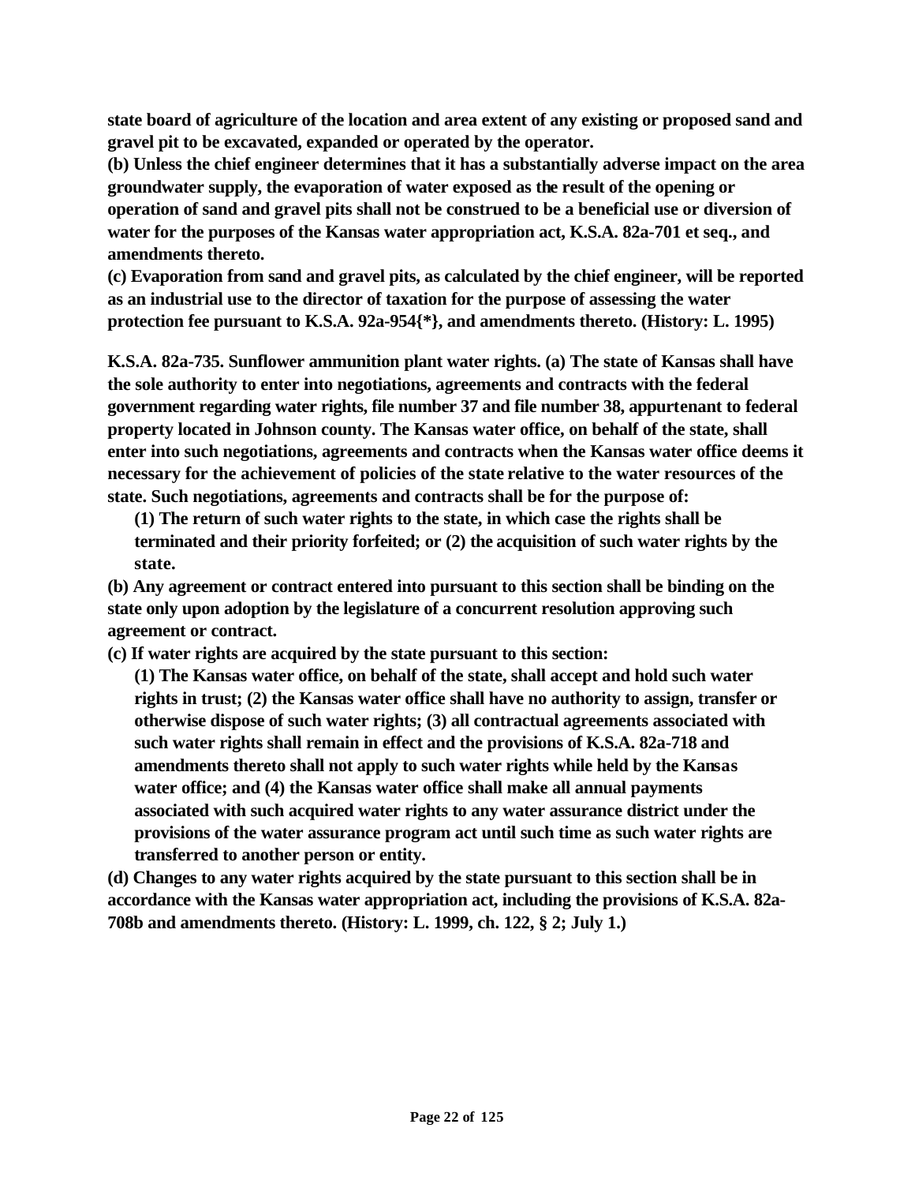**state board of agriculture of the location and area extent of any existing or proposed sand and gravel pit to be excavated, expanded or operated by the operator.**

**(b) Unless the chief engineer determines that it has a substantially adverse impact on the area groundwater supply, the evaporation of water exposed as the result of the opening or operation of sand and gravel pits shall not be construed to be a beneficial use or diversion of water for the purposes of the Kansas water appropriation act, K.S.A. 82a-701 et seq., and amendments thereto.**

**(c) Evaporation from sand and gravel pits, as calculated by the chief engineer, will be reported as an industrial use to the director of taxation for the purpose of assessing the water protection fee pursuant to K.S.A. 92a-954{*}, and amendments thereto. (History: L. 1995)**

**K.S.A. 82a-735. Sunflower ammunition plant water rights. (a) The state of Kansas shall have the sole authority to enter into negotiations, agreements and contracts with the federal government regarding water rights, file number 37 and file number 38, appurtenant to federal property located in Johnson county. The Kansas water office, on behalf of the state, shall enter into such negotiations, agreements and contracts when the Kansas water office deems it necessary for the achievement of policies of the state relative to the water resources of the state. Such negotiations, agreements and contracts shall be for the purpose of:**

**(1) The return of such water rights to the state, in which case the rights shall be terminated and their priority forfeited; or (2) the acquisition of such water rights by the state.**

**(b) Any agreement or contract entered into pursuant to this section shall be binding on the state only upon adoption by the legislature of a concurrent resolution approving such agreement or contract.**

**(c) If water rights are acquired by the state pursuant to this section:**

**(1) The Kansas water office, on behalf of the state, shall accept and hold such water rights in trust; (2) the Kansas water office shall have no authority to assign, transfer or otherwise dispose of such water rights; (3) all contractual agreements associated with such water rights shall remain in effect and the provisions of K.S.A. 82a-718 and amendments thereto shall not apply to such water rights while held by the Kansas water office; and (4) the Kansas water office shall make all annual payments associated with such acquired water rights to any water assurance district under the provisions of the water assurance program act until such time as such water rights are transferred to another person or entity.**

**(d) Changes to any water rights acquired by the state pursuant to this section shall be in accordance with the Kansas water appropriation act, including the provisions of K.S.A. 82a-708b and amendments thereto. (History: L. 1999, ch. 122, § 2; July 1.)**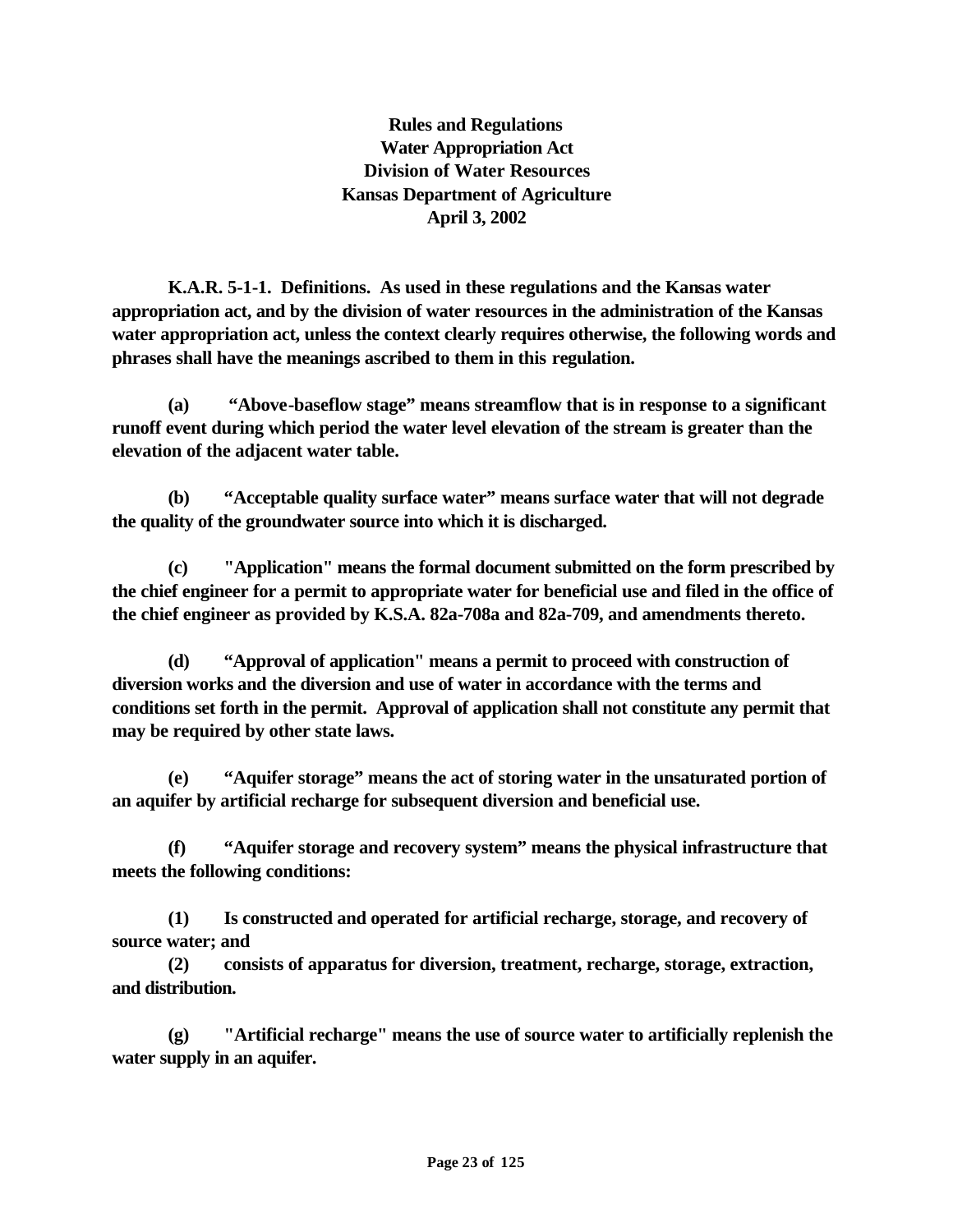**Rules and Regulations**
**Water Appropriation Act**
**Division of Water Resources**
**Kansas Department of Agriculture**
**April 3, 2002**

**K.A.R. 5-1-1. Definitions. As used in these regulations and the Kansas water appropriation act, and by the division of water resources in the administration of the Kansas water appropriation act, unless the context clearly requires otherwise, the following words and phrases shall have the meanings ascribed to them in this regulation.**

**(a) "Above-baseflow stage" means streamflow that is in response to a significant runoff event during which period the water level elevation of the stream is greater than the elevation of the adjacent water table.**

**(b) "Acceptable quality surface water" means surface water that will not degrade the quality of the groundwater source into which it is discharged.**

**(c) "Application" means the formal document submitted on the form prescribed by the chief engineer for a permit to appropriate water for beneficial use and filed in the office of the chief engineer as provided by K.S.A. 82a-708a and 82a-709, and amendments thereto.**

**(d) "Approval of application" means a permit to proceed with construction of diversion works and the diversion and use of water in accordance with the terms and conditions set forth in the permit. Approval of application shall not constitute any permit that may be required by other state laws.**

**(e) "Aquifer storage" means the act of storing water in the unsaturated portion of an aquifer by artificial recharge for subsequent diversion and beneficial use.**

**(f) "Aquifer storage and recovery system" means the physical infrastructure that meets the following conditions:**

**(1) Is constructed and operated for artificial recharge, storage, and recovery of source water; and**
**(2) consists of apparatus for diversion, treatment, recharge, storage, extraction, and distribution.**

**(g) "Artificial recharge" means the use of source water to artificially replenish the water supply in an aquifer.**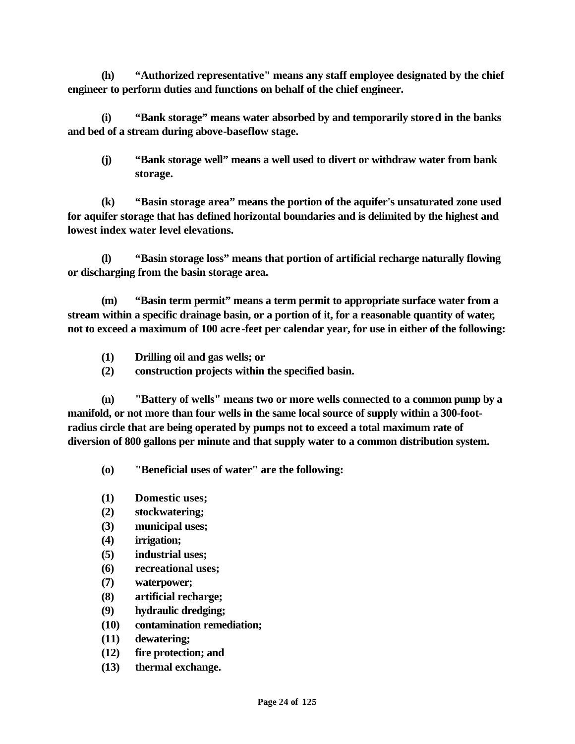**(h) "Authorized representative" means any staff employee designated by the chief engineer to perform duties and functions on behalf of the chief engineer.**

**(i) "Bank storage" means water absorbed by and temporarily stored in the banks and bed of a stream during above-baseflow stage.**

**(j) "Bank storage well" means a well used to divert or withdraw water from bank storage.**

**(k) "Basin storage area" means the portion of the aquifer's unsaturated zone used for aquifer storage that has defined horizontal boundaries and is delimited by the highest and lowest index water level elevations.**

**(l) "Basin storage loss" means that portion of artificial recharge naturally flowing or discharging from the basin storage area.**

**(m) "Basin term permit" means a term permit to appropriate surface water from a stream within a specific drainage basin, or a portion of it, for a reasonable quantity of water, not to exceed a maximum of 100 acre-feet per calendar year, for use in either of the following:**

**(1) Drilling oil and gas wells; or**
**(2) construction projects within the specified basin.**

**(n) "Battery of wells" means two or more wells connected to a common pump by a manifold, or not more than four wells in the same local source of supply within a 300-foot-radius circle that are being operated by pumps not to exceed a total maximum rate of diversion of 800 gallons per minute and that supply water to a common distribution system.**

**(o) "Beneficial uses of water" are the following:**

**(1) Domestic uses;**
**(2) stockwatering;**
**(3) municipal uses;**
**(4) irrigation;**
**(5) industrial uses;**
**(6) recreational uses;**
**(7) waterpower;**
**(8) artificial recharge;**
**(9) hydraulic dredging;**
**(10) contamination remediation;**
**(11) dewatering;**
**(12) fire protection; and**
**(13) thermal exchange.**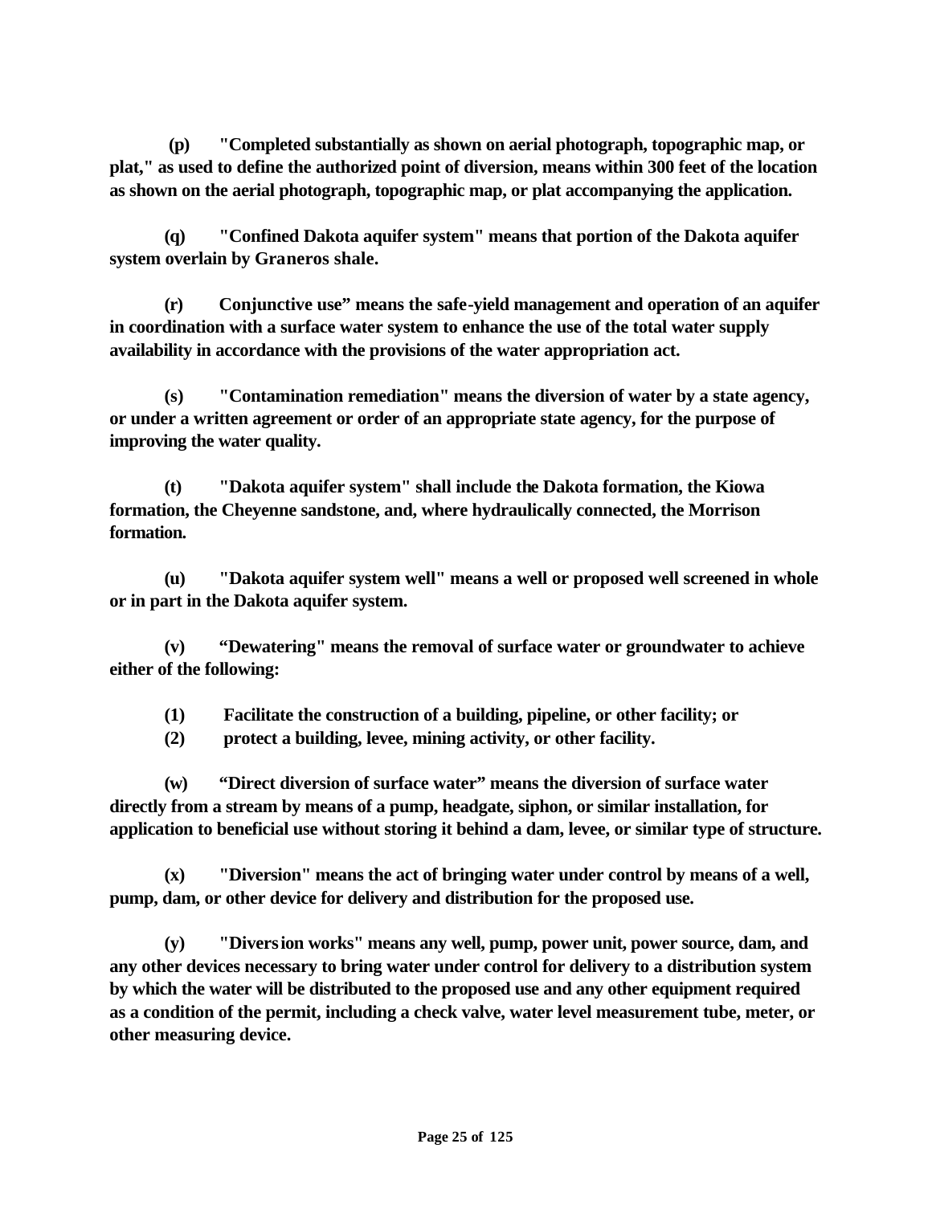**(p) "Completed substantially as shown on aerial photograph, topographic map, or plat," as used to define the authorized point of diversion, means within 300 feet of the location as shown on the aerial photograph, topographic map, or plat accompanying the application.**

**(q) "Confined Dakota aquifer system" means that portion of the Dakota aquifer system overlain by Graneros shale.**

**(r) Conjunctive use" means the safe-yield management and operation of an aquifer in coordination with a surface water system to enhance the use of the total water supply availability in accordance with the provisions of the water appropriation act.**

**(s) "Contamination remediation" means the diversion of water by a state agency, or under a written agreement or order of an appropriate state agency, for the purpose of improving the water quality.**

**(t) "Dakota aquifer system" shall include the Dakota formation, the Kiowa formation, the Cheyenne sandstone, and, where hydraulically connected, the Morrison formation.**

**(u) "Dakota aquifer system well" means a well or proposed well screened in whole or in part in the Dakota aquifer system.**

**(v) "Dewatering" means the removal of surface water or groundwater to achieve either of the following:**

**(1) Facilitate the construction of a building, pipeline, or other facility; or**
**(2) protect a building, levee, mining activity, or other facility.**

**(w) "Direct diversion of surface water" means the diversion of surface water directly from a stream by means of a pump, headgate, siphon, or similar installation, for application to beneficial use without storing it behind a dam, levee, or similar type of structure.**

**(x) "Diversion" means the act of bringing water under control by means of a well, pump, dam, or other device for delivery and distribution for the proposed use.**

**(y) "Diversion works" means any well, pump, power unit, power source, dam, and any other devices necessary to bring water under control for delivery to a distribution system by which the water will be distributed to the proposed use and any other equipment required as a condition of the permit, including a check valve, water level measurement tube, meter, or other measuring device.**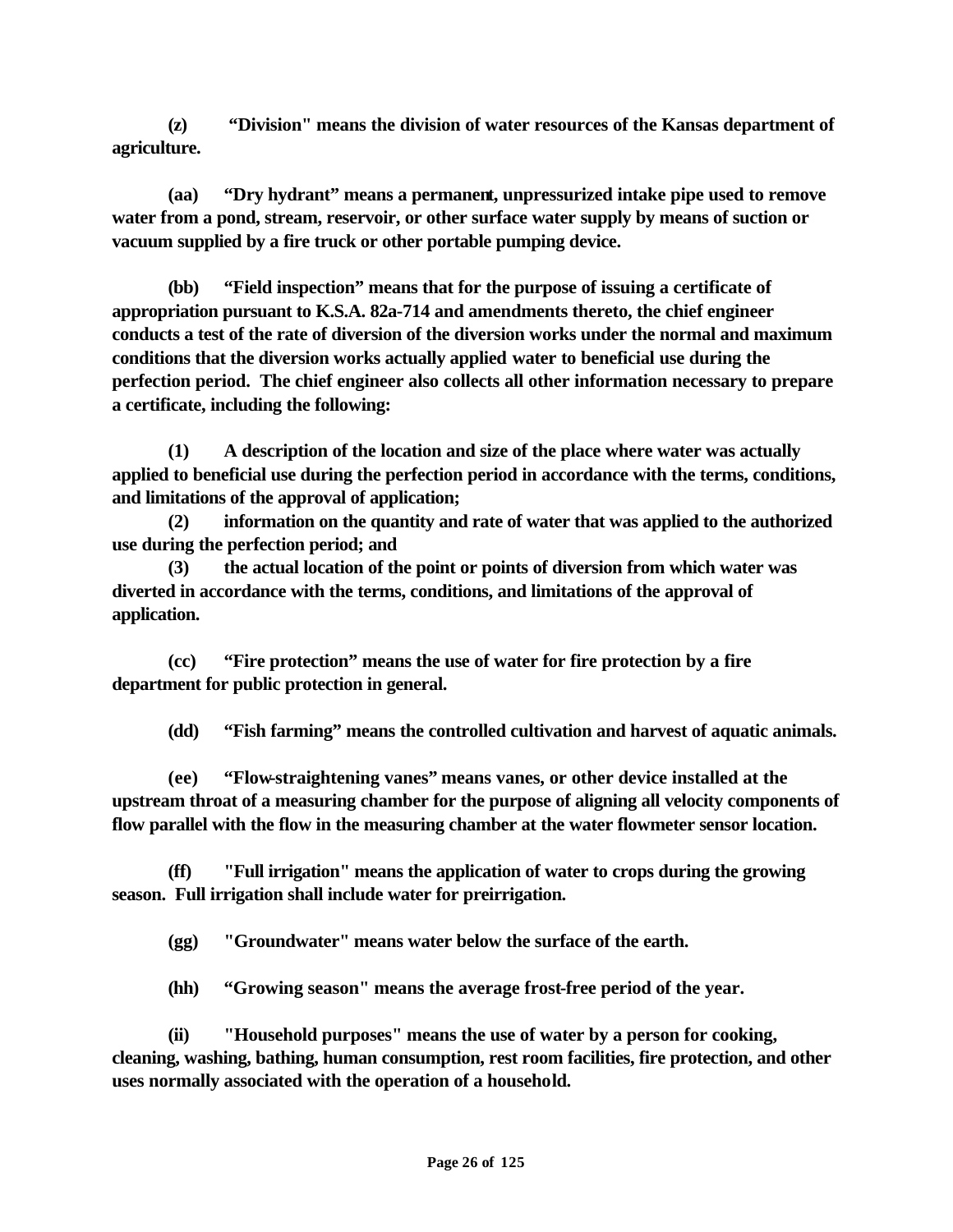**(z) "Division" means the division of water resources of the Kansas department of agriculture.**

**(aa) "Dry hydrant" means a permanent, unpressurized intake pipe used to remove water from a pond, stream, reservoir, or other surface water supply by means of suction or vacuum supplied by a fire truck or other portable pumping device.**

**(bb) "Field inspection" means that for the purpose of issuing a certificate of appropriation pursuant to K.S.A. 82a-714 and amendments thereto, the chief engineer conducts a test of the rate of diversion of the diversion works under the normal and maximum conditions that the diversion works actually applied water to beneficial use during the perfection period. The chief engineer also collects all other information necessary to prepare a certificate, including the following:**

**(1) A description of the location and size of the place where water was actually applied to beneficial use during the perfection period in accordance with the terms, conditions, and limitations of the approval of application;**

**(2) information on the quantity and rate of water that was applied to the authorized use during the perfection period; and**

**(3) the actual location of the point or points of diversion from which water was diverted in accordance with the terms, conditions, and limitations of the approval of application.**

**(cc) "Fire protection" means the use of water for fire protection by a fire department for public protection in general.**

**(dd) "Fish farming" means the controlled cultivation and harvest of aquatic animals.**

**(ee) "Flow-straightening vanes" means vanes, or other device installed at the upstream throat of a measuring chamber for the purpose of aligning all velocity components of flow parallel with the flow in the measuring chamber at the water flowmeter sensor location.**

**(ff) "Full irrigation" means the application of water to crops during the growing season. Full irrigation shall include water for preirrigation.**

**(gg) "Groundwater" means water below the surface of the earth.**

**(hh) "Growing season" means the average frost-free period of the year.**

**(ii) "Household purposes" means the use of water by a person for cooking, cleaning, washing, bathing, human consumption, rest room facilities, fire protection, and other uses normally associated with the operation of a household.**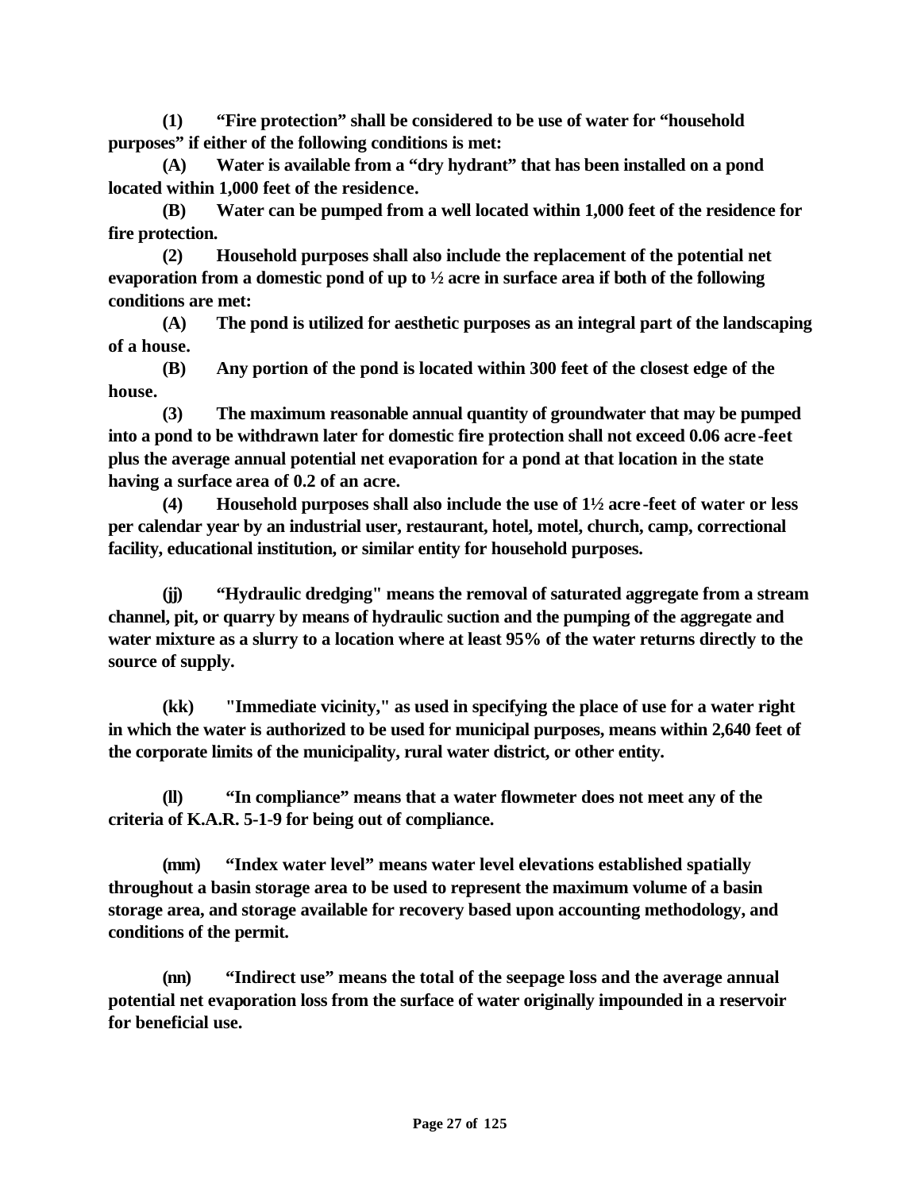**(1) "Fire protection" shall be considered to be use of water for "household purposes" if either of the following conditions is met:**

**(A) Water is available from a "dry hydrant" that has been installed on a pond located within 1,000 feet of the residence.**

**(B) Water can be pumped from a well located within 1,000 feet of the residence for fire protection.**

**(2) Household purposes shall also include the replacement of the potential net evaporation from a domestic pond of up to ½ acre in surface area if both of the following conditions are met:**

**(A) The pond is utilized for aesthetic purposes as an integral part of the landscaping of a house.**

**(B) Any portion of the pond is located within 300 feet of the closest edge of the house.**

**(3) The maximum reasonable annual quantity of groundwater that may be pumped into a pond to be withdrawn later for domestic fire protection shall not exceed 0.06 acre-feet plus the average annual potential net evaporation for a pond at that location in the state having a surface area of 0.2 of an acre.**

**(4) Household purposes shall also include the use of 1½ acre-feet of water or less per calendar year by an industrial user, restaurant, hotel, motel, church, camp, correctional facility, educational institution, or similar entity for household purposes.**

**(jj) "Hydraulic dredging" means the removal of saturated aggregate from a stream channel, pit, or quarry by means of hydraulic suction and the pumping of the aggregate and water mixture as a slurry to a location where at least 95% of the water returns directly to the source of supply.**

**(kk) "Immediate vicinity," as used in specifying the place of use for a water right in which the water is authorized to be used for municipal purposes, means within 2,640 feet of the corporate limits of the municipality, rural water district, or other entity.**

**(ll) "In compliance" means that a water flowmeter does not meet any of the criteria of K.A.R. 5-1-9 for being out of compliance.**

**(mm) "Index water level" means water level elevations established spatially throughout a basin storage area to be used to represent the maximum volume of a basin storage area, and storage available for recovery based upon accounting methodology, and conditions of the permit.**

**(nn) "Indirect use" means the total of the seepage loss and the average annual potential net evaporation loss from the surface of water originally impounded in a reservoir for beneficial use.**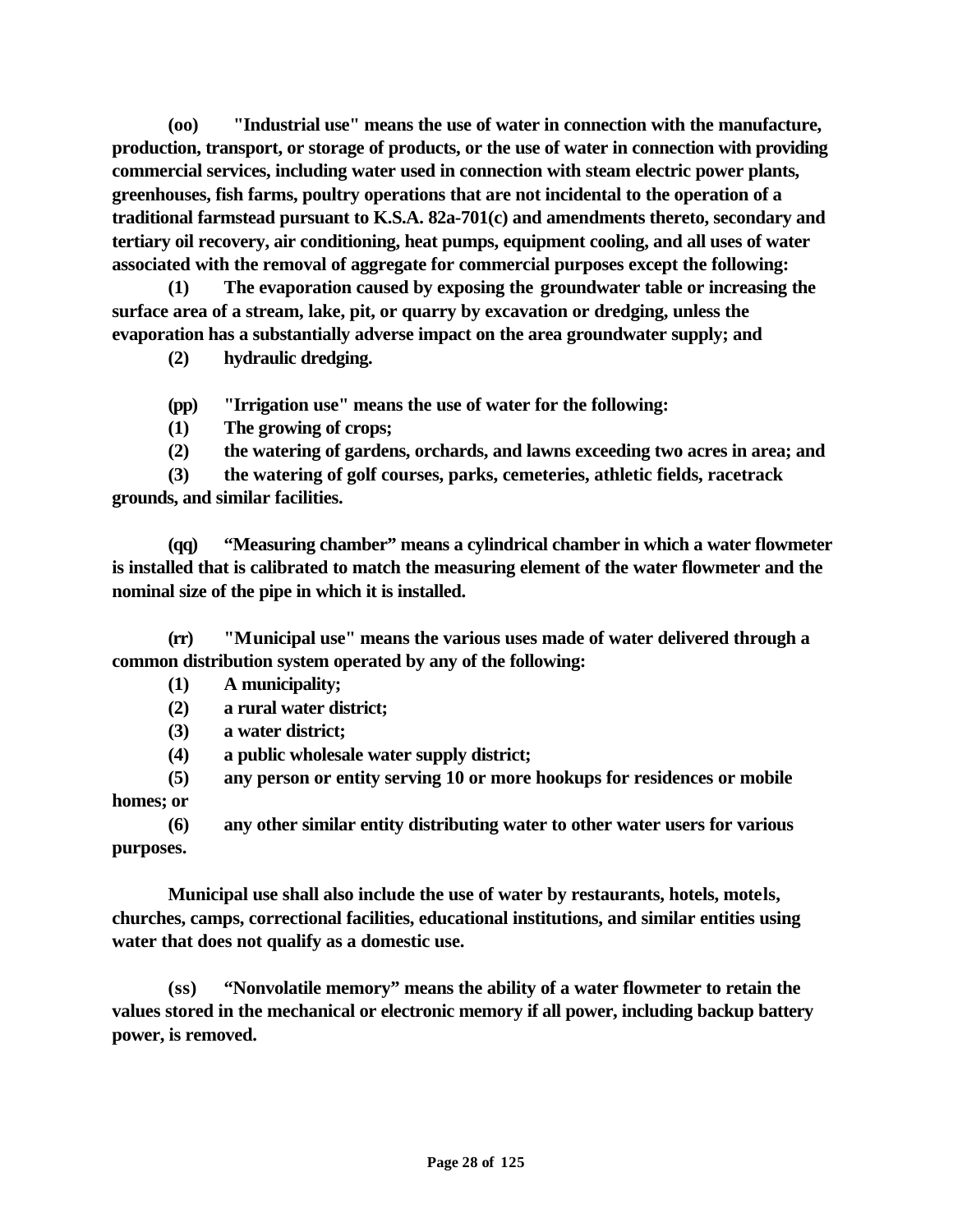**(oo) "Industrial use" means the use of water in connection with the manufacture, production, transport, or storage of products, or the use of water in connection with providing commercial services, including water used in connection with steam electric power plants, greenhouses, fish farms, poultry operations that are not incidental to the operation of a traditional farmstead pursuant to K.S.A. 82a-701(c) and amendments thereto, secondary and tertiary oil recovery, air conditioning, heat pumps, equipment cooling, and all uses of water associated with the removal of aggregate for commercial purposes except the following:**

**(1) The evaporation caused by exposing the groundwater table or increasing the surface area of a stream, lake, pit, or quarry by excavation or dredging, unless the evaporation has a substantially adverse impact on the area groundwater supply; and**

**(2) hydraulic dredging.**

**(pp) "Irrigation use" means the use of water for the following:**

**(1) The growing of crops;**

**(2) the watering of gardens, orchards, and lawns exceeding two acres in area; and**

**(3) the watering of golf courses, parks, cemeteries, athletic fields, racetrack grounds, and similar facilities.**

**(qq) "Measuring chamber" means a cylindrical chamber in which a water flowmeter is installed that is calibrated to match the measuring element of the water flowmeter and the nominal size of the pipe in which it is installed.**

**(rr) "Municipal use" means the various uses made of water delivered through a common distribution system operated by any of the following:**

**(1) A municipality;**

**(2) a rural water district;**

**(3) a water district;**

**(4) a public wholesale water supply district;**

**(5) any person or entity serving 10 or more hookups for residences or mobile homes; or**

**(6) any other similar entity distributing water to other water users for various purposes.**

**Municipal use shall also include the use of water by restaurants, hotels, motels, churches, camps, correctional facilities, educational institutions, and similar entities using water that does not qualify as a domestic use.**

**(ss) "Nonvolatile memory" means the ability of a water flowmeter to retain the values stored in the mechanical or electronic memory if all power, including backup battery power, is removed.**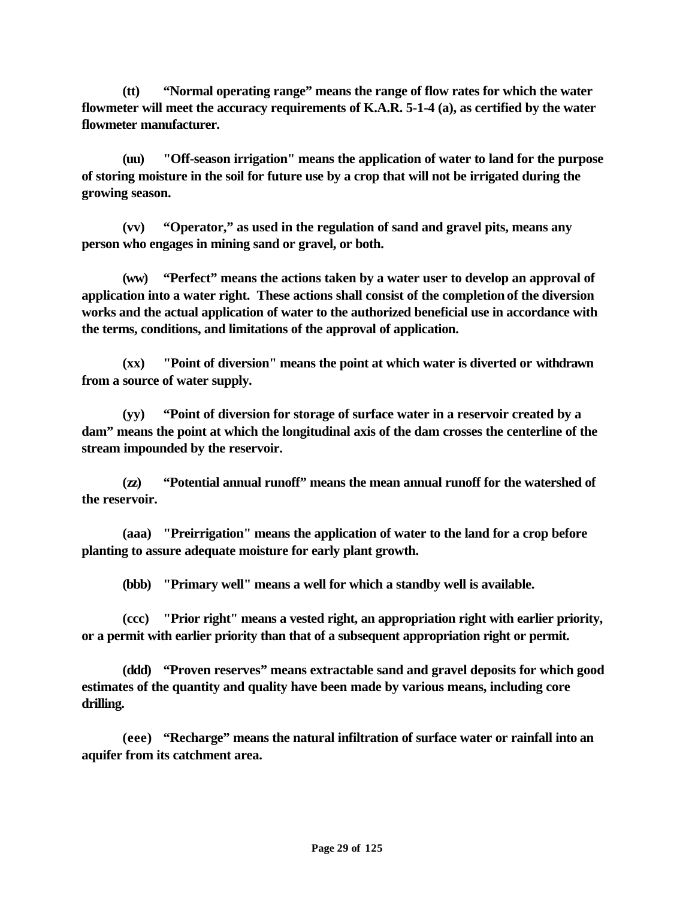**(tt) "Normal operating range" means the range of flow rates for which the water flowmeter will meet the accuracy requirements of K.A.R. 5-1-4 (a), as certified by the water flowmeter manufacturer.**

**(uu) "Off-season irrigation" means the application of water to land for the purpose of storing moisture in the soil for future use by a crop that will not be irrigated during the growing season.**

**(vv) "Operator," as used in the regulation of sand and gravel pits, means any person who engages in mining sand or gravel, or both.**

**(ww) "Perfect" means the actions taken by a water user to develop an approval of application into a water right. These actions shall consist of the completion of the diversion works and the actual application of water to the authorized beneficial use in accordance with the terms, conditions, and limitations of the approval of application.**

**(xx) "Point of diversion" means the point at which water is diverted or withdrawn from a source of water supply.**

**(yy) "Point of diversion for storage of surface water in a reservoir created by a dam" means the point at which the longitudinal axis of the dam crosses the centerline of the stream impounded by the reservoir.**

**(zz) "Potential annual runoff" means the mean annual runoff for the watershed of the reservoir.**

**(aaa) "Preirrigation" means the application of water to the land for a crop before planting to assure adequate moisture for early plant growth.**

**(bbb) "Primary well" means a well for which a standby well is available.**

**(ccc) "Prior right" means a vested right, an appropriation right with earlier priority, or a permit with earlier priority than that of a subsequent appropriation right or permit.**

**(ddd) "Proven reserves" means extractable sand and gravel deposits for which good estimates of the quantity and quality have been made by various means, including core drilling.**

**(eee) "Recharge" means the natural infiltration of surface water or rainfall into an aquifer from its catchment area.**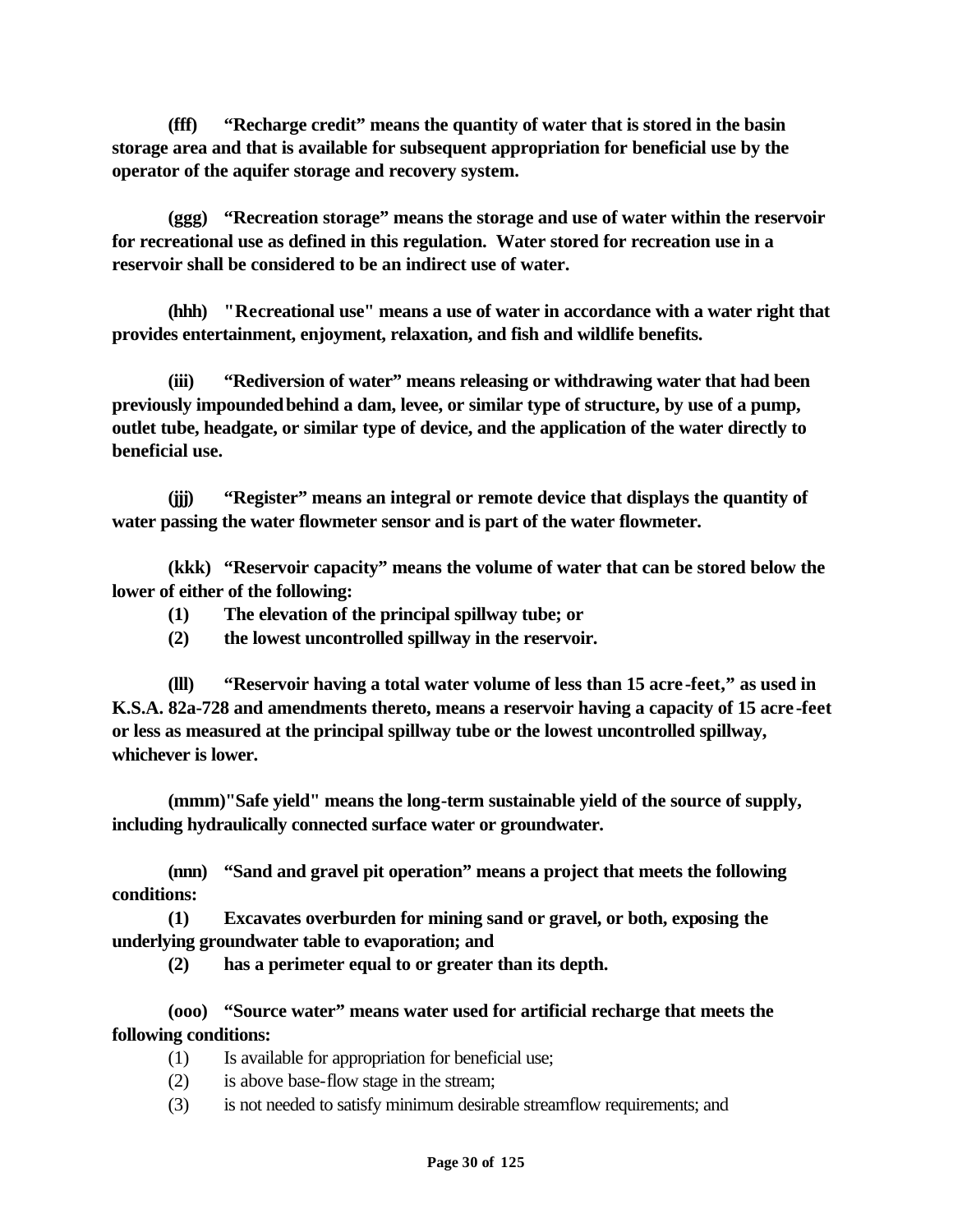**(fff) "Recharge credit" means the quantity of water that is stored in the basin storage area and that is available for subsequent appropriation for beneficial use by the operator of the aquifer storage and recovery system.**

**(ggg) "Recreation storage" means the storage and use of water within the reservoir for recreational use as defined in this regulation. Water stored for recreation use in a reservoir shall be considered to be an indirect use of water.**

**(hhh) "Recreational use" means a use of water in accordance with a water right that provides entertainment, enjoyment, relaxation, and fish and wildlife benefits.**

**(iii) "Rediversion of water" means releasing or withdrawing water that had been previously impounded behind a dam, levee, or similar type of structure, by use of a pump, outlet tube, headgate, or similar type of device, and the application of the water directly to beneficial use.**

**(jjj) "Register" means an integral or remote device that displays the quantity of water passing the water flowmeter sensor and is part of the water flowmeter.**

**(kkk) "Reservoir capacity" means the volume of water that can be stored below the lower of either of the following:**

**(1) The elevation of the principal spillway tube; or**

**(2) the lowest uncontrolled spillway in the reservoir.**

**(lll) "Reservoir having a total water volume of less than 15 acre-feet," as used in K.S.A. 82a-728 and amendments thereto, means a reservoir having a capacity of 15 acre-feet or less as measured at the principal spillway tube or the lowest uncontrolled spillway, whichever is lower.**

**(mmm) "Safe yield" means the long-term sustainable yield of the source of supply, including hydraulically connected surface water or groundwater.**

**(nnn) "Sand and gravel pit operation" means a project that meets the following conditions:**

**(1) Excavates overburden for mining sand or gravel, or both, exposing the underlying groundwater table to evaporation; and**

**(2) has a perimeter equal to or greater than its depth.**

**(ooo) "Source water" means water used for artificial recharge that meets the following conditions:**

(1) Is available for appropriation for beneficial use;

(2) is above base-flow stage in the stream;

(3) is not needed to satisfy minimum desirable streamflow requirements; and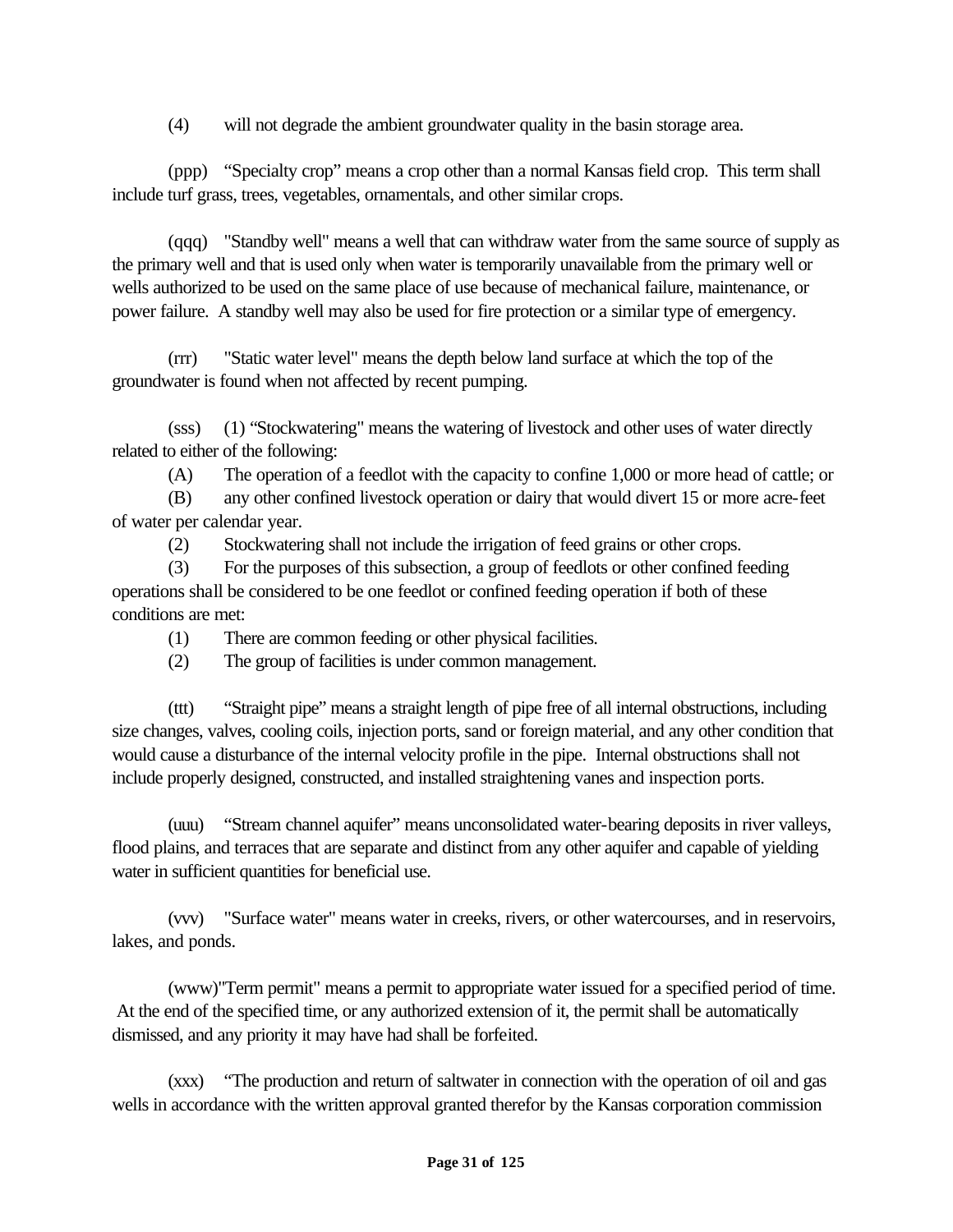(4) will not degrade the ambient groundwater quality in the basin storage area.

(ppp) "Specialty crop" means a crop other than a normal Kansas field crop. This term shall include turf grass, trees, vegetables, ornamentals, and other similar crops.

(qqq) "Standby well" means a well that can withdraw water from the same source of supply as the primary well and that is used only when water is temporarily unavailable from the primary well or wells authorized to be used on the same place of use because of mechanical failure, maintenance, or power failure. A standby well may also be used for fire protection or a similar type of emergency.

(rrr) "Static water level" means the depth below land surface at which the top of the groundwater is found when not affected by recent pumping.

(sss) (1) "Stockwatering" means the watering of livestock and other uses of water directly related to either of the following:

(A) The operation of a feedlot with the capacity to confine 1,000 or more head of cattle; or

(B) any other confined livestock operation or dairy that would divert 15 or more acre-feet of water per calendar year.

(2) Stockwatering shall not include the irrigation of feed grains or other crops.

(3) For the purposes of this subsection, a group of feedlots or other confined feeding operations shall be considered to be one feedlot or confined feeding operation if both of these conditions are met:

(1) There are common feeding or other physical facilities.

(2) The group of facilities is under common management.

(ttt) "Straight pipe" means a straight length of pipe free of all internal obstructions, including size changes, valves, cooling coils, injection ports, sand or foreign material, and any other condition that would cause a disturbance of the internal velocity profile in the pipe. Internal obstructions shall not include properly designed, constructed, and installed straightening vanes and inspection ports.

(uuu) "Stream channel aquifer" means unconsolidated water-bearing deposits in river valleys, flood plains, and terraces that are separate and distinct from any other aquifer and capable of yielding water in sufficient quantities for beneficial use.

(vvv) "Surface water" means water in creeks, rivers, or other watercourses, and in reservoirs, lakes, and ponds.

(www) "Term permit" means a permit to appropriate water issued for a specified period of time. At the end of the specified time, or any authorized extension of it, the permit shall be automatically dismissed, and any priority it may have had shall be forfeited.

(xxx) "The production and return of saltwater in connection with the operation of oil and gas wells in accordance with the written approval granted therefor by the Kansas corporation commission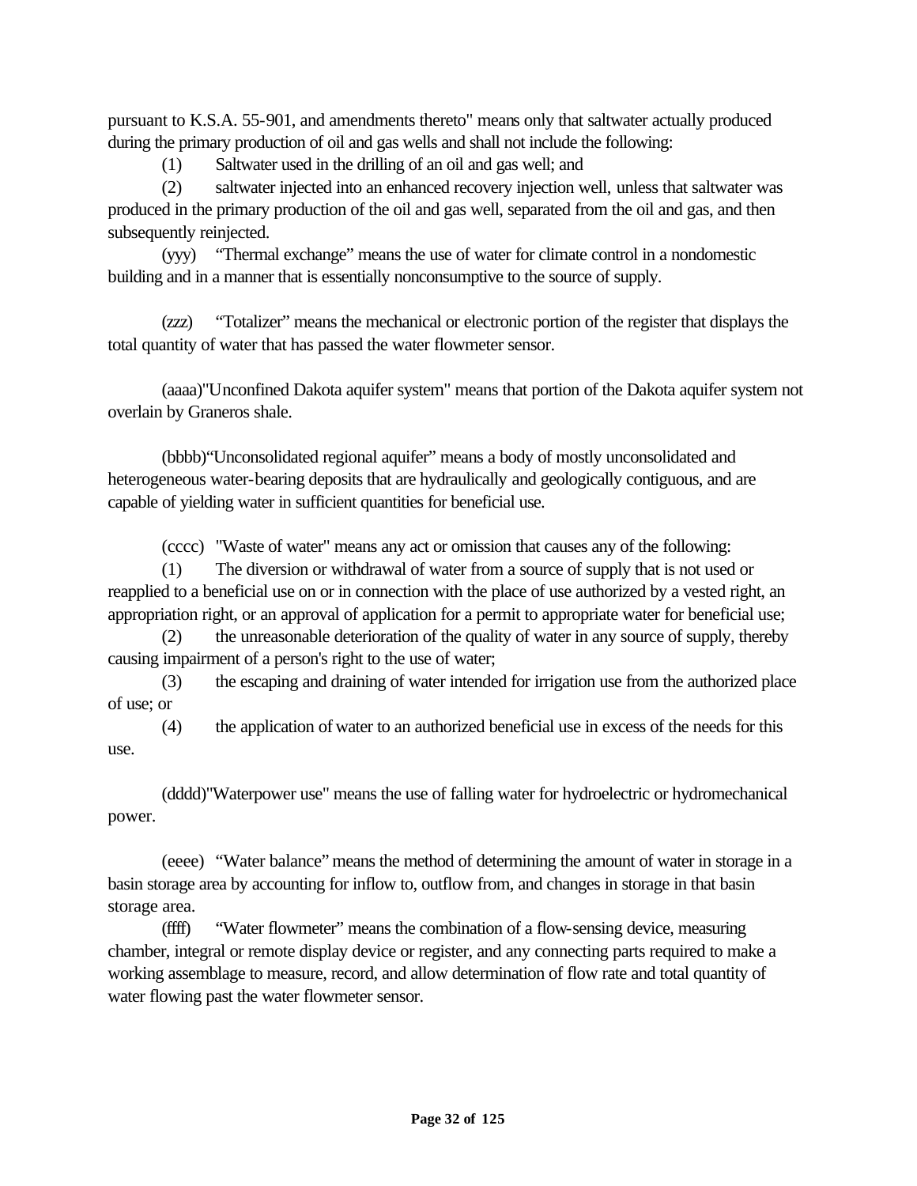pursuant to K.S.A. 55-901, and amendments thereto" means only that saltwater actually produced during the primary production of oil and gas wells and shall not include the following:

(1) Saltwater used in the drilling of an oil and gas well; and

(2) saltwater injected into an enhanced recovery injection well, unless that saltwater was produced in the primary production of the oil and gas well, separated from the oil and gas, and then subsequently reinjected.

(yyy) "Thermal exchange" means the use of water for climate control in a nondomestic building and in a manner that is essentially nonconsumptive to the source of supply.

(zzz) "Totalizer" means the mechanical or electronic portion of the register that displays the total quantity of water that has passed the water flowmeter sensor.

(aaaa) "Unconfined Dakota aquifer system" means that portion of the Dakota aquifer system not overlain by Graneros shale.

(bbbb) "Unconsolidated regional aquifer" means a body of mostly unconsolidated and heterogeneous water-bearing deposits that are hydraulically and geologically contiguous, and are capable of yielding water in sufficient quantities for beneficial use.

(cccc) "Waste of water" means any act or omission that causes any of the following:

(1) The diversion or withdrawal of water from a source of supply that is not used or reapplied to a beneficial use on or in connection with the place of use authorized by a vested right, an appropriation right, or an approval of application for a permit to appropriate water for beneficial use;

(2) the unreasonable deterioration of the quality of water in any source of supply, thereby causing impairment of a person's right to the use of water;

(3) the escaping and draining of water intended for irrigation use from the authorized place of use; or

(4) the application of water to an authorized beneficial use in excess of the needs for this use.

(dddd) "Waterpower use" means the use of falling water for hydroelectric or hydromechanical power.

(eeee) "Water balance" means the method of determining the amount of water in storage in a basin storage area by accounting for inflow to, outflow from, and changes in storage in that basin storage area.

(ffff) "Water flowmeter" means the combination of a flow-sensing device, measuring chamber, integral or remote display device or register, and any connecting parts required to make a working assemblage to measure, record, and allow determination of flow rate and total quantity of water flowing past the water flowmeter sensor.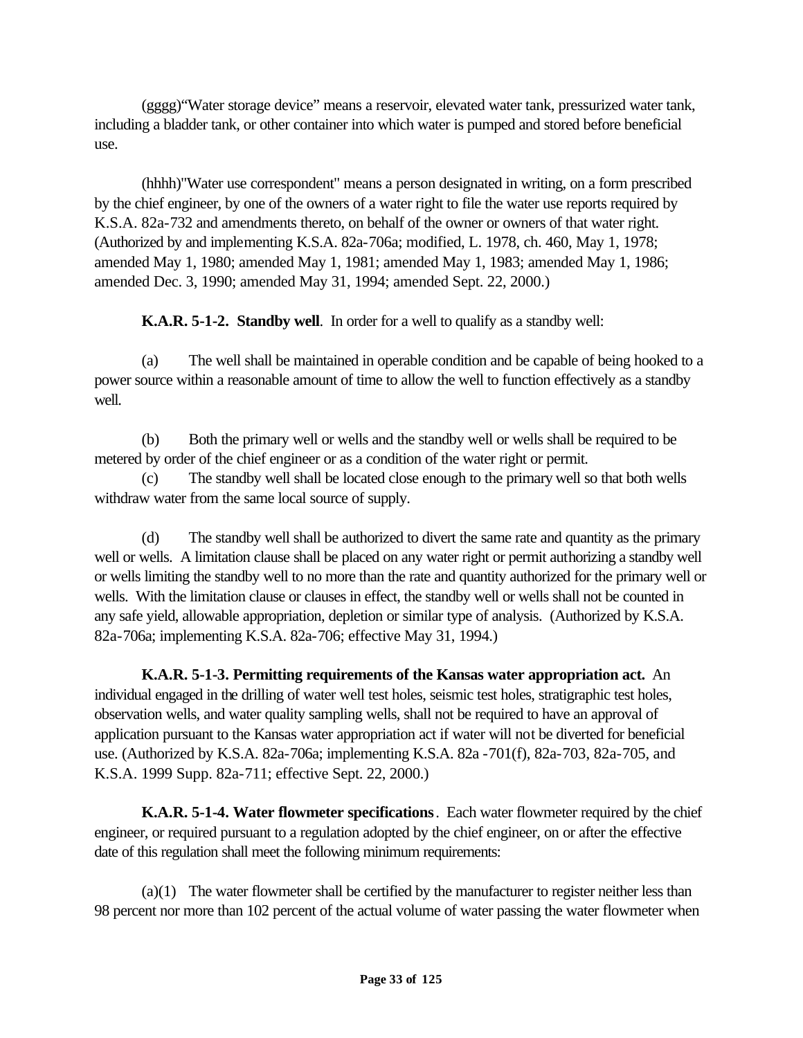(gggg)"Water storage device" means a reservoir, elevated water tank, pressurized water tank, including a bladder tank, or other container into which water is pumped and stored before beneficial use.

(hhhh)"Water use correspondent" means a person designated in writing, on a form prescribed by the chief engineer, by one of the owners of a water right to file the water use reports required by K.S.A. 82a-732 and amendments thereto, on behalf of the owner or owners of that water right. (Authorized by and implementing K.S.A. 82a-706a; modified, L. 1978, ch. 460, May 1, 1978; amended May 1, 1980; amended May 1, 1981; amended May 1, 1983; amended May 1, 1986; amended Dec. 3, 1990; amended May 31, 1994; amended Sept. 22, 2000.)

**K.A.R. 5-1-2. Standby well**. In order for a well to qualify as a standby well:

(a) The well shall be maintained in operable condition and be capable of being hooked to a power source within a reasonable amount of time to allow the well to function effectively as a standby well.

(b) Both the primary well or wells and the standby well or wells shall be required to be metered by order of the chief engineer or as a condition of the water right or permit.

(c) The standby well shall be located close enough to the primary well so that both wells withdraw water from the same local source of supply.

(d) The standby well shall be authorized to divert the same rate and quantity as the primary well or wells. A limitation clause shall be placed on any water right or permit authorizing a standby well or wells limiting the standby well to no more than the rate and quantity authorized for the primary well or wells. With the limitation clause or clauses in effect, the standby well or wells shall not be counted in any safe yield, allowable appropriation, depletion or similar type of analysis. (Authorized by K.S.A. 82a-706a; implementing K.S.A. 82a-706; effective May 31, 1994.)

**K.A.R. 5-1-3. Permitting requirements of the Kansas water appropriation act.** An individual engaged in the drilling of water well test holes, seismic test holes, stratigraphic test holes, observation wells, and water quality sampling wells, shall not be required to have an approval of application pursuant to the Kansas water appropriation act if water will not be diverted for beneficial use. (Authorized by K.S.A. 82a-706a; implementing K.S.A. 82a -701(f), 82a-703, 82a-705, and K.S.A. 1999 Supp. 82a-711; effective Sept. 22, 2000.)

**K.A.R. 5-1-4. Water flowmeter specifications**. Each water flowmeter required by the chief engineer, or required pursuant to a regulation adopted by the chief engineer, on or after the effective date of this regulation shall meet the following minimum requirements:

(a)(1) The water flowmeter shall be certified by the manufacturer to register neither less than 98 percent nor more than 102 percent of the actual volume of water passing the water flowmeter when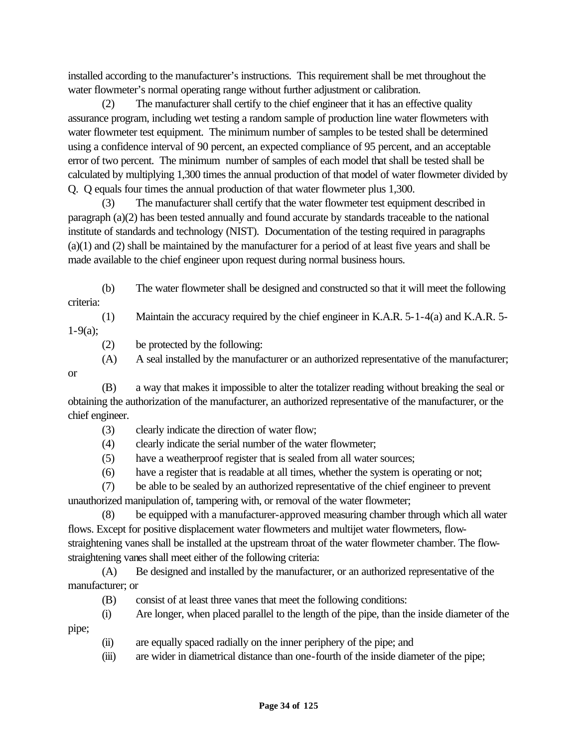installed according to the manufacturer's instructions. This requirement shall be met throughout the water flowmeter's normal operating range without further adjustment or calibration.

(2) The manufacturer shall certify to the chief engineer that it has an effective quality assurance program, including wet testing a random sample of production line water flowmeters with water flowmeter test equipment. The minimum number of samples to be tested shall be determined using a confidence interval of 90 percent, an expected compliance of 95 percent, and an acceptable error of two percent. The minimum number of samples of each model that shall be tested shall be calculated by multiplying 1,300 times the annual production of that model of water flowmeter divided by Q. Q equals four times the annual production of that water flowmeter plus 1,300.

(3) The manufacturer shall certify that the water flowmeter test equipment described in paragraph (a)(2) has been tested annually and found accurate by standards traceable to the national institute of standards and technology (NIST). Documentation of the testing required in paragraphs (a)(1) and (2) shall be maintained by the manufacturer for a period of at least five years and shall be made available to the chief engineer upon request during normal business hours.

(b) The water flowmeter shall be designed and constructed so that it will meet the following criteria:

(1) Maintain the accuracy required by the chief engineer in K.A.R. 5-1-4(a) and K.A.R. 5-1-9(a);

(2) be protected by the following:

(A) A seal installed by the manufacturer or an authorized representative of the manufacturer; or

(B) a way that makes it impossible to alter the totalizer reading without breaking the seal or obtaining the authorization of the manufacturer, an authorized representative of the manufacturer, or the chief engineer.

(3) clearly indicate the direction of water flow;

(4) clearly indicate the serial number of the water flowmeter;

(5) have a weatherproof register that is sealed from all water sources;

(6) have a register that is readable at all times, whether the system is operating or not;

(7) be able to be sealed by an authorized representative of the chief engineer to prevent unauthorized manipulation of, tampering with, or removal of the water flowmeter;

(8) be equipped with a manufacturer-approved measuring chamber through which all water flows. Except for positive displacement water flowmeters and multijet water flowmeters, flow-straightening vanes shall be installed at the upstream throat of the water flowmeter chamber. The flow-straightening vanes shall meet either of the following criteria:

(A) Be designed and installed by the manufacturer, or an authorized representative of the manufacturer; or

(B) consist of at least three vanes that meet the following conditions:

(i) Are longer, when placed parallel to the length of the pipe, than the inside diameter of the pipe;

(ii) are equally spaced radially on the inner periphery of the pipe; and

(iii) are wider in diametrical distance than one-fourth of the inside diameter of the pipe;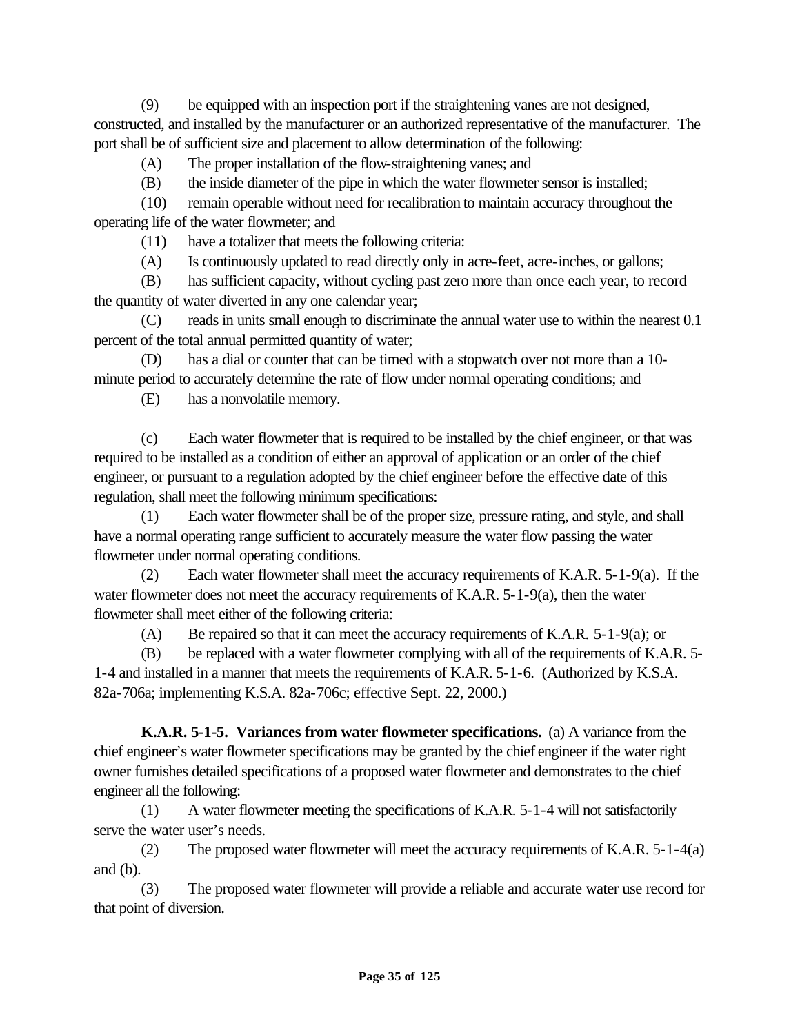(9) be equipped with an inspection port if the straightening vanes are not designed, constructed, and installed by the manufacturer or an authorized representative of the manufacturer. The port shall be of sufficient size and placement to allow determination of the following:

(A) The proper installation of the flow-straightening vanes; and

(B) the inside diameter of the pipe in which the water flowmeter sensor is installed;

(10) remain operable without need for recalibration to maintain accuracy throughout the operating life of the water flowmeter; and

(11) have a totalizer that meets the following criteria:

(A) Is continuously updated to read directly only in acre-feet, acre-inches, or gallons;

(B) has sufficient capacity, without cycling past zero more than once each year, to record the quantity of water diverted in any one calendar year;

(C) reads in units small enough to discriminate the annual water use to within the nearest 0.1 percent of the total annual permitted quantity of water;

(D) has a dial or counter that can be timed with a stopwatch over not more than a 10-minute period to accurately determine the rate of flow under normal operating conditions; and

(E) has a nonvolatile memory.

(c) Each water flowmeter that is required to be installed by the chief engineer, or that was required to be installed as a condition of either an approval of application or an order of the chief engineer, or pursuant to a regulation adopted by the chief engineer before the effective date of this regulation, shall meet the following minimum specifications:

(1) Each water flowmeter shall be of the proper size, pressure rating, and style, and shall have a normal operating range sufficient to accurately measure the water flow passing the water flowmeter under normal operating conditions.

(2) Each water flowmeter shall meet the accuracy requirements of K.A.R. 5-1-9(a). If the water flowmeter does not meet the accuracy requirements of K.A.R. 5-1-9(a), then the water flowmeter shall meet either of the following criteria:

(A) Be repaired so that it can meet the accuracy requirements of K.A.R. 5-1-9(a); or

(B) be replaced with a water flowmeter complying with all of the requirements of K.A.R. 5-1-4 and installed in a manner that meets the requirements of K.A.R. 5-1-6. (Authorized by K.S.A. 82a-706a; implementing K.S.A. 82a-706c; effective Sept. 22, 2000.)

**K.A.R. 5-1-5. Variances from water flowmeter specifications.** (a) A variance from the chief engineer's water flowmeter specifications may be granted by the chief engineer if the water right owner furnishes detailed specifications of a proposed water flowmeter and demonstrates to the chief engineer all the following:

(1) A water flowmeter meeting the specifications of K.A.R. 5-1-4 will not satisfactorily serve the water user's needs.

(2) The proposed water flowmeter will meet the accuracy requirements of K.A.R. 5-1-4(a) and (b).

(3) The proposed water flowmeter will provide a reliable and accurate water use record for that point of diversion.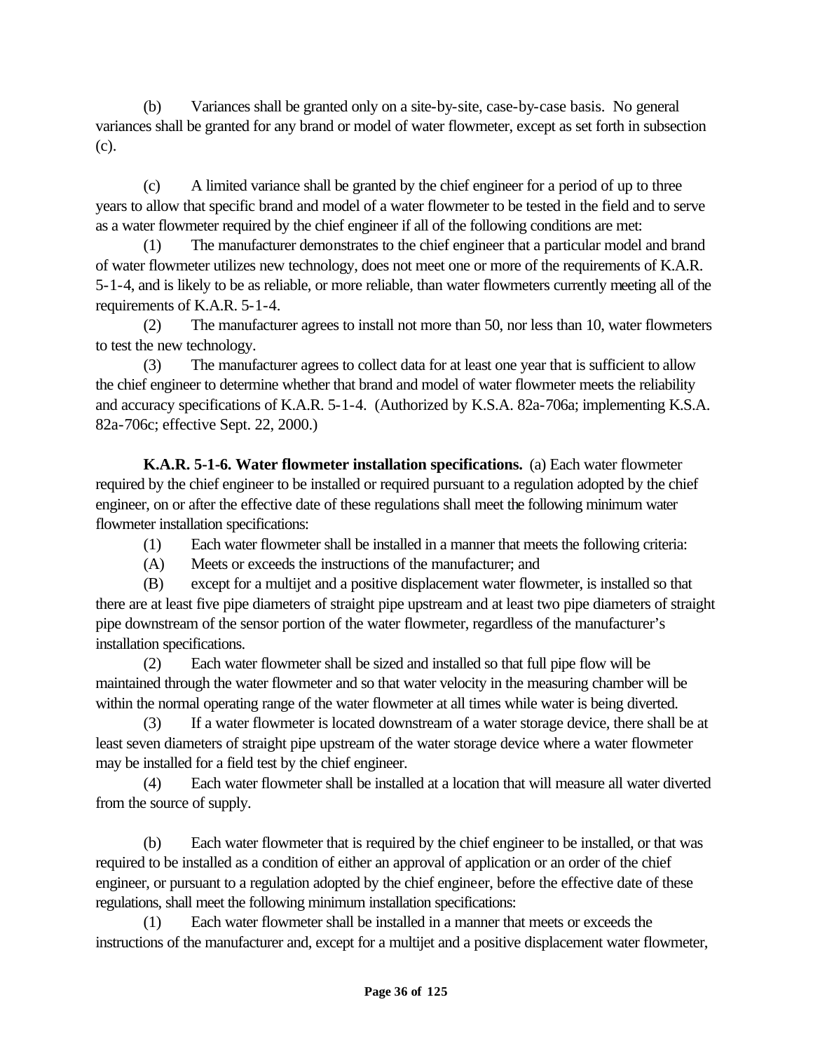(b) Variances shall be granted only on a site-by-site, case-by-case basis. No general variances shall be granted for any brand or model of water flowmeter, except as set forth in subsection (c).

(c) A limited variance shall be granted by the chief engineer for a period of up to three years to allow that specific brand and model of a water flowmeter to be tested in the field and to serve as a water flowmeter required by the chief engineer if all of the following conditions are met:

(1) The manufacturer demonstrates to the chief engineer that a particular model and brand of water flowmeter utilizes new technology, does not meet one or more of the requirements of K.A.R. 5-1-4, and is likely to be as reliable, or more reliable, than water flowmeters currently meeting all of the requirements of K.A.R. 5-1-4.

(2) The manufacturer agrees to install not more than 50, nor less than 10, water flowmeters to test the new technology.

(3) The manufacturer agrees to collect data for at least one year that is sufficient to allow the chief engineer to determine whether that brand and model of water flowmeter meets the reliability and accuracy specifications of K.A.R. 5-1-4. (Authorized by K.S.A. 82a-706a; implementing K.S.A. 82a-706c; effective Sept. 22, 2000.)

**K.A.R. 5-1-6. Water flowmeter installation specifications.** (a) Each water flowmeter required by the chief engineer to be installed or required pursuant to a regulation adopted by the chief engineer, on or after the effective date of these regulations shall meet the following minimum water flowmeter installation specifications:

(1) Each water flowmeter shall be installed in a manner that meets the following criteria:

(A) Meets or exceeds the instructions of the manufacturer; and

(B) except for a multijet and a positive displacement water flowmeter, is installed so that there are at least five pipe diameters of straight pipe upstream and at least two pipe diameters of straight pipe downstream of the sensor portion of the water flowmeter, regardless of the manufacturer's installation specifications.

(2) Each water flowmeter shall be sized and installed so that full pipe flow will be maintained through the water flowmeter and so that water velocity in the measuring chamber will be within the normal operating range of the water flowmeter at all times while water is being diverted.

(3) If a water flowmeter is located downstream of a water storage device, there shall be at least seven diameters of straight pipe upstream of the water storage device where a water flowmeter may be installed for a field test by the chief engineer.

(4) Each water flowmeter shall be installed at a location that will measure all water diverted from the source of supply.

(b) Each water flowmeter that is required by the chief engineer to be installed, or that was required to be installed as a condition of either an approval of application or an order of the chief engineer, or pursuant to a regulation adopted by the chief engineer, before the effective date of these regulations, shall meet the following minimum installation specifications:

(1) Each water flowmeter shall be installed in a manner that meets or exceeds the instructions of the manufacturer and, except for a multijet and a positive displacement water flowmeter,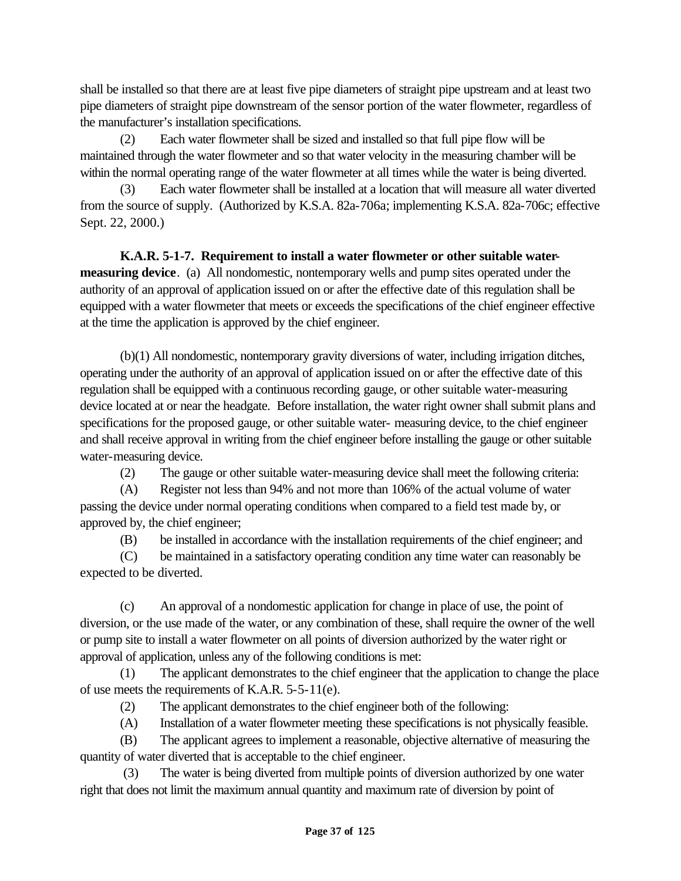shall be installed so that there are at least five pipe diameters of straight pipe upstream and at least two pipe diameters of straight pipe downstream of the sensor portion of the water flowmeter, regardless of the manufacturer's installation specifications.

(2) Each water flowmeter shall be sized and installed so that full pipe flow will be maintained through the water flowmeter and so that water velocity in the measuring chamber will be within the normal operating range of the water flowmeter at all times while the water is being diverted.

(3) Each water flowmeter shall be installed at a location that will measure all water diverted from the source of supply. (Authorized by K.S.A. 82a-706a; implementing K.S.A. 82a-706c; effective Sept. 22, 2000.)

**K.A.R. 5-1-7. Requirement to install a water flowmeter or other suitable water-measuring device**. (a) All nondomestic, nontemporary wells and pump sites operated under the authority of an approval of application issued on or after the effective date of this regulation shall be equipped with a water flowmeter that meets or exceeds the specifications of the chief engineer effective at the time the application is approved by the chief engineer.

(b)(1) All nondomestic, nontemporary gravity diversions of water, including irrigation ditches, operating under the authority of an approval of application issued on or after the effective date of this regulation shall be equipped with a continuous recording gauge, or other suitable water-measuring device located at or near the headgate. Before installation, the water right owner shall submit plans and specifications for the proposed gauge, or other suitable water- measuring device, to the chief engineer and shall receive approval in writing from the chief engineer before installing the gauge or other suitable water-measuring device.

(2) The gauge or other suitable water-measuring device shall meet the following criteria:

(A) Register not less than 94% and not more than 106% of the actual volume of water passing the device under normal operating conditions when compared to a field test made by, or approved by, the chief engineer;

(B) be installed in accordance with the installation requirements of the chief engineer; and

(C) be maintained in a satisfactory operating condition any time water can reasonably be expected to be diverted.

(c) An approval of a nondomestic application for change in place of use, the point of diversion, or the use made of the water, or any combination of these, shall require the owner of the well or pump site to install a water flowmeter on all points of diversion authorized by the water right or approval of application, unless any of the following conditions is met:

(1) The applicant demonstrates to the chief engineer that the application to change the place of use meets the requirements of K.A.R. 5-5-11(e).

(2) The applicant demonstrates to the chief engineer both of the following:

(A) Installation of a water flowmeter meeting these specifications is not physically feasible.

(B) The applicant agrees to implement a reasonable, objective alternative of measuring the quantity of water diverted that is acceptable to the chief engineer.

(3) The water is being diverted from multiple points of diversion authorized by one water right that does not limit the maximum annual quantity and maximum rate of diversion by point of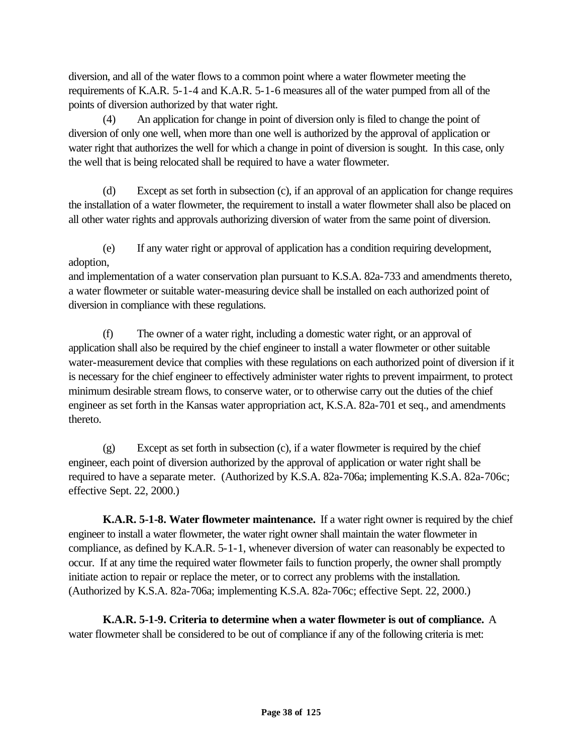diversion, and all of the water flows to a common point where a water flowmeter meeting the requirements of K.A.R. 5-1-4 and K.A.R. 5-1-6 measures all of the water pumped from all of the points of diversion authorized by that water right.

(4) An application for change in point of diversion only is filed to change the point of diversion of only one well, when more than one well is authorized by the approval of application or water right that authorizes the well for which a change in point of diversion is sought. In this case, only the well that is being relocated shall be required to have a water flowmeter.

(d) Except as set forth in subsection (c), if an approval of an application for change requires the installation of a water flowmeter, the requirement to install a water flowmeter shall also be placed on all other water rights and approvals authorizing diversion of water from the same point of diversion.

(e) If any water right or approval of application has a condition requiring development, adoption,
and implementation of a water conservation plan pursuant to K.S.A. 82a-733 and amendments thereto, a water flowmeter or suitable water-measuring device shall be installed on each authorized point of diversion in compliance with these regulations.

(f) The owner of a water right, including a domestic water right, or an approval of application shall also be required by the chief engineer to install a water flowmeter or other suitable water-measurement device that complies with these regulations on each authorized point of diversion if it is necessary for the chief engineer to effectively administer water rights to prevent impairment, to protect minimum desirable stream flows, to conserve water, or to otherwise carry out the duties of the chief engineer as set forth in the Kansas water appropriation act, K.S.A. 82a-701 et seq., and amendments thereto.

(g) Except as set forth in subsection (c), if a water flowmeter is required by the chief engineer, each point of diversion authorized by the approval of application or water right shall be required to have a separate meter. (Authorized by K.S.A. 82a-706a; implementing K.S.A. 82a-706c; effective Sept. 22, 2000.)

**K.A.R. 5-1-8. Water flowmeter maintenance.** If a water right owner is required by the chief engineer to install a water flowmeter, the water right owner shall maintain the water flowmeter in compliance, as defined by K.A.R. 5-1-1, whenever diversion of water can reasonably be expected to occur. If at any time the required water flowmeter fails to function properly, the owner shall promptly initiate action to repair or replace the meter, or to correct any problems with the installation. (Authorized by K.S.A. 82a-706a; implementing K.S.A. 82a-706c; effective Sept. 22, 2000.)

**K.A.R. 5-1-9. Criteria to determine when a water flowmeter is out of compliance.** A water flowmeter shall be considered to be out of compliance if any of the following criteria is met: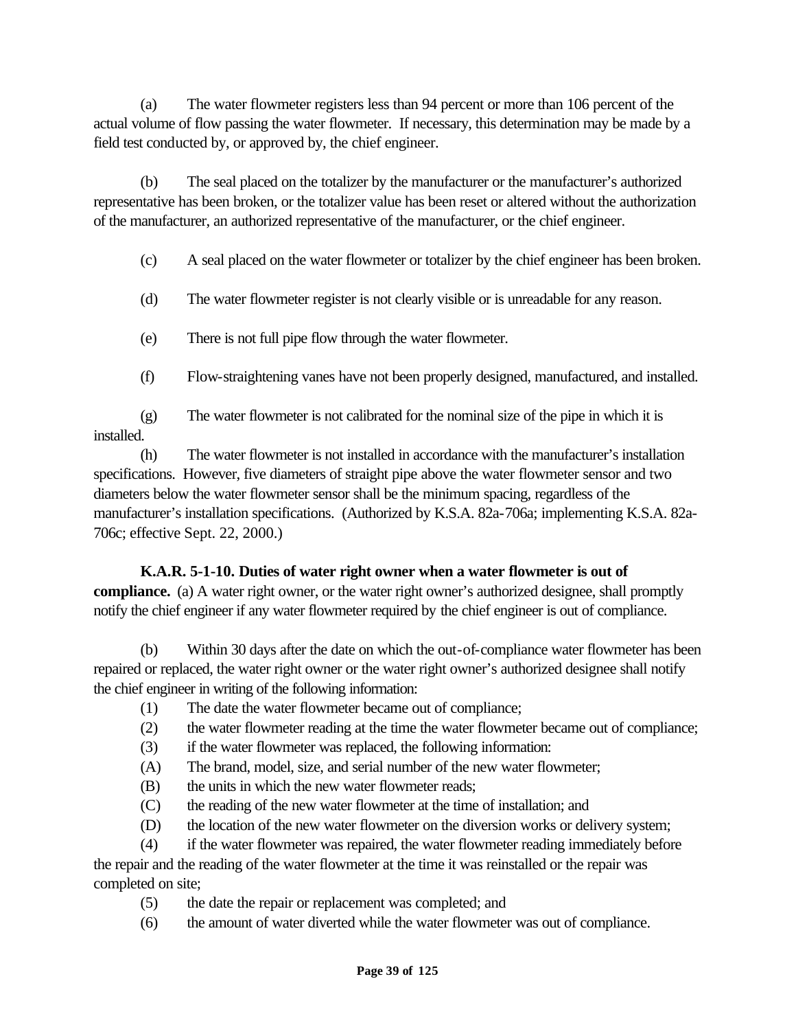(a) The water flowmeter registers less than 94 percent or more than 106 percent of the actual volume of flow passing the water flowmeter. If necessary, this determination may be made by a field test conducted by, or approved by, the chief engineer.

(b) The seal placed on the totalizer by the manufacturer or the manufacturer's authorized representative has been broken, or the totalizer value has been reset or altered without the authorization of the manufacturer, an authorized representative of the manufacturer, or the chief engineer.

(c) A seal placed on the water flowmeter or totalizer by the chief engineer has been broken.

(d) The water flowmeter register is not clearly visible or is unreadable for any reason.

(e) There is not full pipe flow through the water flowmeter.

(f) Flow-straightening vanes have not been properly designed, manufactured, and installed.

(g) The water flowmeter is not calibrated for the nominal size of the pipe in which it is installed.

(h) The water flowmeter is not installed in accordance with the manufacturer's installation specifications. However, five diameters of straight pipe above the water flowmeter sensor and two diameters below the water flowmeter sensor shall be the minimum spacing, regardless of the manufacturer's installation specifications. (Authorized by K.S.A. 82a-706a; implementing K.S.A. 82a-706c; effective Sept. 22, 2000.)

**K.A.R. 5-1-10. Duties of water right owner when a water flowmeter is out of compliance.** (a) A water right owner, or the water right owner's authorized designee, shall promptly notify the chief engineer if any water flowmeter required by the chief engineer is out of compliance.

(b) Within 30 days after the date on which the out-of-compliance water flowmeter has been repaired or replaced, the water right owner or the water right owner's authorized designee shall notify the chief engineer in writing of the following information:

(1) The date the water flowmeter became out of compliance;
(2) the water flowmeter reading at the time the water flowmeter became out of compliance;
(3) if the water flowmeter was replaced, the following information:
(A) The brand, model, size, and serial number of the new water flowmeter;
(B) the units in which the new water flowmeter reads;
(C) the reading of the new water flowmeter at the time of installation; and
(D) the location of the new water flowmeter on the diversion works or delivery system;
(4) if the water flowmeter was repaired, the water flowmeter reading immediately before the repair and the reading of the water flowmeter at the time it was reinstalled or the repair was completed on site;
(5) the date the repair or replacement was completed; and
(6) the amount of water diverted while the water flowmeter was out of compliance.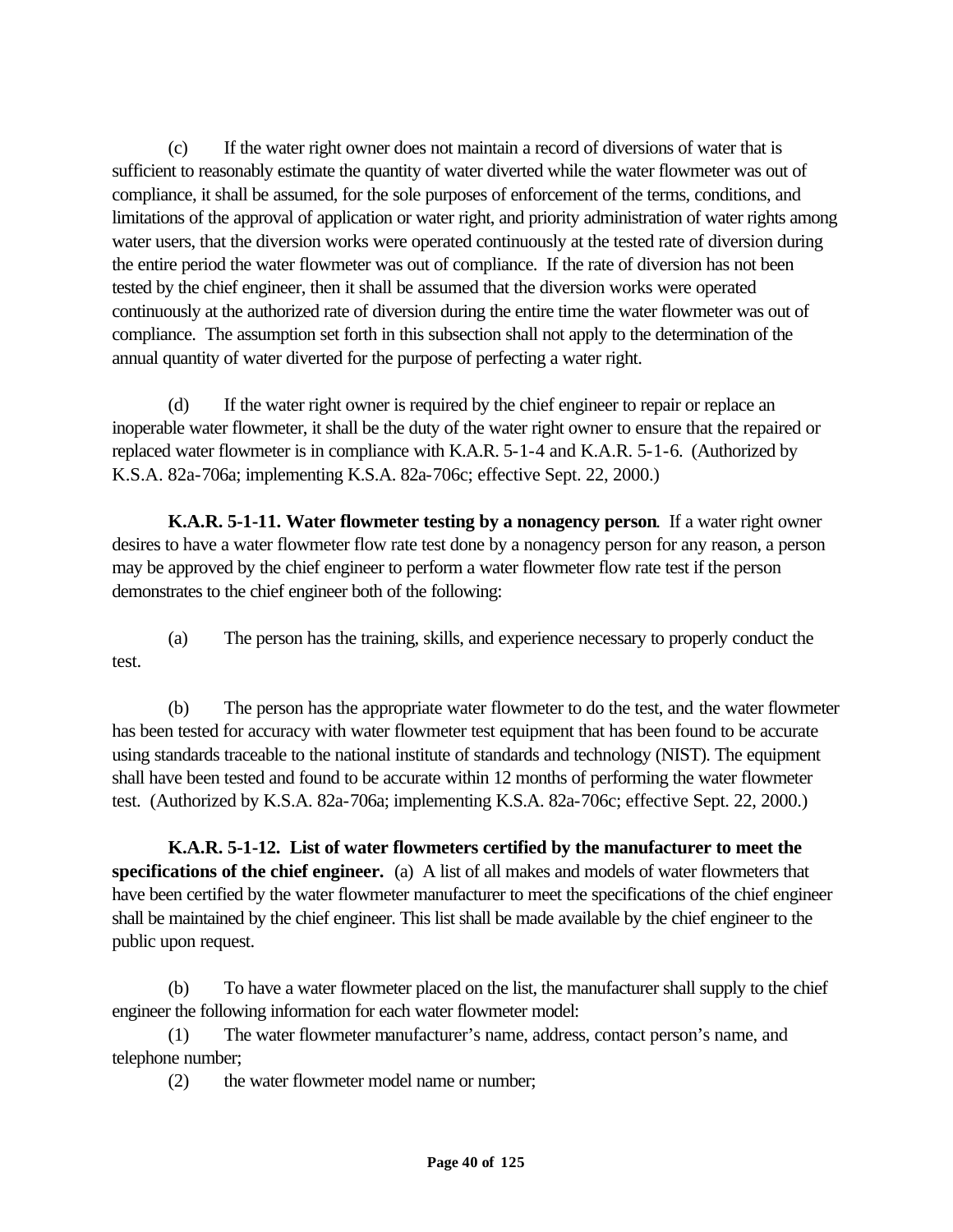(c) If the water right owner does not maintain a record of diversions of water that is sufficient to reasonably estimate the quantity of water diverted while the water flowmeter was out of compliance, it shall be assumed, for the sole purposes of enforcement of the terms, conditions, and limitations of the approval of application or water right, and priority administration of water rights among water users, that the diversion works were operated continuously at the tested rate of diversion during the entire period the water flowmeter was out of compliance. If the rate of diversion has not been tested by the chief engineer, then it shall be assumed that the diversion works were operated continuously at the authorized rate of diversion during the entire time the water flowmeter was out of compliance. The assumption set forth in this subsection shall not apply to the determination of the annual quantity of water diverted for the purpose of perfecting a water right.

(d) If the water right owner is required by the chief engineer to repair or replace an inoperable water flowmeter, it shall be the duty of the water right owner to ensure that the repaired or replaced water flowmeter is in compliance with K.A.R. 5-1-4 and K.A.R. 5-1-6. (Authorized by K.S.A. 82a-706a; implementing K.S.A. 82a-706c; effective Sept. 22, 2000.)

**K.A.R. 5-1-11. Water flowmeter testing by a nonagency person**. If a water right owner desires to have a water flowmeter flow rate test done by a nonagency person for any reason, a person may be approved by the chief engineer to perform a water flowmeter flow rate test if the person demonstrates to the chief engineer both of the following:

(a) The person has the training, skills, and experience necessary to properly conduct the test.

(b) The person has the appropriate water flowmeter to do the test, and the water flowmeter has been tested for accuracy with water flowmeter test equipment that has been found to be accurate using standards traceable to the national institute of standards and technology (NIST). The equipment shall have been tested and found to be accurate within 12 months of performing the water flowmeter test. (Authorized by K.S.A. 82a-706a; implementing K.S.A. 82a-706c; effective Sept. 22, 2000.)

**K.A.R. 5-1-12. List of water flowmeters certified by the manufacturer to meet the specifications of the chief engineer.** (a) A list of all makes and models of water flowmeters that have been certified by the water flowmeter manufacturer to meet the specifications of the chief engineer shall be maintained by the chief engineer. This list shall be made available by the chief engineer to the public upon request.

(b) To have a water flowmeter placed on the list, the manufacturer shall supply to the chief engineer the following information for each water flowmeter model:

(1) The water flowmeter manufacturer's name, address, contact person's name, and telephone number;

(2) the water flowmeter model name or number;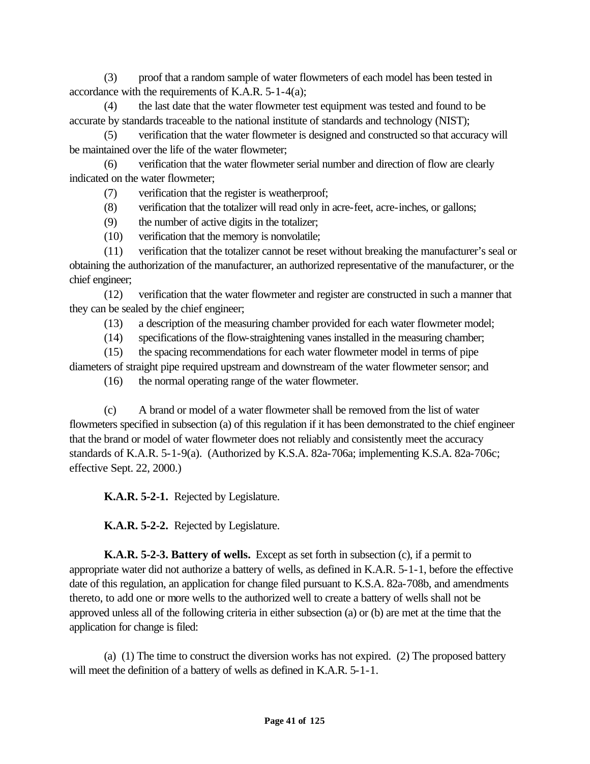(3) proof that a random sample of water flowmeters of each model has been tested in accordance with the requirements of K.A.R. 5-1-4(a);

(4) the last date that the water flowmeter test equipment was tested and found to be accurate by standards traceable to the national institute of standards and technology (NIST);

(5) verification that the water flowmeter is designed and constructed so that accuracy will be maintained over the life of the water flowmeter;

(6) verification that the water flowmeter serial number and direction of flow are clearly indicated on the water flowmeter;

(7) verification that the register is weatherproof;

(8) verification that the totalizer will read only in acre-feet, acre-inches, or gallons;

(9) the number of active digits in the totalizer;

(10) verification that the memory is nonvolatile;

(11) verification that the totalizer cannot be reset without breaking the manufacturer's seal or obtaining the authorization of the manufacturer, an authorized representative of the manufacturer, or the chief engineer;

(12) verification that the water flowmeter and register are constructed in such a manner that they can be sealed by the chief engineer;

(13) a description of the measuring chamber provided for each water flowmeter model;

(14) specifications of the flow-straightening vanes installed in the measuring chamber;

(15) the spacing recommendations for each water flowmeter model in terms of pipe diameters of straight pipe required upstream and downstream of the water flowmeter sensor; and

(16) the normal operating range of the water flowmeter.

(c) A brand or model of a water flowmeter shall be removed from the list of water flowmeters specified in subsection (a) of this regulation if it has been demonstrated to the chief engineer that the brand or model of water flowmeter does not reliably and consistently meet the accuracy standards of K.A.R. 5-1-9(a). (Authorized by K.S.A. 82a-706a; implementing K.S.A. 82a-706c; effective Sept. 22, 2000.)

**K.A.R. 5-2-1.** Rejected by Legislature.

**K.A.R. 5-2-2.** Rejected by Legislature.

**K.A.R. 5-2-3. Battery of wells.** Except as set forth in subsection (c), if a permit to appropriate water did not authorize a battery of wells, as defined in K.A.R. 5-1-1, before the effective date of this regulation, an application for change filed pursuant to K.S.A. 82a-708b, and amendments thereto, to add one or more wells to the authorized well to create a battery of wells shall not be approved unless all of the following criteria in either subsection (a) or (b) are met at the time that the application for change is filed:

(a) (1) The time to construct the diversion works has not expired. (2) The proposed battery will meet the definition of a battery of wells as defined in K.A.R. 5-1-1.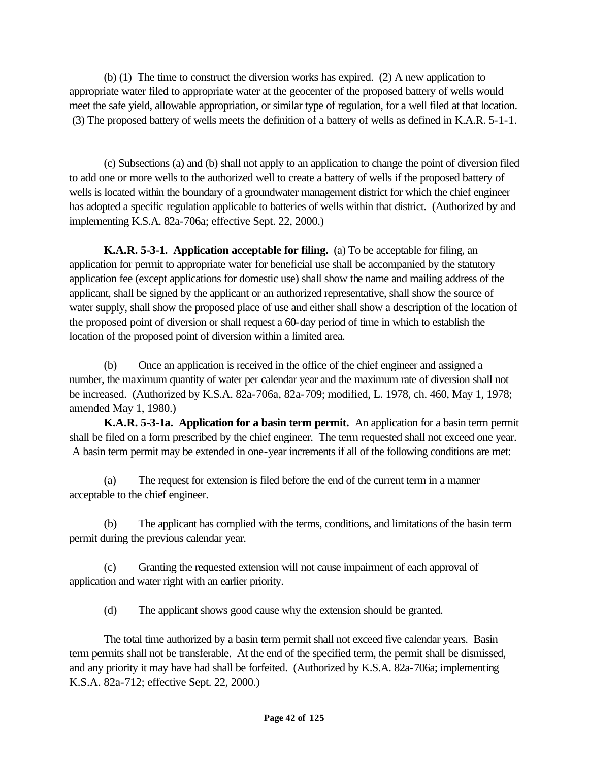(b) (1) The time to construct the diversion works has expired. (2) A new application to appropriate water filed to appropriate water at the geocenter of the proposed battery of wells would meet the safe yield, allowable appropriation, or similar type of regulation, for a well filed at that location. (3) The proposed battery of wells meets the definition of a battery of wells as defined in K.A.R. 5-1-1.

(c) Subsections (a) and (b) shall not apply to an application to change the point of diversion filed to add one or more wells to the authorized well to create a battery of wells if the proposed battery of wells is located within the boundary of a groundwater management district for which the chief engineer has adopted a specific regulation applicable to batteries of wells within that district. (Authorized by and implementing K.S.A. 82a-706a; effective Sept. 22, 2000.)

**K.A.R. 5-3-1. Application acceptable for filing.** (a) To be acceptable for filing, an application for permit to appropriate water for beneficial use shall be accompanied by the statutory application fee (except applications for domestic use) shall show the name and mailing address of the applicant, shall be signed by the applicant or an authorized representative, shall show the source of water supply, shall show the proposed place of use and either shall show a description of the location of the proposed point of diversion or shall request a 60-day period of time in which to establish the location of the proposed point of diversion within a limited area.

(b) Once an application is received in the office of the chief engineer and assigned a number, the maximum quantity of water per calendar year and the maximum rate of diversion shall not be increased. (Authorized by K.S.A. 82a-706a, 82a-709; modified, L. 1978, ch. 460, May 1, 1978; amended May 1, 1980.)

**K.A.R. 5-3-1a. Application for a basin term permit.** An application for a basin term permit shall be filed on a form prescribed by the chief engineer. The term requested shall not exceed one year. A basin term permit may be extended in one-year increments if all of the following conditions are met:

(a) The request for extension is filed before the end of the current term in a manner acceptable to the chief engineer.

(b) The applicant has complied with the terms, conditions, and limitations of the basin term permit during the previous calendar year.

(c) Granting the requested extension will not cause impairment of each approval of application and water right with an earlier priority.

(d) The applicant shows good cause why the extension should be granted.

The total time authorized by a basin term permit shall not exceed five calendar years. Basin term permits shall not be transferable. At the end of the specified term, the permit shall be dismissed, and any priority it may have had shall be forfeited. (Authorized by K.S.A. 82a-706a; implementing K.S.A. 82a-712; effective Sept. 22, 2000.)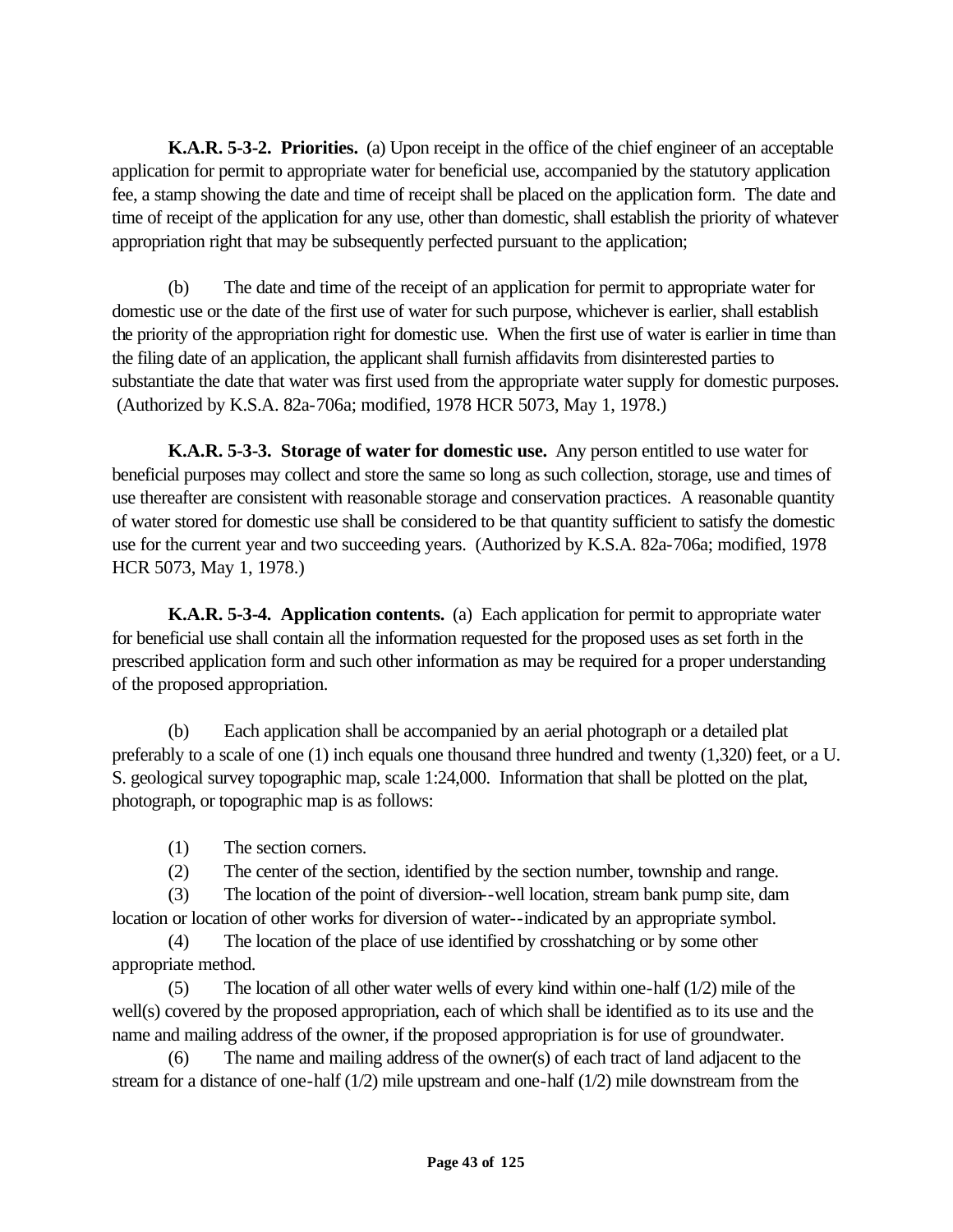**K.A.R. 5-3-2. Priorities.** (a) Upon receipt in the office of the chief engineer of an acceptable application for permit to appropriate water for beneficial use, accompanied by the statutory application fee, a stamp showing the date and time of receipt shall be placed on the application form. The date and time of receipt of the application for any use, other than domestic, shall establish the priority of whatever appropriation right that may be subsequently perfected pursuant to the application;

(b) The date and time of the receipt of an application for permit to appropriate water for domestic use or the date of the first use of water for such purpose, whichever is earlier, shall establish the priority of the appropriation right for domestic use. When the first use of water is earlier in time than the filing date of an application, the applicant shall furnish affidavits from disinterested parties to substantiate the date that water was first used from the appropriate water supply for domestic purposes. (Authorized by K.S.A. 82a-706a; modified, 1978 HCR 5073, May 1, 1978.)

**K.A.R. 5-3-3. Storage of water for domestic use.** Any person entitled to use water for beneficial purposes may collect and store the same so long as such collection, storage, use and times of use thereafter are consistent with reasonable storage and conservation practices. A reasonable quantity of water stored for domestic use shall be considered to be that quantity sufficient to satisfy the domestic use for the current year and two succeeding years. (Authorized by K.S.A. 82a-706a; modified, 1978 HCR 5073, May 1, 1978.)

**K.A.R. 5-3-4. Application contents.** (a) Each application for permit to appropriate water for beneficial use shall contain all the information requested for the proposed uses as set forth in the prescribed application form and such other information as may be required for a proper understanding of the proposed appropriation.

(b) Each application shall be accompanied by an aerial photograph or a detailed plat preferably to a scale of one (1) inch equals one thousand three hundred and twenty (1,320) feet, or a U. S. geological survey topographic map, scale 1:24,000. Information that shall be plotted on the plat, photograph, or topographic map is as follows:

(1) The section corners.

(2) The center of the section, identified by the section number, township and range.

(3) The location of the point of diversion--well location, stream bank pump site, dam location or location of other works for diversion of water--indicated by an appropriate symbol.

(4) The location of the place of use identified by crosshatching or by some other appropriate method.

(5) The location of all other water wells of every kind within one-half (1/2) mile of the well(s) covered by the proposed appropriation, each of which shall be identified as to its use and the name and mailing address of the owner, if the proposed appropriation is for use of groundwater.

(6) The name and mailing address of the owner(s) of each tract of land adjacent to the stream for a distance of one-half (1/2) mile upstream and one-half (1/2) mile downstream from the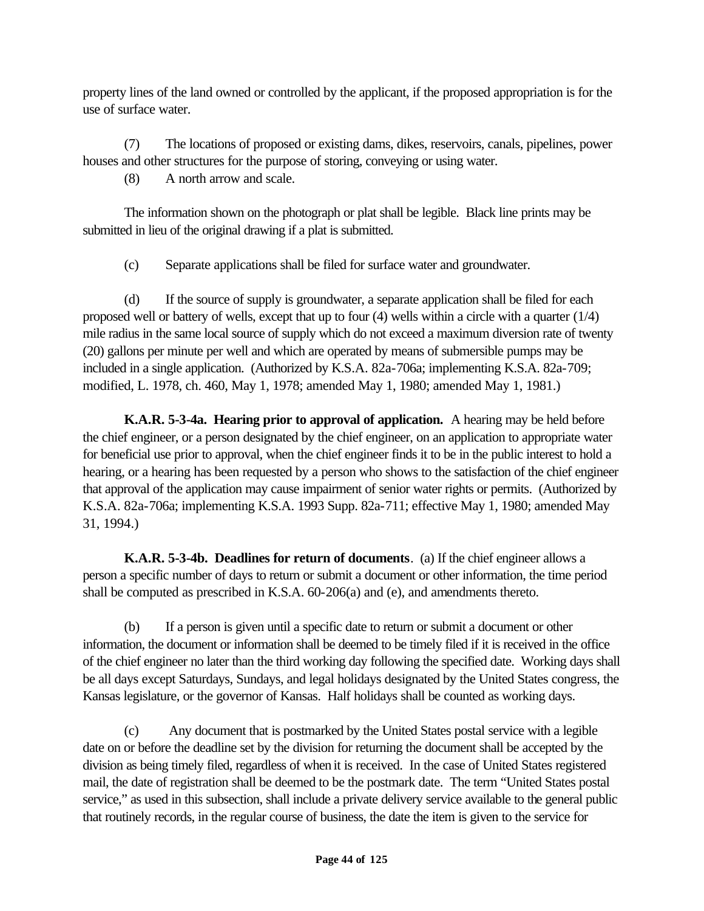property lines of the land owned or controlled by the applicant, if the proposed appropriation is for the use of surface water.

(7) The locations of proposed or existing dams, dikes, reservoirs, canals, pipelines, power houses and other structures for the purpose of storing, conveying or using water.

(8) A north arrow and scale.

The information shown on the photograph or plat shall be legible. Black line prints may be submitted in lieu of the original drawing if a plat is submitted.

(c) Separate applications shall be filed for surface water and groundwater.

(d) If the source of supply is groundwater, a separate application shall be filed for each proposed well or battery of wells, except that up to four (4) wells within a circle with a quarter (1/4) mile radius in the same local source of supply which do not exceed a maximum diversion rate of twenty (20) gallons per minute per well and which are operated by means of submersible pumps may be included in a single application. (Authorized by K.S.A. 82a-706a; implementing K.S.A. 82a-709; modified, L. 1978, ch. 460, May 1, 1978; amended May 1, 1980; amended May 1, 1981.)

**K.A.R. 5-3-4a. Hearing prior to approval of application.** A hearing may be held before the chief engineer, or a person designated by the chief engineer, on an application to appropriate water for beneficial use prior to approval, when the chief engineer finds it to be in the public interest to hold a hearing, or a hearing has been requested by a person who shows to the satisfaction of the chief engineer that approval of the application may cause impairment of senior water rights or permits. (Authorized by K.S.A. 82a-706a; implementing K.S.A. 1993 Supp. 82a-711; effective May 1, 1980; amended May 31, 1994.)

**K.A.R. 5-3-4b. Deadlines for return of documents**. (a) If the chief engineer allows a person a specific number of days to return or submit a document or other information, the time period shall be computed as prescribed in K.S.A. 60-206(a) and (e), and amendments thereto.

(b) If a person is given until a specific date to return or submit a document or other information, the document or information shall be deemed to be timely filed if it is received in the office of the chief engineer no later than the third working day following the specified date. Working days shall be all days except Saturdays, Sundays, and legal holidays designated by the United States congress, the Kansas legislature, or the governor of Kansas. Half holidays shall be counted as working days.

(c) Any document that is postmarked by the United States postal service with a legible date on or before the deadline set by the division for returning the document shall be accepted by the division as being timely filed, regardless of when it is received. In the case of United States registered mail, the date of registration shall be deemed to be the postmark date. The term "United States postal service," as used in this subsection, shall include a private delivery service available to the general public that routinely records, in the regular course of business, the date the item is given to the service for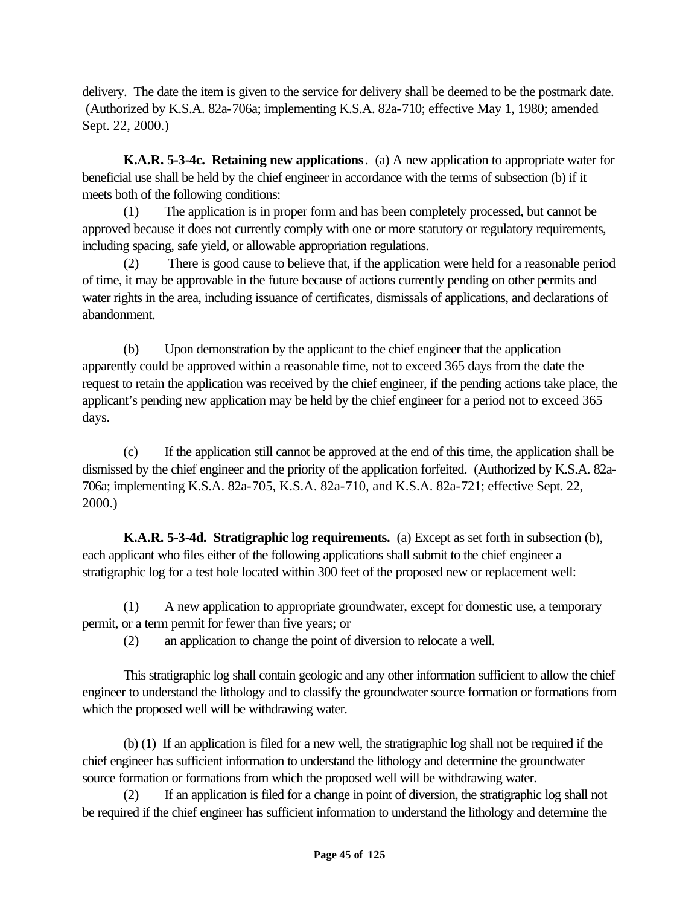delivery. The date the item is given to the service for delivery shall be deemed to be the postmark date. (Authorized by K.S.A. 82a-706a; implementing K.S.A. 82a-710; effective May 1, 1980; amended Sept. 22, 2000.)

**K.A.R. 5-3-4c. Retaining new applications**. (a) A new application to appropriate water for beneficial use shall be held by the chief engineer in accordance with the terms of subsection (b) if it meets both of the following conditions:

(1) The application is in proper form and has been completely processed, but cannot be approved because it does not currently comply with one or more statutory or regulatory requirements, including spacing, safe yield, or allowable appropriation regulations.

(2) There is good cause to believe that, if the application were held for a reasonable period of time, it may be approvable in the future because of actions currently pending on other permits and water rights in the area, including issuance of certificates, dismissals of applications, and declarations of abandonment.

(b) Upon demonstration by the applicant to the chief engineer that the application apparently could be approved within a reasonable time, not to exceed 365 days from the date the request to retain the application was received by the chief engineer, if the pending actions take place, the applicant's pending new application may be held by the chief engineer for a period not to exceed 365 days.

(c) If the application still cannot be approved at the end of this time, the application shall be dismissed by the chief engineer and the priority of the application forfeited. (Authorized by K.S.A. 82a-706a; implementing K.S.A. 82a-705, K.S.A. 82a-710, and K.S.A. 82a-721; effective Sept. 22, 2000.)

**K.A.R. 5-3-4d. Stratigraphic log requirements.** (a) Except as set forth in subsection (b), each applicant who files either of the following applications shall submit to the chief engineer a stratigraphic log for a test hole located within 300 feet of the proposed new or replacement well:

(1) A new application to appropriate groundwater, except for domestic use, a temporary permit, or a term permit for fewer than five years; or

(2) an application to change the point of diversion to relocate a well.

This stratigraphic log shall contain geologic and any other information sufficient to allow the chief engineer to understand the lithology and to classify the groundwater source formation or formations from which the proposed well will be withdrawing water.

(b) (1) If an application is filed for a new well, the stratigraphic log shall not be required if the chief engineer has sufficient information to understand the lithology and determine the groundwater source formation or formations from which the proposed well will be withdrawing water.

(2) If an application is filed for a change in point of diversion, the stratigraphic log shall not be required if the chief engineer has sufficient information to understand the lithology and determine the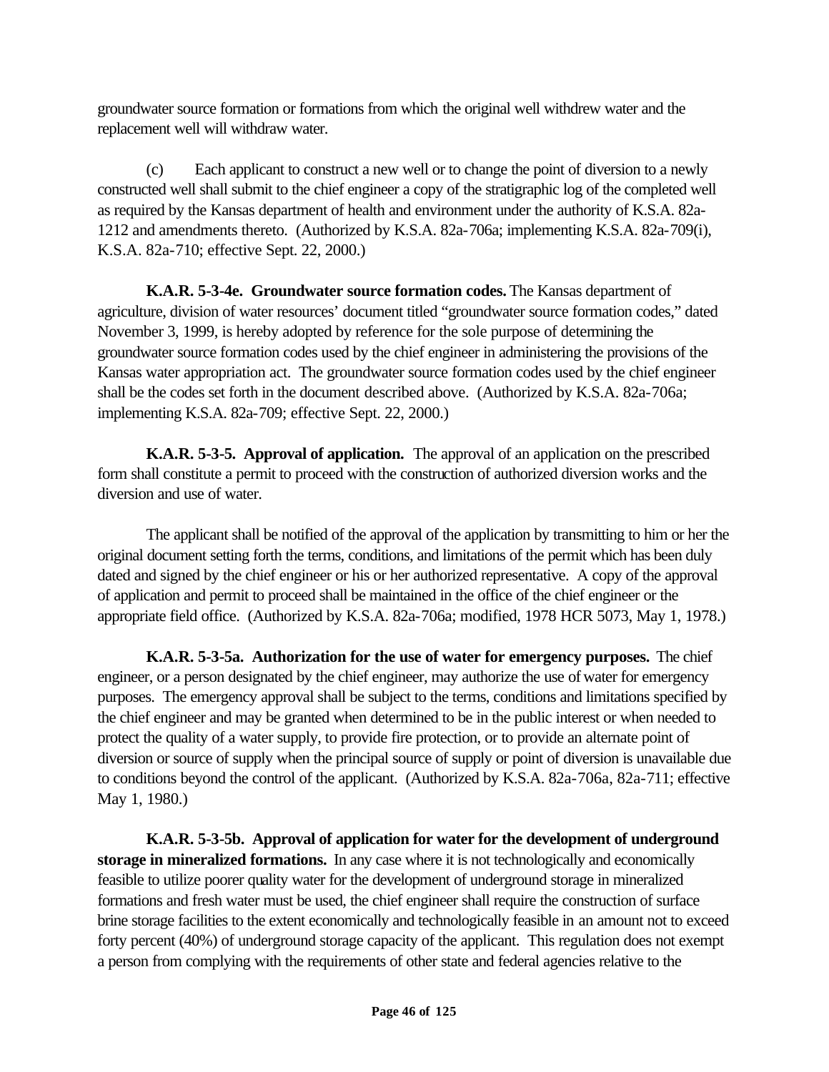groundwater source formation or formations from which the original well withdrew water and the replacement well will withdraw water.

(c) Each applicant to construct a new well or to change the point of diversion to a newly constructed well shall submit to the chief engineer a copy of the stratigraphic log of the completed well as required by the Kansas department of health and environment under the authority of K.S.A. 82a-1212 and amendments thereto. (Authorized by K.S.A. 82a-706a; implementing K.S.A. 82a-709(i), K.S.A. 82a-710; effective Sept. 22, 2000.)

**K.A.R. 5-3-4e. Groundwater source formation codes.** The Kansas department of agriculture, division of water resources' document titled "groundwater source formation codes," dated November 3, 1999, is hereby adopted by reference for the sole purpose of determining the groundwater source formation codes used by the chief engineer in administering the provisions of the Kansas water appropriation act. The groundwater source formation codes used by the chief engineer shall be the codes set forth in the document described above. (Authorized by K.S.A. 82a-706a; implementing K.S.A. 82a-709; effective Sept. 22, 2000.)

**K.A.R. 5-3-5. Approval of application.** The approval of an application on the prescribed form shall constitute a permit to proceed with the construction of authorized diversion works and the diversion and use of water.

The applicant shall be notified of the approval of the application by transmitting to him or her the original document setting forth the terms, conditions, and limitations of the permit which has been duly dated and signed by the chief engineer or his or her authorized representative. A copy of the approval of application and permit to proceed shall be maintained in the office of the chief engineer or the appropriate field office. (Authorized by K.S.A. 82a-706a; modified, 1978 HCR 5073, May 1, 1978.)

**K.A.R. 5-3-5a. Authorization for the use of water for emergency purposes.** The chief engineer, or a person designated by the chief engineer, may authorize the use of water for emergency purposes. The emergency approval shall be subject to the terms, conditions and limitations specified by the chief engineer and may be granted when determined to be in the public interest or when needed to protect the quality of a water supply, to provide fire protection, or to provide an alternate point of diversion or source of supply when the principal source of supply or point of diversion is unavailable due to conditions beyond the control of the applicant. (Authorized by K.S.A. 82a-706a, 82a-711; effective May 1, 1980.)

**K.A.R. 5-3-5b. Approval of application for water for the development of underground storage in mineralized formations.** In any case where it is not technologically and economically feasible to utilize poorer quality water for the development of underground storage in mineralized formations and fresh water must be used, the chief engineer shall require the construction of surface brine storage facilities to the extent economically and technologically feasible in an amount not to exceed forty percent (40%) of underground storage capacity of the applicant. This regulation does not exempt a person from complying with the requirements of other state and federal agencies relative to the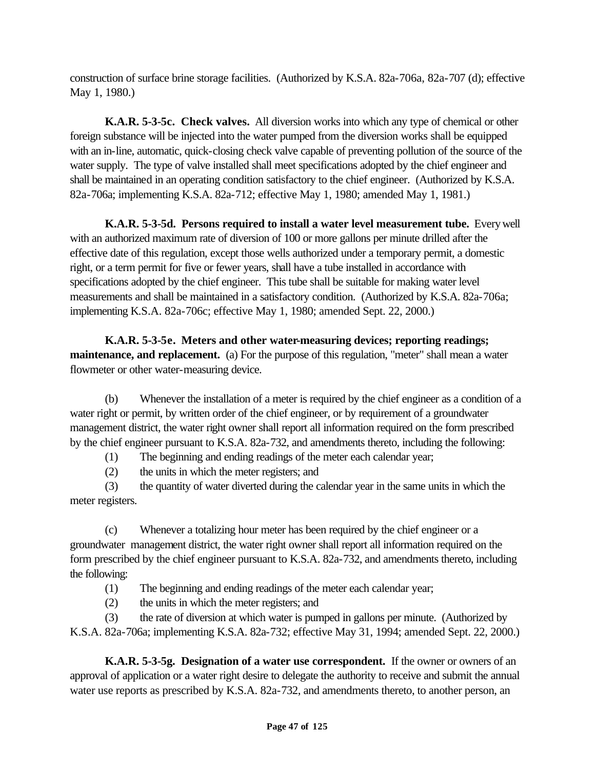construction of surface brine storage facilities. (Authorized by K.S.A. 82a-706a, 82a-707 (d); effective May 1, 1980.)

**K.A.R. 5-3-5c. Check valves.** All diversion works into which any type of chemical or other foreign substance will be injected into the water pumped from the diversion works shall be equipped with an in-line, automatic, quick-closing check valve capable of preventing pollution of the source of the water supply. The type of valve installed shall meet specifications adopted by the chief engineer and shall be maintained in an operating condition satisfactory to the chief engineer. (Authorized by K.S.A. 82a-706a; implementing K.S.A. 82a-712; effective May 1, 1980; amended May 1, 1981.)

**K.A.R. 5-3-5d. Persons required to install a water level measurement tube.** Every well with an authorized maximum rate of diversion of 100 or more gallons per minute drilled after the effective date of this regulation, except those wells authorized under a temporary permit, a domestic right, or a term permit for five or fewer years, shall have a tube installed in accordance with specifications adopted by the chief engineer. This tube shall be suitable for making water level measurements and shall be maintained in a satisfactory condition. (Authorized by K.S.A. 82a-706a; implementing K.S.A. 82a-706c; effective May 1, 1980; amended Sept. 22, 2000.)

**K.A.R. 5-3-5e. Meters and other water-measuring devices; reporting readings; maintenance, and replacement.** (a) For the purpose of this regulation, "meter" shall mean a water flowmeter or other water-measuring device.

(b) Whenever the installation of a meter is required by the chief engineer as a condition of a water right or permit, by written order of the chief engineer, or by requirement of a groundwater management district, the water right owner shall report all information required on the form prescribed by the chief engineer pursuant to K.S.A. 82a-732, and amendments thereto, including the following:

(1) The beginning and ending readings of the meter each calendar year;

(2) the units in which the meter registers; and

(3) the quantity of water diverted during the calendar year in the same units in which the meter registers.

(c) Whenever a totalizing hour meter has been required by the chief engineer or a groundwater management district, the water right owner shall report all information required on the form prescribed by the chief engineer pursuant to K.S.A. 82a-732, and amendments thereto, including the following:

(1) The beginning and ending readings of the meter each calendar year;

(2) the units in which the meter registers; and

(3) the rate of diversion at which water is pumped in gallons per minute. (Authorized by K.S.A. 82a-706a; implementing K.S.A. 82a-732; effective May 31, 1994; amended Sept. 22, 2000.)

**K.A.R. 5-3-5g. Designation of a water use correspondent.** If the owner or owners of an approval of application or a water right desire to delegate the authority to receive and submit the annual water use reports as prescribed by K.S.A. 82a-732, and amendments thereto, to another person, an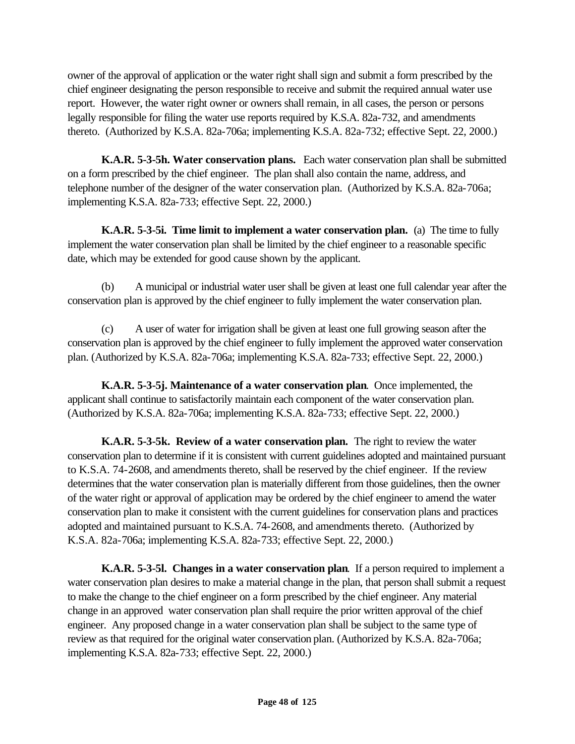owner of the approval of application or the water right shall sign and submit a form prescribed by the chief engineer designating the person responsible to receive and submit the required annual water use report. However, the water right owner or owners shall remain, in all cases, the person or persons legally responsible for filing the water use reports required by K.S.A. 82a-732, and amendments thereto. (Authorized by K.S.A. 82a-706a; implementing K.S.A. 82a-732; effective Sept. 22, 2000.)

**K.A.R. 5-3-5h. Water conservation plans.** Each water conservation plan shall be submitted on a form prescribed by the chief engineer. The plan shall also contain the name, address, and telephone number of the designer of the water conservation plan. (Authorized by K.S.A. 82a-706a; implementing K.S.A. 82a-733; effective Sept. 22, 2000.)

**K.A.R. 5-3-5i. Time limit to implement a water conservation plan.** (a) The time to fully implement the water conservation plan shall be limited by the chief engineer to a reasonable specific date, which may be extended for good cause shown by the applicant.

(b) A municipal or industrial water user shall be given at least one full calendar year after the conservation plan is approved by the chief engineer to fully implement the water conservation plan.

(c) A user of water for irrigation shall be given at least one full growing season after the conservation plan is approved by the chief engineer to fully implement the approved water conservation plan. (Authorized by K.S.A. 82a-706a; implementing K.S.A. 82a-733; effective Sept. 22, 2000.)

**K.A.R. 5-3-5j. Maintenance of a water conservation plan**. Once implemented, the applicant shall continue to satisfactorily maintain each component of the water conservation plan. (Authorized by K.S.A. 82a-706a; implementing K.S.A. 82a-733; effective Sept. 22, 2000.)

**K.A.R. 5-3-5k. Review of a water conservation plan.** The right to review the water conservation plan to determine if it is consistent with current guidelines adopted and maintained pursuant to K.S.A. 74-2608, and amendments thereto, shall be reserved by the chief engineer. If the review determines that the water conservation plan is materially different from those guidelines, then the owner of the water right or approval of application may be ordered by the chief engineer to amend the water conservation plan to make it consistent with the current guidelines for conservation plans and practices adopted and maintained pursuant to K.S.A. 74-2608, and amendments thereto. (Authorized by K.S.A. 82a-706a; implementing K.S.A. 82a-733; effective Sept. 22, 2000.)

**K.A.R. 5-3-5l. Changes in a water conservation plan**. If a person required to implement a water conservation plan desires to make a material change in the plan, that person shall submit a request to make the change to the chief engineer on a form prescribed by the chief engineer. Any material change in an approved water conservation plan shall require the prior written approval of the chief engineer. Any proposed change in a water conservation plan shall be subject to the same type of review as that required for the original water conservation plan. (Authorized by K.S.A. 82a-706a; implementing K.S.A. 82a-733; effective Sept. 22, 2000.)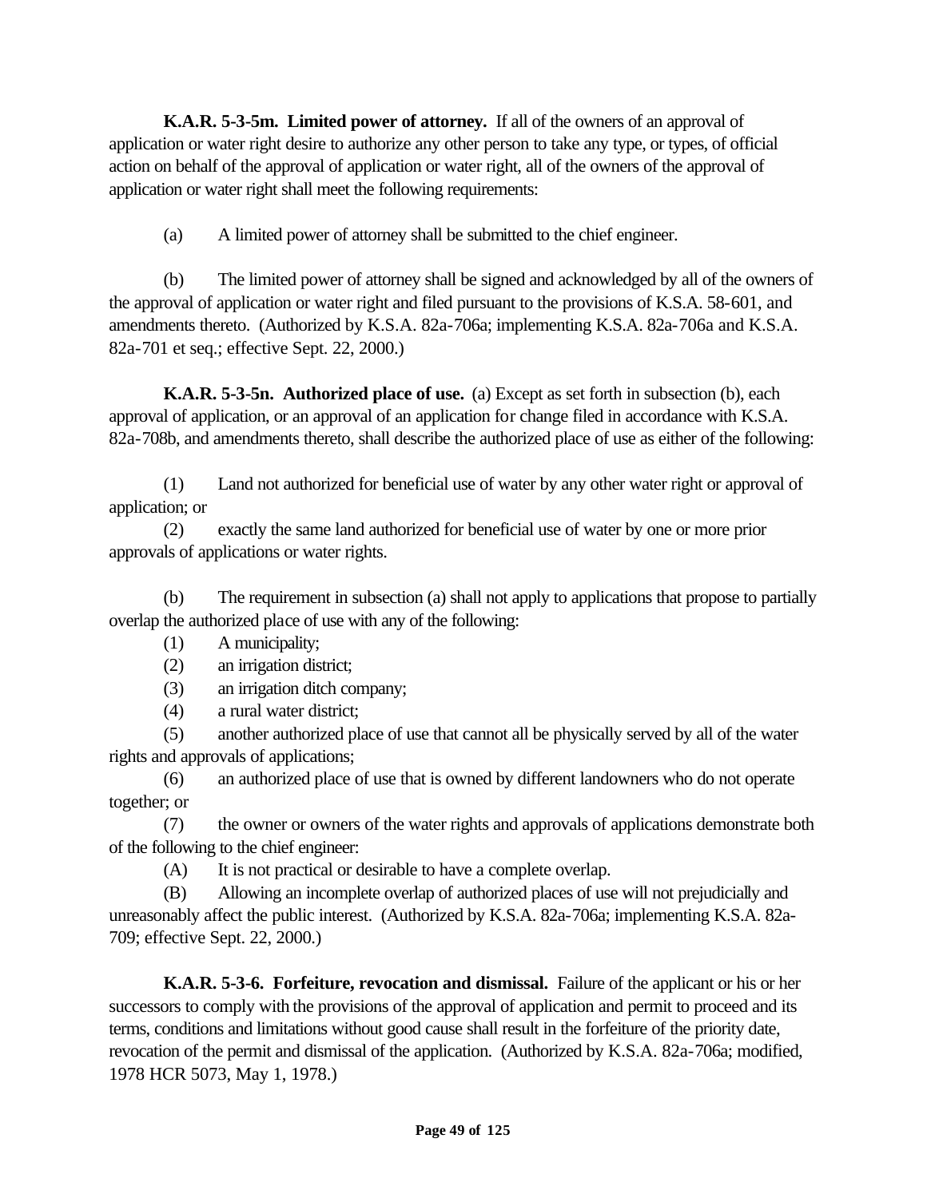**K.A.R. 5-3-5m. Limited power of attorney.** If all of the owners of an approval of application or water right desire to authorize any other person to take any type, or types, of official action on behalf of the approval of application or water right, all of the owners of the approval of application or water right shall meet the following requirements:

(a) A limited power of attorney shall be submitted to the chief engineer.

(b) The limited power of attorney shall be signed and acknowledged by all of the owners of the approval of application or water right and filed pursuant to the provisions of K.S.A. 58-601, and amendments thereto. (Authorized by K.S.A. 82a-706a; implementing K.S.A. 82a-706a and K.S.A. 82a-701 et seq.; effective Sept. 22, 2000.)

**K.A.R. 5-3-5n. Authorized place of use.** (a) Except as set forth in subsection (b), each approval of application, or an approval of an application for change filed in accordance with K.S.A. 82a-708b, and amendments thereto, shall describe the authorized place of use as either of the following:

(1) Land not authorized for beneficial use of water by any other water right or approval of application; or

(2) exactly the same land authorized for beneficial use of water by one or more prior approvals of applications or water rights.

(b) The requirement in subsection (a) shall not apply to applications that propose to partially overlap the authorized place of use with any of the following:

(1) A municipality;

(2) an irrigation district;

(3) an irrigation ditch company;

(4) a rural water district;

(5) another authorized place of use that cannot all be physically served by all of the water rights and approvals of applications;

(6) an authorized place of use that is owned by different landowners who do not operate together; or

(7) the owner or owners of the water rights and approvals of applications demonstrate both of the following to the chief engineer:

(A) It is not practical or desirable to have a complete overlap.

(B) Allowing an incomplete overlap of authorized places of use will not prejudicially and unreasonably affect the public interest. (Authorized by K.S.A. 82a-706a; implementing K.S.A. 82a-709; effective Sept. 22, 2000.)

**K.A.R. 5-3-6. Forfeiture, revocation and dismissal.** Failure of the applicant or his or her successors to comply with the provisions of the approval of application and permit to proceed and its terms, conditions and limitations without good cause shall result in the forfeiture of the priority date, revocation of the permit and dismissal of the application. (Authorized by K.S.A. 82a-706a; modified, 1978 HCR 5073, May 1, 1978.)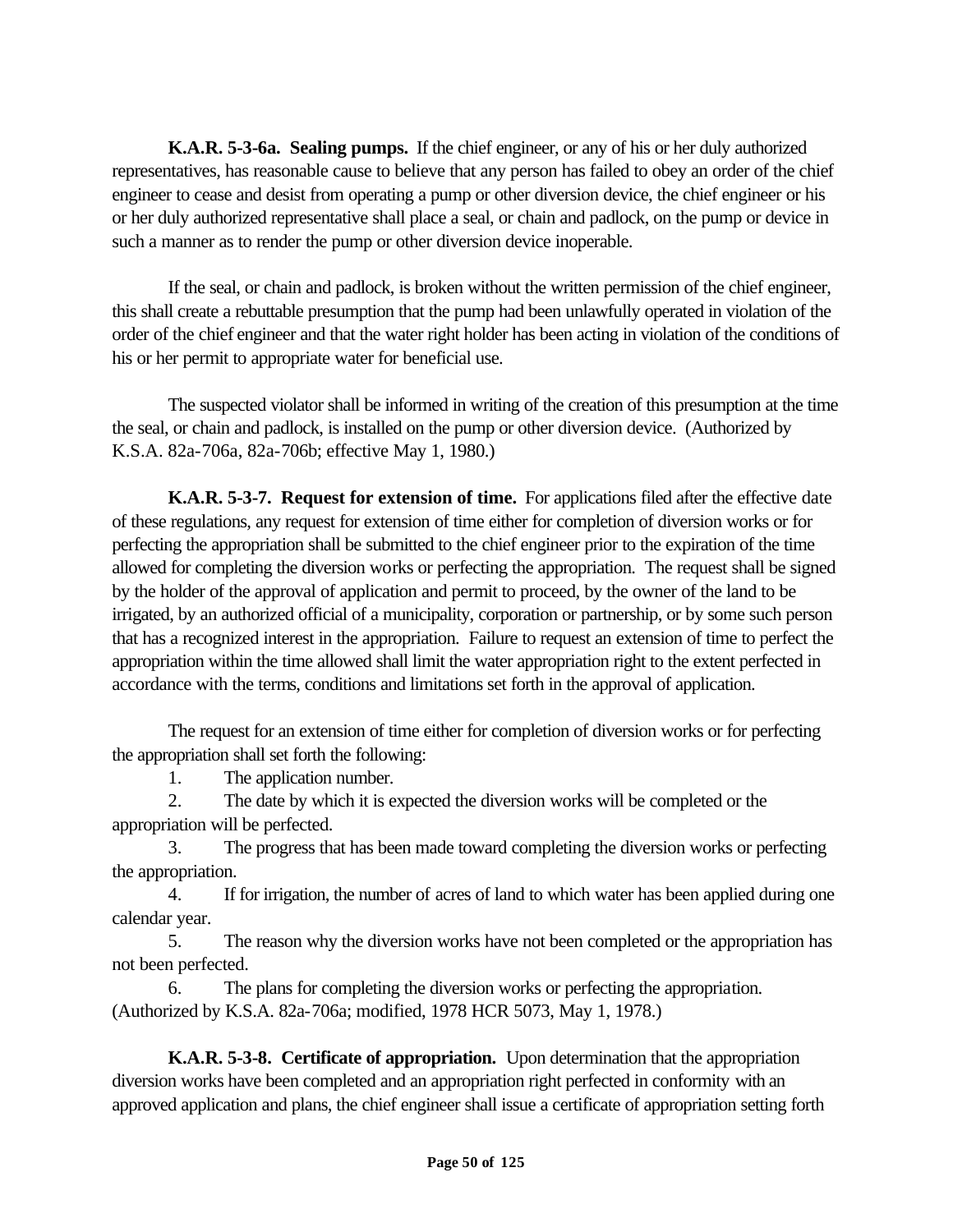**K.A.R. 5-3-6a. Sealing pumps.** If the chief engineer, or any of his or her duly authorized representatives, has reasonable cause to believe that any person has failed to obey an order of the chief engineer to cease and desist from operating a pump or other diversion device, the chief engineer or his or her duly authorized representative shall place a seal, or chain and padlock, on the pump or device in such a manner as to render the pump or other diversion device inoperable.

If the seal, or chain and padlock, is broken without the written permission of the chief engineer, this shall create a rebuttable presumption that the pump had been unlawfully operated in violation of the order of the chief engineer and that the water right holder has been acting in violation of the conditions of his or her permit to appropriate water for beneficial use.

The suspected violator shall be informed in writing of the creation of this presumption at the time the seal, or chain and padlock, is installed on the pump or other diversion device. (Authorized by K.S.A. 82a-706a, 82a-706b; effective May 1, 1980.)

**K.A.R. 5-3-7. Request for extension of time.** For applications filed after the effective date of these regulations, any request for extension of time either for completion of diversion works or for perfecting the appropriation shall be submitted to the chief engineer prior to the expiration of the time allowed for completing the diversion works or perfecting the appropriation. The request shall be signed by the holder of the approval of application and permit to proceed, by the owner of the land to be irrigated, by an authorized official of a municipality, corporation or partnership, or by some such person that has a recognized interest in the appropriation. Failure to request an extension of time to perfect the appropriation within the time allowed shall limit the water appropriation right to the extent perfected in accordance with the terms, conditions and limitations set forth in the approval of application.

The request for an extension of time either for completion of diversion works or for perfecting the appropriation shall set forth the following:

1. The application number.
2. The date by which it is expected the diversion works will be completed or the appropriation will be perfected.
3. The progress that has been made toward completing the diversion works or perfecting the appropriation.
4. If for irrigation, the number of acres of land to which water has been applied during one calendar year.
5. The reason why the diversion works have not been completed or the appropriation has not been perfected.
6. The plans for completing the diversion works or perfecting the appropriation.

(Authorized by K.S.A. 82a-706a; modified, 1978 HCR 5073, May 1, 1978.)

**K.A.R. 5-3-8. Certificate of appropriation.** Upon determination that the appropriation diversion works have been completed and an appropriation right perfected in conformity with an approved application and plans, the chief engineer shall issue a certificate of appropriation setting forth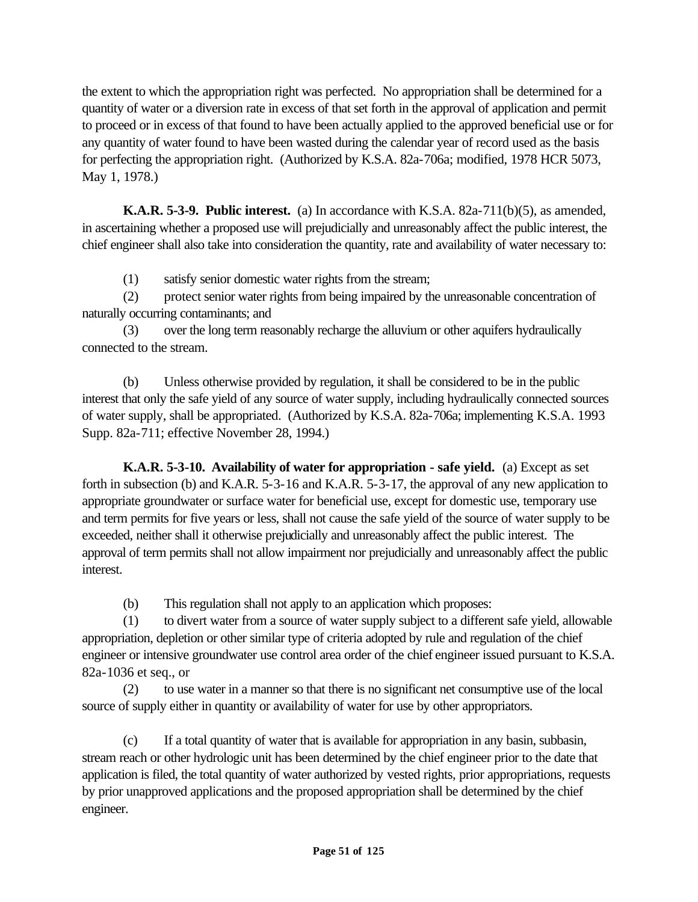the extent to which the appropriation right was perfected. No appropriation shall be determined for a quantity of water or a diversion rate in excess of that set forth in the approval of application and permit to proceed or in excess of that found to have been actually applied to the approved beneficial use or for any quantity of water found to have been wasted during the calendar year of record used as the basis for perfecting the appropriation right. (Authorized by K.S.A. 82a-706a; modified, 1978 HCR 5073, May 1, 1978.)

**K.A.R. 5-3-9. Public interest.** (a) In accordance with K.S.A. 82a-711(b)(5), as amended, in ascertaining whether a proposed use will prejudicially and unreasonably affect the public interest, the chief engineer shall also take into consideration the quantity, rate and availability of water necessary to:

(1) satisfy senior domestic water rights from the stream;

(2) protect senior water rights from being impaired by the unreasonable concentration of naturally occurring contaminants; and

(3) over the long term reasonably recharge the alluvium or other aquifers hydraulically connected to the stream.

(b) Unless otherwise provided by regulation, it shall be considered to be in the public interest that only the safe yield of any source of water supply, including hydraulically connected sources of water supply, shall be appropriated. (Authorized by K.S.A. 82a-706a; implementing K.S.A. 1993 Supp. 82a-711; effective November 28, 1994.)

**K.A.R. 5-3-10. Availability of water for appropriation - safe yield.** (a) Except as set forth in subsection (b) and K.A.R. 5-3-16 and K.A.R. 5-3-17, the approval of any new application to appropriate groundwater or surface water for beneficial use, except for domestic use, temporary use and term permits for five years or less, shall not cause the safe yield of the source of water supply to be exceeded, neither shall it otherwise prejudicially and unreasonably affect the public interest. The approval of term permits shall not allow impairment nor prejudicially and unreasonably affect the public interest.

(b) This regulation shall not apply to an application which proposes:

(1) to divert water from a source of water supply subject to a different safe yield, allowable appropriation, depletion or other similar type of criteria adopted by rule and regulation of the chief engineer or intensive groundwater use control area order of the chief engineer issued pursuant to K.S.A. 82a-1036 et seq., or

(2) to use water in a manner so that there is no significant net consumptive use of the local source of supply either in quantity or availability of water for use by other appropriators.

(c) If a total quantity of water that is available for appropriation in any basin, subbasin, stream reach or other hydrologic unit has been determined by the chief engineer prior to the date that application is filed, the total quantity of water authorized by vested rights, prior appropriations, requests by prior unapproved applications and the proposed appropriation shall be determined by the chief engineer.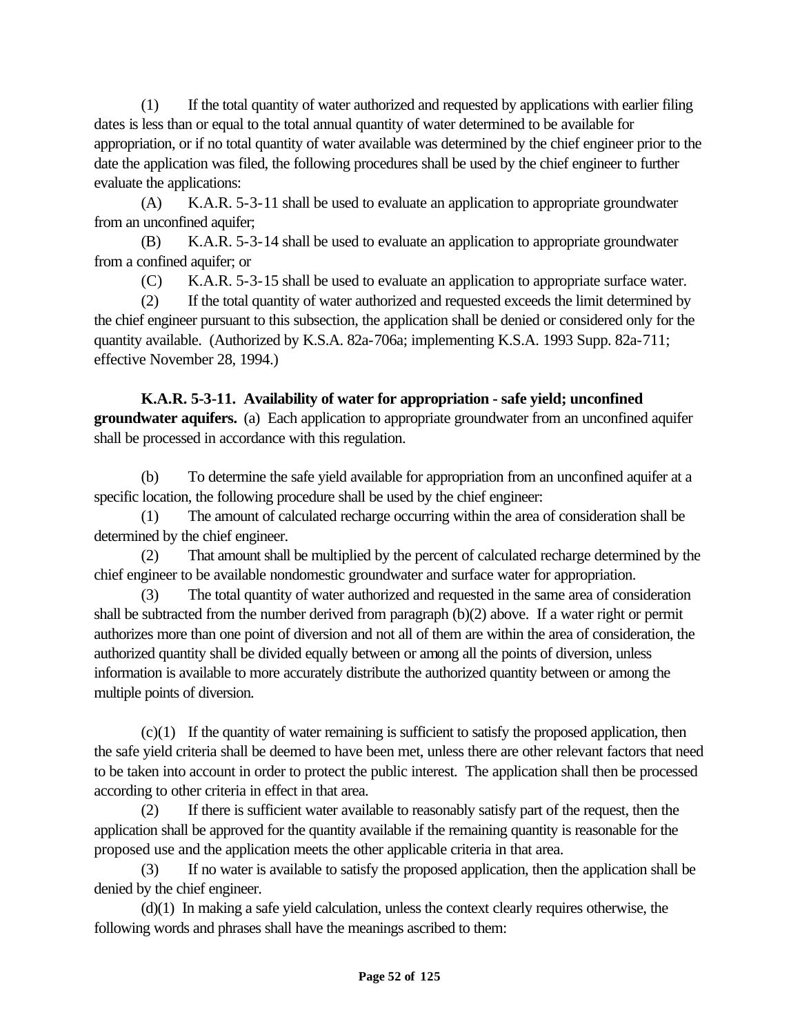(1) If the total quantity of water authorized and requested by applications with earlier filing dates is less than or equal to the total annual quantity of water determined to be available for appropriation, or if no total quantity of water available was determined by the chief engineer prior to the date the application was filed, the following procedures shall be used by the chief engineer to further evaluate the applications:

(A) K.A.R. 5-3-11 shall be used to evaluate an application to appropriate groundwater from an unconfined aquifer;

(B) K.A.R. 5-3-14 shall be used to evaluate an application to appropriate groundwater from a confined aquifer; or

(C) K.A.R. 5-3-15 shall be used to evaluate an application to appropriate surface water.

(2) If the total quantity of water authorized and requested exceeds the limit determined by the chief engineer pursuant to this subsection, the application shall be denied or considered only for the quantity available. (Authorized by K.S.A. 82a-706a; implementing K.S.A. 1993 Supp. 82a-711; effective November 28, 1994.)

**K.A.R. 5-3-11. Availability of water for appropriation - safe yield; unconfined groundwater aquifers.** (a) Each application to appropriate groundwater from an unconfined aquifer shall be processed in accordance with this regulation.

(b) To determine the safe yield available for appropriation from an unconfined aquifer at a specific location, the following procedure shall be used by the chief engineer:

(1) The amount of calculated recharge occurring within the area of consideration shall be determined by the chief engineer.

(2) That amount shall be multiplied by the percent of calculated recharge determined by the chief engineer to be available nondomestic groundwater and surface water for appropriation.

(3) The total quantity of water authorized and requested in the same area of consideration shall be subtracted from the number derived from paragraph (b)(2) above. If a water right or permit authorizes more than one point of diversion and not all of them are within the area of consideration, the authorized quantity shall be divided equally between or among all the points of diversion, unless information is available to more accurately distribute the authorized quantity between or among the multiple points of diversion.

(c)(1) If the quantity of water remaining is sufficient to satisfy the proposed application, then the safe yield criteria shall be deemed to have been met, unless there are other relevant factors that need to be taken into account in order to protect the public interest. The application shall then be processed according to other criteria in effect in that area.

(2) If there is sufficient water available to reasonably satisfy part of the request, then the application shall be approved for the quantity available if the remaining quantity is reasonable for the proposed use and the application meets the other applicable criteria in that area.

(3) If no water is available to satisfy the proposed application, then the application shall be denied by the chief engineer.

(d)(1) In making a safe yield calculation, unless the context clearly requires otherwise, the following words and phrases shall have the meanings ascribed to them: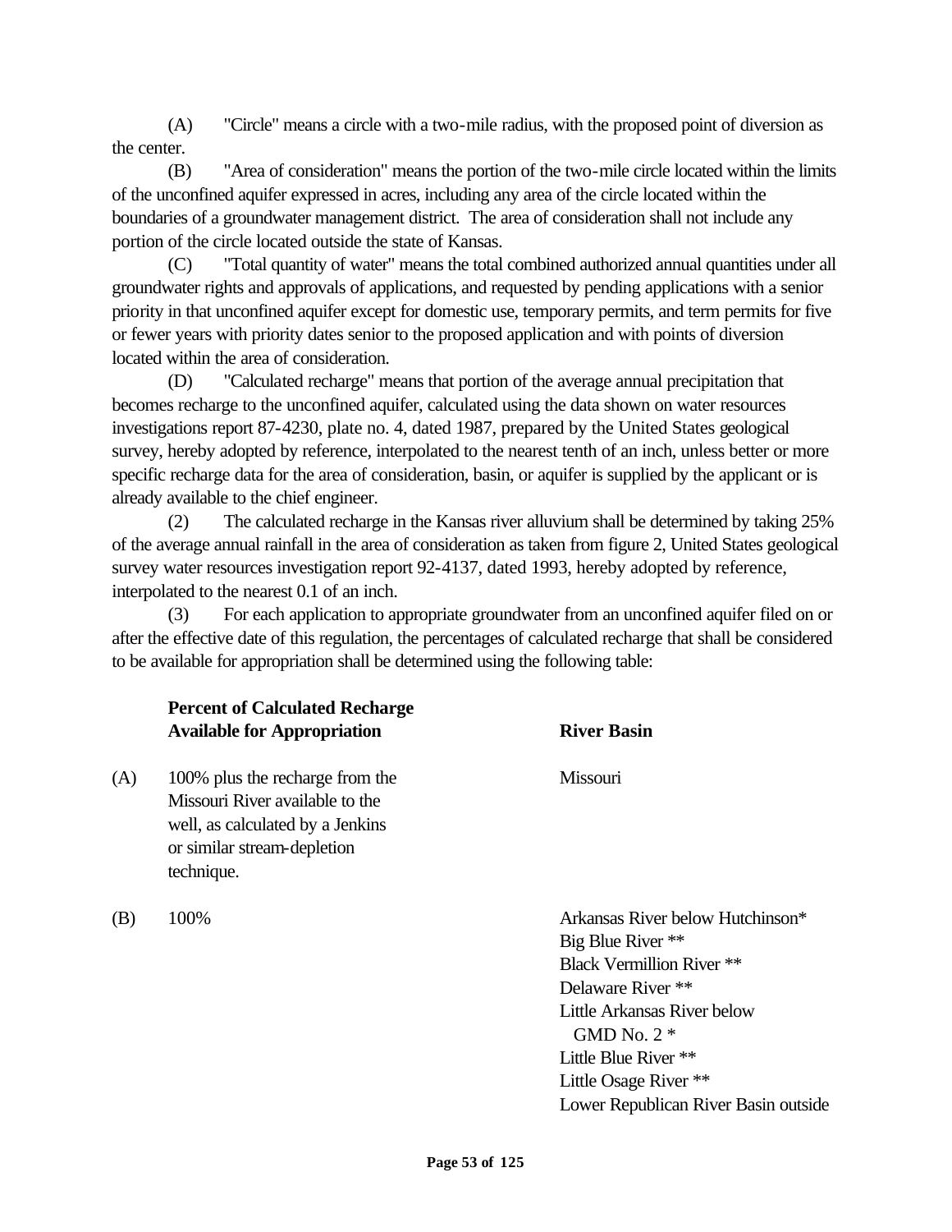(A) "Circle" means a circle with a two-mile radius, with the proposed point of diversion as the center.

(B) "Area of consideration" means the portion of the two-mile circle located within the limits of the unconfined aquifer expressed in acres, including any area of the circle located within the boundaries of a groundwater management district. The area of consideration shall not include any portion of the circle located outside the state of Kansas.

(C) "Total quantity of water" means the total combined authorized annual quantities under all groundwater rights and approvals of applications, and requested by pending applications with a senior priority in that unconfined aquifer except for domestic use, temporary permits, and term permits for five or fewer years with priority dates senior to the proposed application and with points of diversion located within the area of consideration.

(D) "Calculated recharge" means that portion of the average annual precipitation that becomes recharge to the unconfined aquifer, calculated using the data shown on water resources investigations report 87-4230, plate no. 4, dated 1987, prepared by the United States geological survey, hereby adopted by reference, interpolated to the nearest tenth of an inch, unless better or more specific recharge data for the area of consideration, basin, or aquifer is supplied by the applicant or is already available to the chief engineer.

(2) The calculated recharge in the Kansas river alluvium shall be determined by taking 25% of the average annual rainfall in the area of consideration as taken from figure 2, United States geological survey water resources investigation report 92-4137, dated 1993, hereby adopted by reference, interpolated to the nearest 0.1 of an inch.

(3) For each application to appropriate groundwater from an unconfined aquifer filed on or after the effective date of this regulation, the percentages of calculated recharge that shall be considered to be available for appropriation shall be determined using the following table:

| | **Percent of Calculated Recharge Available for Appropriation** | **River Basin** |
|---|---|---|
| (A) | 100% plus the recharge from the Missouri River available to the well, as calculated by a Jenkins or similar stream-depletion technique. | Missouri |
| (B) | 100% | Arkansas River below Hutchinson*<br>Big Blue River **<br>Black Vermillion River **<br>Delaware River **<br>Little Arkansas River below GMD No. 2 *<br>Little Blue River **<br>Little Osage River **<br>Lower Republican River Basin outside |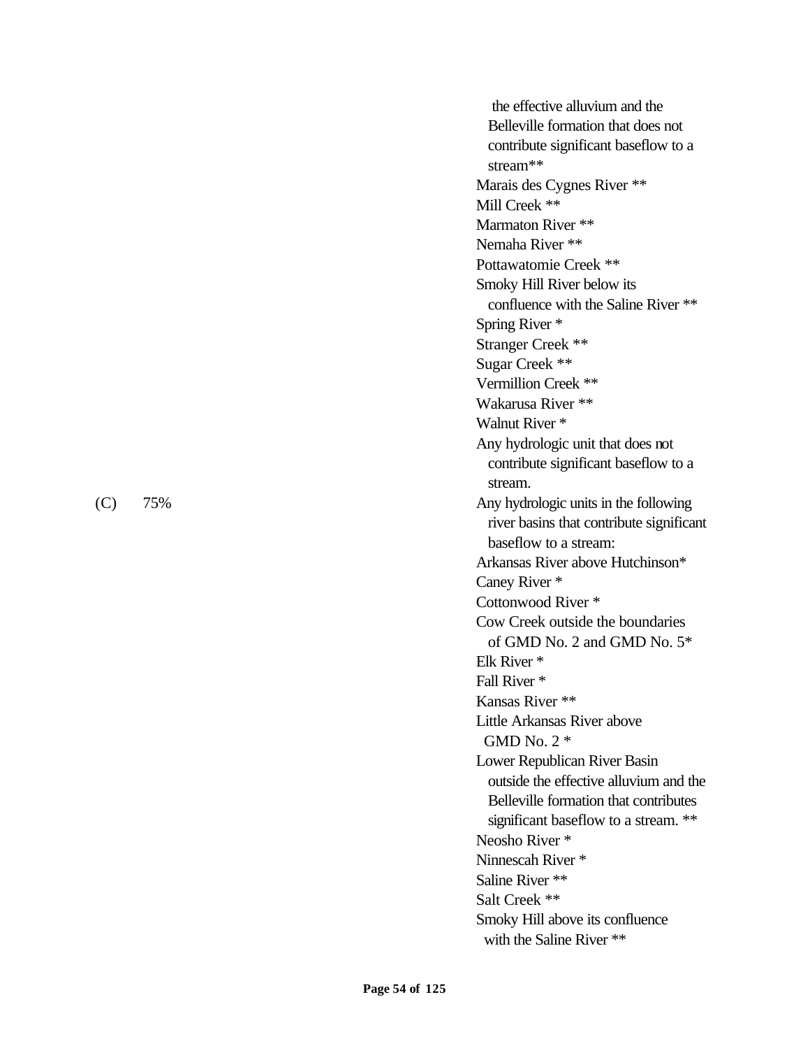| | |
|---|---|
| | the effective alluvium and the Belleville formation that does not contribute significant baseflow to a stream** |
| | Marais des Cygnes River ** |
| | Mill Creek ** |
| | Marmaton River ** |
| | Nemaha River ** |
| | Pottawatomie Creek ** |
| | Smoky Hill River below its confluence with the Saline River ** |
| | Spring River * |
| | Stranger Creek ** |
| | Sugar Creek ** |
| | Vermillion Creek ** |
| | Wakarusa River ** |
| | Walnut River * |
| | Any hydrologic unit that does not contribute significant baseflow to a stream. |
| (C) 75% | Any hydrologic units in the following river basins that contribute significant baseflow to a stream: |
| | Arkansas River above Hutchinson* |
| | Caney River * |
| | Cottonwood River * |
| | Cow Creek outside the boundaries of GMD No. 2 and GMD No. 5* |
| | Elk River * |
| | Fall River * |
| | Kansas River ** |
| | Little Arkansas River above GMD No. 2 * |
| | Lower Republican River Basin outside the effective alluvium and the Belleville formation that contributes significant baseflow to a stream. ** |
| | Neosho River * |
| | Ninnescah River * |
| | Saline River ** |
| | Salt Creek ** |
| | Smoky Hill above its confluence with the Saline River ** |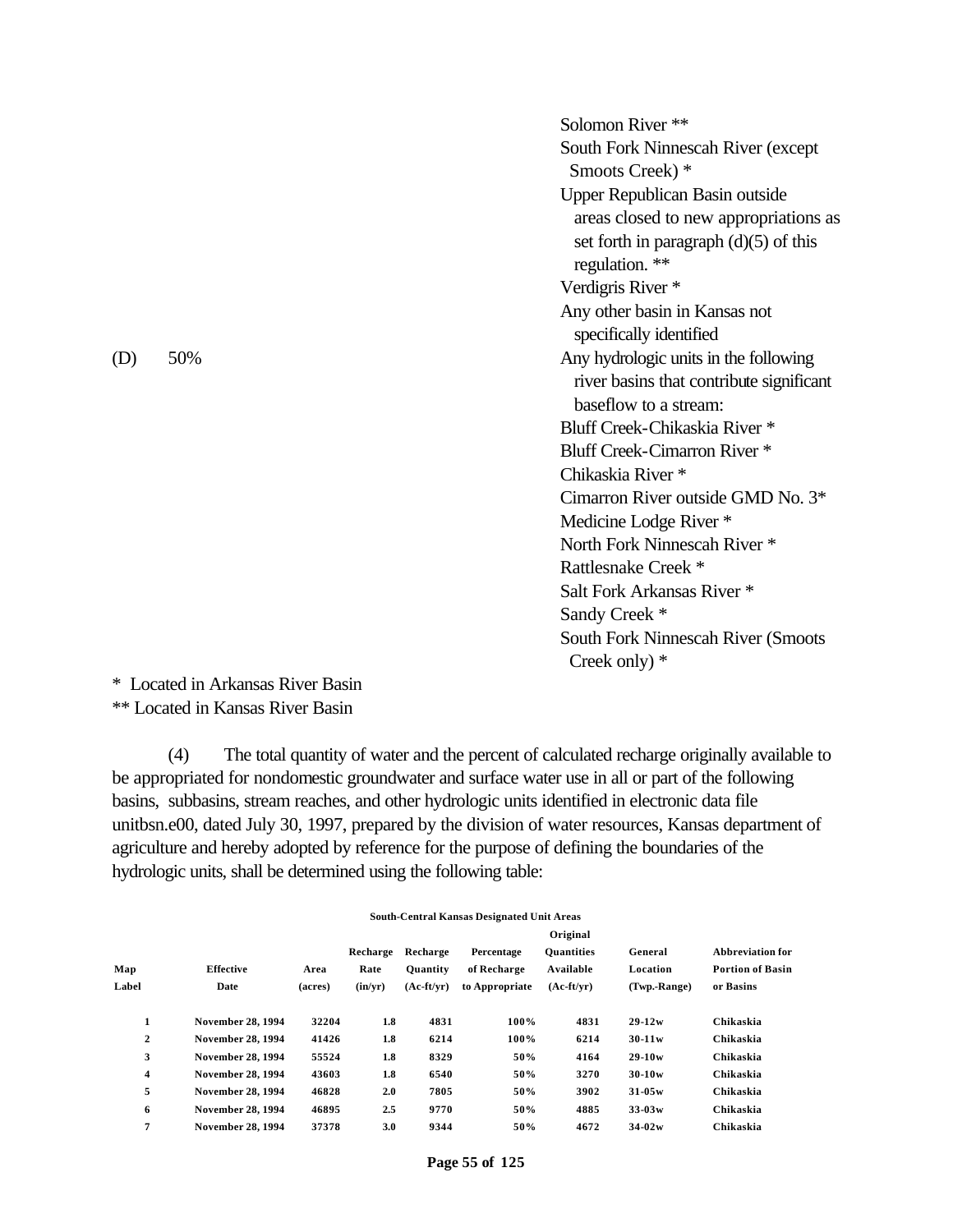| | | |
|---|---|---|
| | | Solomon River ** |
| | | South Fork Ninnescah River (except Smoots Creek) * |
| | | Upper Republican Basin outside areas closed to new appropriations as set forth in paragraph (d)(5) of this regulation. ** |
| | | Verdigris River * |
| | | Any other basin in Kansas not specifically identified |
| (D) | 50% | Any hydrologic units in the following river basins that contribute significant baseflow to a stream: |
| | | Bluff Creek-Chikaskia River * |
| | | Bluff Creek-Cimarron River * |
| | | Chikaskia River * |
| | | Cimarron River outside GMD No. 3* |
| | | Medicine Lodge River * |
| | | North Fork Ninnescah River * |
| | | Rattlesnake Creek * |
| | | Salt Fork Arkansas River * |
| | | Sandy Creek * |
| | | South Fork Ninnescah River (Smoots Creek only) * |

\* Located in Arkansas River Basin
** Located in Kansas River Basin

(4) The total quantity of water and the percent of calculated recharge originally available to be appropriated for nondomestic groundwater and surface water use in all or part of the following basins, subbasins, stream reaches, and other hydrologic units identified in electronic data file unitbsn.e00, dated July 30, 1997, prepared by the division of water resources, Kansas department of agriculture and hereby adopted by reference for the purpose of defining the boundaries of the hydrologic units, shall be determined using the following table:

**South-Central Kansas Designated Unit Areas**

| Map Label | Effective Date | Area (acres) | Recharge Rate (in/yr) | Recharge Quantity (Ac-ft/yr) | Percentage of Recharge to Appropriate | Original Quantities Available (Ac-ft/yr) | General Location (Twp.-Range) | Abbreviation for Portion of Basin or Basins |
|---|---|---|---|---|---|---|---|---|
| 1 | November 28, 1994 | 32204 | 1.8 | 4831 | 100% | 4831 | 29-12w | Chikaskia |
| 2 | November 28, 1994 | 41426 | 1.8 | 6214 | 100% | 6214 | 30-11w | Chikaskia |
| 3 | November 28, 1994 | 55524 | 1.8 | 8329 | 50% | 4164 | 29-10w | Chikaskia |
| 4 | November 28, 1994 | 43603 | 1.8 | 6540 | 50% | 3270 | 30-10w | Chikaskia |
| 5 | November 28, 1994 | 46828 | 2.0 | 7805 | 50% | 3902 | 31-05w | Chikaskia |
| 6 | November 28, 1994 | 46895 | 2.5 | 9770 | 50% | 4885 | 33-03w | Chikaskia |
| 7 | November 28, 1994 | 37378 | 3.0 | 9344 | 50% | 4672 | 34-02w | Chikaskia |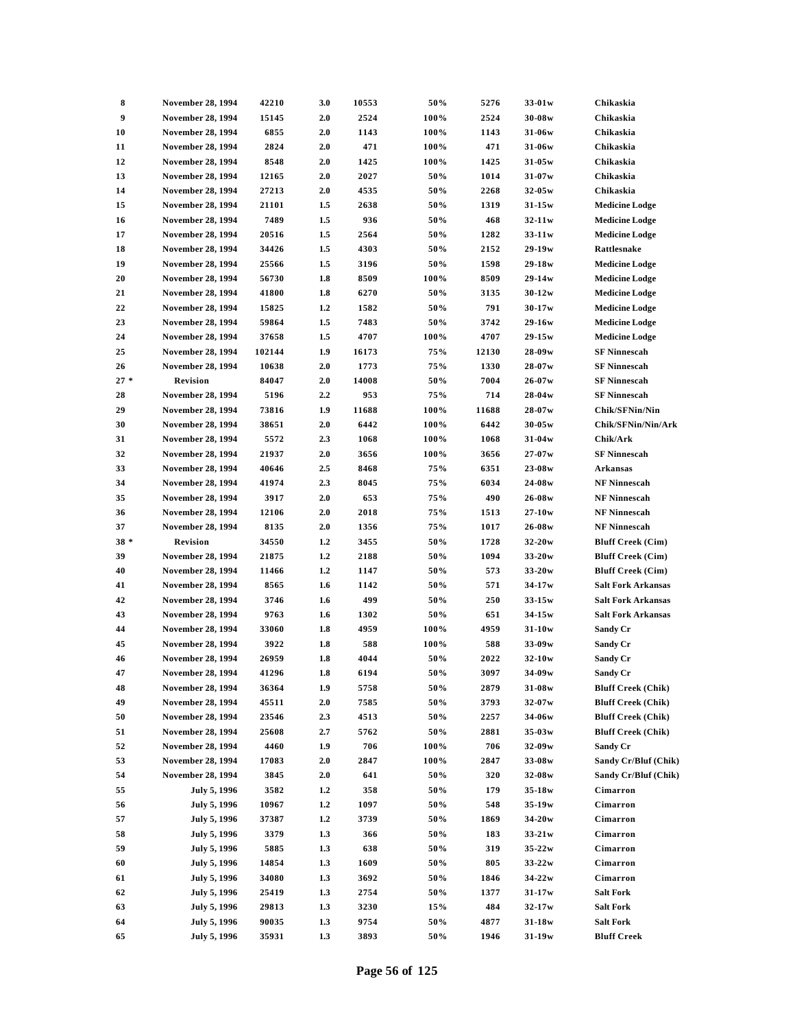| | | | | | | | | |
|---|---|---|---|---|---|---|---|---|
| 8 | November 28, 1994 | 42210 | 3.0 | 10553 | 50% | 5276 | 33-01w | Chikaskia |
| 9 | November 28, 1994 | 15145 | 2.0 | 2524 | 100% | 2524 | 30-08w | Chikaskia |
| 10 | November 28, 1994 | 6855 | 2.0 | 1143 | 100% | 1143 | 31-06w | Chikaskia |
| 11 | November 28, 1994 | 2824 | 2.0 | 471 | 100% | 471 | 31-06w | Chikaskia |
| 12 | November 28, 1994 | 8548 | 2.0 | 1425 | 100% | 1425 | 31-05w | Chikaskia |
| 13 | November 28, 1994 | 12165 | 2.0 | 2027 | 50% | 1014 | 31-07w | Chikaskia |
| 14 | November 28, 1994 | 27213 | 2.0 | 4535 | 50% | 2268 | 32-05w | Chikaskia |
| 15 | November 28, 1994 | 21101 | 1.5 | 2638 | 50% | 1319 | 31-15w | Medicine Lodge |
| 16 | November 28, 1994 | 7489 | 1.5 | 936 | 50% | 468 | 32-11w | Medicine Lodge |
| 17 | November 28, 1994 | 20516 | 1.5 | 2564 | 50% | 1282 | 33-11w | Medicine Lodge |
| 18 | November 28, 1994 | 34426 | 1.5 | 4303 | 50% | 2152 | 29-19w | Rattlesnake |
| 19 | November 28, 1994 | 25566 | 1.5 | 3196 | 50% | 1598 | 29-18w | Medicine Lodge |
| 20 | November 28, 1994 | 56730 | 1.8 | 8509 | 100% | 8509 | 29-14w | Medicine Lodge |
| 21 | November 28, 1994 | 41800 | 1.8 | 6270 | 50% | 3135 | 30-12w | Medicine Lodge |
| 22 | November 28, 1994 | 15825 | 1.2 | 1582 | 50% | 791 | 30-17w | Medicine Lodge |
| 23 | November 28, 1994 | 59864 | 1.5 | 7483 | 50% | 3742 | 29-16w | Medicine Lodge |
| 24 | November 28, 1994 | 37658 | 1.5 | 4707 | 100% | 4707 | 29-15w | Medicine Lodge |
| 25 | November 28, 1994 | 102144 | 1.9 | 16173 | 75% | 12130 | 28-09w | SF Ninnescah |
| 26 | November 28, 1994 | 10638 | 2.0 | 1773 | 75% | 1330 | 28-07w | SF Ninnescah |
| 27 * | Revision | 84047 | 2.0 | 14008 | 50% | 7004 | 26-07w | SF Ninnescah |
| 28 | November 28, 1994 | 5196 | 2.2 | 953 | 75% | 714 | 28-04w | SF Ninnescah |
| 29 | November 28, 1994 | 73816 | 1.9 | 11688 | 100% | 11688 | 28-07w | Chik/SFNin/Nin |
| 30 | November 28, 1994 | 38651 | 2.0 | 6442 | 100% | 6442 | 30-05w | Chik/SFNin/Nin/Ark |
| 31 | November 28, 1994 | 5572 | 2.3 | 1068 | 100% | 1068 | 31-04w | Chik/Ark |
| 32 | November 28, 1994 | 21937 | 2.0 | 3656 | 100% | 3656 | 27-07w | SF Ninnescah |
| 33 | November 28, 1994 | 40646 | 2.5 | 8468 | 75% | 6351 | 23-08w | Arkansas |
| 34 | November 28, 1994 | 41974 | 2.3 | 8045 | 75% | 6034 | 24-08w | NF Ninnescah |
| 35 | November 28, 1994 | 3917 | 2.0 | 653 | 75% | 490 | 26-08w | NF Ninnescah |
| 36 | November 28, 1994 | 12106 | 2.0 | 2018 | 75% | 1513 | 27-10w | NF Ninnescah |
| 37 | November 28, 1994 | 8135 | 2.0 | 1356 | 75% | 1017 | 26-08w | NF Ninnescah |
| 38 * | Revision | 34550 | 1.2 | 3455 | 50% | 1728 | 32-20w | Bluff Creek (Cim) |
| 39 | November 28, 1994 | 21875 | 1.2 | 2188 | 50% | 1094 | 33-20w | Bluff Creek (Cim) |
| 40 | November 28, 1994 | 11466 | 1.2 | 1147 | 50% | 573 | 33-20w | Bluff Creek (Cim) |
| 41 | November 28, 1994 | 8565 | 1.6 | 1142 | 50% | 571 | 34-17w | Salt Fork Arkansas |
| 42 | November 28, 1994 | 3746 | 1.6 | 499 | 50% | 250 | 33-15w | Salt Fork Arkansas |
| 43 | November 28, 1994 | 9763 | 1.6 | 1302 | 50% | 651 | 34-15w | Salt Fork Arkansas |
| 44 | November 28, 1994 | 33060 | 1.8 | 4959 | 100% | 4959 | 31-10w | Sandy Cr |
| 45 | November 28, 1994 | 3922 | 1.8 | 588 | 100% | 588 | 33-09w | Sandy Cr |
| 46 | November 28, 1994 | 26959 | 1.8 | 4044 | 50% | 2022 | 32-10w | Sandy Cr |
| 47 | November 28, 1994 | 41296 | 1.8 | 6194 | 50% | 3097 | 34-09w | Sandy Cr |
| 48 | November 28, 1994 | 36364 | 1.9 | 5758 | 50% | 2879 | 31-08w | Bluff Creek (Chik) |
| 49 | November 28, 1994 | 45511 | 2.0 | 7585 | 50% | 3793 | 32-07w | Bluff Creek (Chik) |
| 50 | November 28, 1994 | 23546 | 2.3 | 4513 | 50% | 2257 | 34-06w | Bluff Creek (Chik) |
| 51 | November 28, 1994 | 25608 | 2.7 | 5762 | 50% | 2881 | 35-03w | Bluff Creek (Chik) |
| 52 | November 28, 1994 | 4460 | 1.9 | 706 | 100% | 706 | 32-09w | Sandy Cr |
| 53 | November 28, 1994 | 17083 | 2.0 | 2847 | 100% | 2847 | 33-08w | Sandy Cr/Bluf (Chik) |
| 54 | November 28, 1994 | 3845 | 2.0 | 641 | 50% | 320 | 32-08w | Sandy Cr/Bluf (Chik) |
| 55 | July 5, 1996 | 3582 | 1.2 | 358 | 50% | 179 | 35-18w | Cimarron |
| 56 | July 5, 1996 | 10967 | 1.2 | 1097 | 50% | 548 | 35-19w | Cimarron |
| 57 | July 5, 1996 | 37387 | 1.2 | 3739 | 50% | 1869 | 34-20w | Cimarron |
| 58 | July 5, 1996 | 3379 | 1.3 | 366 | 50% | 183 | 33-21w | Cimarron |
| 59 | July 5, 1996 | 5885 | 1.3 | 638 | 50% | 319 | 35-22w | Cimarron |
| 60 | July 5, 1996 | 14854 | 1.3 | 1609 | 50% | 805 | 33-22w | Cimarron |
| 61 | July 5, 1996 | 34080 | 1.3 | 3692 | 50% | 1846 | 34-22w | Cimarron |
| 62 | July 5, 1996 | 25419 | 1.3 | 2754 | 50% | 1377 | 31-17w | Salt Fork |
| 63 | July 5, 1996 | 29813 | 1.3 | 3230 | 15% | 484 | 32-17w | Salt Fork |
| 64 | July 5, 1996 | 90035 | 1.3 | 9754 | 50% | 4877 | 31-18w | Salt Fork |
| 65 | July 5, 1996 | 35931 | 1.3 | 3893 | 50% | 1946 | 31-19w | Bluff Creek |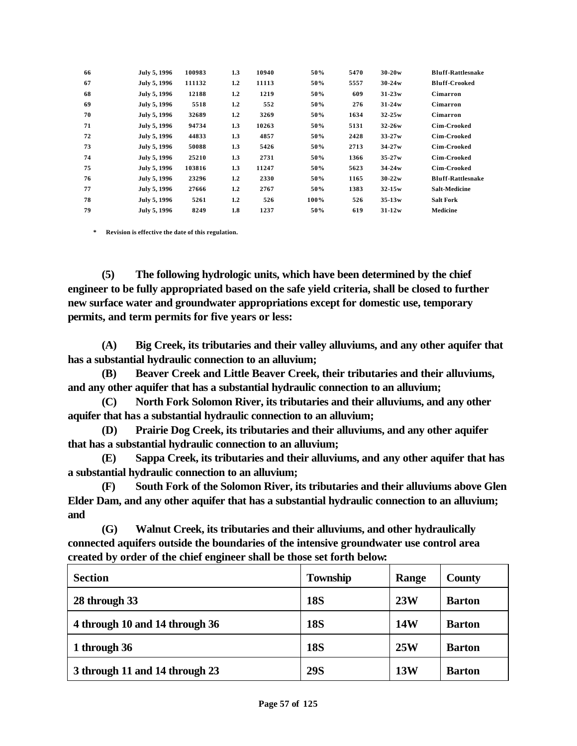| | | | | | | | | |
|---|---|---|---|---|---|---|---|---|
| 66 | July 5, 1996 | 100983 | 1.3 | 10940 | 50% | 5470 | 30-20w | Bluff-Rattlesnake |
| 67 | July 5, 1996 | 111132 | 1.2 | 11113 | 50% | 5557 | 30-24w | Bluff-Crooked |
| 68 | July 5, 1996 | 12188 | 1.2 | 1219 | 50% | 609 | 31-23w | Cimarron |
| 69 | July 5, 1996 | 5518 | 1.2 | 552 | 50% | 276 | 31-24w | Cimarron |
| 70 | July 5, 1996 | 32689 | 1.2 | 3269 | 50% | 1634 | 32-25w | Cimarron |
| 71 | July 5, 1996 | 94734 | 1.3 | 10263 | 50% | 5131 | 32-26w | Cim-Crooked |
| 72 | July 5, 1996 | 44833 | 1.3 | 4857 | 50% | 2428 | 33-27w | Cim-Crooked |
| 73 | July 5, 1996 | 50088 | 1.3 | 5426 | 50% | 2713 | 34-27w | Cim-Crooked |
| 74 | July 5, 1996 | 25210 | 1.3 | 2731 | 50% | 1366 | 35-27w | Cim-Crooked |
| 75 | July 5, 1996 | 103816 | 1.3 | 11247 | 50% | 5623 | 34-24w | Cim-Crooked |
| 76 | July 5, 1996 | 23296 | 1.2 | 2330 | 50% | 1165 | 30-22w | Bluff-Rattlesnake |
| 77 | July 5, 1996 | 27666 | 1.2 | 2767 | 50% | 1383 | 32-15w | Salt-Medicine |
| 78 | July 5, 1996 | 5261 | 1.2 | 526 | 100% | 526 | 35-13w | Salt Fork |
| 79 | July 5, 1996 | 8249 | 1.8 | 1237 | 50% | 619 | 31-12w | Medicine |

\* Revision is effective the date of this regulation.

**(5) The following hydrologic units, which have been determined by the chief engineer to be fully appropriated based on the safe yield criteria, shall be closed to further new surface water and groundwater appropriations except for domestic use, temporary permits, and term permits for five years or less:**

**(A) Big Creek, its tributaries and their valley alluviums, and any other aquifer that has a substantial hydraulic connection to an alluvium;**

**(B) Beaver Creek and Little Beaver Creek, their tributaries and their alluviums, and any other aquifer that has a substantial hydraulic connection to an alluvium;**

**(C) North Fork Solomon River, its tributaries and their alluviums, and any other aquifer that has a substantial hydraulic connection to an alluvium;**

**(D) Prairie Dog Creek, its tributaries and their alluviums, and any other aquifer that has a substantial hydraulic connection to an alluvium;**

**(E) Sappa Creek, its tributaries and their alluviums, and any other aquifer that has a substantial hydraulic connection to an alluvium;**

**(F) South Fork of the Solomon River, its tributaries and their alluviums above Glen Elder Dam, and any other aquifer that has a substantial hydraulic connection to an alluvium; and**

**(G) Walnut Creek, its tributaries and their alluviums, and other hydraulically connected aquifers outside the boundaries of the intensive groundwater use control area created by order of the chief engineer shall be those set forth below:**

| Section | Township | Range | County |
|---|---|---|---|
| 28 through 33 | 18S | 23W | Barton |
| 4 through 10 and 14 through 36 | 18S | 14W | Barton |
| 1 through 36 | 18S | 25W | Barton |
| 3 through 11 and 14 through 23 | 29S | 13W | Barton |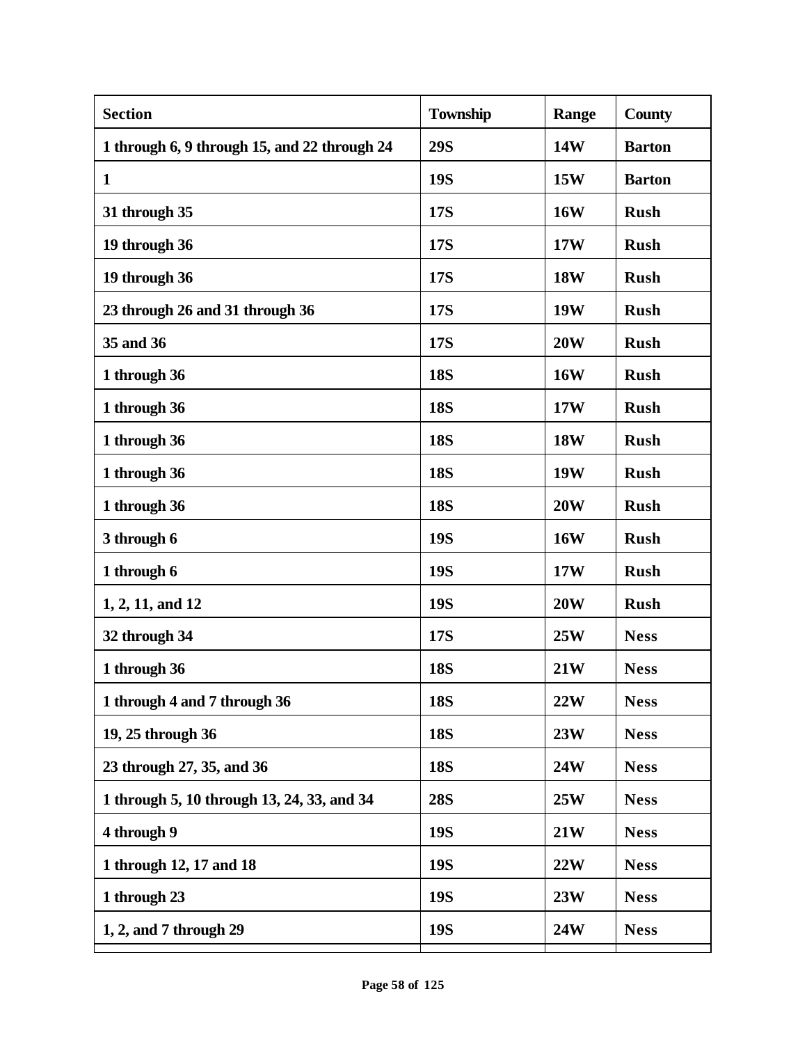| Section | Township | Range | County |
| --- | --- | --- | --- |
| 1 through 6, 9 through 15, and 22 through 24 | 29S | 14W | Barton |
| 1 | 19S | 15W | Barton |
| 31 through 35 | 17S | 16W | Rush |
| 19 through 36 | 17S | 17W | Rush |
| 19 through 36 | 17S | 18W | Rush |
| 23 through 26 and 31 through 36 | 17S | 19W | Rush |
| 35 and 36 | 17S | 20W | Rush |
| 1 through 36 | 18S | 16W | Rush |
| 1 through 36 | 18S | 17W | Rush |
| 1 through 36 | 18S | 18W | Rush |
| 1 through 36 | 18S | 19W | Rush |
| 1 through 36 | 18S | 20W | Rush |
| 3 through 6 | 19S | 16W | Rush |
| 1 through 6 | 19S | 17W | Rush |
| 1, 2, 11, and 12 | 19S | 20W | Rush |
| 32 through 34 | 17S | 25W | Ness |
| 1 through 36 | 18S | 21W | Ness |
| 1 through 4 and 7 through 36 | 18S | 22W | Ness |
| 19, 25 through 36 | 18S | 23W | Ness |
| 23 through 27, 35, and 36 | 18S | 24W | Ness |
| 1 through 5, 10 through 13, 24, 33, and 34 | 28S | 25W | Ness |
| 4 through 9 | 19S | 21W | Ness |
| 1 through 12, 17 and 18 | 19S | 22W | Ness |
| 1 through 23 | 19S | 23W | Ness |
| 1, 2, and 7 through 29 | 19S | 24W | Ness |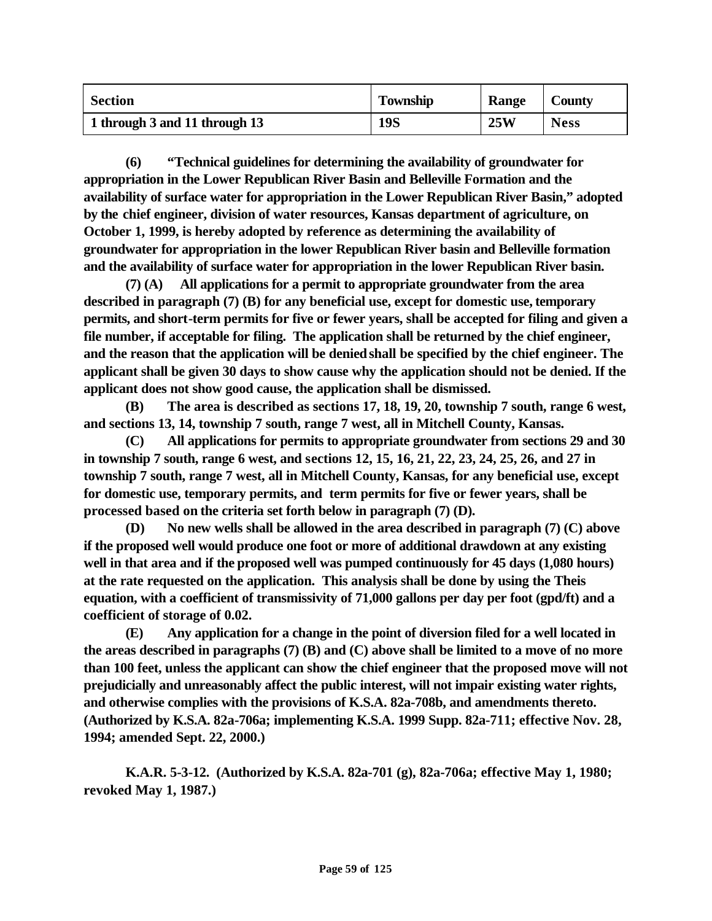| Section | Township | Range | County |
|---|---|---|---|
| 1 through 3 and 11 through 13 | 19S | 25W | Ness |

**(6) "Technical guidelines for determining the availability of groundwater for appropriation in the Lower Republican River Basin and Belleville Formation and the availability of surface water for appropriation in the Lower Republican River Basin," adopted by the chief engineer, division of water resources, Kansas department of agriculture, on October 1, 1999, is hereby adopted by reference as determining the availability of groundwater for appropriation in the lower Republican River basin and Belleville formation and the availability of surface water for appropriation in the lower Republican River basin.**

**(7) (A) All applications for a permit to appropriate groundwater from the area described in paragraph (7) (B) for any beneficial use, except for domestic use, temporary permits, and short-term permits for five or fewer years, shall be accepted for filing and given a file number, if acceptable for filing. The application shall be returned by the chief engineer, and the reason that the application will be denied shall be specified by the chief engineer. The applicant shall be given 30 days to show cause why the application should not be denied. If the applicant does not show good cause, the application shall be dismissed.**

**(B) The area is described as sections 17, 18, 19, 20, township 7 south, range 6 west, and sections 13, 14, township 7 south, range 7 west, all in Mitchell County, Kansas.**

**(C) All applications for permits to appropriate groundwater from sections 29 and 30 in township 7 south, range 6 west, and sections 12, 15, 16, 21, 22, 23, 24, 25, 26, and 27 in township 7 south, range 7 west, all in Mitchell County, Kansas, for any beneficial use, except for domestic use, temporary permits, and term permits for five or fewer years, shall be processed based on the criteria set forth below in paragraph (7) (D).**

**(D) No new wells shall be allowed in the area described in paragraph (7) (C) above if the proposed well would produce one foot or more of additional drawdown at any existing well in that area and if the proposed well was pumped continuously for 45 days (1,080 hours) at the rate requested on the application. This analysis shall be done by using the Theis equation, with a coefficient of transmissivity of 71,000 gallons per day per foot (gpd/ft) and a coefficient of storage of 0.02.**

**(E) Any application for a change in the point of diversion filed for a well located in the areas described in paragraphs (7) (B) and (C) above shall be limited to a move of no more than 100 feet, unless the applicant can show the chief engineer that the proposed move will not prejudicially and unreasonably affect the public interest, will not impair existing water rights, and otherwise complies with the provisions of K.S.A. 82a-708b, and amendments thereto. (Authorized by K.S.A. 82a-706a; implementing K.S.A. 1999 Supp. 82a-711; effective Nov. 28, 1994; amended Sept. 22, 2000.)**

**K.A.R. 5-3-12. (Authorized by K.S.A. 82a-701 (g), 82a-706a; effective May 1, 1980; revoked May 1, 1987.)**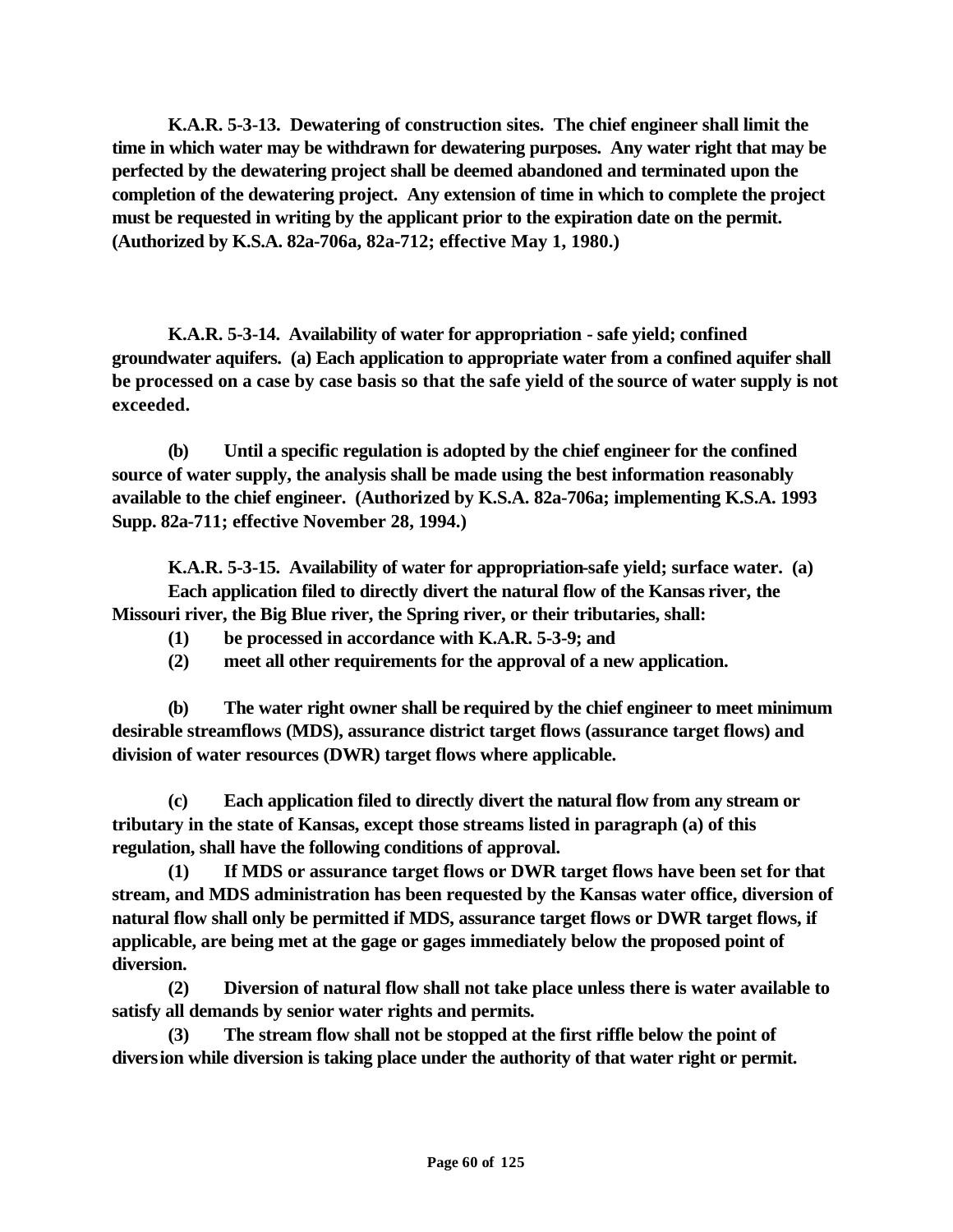**K.A.R. 5-3-13. Dewatering of construction sites. The chief engineer shall limit the time in which water may be withdrawn for dewatering purposes. Any water right that may be perfected by the dewatering project shall be deemed abandoned and terminated upon the completion of the dewatering project. Any extension of time in which to complete the project must be requested in writing by the applicant prior to the expiration date on the permit. (Authorized by K.S.A. 82a-706a, 82a-712; effective May 1, 1980.)**

**K.A.R. 5-3-14. Availability of water for appropriation - safe yield; confined groundwater aquifers. (a) Each application to appropriate water from a confined aquifer shall be processed on a case by case basis so that the safe yield of the source of water supply is not exceeded.**

**(b) Until a specific regulation is adopted by the chief engineer for the confined source of water supply, the analysis shall be made using the best information reasonably available to the chief engineer. (Authorized by K.S.A. 82a-706a; implementing K.S.A. 1993 Supp. 82a-711; effective November 28, 1994.)**

**K.A.R. 5-3-15. Availability of water for appropriation-safe yield; surface water. (a) Each application filed to directly divert the natural flow of the Kansas river, the Missouri river, the Big Blue river, the Spring river, or their tributaries, shall:**

**(1) be processed in accordance with K.A.R. 5-3-9; and**

**(2) meet all other requirements for the approval of a new application.**

**(b) The water right owner shall be required by the chief engineer to meet minimum desirable streamflows (MDS), assurance district target flows (assurance target flows) and division of water resources (DWR) target flows where applicable.**

**(c) Each application filed to directly divert the natural flow from any stream or tributary in the state of Kansas, except those streams listed in paragraph (a) of this regulation, shall have the following conditions of approval.**

**(1) If MDS or assurance target flows or DWR target flows have been set for that stream, and MDS administration has been requested by the Kansas water office, diversion of natural flow shall only be permitted if MDS, assurance target flows or DWR target flows, if applicable, are being met at the gage or gages immediately below the proposed point of diversion.**

**(2) Diversion of natural flow shall not take place unless there is water available to satisfy all demands by senior water rights and permits.**

**(3) The stream flow shall not be stopped at the first riffle below the point of diversion while diversion is taking place under the authority of that water right or permit.**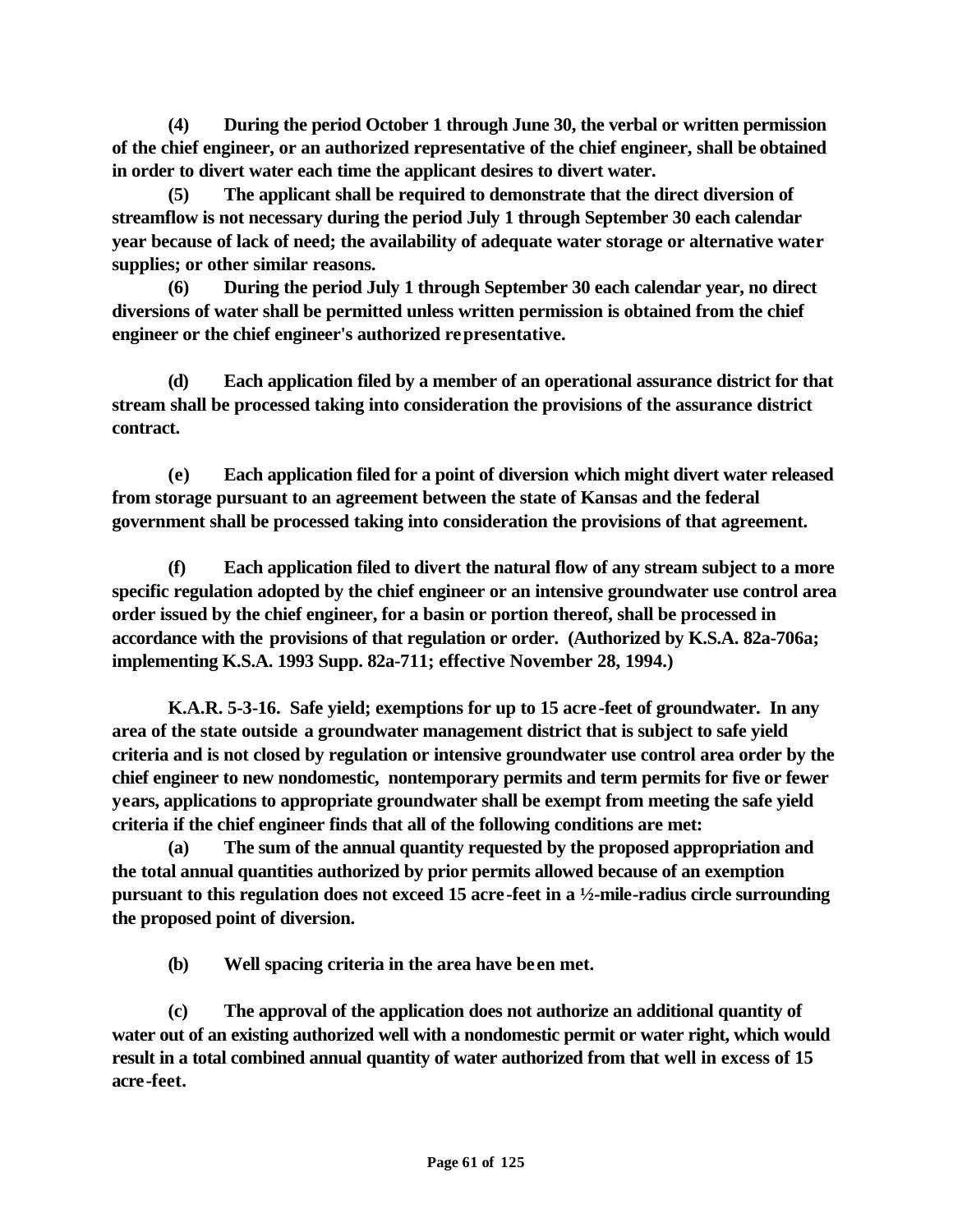**(4) During the period October 1 through June 30, the verbal or written permission of the chief engineer, or an authorized representative of the chief engineer, shall be obtained in order to divert water each time the applicant desires to divert water.**

**(5) The applicant shall be required to demonstrate that the direct diversion of streamflow is not necessary during the period July 1 through September 30 each calendar year because of lack of need; the availability of adequate water storage or alternative water supplies; or other similar reasons.**

**(6) During the period July 1 through September 30 each calendar year, no direct diversions of water shall be permitted unless written permission is obtained from the chief engineer or the chief engineer's authorized representative.**

**(d) Each application filed by a member of an operational assurance district for that stream shall be processed taking into consideration the provisions of the assurance district contract.**

**(e) Each application filed for a point of diversion which might divert water released from storage pursuant to an agreement between the state of Kansas and the federal government shall be processed taking into consideration the provisions of that agreement.**

**(f) Each application filed to divert the natural flow of any stream subject to a more specific regulation adopted by the chief engineer or an intensive groundwater use control area order issued by the chief engineer, for a basin or portion thereof, shall be processed in accordance with the provisions of that regulation or order. (Authorized by K.S.A. 82a-706a; implementing K.S.A. 1993 Supp. 82a-711; effective November 28, 1994.)**

**K.A.R. 5-3-16. Safe yield; exemptions for up to 15 acre-feet of groundwater. In any area of the state outside a groundwater management district that is subject to safe yield criteria and is not closed by regulation or intensive groundwater use control area order by the chief engineer to new nondomestic, nontemporary permits and term permits for five or fewer years, applications to appropriate groundwater shall be exempt from meeting the safe yield criteria if the chief engineer finds that all of the following conditions are met:**

**(a) The sum of the annual quantity requested by the proposed appropriation and the total annual quantities authorized by prior permits allowed because of an exemption pursuant to this regulation does not exceed 15 acre-feet in a ½-mile-radius circle surrounding the proposed point of diversion.**

**(b) Well spacing criteria in the area have been met.**

**(c) The approval of the application does not authorize an additional quantity of water out of an existing authorized well with a nondomestic permit or water right, which would result in a total combined annual quantity of water authorized from that well in excess of 15 acre-feet.**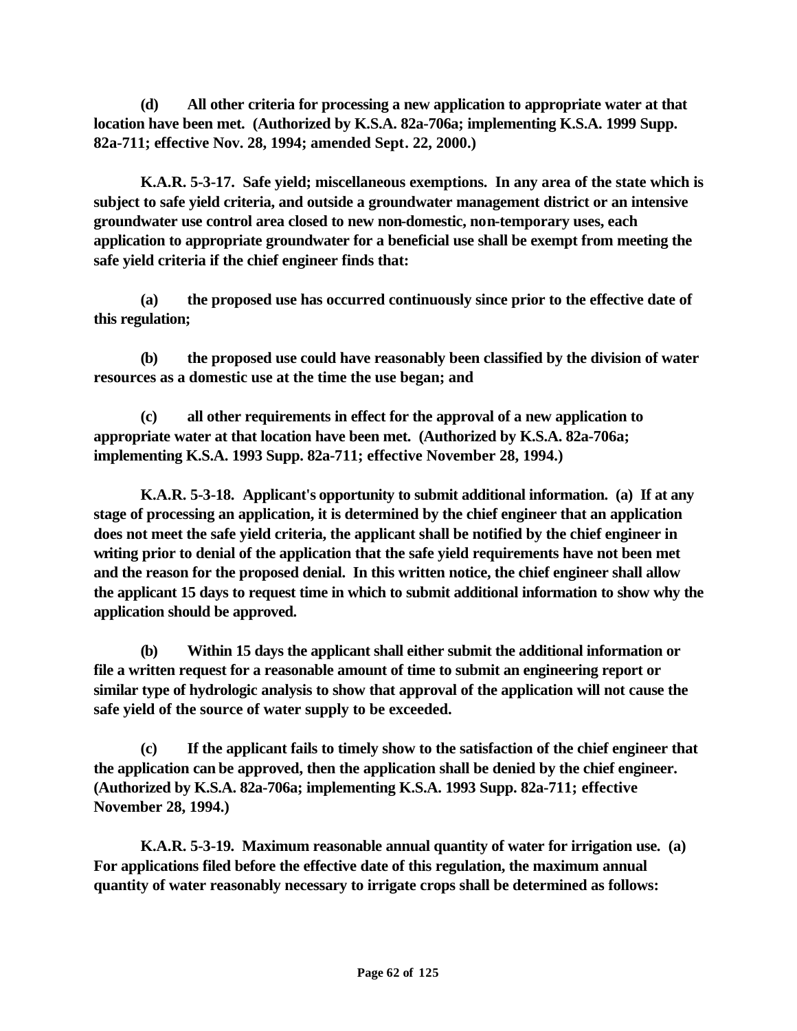**(d) All other criteria for processing a new application to appropriate water at that location have been met. (Authorized by K.S.A. 82a-706a; implementing K.S.A. 1999 Supp. 82a-711; effective Nov. 28, 1994; amended Sept. 22, 2000.)**

**K.A.R. 5-3-17. Safe yield; miscellaneous exemptions. In any area of the state which is subject to safe yield criteria, and outside a groundwater management district or an intensive groundwater use control area closed to new non-domestic, non-temporary uses, each application to appropriate groundwater for a beneficial use shall be exempt from meeting the safe yield criteria if the chief engineer finds that:**

**(a) the proposed use has occurred continuously since prior to the effective date of this regulation;**

**(b) the proposed use could have reasonably been classified by the division of water resources as a domestic use at the time the use began; and**

**(c) all other requirements in effect for the approval of a new application to appropriate water at that location have been met. (Authorized by K.S.A. 82a-706a; implementing K.S.A. 1993 Supp. 82a-711; effective November 28, 1994.)**

**K.A.R. 5-3-18. Applicant's opportunity to submit additional information. (a) If at any stage of processing an application, it is determined by the chief engineer that an application does not meet the safe yield criteria, the applicant shall be notified by the chief engineer in writing prior to denial of the application that the safe yield requirements have not been met and the reason for the proposed denial. In this written notice, the chief engineer shall allow the applicant 15 days to request time in which to submit additional information to show why the application should be approved.**

**(b) Within 15 days the applicant shall either submit the additional information or file a written request for a reasonable amount of time to submit an engineering report or similar type of hydrologic analysis to show that approval of the application will not cause the safe yield of the source of water supply to be exceeded.**

**(c) If the applicant fails to timely show to the satisfaction of the chief engineer that the application can be approved, then the application shall be denied by the chief engineer. (Authorized by K.S.A. 82a-706a; implementing K.S.A. 1993 Supp. 82a-711; effective November 28, 1994.)**

**K.A.R. 5-3-19. Maximum reasonable annual quantity of water for irrigation use. (a) For applications filed before the effective date of this regulation, the maximum annual quantity of water reasonably necessary to irrigate crops shall be determined as follows:**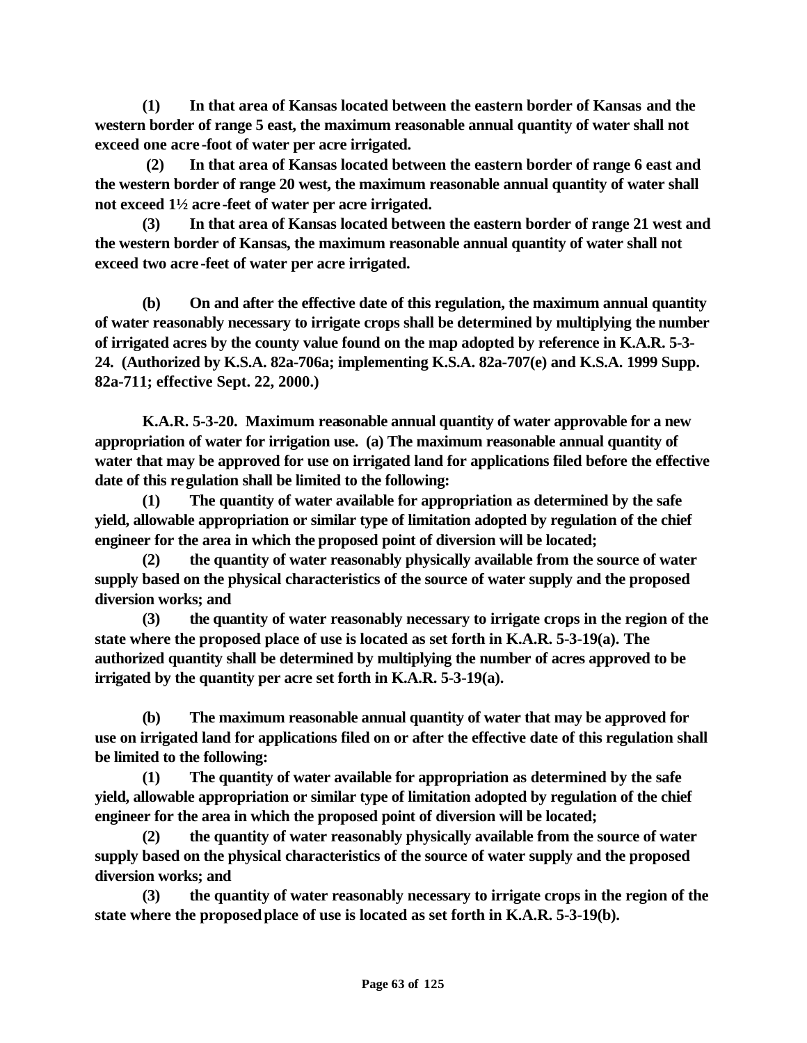**(1) In that area of Kansas located between the eastern border of Kansas and the western border of range 5 east, the maximum reasonable annual quantity of water shall not exceed one acre-foot of water per acre irrigated.**

**(2) In that area of Kansas located between the eastern border of range 6 east and the western border of range 20 west, the maximum reasonable annual quantity of water shall not exceed 1½ acre-feet of water per acre irrigated.**

**(3) In that area of Kansas located between the eastern border of range 21 west and the western border of Kansas, the maximum reasonable annual quantity of water shall not exceed two acre-feet of water per acre irrigated.**

**(b) On and after the effective date of this regulation, the maximum annual quantity of water reasonably necessary to irrigate crops shall be determined by multiplying the number of irrigated acres by the county value found on the map adopted by reference in K.A.R. 5-3-24. (Authorized by K.S.A. 82a-706a; implementing K.S.A. 82a-707(e) and K.S.A. 1999 Supp. 82a-711; effective Sept. 22, 2000.)**

**K.A.R. 5-3-20. Maximum reasonable annual quantity of water approvable for a new appropriation of water for irrigation use. (a) The maximum reasonable annual quantity of water that may be approved for use on irrigated land for applications filed before the effective date of this regulation shall be limited to the following:**

**(1) The quantity of water available for appropriation as determined by the safe yield, allowable appropriation or similar type of limitation adopted by regulation of the chief engineer for the area in which the proposed point of diversion will be located;**

**(2) the quantity of water reasonably physically available from the source of water supply based on the physical characteristics of the source of water supply and the proposed diversion works; and**

**(3) the quantity of water reasonably necessary to irrigate crops in the region of the state where the proposed place of use is located as set forth in K.A.R. 5-3-19(a). The authorized quantity shall be determined by multiplying the number of acres approved to be irrigated by the quantity per acre set forth in K.A.R. 5-3-19(a).**

**(b) The maximum reasonable annual quantity of water that may be approved for use on irrigated land for applications filed on or after the effective date of this regulation shall be limited to the following:**

**(1) The quantity of water available for appropriation as determined by the safe yield, allowable appropriation or similar type of limitation adopted by regulation of the chief engineer for the area in which the proposed point of diversion will be located;**

**(2) the quantity of water reasonably physically available from the source of water supply based on the physical characteristics of the source of water supply and the proposed diversion works; and**

**(3) the quantity of water reasonably necessary to irrigate crops in the region of the state where the proposed place of use is located as set forth in K.A.R. 5-3-19(b).**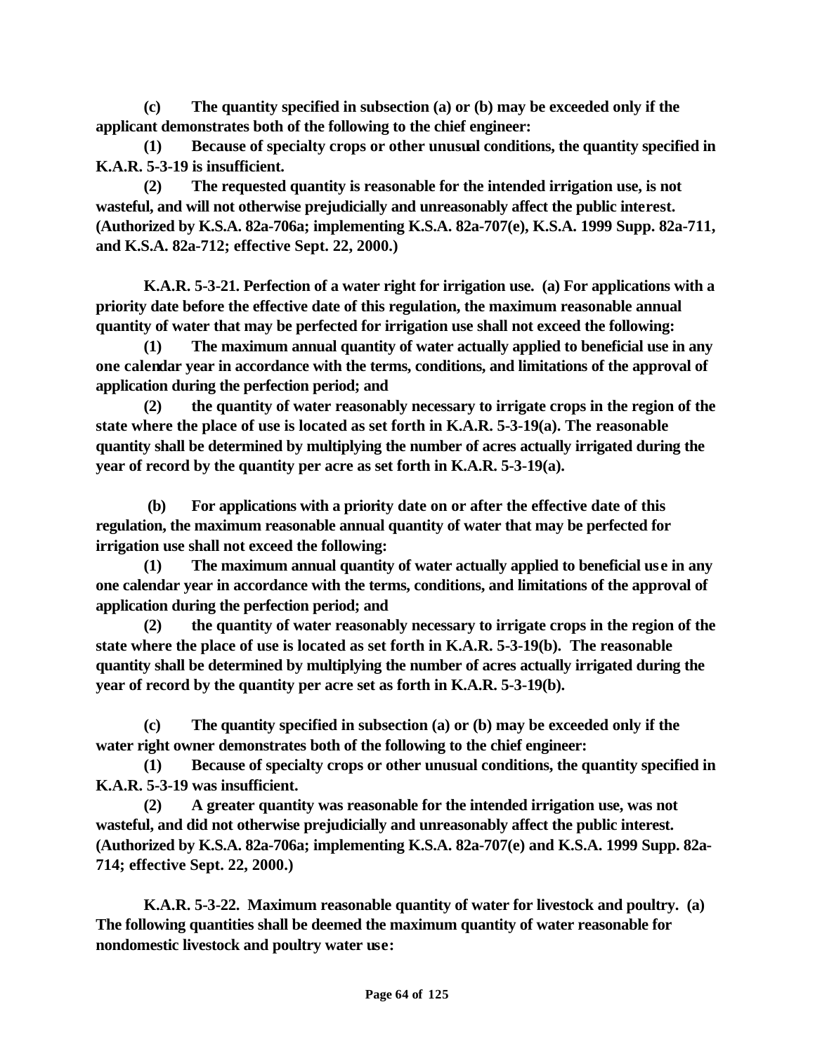**(c) The quantity specified in subsection (a) or (b) may be exceeded only if the applicant demonstrates both of the following to the chief engineer:**

**(1) Because of specialty crops or other unusual conditions, the quantity specified in K.A.R. 5-3-19 is insufficient.**

**(2) The requested quantity is reasonable for the intended irrigation use, is not wasteful, and will not otherwise prejudicially and unreasonably affect the public interest. (Authorized by K.S.A. 82a-706a; implementing K.S.A. 82a-707(e), K.S.A. 1999 Supp. 82a-711, and K.S.A. 82a-712; effective Sept. 22, 2000.)**

**K.A.R. 5-3-21. Perfection of a water right for irrigation use. (a) For applications with a priority date before the effective date of this regulation, the maximum reasonable annual quantity of water that may be perfected for irrigation use shall not exceed the following:**

**(1) The maximum annual quantity of water actually applied to beneficial use in any one calendar year in accordance with the terms, conditions, and limitations of the approval of application during the perfection period; and**

**(2) the quantity of water reasonably necessary to irrigate crops in the region of the state where the place of use is located as set forth in K.A.R. 5-3-19(a). The reasonable quantity shall be determined by multiplying the number of acres actually irrigated during the year of record by the quantity per acre as set forth in K.A.R. 5-3-19(a).**

**(b) For applications with a priority date on or after the effective date of this regulation, the maximum reasonable annual quantity of water that may be perfected for irrigation use shall not exceed the following:**

**(1) The maximum annual quantity of water actually applied to beneficial use in any one calendar year in accordance with the terms, conditions, and limitations of the approval of application during the perfection period; and**

**(2) the quantity of water reasonably necessary to irrigate crops in the region of the state where the place of use is located as set forth in K.A.R. 5-3-19(b). The reasonable quantity shall be determined by multiplying the number of acres actually irrigated during the year of record by the quantity per acre set as forth in K.A.R. 5-3-19(b).**

**(c) The quantity specified in subsection (a) or (b) may be exceeded only if the water right owner demonstrates both of the following to the chief engineer:**

**(1) Because of specialty crops or other unusual conditions, the quantity specified in K.A.R. 5-3-19 was insufficient.**

**(2) A greater quantity was reasonable for the intended irrigation use, was not wasteful, and did not otherwise prejudicially and unreasonably affect the public interest. (Authorized by K.S.A. 82a-706a; implementing K.S.A. 82a-707(e) and K.S.A. 1999 Supp. 82a-714; effective Sept. 22, 2000.)**

**K.A.R. 5-3-22. Maximum reasonable quantity of water for livestock and poultry. (a) The following quantities shall be deemed the maximum quantity of water reasonable for nondomestic livestock and poultry water use:**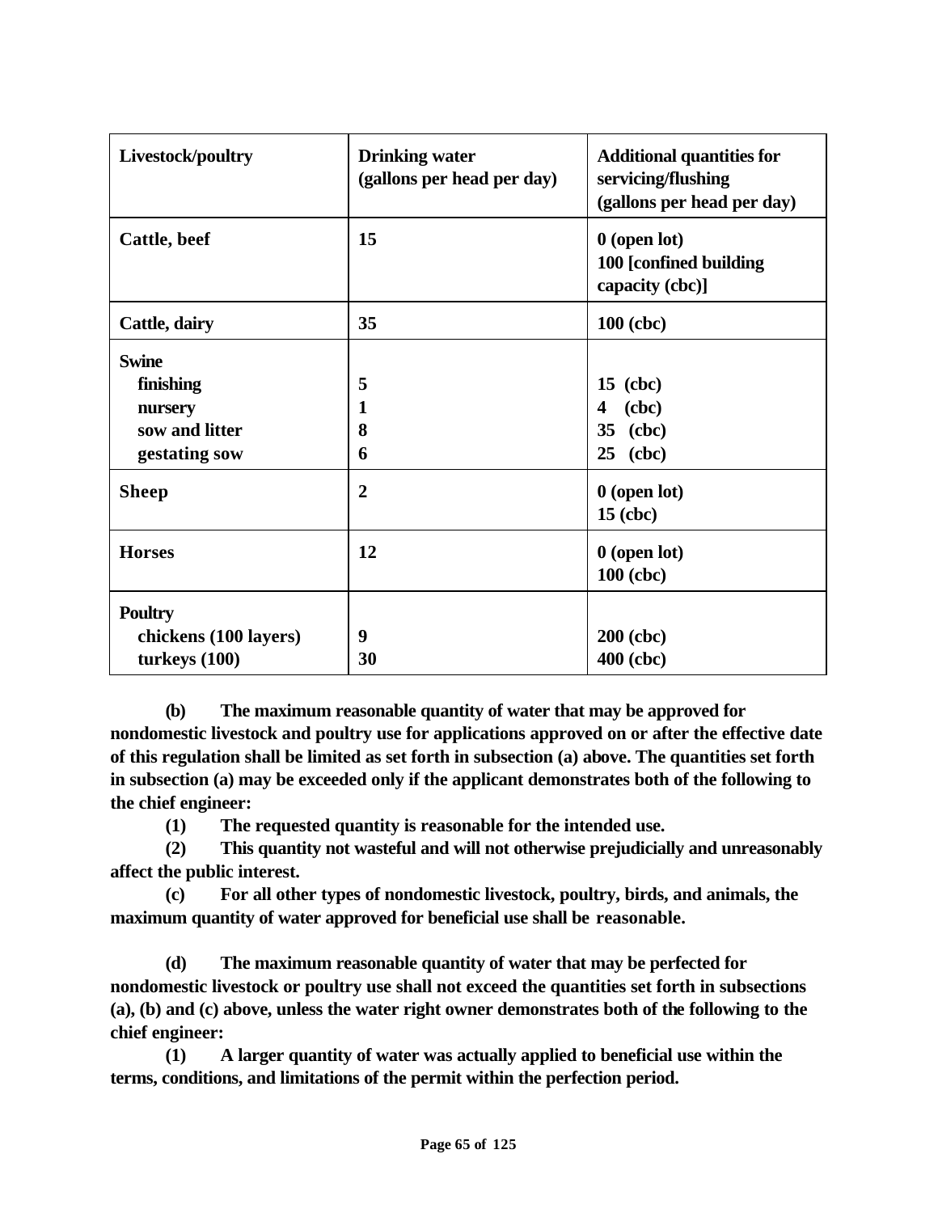| Livestock/poultry | Drinking water (gallons per head per day) | Additional quantities for servicing/flushing (gallons per head per day) |
|---|---|---|
| **Cattle, beef** | **15** | **0 (open lot)** <br> **100 [confined building capacity (cbc)]** |
| **Cattle, dairy** | **35** | **100 (cbc)** |
| **Swine** | | |
| **finishing** | **5** | **15 (cbc)** |
| **nursery** | **1** | **4 (cbc)** |
| **sow and litter** | **8** | **35 (cbc)** |
| **gestating sow** | **6** | **25 (cbc)** |
| **Sheep** | **2** | **0 (open lot)** <br> **15 (cbc)** |
| **Horses** | **12** | **0 (open lot)** <br> **100 (cbc)** |
| **Poultry** | | |
| **chickens (100 layers)** | **9** | **200 (cbc)** |
| **turkeys (100)** | **30** | **400 (cbc)** |

**(b) The maximum reasonable quantity of water that may be approved for nondomestic livestock and poultry use for applications approved on or after the effective date of this regulation shall be limited as set forth in subsection (a) above. The quantities set forth in subsection (a) may be exceeded only if the applicant demonstrates both of the following to the chief engineer:**

**(1) The requested quantity is reasonable for the intended use.**

**(2) This quantity not wasteful and will not otherwise prejudicially and unreasonably affect the public interest.**

**(c) For all other types of nondomestic livestock, poultry, birds, and animals, the maximum quantity of water approved for beneficial use shall be reasonable.**

**(d) The maximum reasonable quantity of water that may be perfected for nondomestic livestock or poultry use shall not exceed the quantities set forth in subsections (a), (b) and (c) above, unless the water right owner demonstrates both of the following to the chief engineer:**

**(1) A larger quantity of water was actually applied to beneficial use within the terms, conditions, and limitations of the permit within the perfection period.**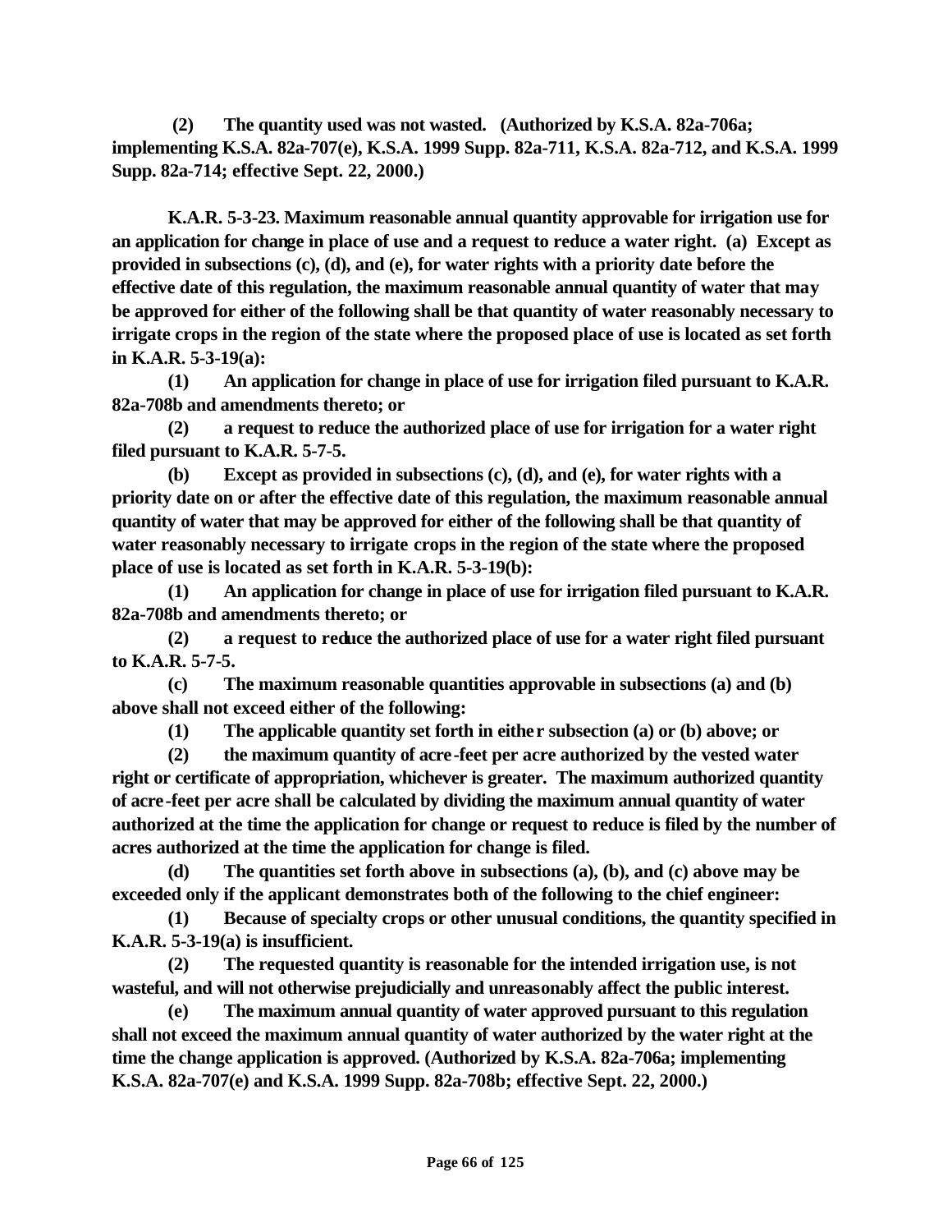**(2) The quantity used was not wasted. (Authorized by K.S.A. 82a-706a; implementing K.S.A. 82a-707(e), K.S.A. 1999 Supp. 82a-711, K.S.A. 82a-712, and K.S.A. 1999 Supp. 82a-714; effective Sept. 22, 2000.)**

**K.A.R. 5-3-23. Maximum reasonable annual quantity approvable for irrigation use for an application for change in place of use and a request to reduce a water right. (a) Except as provided in subsections (c), (d), and (e), for water rights with a priority date before the effective date of this regulation, the maximum reasonable annual quantity of water that may be approved for either of the following shall be that quantity of water reasonably necessary to irrigate crops in the region of the state where the proposed place of use is located as set forth in K.A.R. 5-3-19(a):**

**(1) An application for change in place of use for irrigation filed pursuant to K.A.R. 82a-708b and amendments thereto; or**

**(2) a request to reduce the authorized place of use for irrigation for a water right filed pursuant to K.A.R. 5-7-5.**

**(b) Except as provided in subsections (c), (d), and (e), for water rights with a priority date on or after the effective date of this regulation, the maximum reasonable annual quantity of water that may be approved for either of the following shall be that quantity of water reasonably necessary to irrigate crops in the region of the state where the proposed place of use is located as set forth in K.A.R. 5-3-19(b):**

**(1) An application for change in place of use for irrigation filed pursuant to K.A.R. 82a-708b and amendments thereto; or**

**(2) a request to reduce the authorized place of use for a water right filed pursuant to K.A.R. 5-7-5.**

**(c) The maximum reasonable quantities approvable in subsections (a) and (b) above shall not exceed either of the following:**

**(1) The applicable quantity set forth in either subsection (a) or (b) above; or**

**(2) the maximum quantity of acre-feet per acre authorized by the vested water right or certificate of appropriation, whichever is greater. The maximum authorized quantity of acre-feet per acre shall be calculated by dividing the maximum annual quantity of water authorized at the time the application for change or request to reduce is filed by the number of acres authorized at the time the application for change is filed.**

**(d) The quantities set forth above in subsections (a), (b), and (c) above may be exceeded only if the applicant demonstrates both of the following to the chief engineer:**

**(1) Because of specialty crops or other unusual conditions, the quantity specified in K.A.R. 5-3-19(a) is insufficient.**

**(2) The requested quantity is reasonable for the intended irrigation use, is not wasteful, and will not otherwise prejudicially and unreasonably affect the public interest.**

**(e) The maximum annual quantity of water approved pursuant to this regulation shall not exceed the maximum annual quantity of water authorized by the water right at the time the change application is approved. (Authorized by K.S.A. 82a-706a; implementing K.S.A. 82a-707(e) and K.S.A. 1999 Supp. 82a-708b; effective Sept. 22, 2000.)**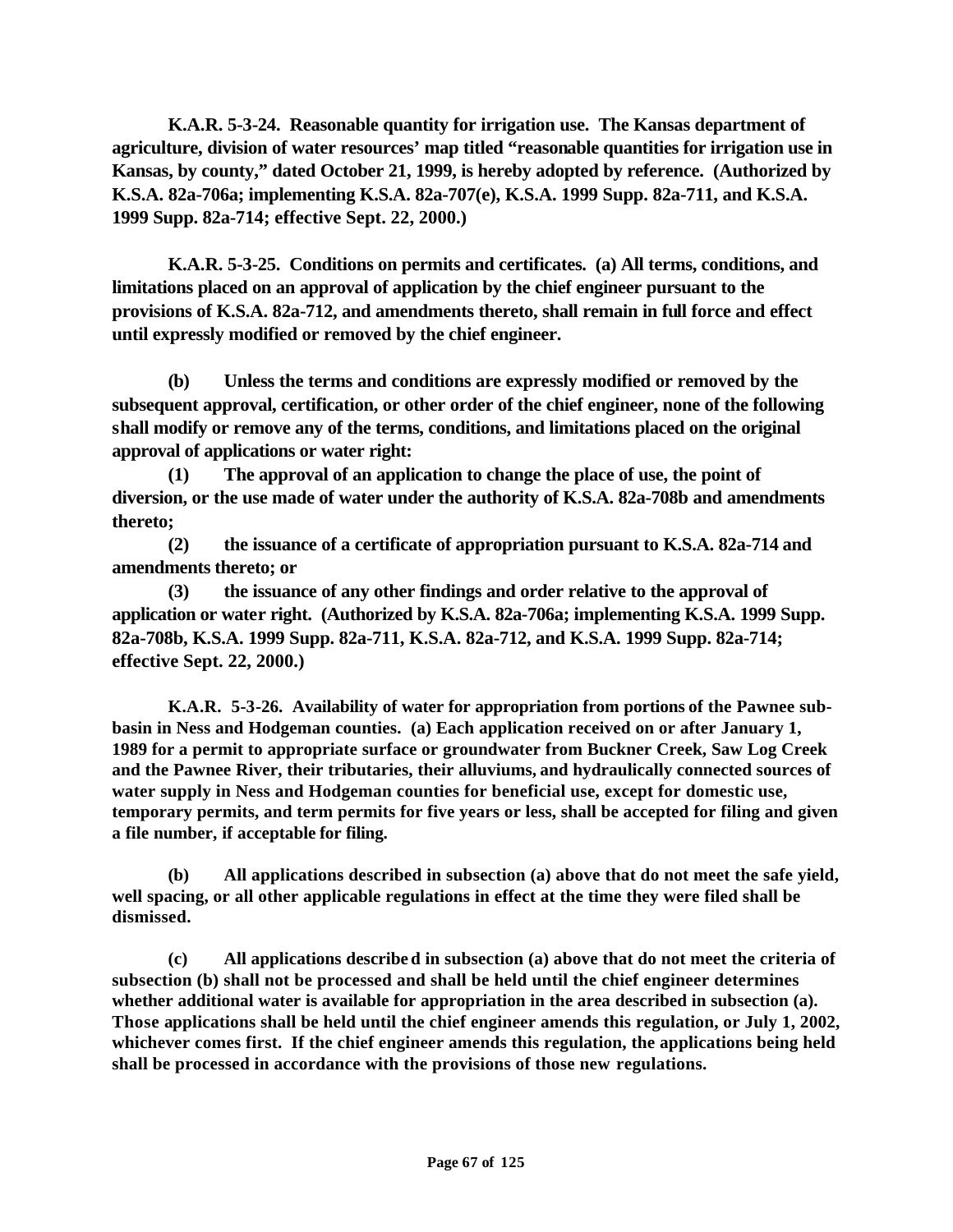**K.A.R. 5-3-24. Reasonable quantity for irrigation use. The Kansas department of agriculture, division of water resources' map titled "reasonable quantities for irrigation use in Kansas, by county," dated October 21, 1999, is hereby adopted by reference. (Authorized by K.S.A. 82a-706a; implementing K.S.A. 82a-707(e), K.S.A. 1999 Supp. 82a-711, and K.S.A. 1999 Supp. 82a-714; effective Sept. 22, 2000.)**

**K.A.R. 5-3-25. Conditions on permits and certificates. (a) All terms, conditions, and limitations placed on an approval of application by the chief engineer pursuant to the provisions of K.S.A. 82a-712, and amendments thereto, shall remain in full force and effect until expressly modified or removed by the chief engineer.**

**(b) Unless the terms and conditions are expressly modified or removed by the subsequent approval, certification, or other order of the chief engineer, none of the following shall modify or remove any of the terms, conditions, and limitations placed on the original approval of applications or water right:**

**(1) The approval of an application to change the place of use, the point of diversion, or the use made of water under the authority of K.S.A. 82a-708b and amendments thereto;**

**(2) the issuance of a certificate of appropriation pursuant to K.S.A. 82a-714 and amendments thereto; or**

**(3) the issuance of any other findings and order relative to the approval of application or water right. (Authorized by K.S.A. 82a-706a; implementing K.S.A. 1999 Supp. 82a-708b, K.S.A. 1999 Supp. 82a-711, K.S.A. 82a-712, and K.S.A. 1999 Supp. 82a-714; effective Sept. 22, 2000.)**

**K.A.R. 5-3-26. Availability of water for appropriation from portions of the Pawnee sub-basin in Ness and Hodgeman counties. (a) Each application received on or after January 1, 1989 for a permit to appropriate surface or groundwater from Buckner Creek, Saw Log Creek and the Pawnee River, their tributaries, their alluviums, and hydraulically connected sources of water supply in Ness and Hodgeman counties for beneficial use, except for domestic use, temporary permits, and term permits for five years or less, shall be accepted for filing and given a file number, if acceptable for filing.**

**(b) All applications described in subsection (a) above that do not meet the safe yield, well spacing, or all other applicable regulations in effect at the time they were filed shall be dismissed.**

**(c) All applications described in subsection (a) above that do not meet the criteria of subsection (b) shall not be processed and shall be held until the chief engineer determines whether additional water is available for appropriation in the area described in subsection (a). Those applications shall be held until the chief engineer amends this regulation, or July 1, 2002, whichever comes first. If the chief engineer amends this regulation, the applications being held shall be processed in accordance with the provisions of those new regulations.**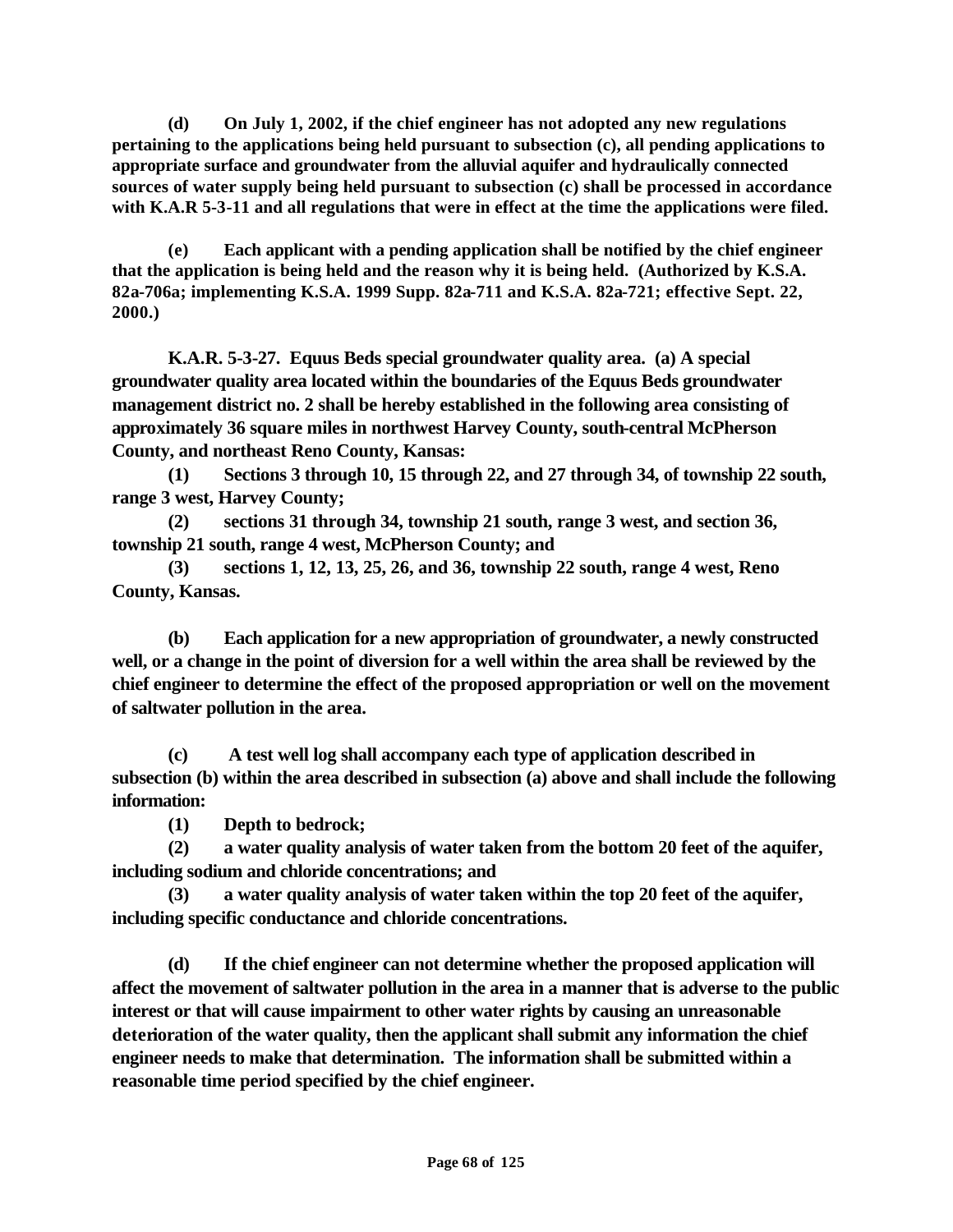**(d) On July 1, 2002, if the chief engineer has not adopted any new regulations pertaining to the applications being held pursuant to subsection (c), all pending applications to appropriate surface and groundwater from the alluvial aquifer and hydraulically connected sources of water supply being held pursuant to subsection (c) shall be processed in accordance with K.A.R 5-3-11 and all regulations that were in effect at the time the applications were filed.**

**(e) Each applicant with a pending application shall be notified by the chief engineer that the application is being held and the reason why it is being held. (Authorized by K.S.A. 82a-706a; implementing K.S.A. 1999 Supp. 82a-711 and K.S.A. 82a-721; effective Sept. 22, 2000.)**

**K.A.R. 5-3-27. Equus Beds special groundwater quality area. (a) A special groundwater quality area located within the boundaries of the Equus Beds groundwater management district no. 2 shall be hereby established in the following area consisting of approximately 36 square miles in northwest Harvey County, south-central McPherson County, and northeast Reno County, Kansas:**

**(1) Sections 3 through 10, 15 through 22, and 27 through 34, of township 22 south, range 3 west, Harvey County;**

**(2) sections 31 through 34, township 21 south, range 3 west, and section 36, township 21 south, range 4 west, McPherson County; and**

**(3) sections 1, 12, 13, 25, 26, and 36, township 22 south, range 4 west, Reno County, Kansas.**

**(b) Each application for a new appropriation of groundwater, a newly constructed well, or a change in the point of diversion for a well within the area shall be reviewed by the chief engineer to determine the effect of the proposed appropriation or well on the movement of saltwater pollution in the area.**

**(c) A test well log shall accompany each type of application described in subsection (b) within the area described in subsection (a) above and shall include the following information:**

**(1) Depth to bedrock;**

**(2) a water quality analysis of water taken from the bottom 20 feet of the aquifer, including sodium and chloride concentrations; and**

**(3) a water quality analysis of water taken within the top 20 feet of the aquifer, including specific conductance and chloride concentrations.**

**(d) If the chief engineer can not determine whether the proposed application will affect the movement of saltwater pollution in the area in a manner that is adverse to the public interest or that will cause impairment to other water rights by causing an unreasonable deterioration of the water quality, then the applicant shall submit any information the chief engineer needs to make that determination. The information shall be submitted within a reasonable time period specified by the chief engineer.**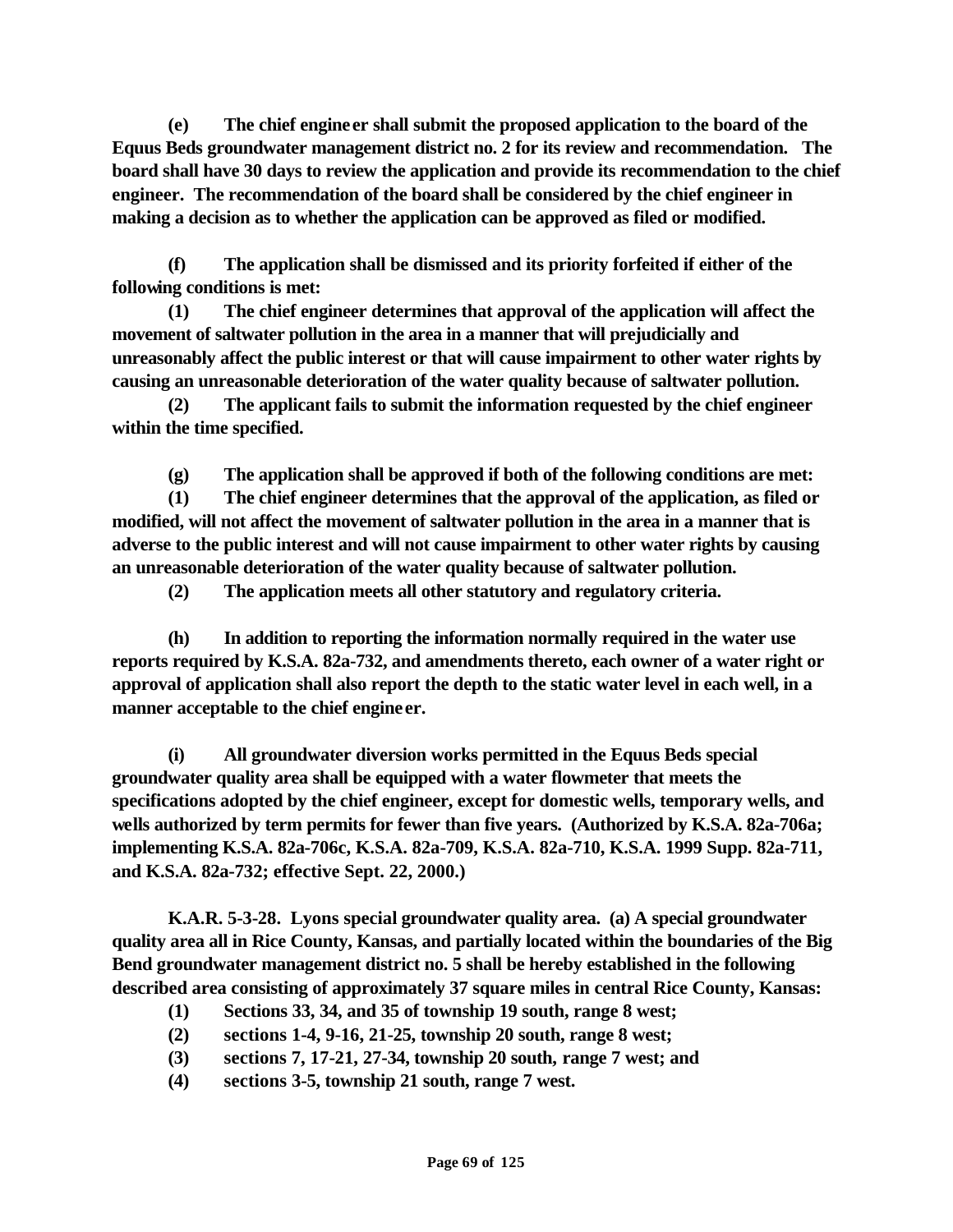**(e) The chief engineer shall submit the proposed application to the board of the Equus Beds groundwater management district no. 2 for its review and recommendation. The board shall have 30 days to review the application and provide its recommendation to the chief engineer. The recommendation of the board shall be considered by the chief engineer in making a decision as to whether the application can be approved as filed or modified.**

**(f) The application shall be dismissed and its priority forfeited if either of the following conditions is met:**

**(1) The chief engineer determines that approval of the application will affect the movement of saltwater pollution in the area in a manner that will prejudicially and unreasonably affect the public interest or that will cause impairment to other water rights by causing an unreasonable deterioration of the water quality because of saltwater pollution.**

**(2) The applicant fails to submit the information requested by the chief engineer within the time specified.**

**(g) The application shall be approved if both of the following conditions are met:**

**(1) The chief engineer determines that the approval of the application, as filed or modified, will not affect the movement of saltwater pollution in the area in a manner that is adverse to the public interest and will not cause impairment to other water rights by causing an unreasonable deterioration of the water quality because of saltwater pollution.**

**(2) The application meets all other statutory and regulatory criteria.**

**(h) In addition to reporting the information normally required in the water use reports required by K.S.A. 82a-732, and amendments thereto, each owner of a water right or approval of application shall also report the depth to the static water level in each well, in a manner acceptable to the chief engineer.**

**(i) All groundwater diversion works permitted in the Equus Beds special groundwater quality area shall be equipped with a water flowmeter that meets the specifications adopted by the chief engineer, except for domestic wells, temporary wells, and wells authorized by term permits for fewer than five years. (Authorized by K.S.A. 82a-706a; implementing K.S.A. 82a-706c, K.S.A. 82a-709, K.S.A. 82a-710, K.S.A. 1999 Supp. 82a-711, and K.S.A. 82a-732; effective Sept. 22, 2000.)**

**K.A.R. 5-3-28. Lyons special groundwater quality area. (a) A special groundwater quality area all in Rice County, Kansas, and partially located within the boundaries of the Big Bend groundwater management district no. 5 shall be hereby established in the following described area consisting of approximately 37 square miles in central Rice County, Kansas:**

**(1) Sections 33, 34, and 35 of township 19 south, range 8 west;**

**(2) sections 1-4, 9-16, 21-25, township 20 south, range 8 west;**

**(3) sections 7, 17-21, 27-34, township 20 south, range 7 west; and**

**(4) sections 3-5, township 21 south, range 7 west.**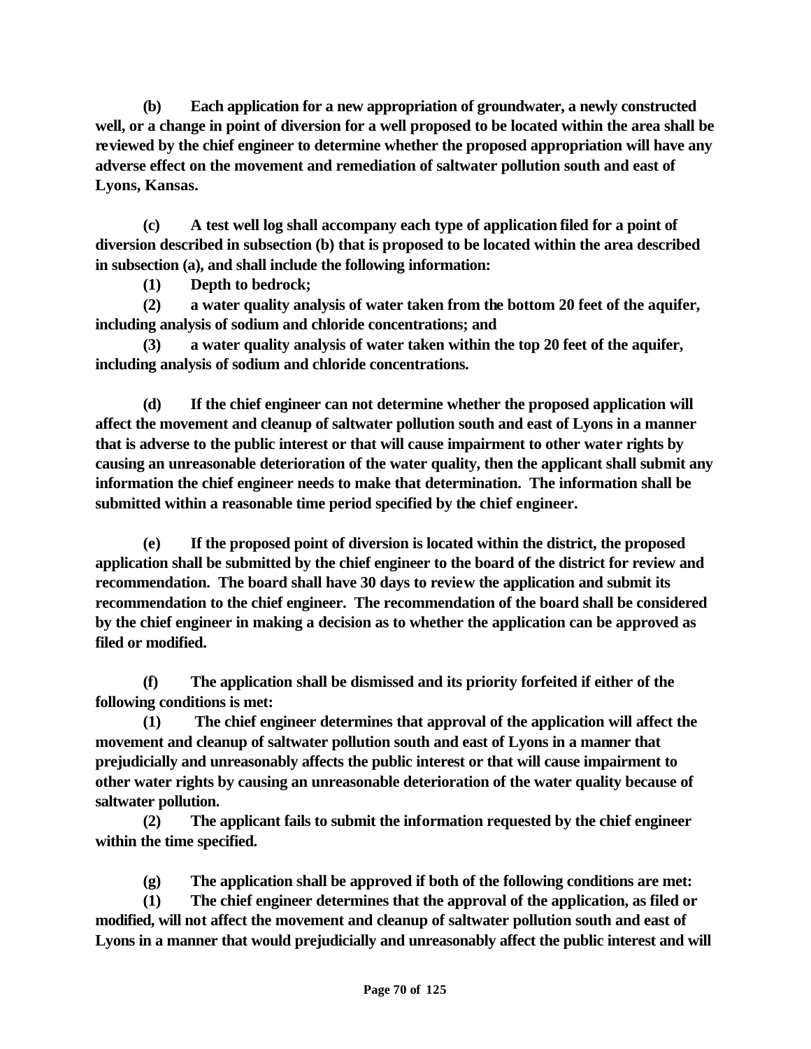**(b) Each application for a new appropriation of groundwater, a newly constructed well, or a change in point of diversion for a well proposed to be located within the area shall be reviewed by the chief engineer to determine whether the proposed appropriation will have any adverse effect on the movement and remediation of saltwater pollution south and east of Lyons, Kansas.**

**(c) A test well log shall accompany each type of application filed for a point of diversion described in subsection (b) that is proposed to be located within the area described in subsection (a), and shall include the following information:**

**(1) Depth to bedrock;**

**(2) a water quality analysis of water taken from the bottom 20 feet of the aquifer, including analysis of sodium and chloride concentrations; and**

**(3) a water quality analysis of water taken within the top 20 feet of the aquifer, including analysis of sodium and chloride concentrations.**

**(d) If the chief engineer can not determine whether the proposed application will affect the movement and cleanup of saltwater pollution south and east of Lyons in a manner that is adverse to the public interest or that will cause impairment to other water rights by causing an unreasonable deterioration of the water quality, then the applicant shall submit any information the chief engineer needs to make that determination. The information shall be submitted within a reasonable time period specified by the chief engineer.**

**(e) If the proposed point of diversion is located within the district, the proposed application shall be submitted by the chief engineer to the board of the district for review and recommendation. The board shall have 30 days to review the application and submit its recommendation to the chief engineer. The recommendation of the board shall be considered by the chief engineer in making a decision as to whether the application can be approved as filed or modified.**

**(f) The application shall be dismissed and its priority forfeited if either of the following conditions is met:**

**(1) The chief engineer determines that approval of the application will affect the movement and cleanup of saltwater pollution south and east of Lyons in a manner that prejudicially and unreasonably affects the public interest or that will cause impairment to other water rights by causing an unreasonable deterioration of the water quality because of saltwater pollution.**

**(2) The applicant fails to submit the information requested by the chief engineer within the time specified.**

**(g) The application shall be approved if both of the following conditions are met:**

**(1) The chief engineer determines that the approval of the application, as filed or modified, will not affect the movement and cleanup of saltwater pollution south and east of Lyons in a manner that would prejudicially and unreasonably affect the public interest and will**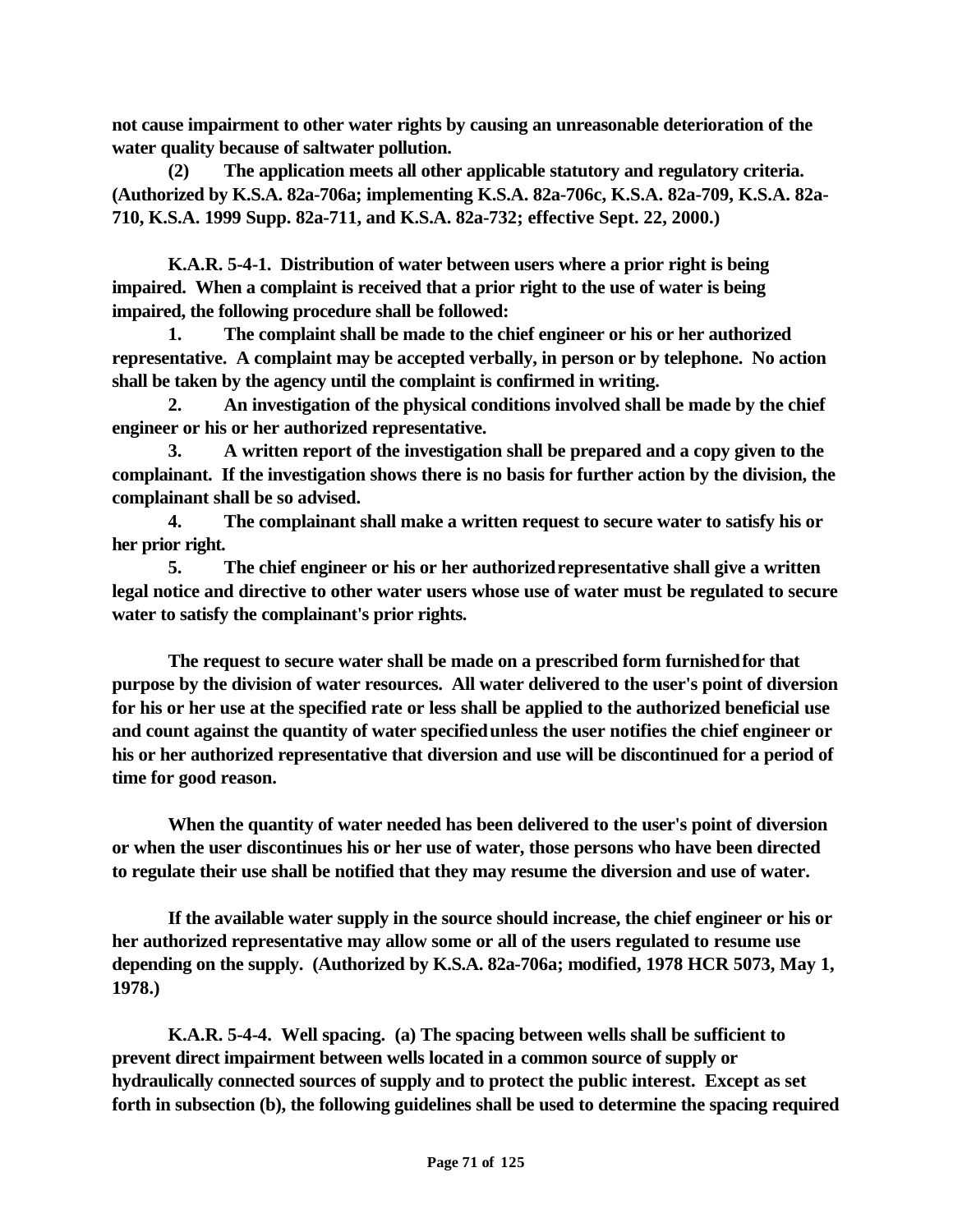**not cause impairment to other water rights by causing an unreasonable deterioration of the water quality because of saltwater pollution.**

**(2) The application meets all other applicable statutory and regulatory criteria. (Authorized by K.S.A. 82a-706a; implementing K.S.A. 82a-706c, K.S.A. 82a-709, K.S.A. 82a-710, K.S.A. 1999 Supp. 82a-711, and K.S.A. 82a-732; effective Sept. 22, 2000.)**

**K.A.R. 5-4-1. Distribution of water between users where a prior right is being impaired. When a complaint is received that a prior right to the use of water is being impaired, the following procedure shall be followed:**

**1. The complaint shall be made to the chief engineer or his or her authorized representative. A complaint may be accepted verbally, in person or by telephone. No action shall be taken by the agency until the complaint is confirmed in writing.**

**2. An investigation of the physical conditions involved shall be made by the chief engineer or his or her authorized representative.**

**3. A written report of the investigation shall be prepared and a copy given to the complainant. If the investigation shows there is no basis for further action by the division, the complainant shall be so advised.**

**4. The complainant shall make a written request to secure water to satisfy his or her prior right.**

**5. The chief engineer or his or her authorized representative shall give a written legal notice and directive to other water users whose use of water must be regulated to secure water to satisfy the complainant's prior rights.**

**The request to secure water shall be made on a prescribed form furnished for that purpose by the division of water resources. All water delivered to the user's point of diversion for his or her use at the specified rate or less shall be applied to the authorized beneficial use and count against the quantity of water specified unless the user notifies the chief engineer or his or her authorized representative that diversion and use will be discontinued for a period of time for good reason.**

**When the quantity of water needed has been delivered to the user's point of diversion or when the user discontinues his or her use of water, those persons who have been directed to regulate their use shall be notified that they may resume the diversion and use of water.**

**If the available water supply in the source should increase, the chief engineer or his or her authorized representative may allow some or all of the users regulated to resume use depending on the supply. (Authorized by K.S.A. 82a-706a; modified, 1978 HCR 5073, May 1, 1978.)**

**K.A.R. 5-4-4. Well spacing. (a) The spacing between wells shall be sufficient to prevent direct impairment between wells located in a common source of supply or hydraulically connected sources of supply and to protect the public interest. Except as set forth in subsection (b), the following guidelines shall be used to determine the spacing required**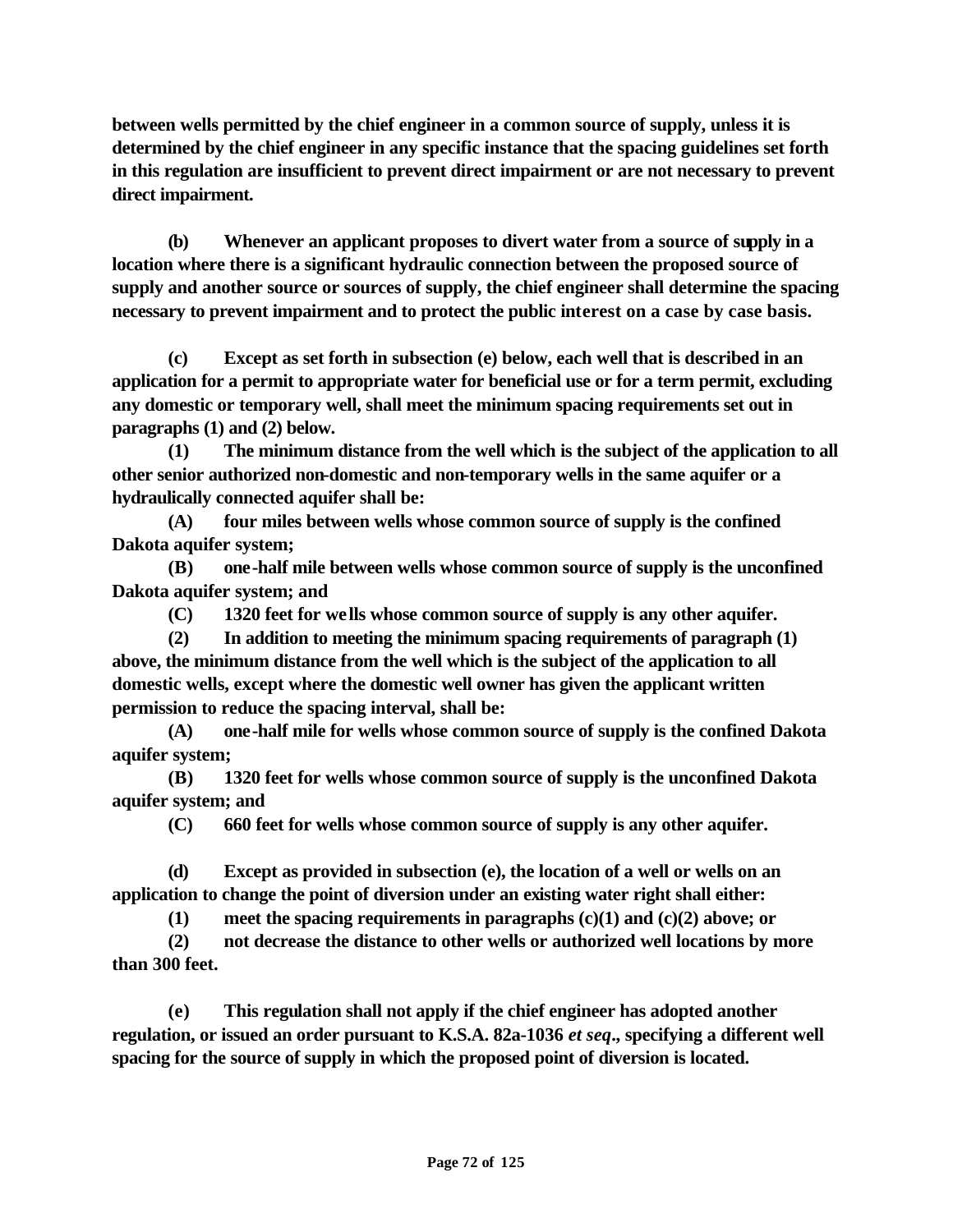**between wells permitted by the chief engineer in a common source of supply, unless it is determined by the chief engineer in any specific instance that the spacing guidelines set forth in this regulation are insufficient to prevent direct impairment or are not necessary to prevent direct impairment.**

**(b) Whenever an applicant proposes to divert water from a source of supply in a location where there is a significant hydraulic connection between the proposed source of supply and another source or sources of supply, the chief engineer shall determine the spacing necessary to prevent impairment and to protect the public interest on a case by case basis.**

**(c) Except as set forth in subsection (e) below, each well that is described in an application for a permit to appropriate water for beneficial use or for a term permit, excluding any domestic or temporary well, shall meet the minimum spacing requirements set out in paragraphs (1) and (2) below.**

**(1) The minimum distance from the well which is the subject of the application to all other senior authorized non-domestic and non-temporary wells in the same aquifer or a hydraulically connected aquifer shall be:**

**(A) four miles between wells whose common source of supply is the confined Dakota aquifer system;**

**(B) one-half mile between wells whose common source of supply is the unconfined Dakota aquifer system; and**

**(C) 1320 feet for wells whose common source of supply is any other aquifer.**

**(2) In addition to meeting the minimum spacing requirements of paragraph (1) above, the minimum distance from the well which is the subject of the application to all domestic wells, except where the domestic well owner has given the applicant written permission to reduce the spacing interval, shall be:**

**(A) one-half mile for wells whose common source of supply is the confined Dakota aquifer system;**

**(B) 1320 feet for wells whose common source of supply is the unconfined Dakota aquifer system; and**

**(C) 660 feet for wells whose common source of supply is any other aquifer.**

**(d) Except as provided in subsection (e), the location of a well or wells on an application to change the point of diversion under an existing water right shall either:**

**(1) meet the spacing requirements in paragraphs (c)(1) and (c)(2) above; or**

**(2) not decrease the distance to other wells or authorized well locations by more than 300 feet.**

**(e) This regulation shall not apply if the chief engineer has adopted another regulation, or issued an order pursuant to K.S.A. 82a-1036 *et seq*., specifying a different well spacing for the source of supply in which the proposed point of diversion is located.**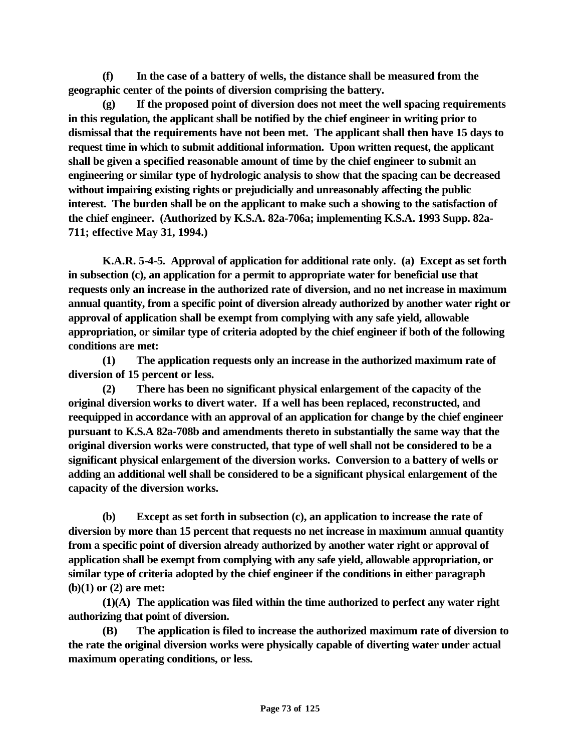**(f) In the case of a battery of wells, the distance shall be measured from the geographic center of the points of diversion comprising the battery.**

**(g) If the proposed point of diversion does not meet the well spacing requirements in this regulation, the applicant shall be notified by the chief engineer in writing prior to dismissal that the requirements have not been met. The applicant shall then have 15 days to request time in which to submit additional information. Upon written request, the applicant shall be given a specified reasonable amount of time by the chief engineer to submit an engineering or similar type of hydrologic analysis to show that the spacing can be decreased without impairing existing rights or prejudicially and unreasonably affecting the public interest. The burden shall be on the applicant to make such a showing to the satisfaction of the chief engineer. (Authorized by K.S.A. 82a-706a; implementing K.S.A. 1993 Supp. 82a-711; effective May 31, 1994.)**

**K.A.R. 5-4-5. Approval of application for additional rate only. (a) Except as set forth in subsection (c), an application for a permit to appropriate water for beneficial use that requests only an increase in the authorized rate of diversion, and no net increase in maximum annual quantity, from a specific point of diversion already authorized by another water right or approval of application shall be exempt from complying with any safe yield, allowable appropriation, or similar type of criteria adopted by the chief engineer if both of the following conditions are met:**

**(1) The application requests only an increase in the authorized maximum rate of diversion of 15 percent or less.**

**(2) There has been no significant physical enlargement of the capacity of the original diversion works to divert water. If a well has been replaced, reconstructed, and reequipped in accordance with an approval of an application for change by the chief engineer pursuant to K.S.A 82a-708b and amendments thereto in substantially the same way that the original diversion works were constructed, that type of well shall not be considered to be a significant physical enlargement of the diversion works. Conversion to a battery of wells or adding an additional well shall be considered to be a significant physical enlargement of the capacity of the diversion works.**

**(b) Except as set forth in subsection (c), an application to increase the rate of diversion by more than 15 percent that requests no net increase in maximum annual quantity from a specific point of diversion already authorized by another water right or approval of application shall be exempt from complying with any safe yield, allowable appropriation, or similar type of criteria adopted by the chief engineer if the conditions in either paragraph (b)(1) or (2) are met:**

**(1)(A) The application was filed within the time authorized to perfect any water right authorizing that point of diversion.**

**(B) The application is filed to increase the authorized maximum rate of diversion to the rate the original diversion works were physically capable of diverting water under actual maximum operating conditions, or less.**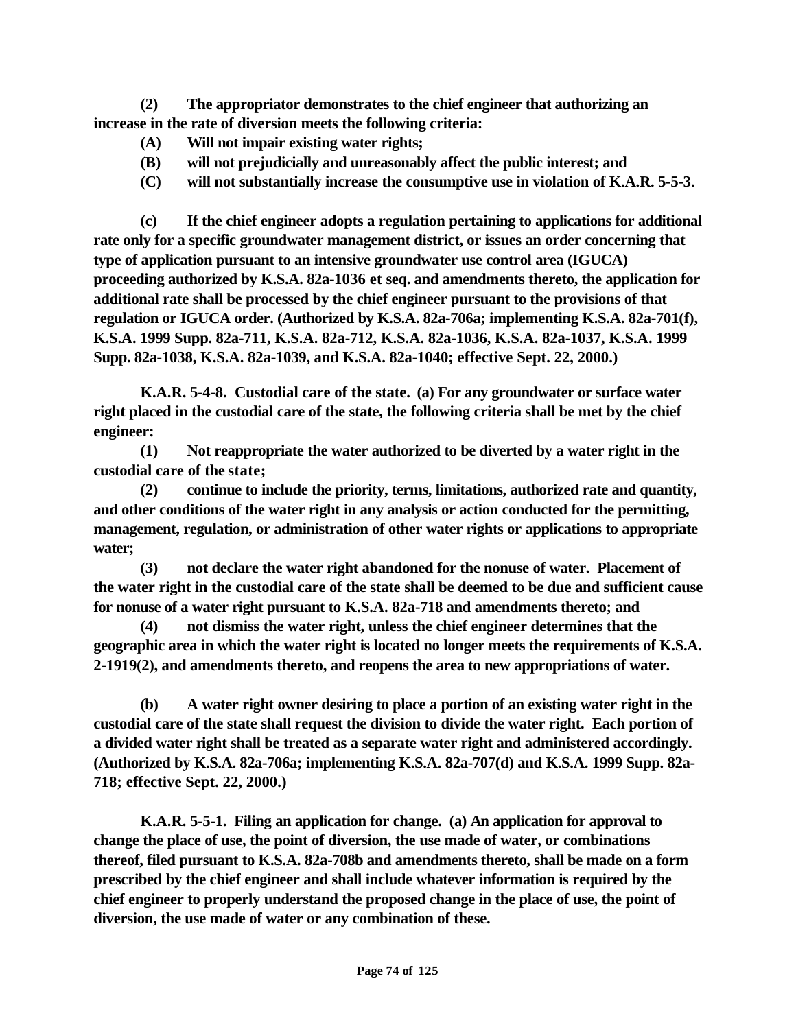**(2) The appropriator demonstrates to the chief engineer that authorizing an increase in the rate of diversion meets the following criteria:**

**(A) Will not impair existing water rights;**

**(B) will not prejudicially and unreasonably affect the public interest; and**

**(C) will not substantially increase the consumptive use in violation of K.A.R. 5-5-3.**

**(c) If the chief engineer adopts a regulation pertaining to applications for additional rate only for a specific groundwater management district, or issues an order concerning that type of application pursuant to an intensive groundwater use control area (IGUCA) proceeding authorized by K.S.A. 82a-1036 et seq. and amendments thereto, the application for additional rate shall be processed by the chief engineer pursuant to the provisions of that regulation or IGUCA order. (Authorized by K.S.A. 82a-706a; implementing K.S.A. 82a-701(f), K.S.A. 1999 Supp. 82a-711, K.S.A. 82a-712, K.S.A. 82a-1036, K.S.A. 82a-1037, K.S.A. 1999 Supp. 82a-1038, K.S.A. 82a-1039, and K.S.A. 82a-1040; effective Sept. 22, 2000.)**

**K.A.R. 5-4-8. Custodial care of the state. (a) For any groundwater or surface water right placed in the custodial care of the state, the following criteria shall be met by the chief engineer:**

**(1) Not reappropriate the water authorized to be diverted by a water right in the custodial care of the state;**

**(2) continue to include the priority, terms, limitations, authorized rate and quantity, and other conditions of the water right in any analysis or action conducted for the permitting, management, regulation, or administration of other water rights or applications to appropriate water;**

**(3) not declare the water right abandoned for the nonuse of water. Placement of the water right in the custodial care of the state shall be deemed to be due and sufficient cause for nonuse of a water right pursuant to K.S.A. 82a-718 and amendments thereto; and**

**(4) not dismiss the water right, unless the chief engineer determines that the geographic area in which the water right is located no longer meets the requirements of K.S.A. 2-1919(2), and amendments thereto, and reopens the area to new appropriations of water.**

**(b) A water right owner desiring to place a portion of an existing water right in the custodial care of the state shall request the division to divide the water right. Each portion of a divided water right shall be treated as a separate water right and administered accordingly. (Authorized by K.S.A. 82a-706a; implementing K.S.A. 82a-707(d) and K.S.A. 1999 Supp. 82a-718; effective Sept. 22, 2000.)**

**K.A.R. 5-5-1. Filing an application for change. (a) An application for approval to change the place of use, the point of diversion, the use made of water, or combinations thereof, filed pursuant to K.S.A. 82a-708b and amendments thereto, shall be made on a form prescribed by the chief engineer and shall include whatever information is required by the chief engineer to properly understand the proposed change in the place of use, the point of diversion, the use made of water or any combination of these.**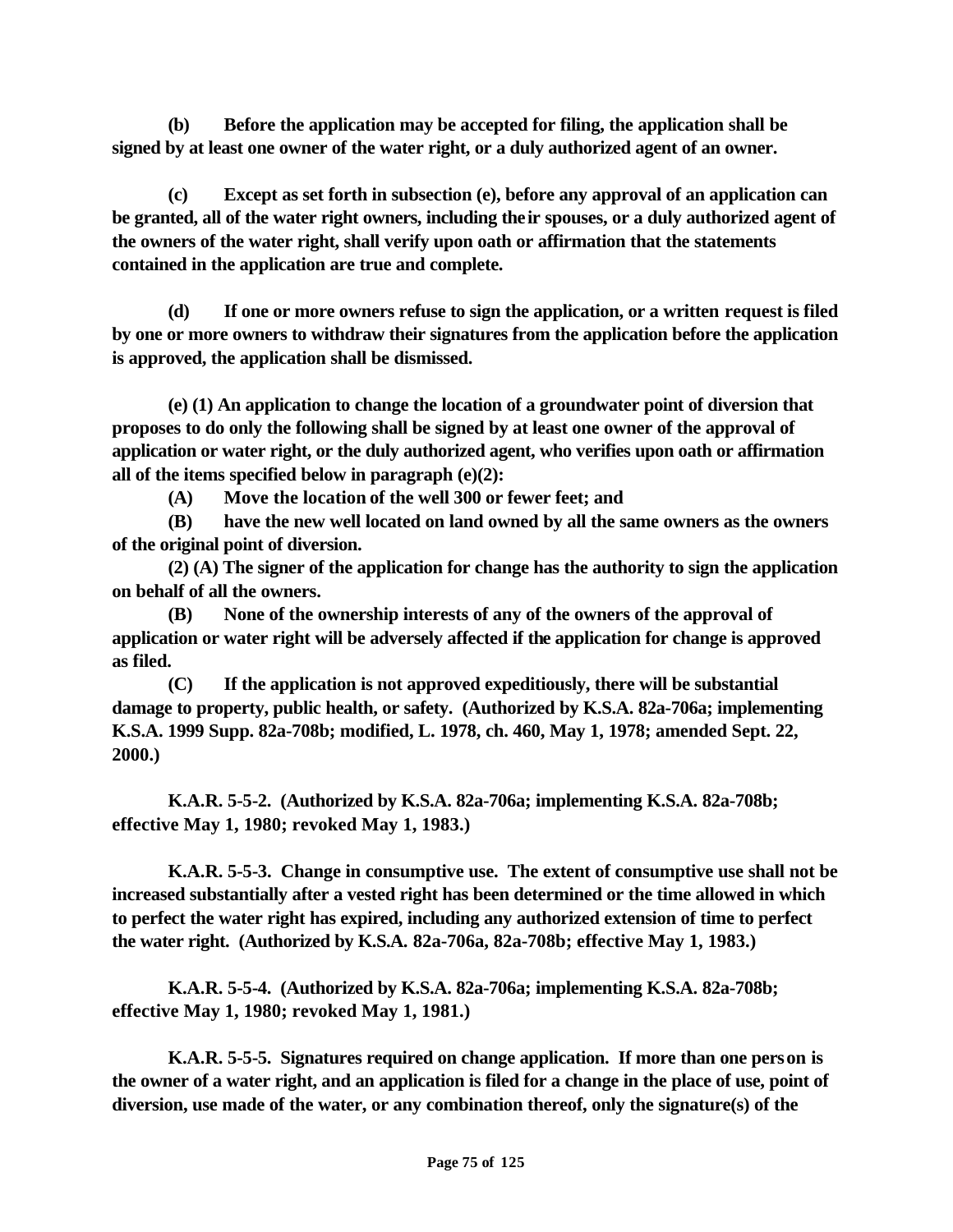**(b) Before the application may be accepted for filing, the application shall be signed by at least one owner of the water right, or a duly authorized agent of an owner.**

**(c) Except as set forth in subsection (e), before any approval of an application can be granted, all of the water right owners, including their spouses, or a duly authorized agent of the owners of the water right, shall verify upon oath or affirmation that the statements contained in the application are true and complete.**

**(d) If one or more owners refuse to sign the application, or a written request is filed by one or more owners to withdraw their signatures from the application before the application is approved, the application shall be dismissed.**

**(e) (1) An application to change the location of a groundwater point of diversion that proposes to do only the following shall be signed by at least one owner of the approval of application or water right, or the duly authorized agent, who verifies upon oath or affirmation all of the items specified below in paragraph (e)(2):**

**(A) Move the location of the well 300 or fewer feet; and**

**(B) have the new well located on land owned by all the same owners as the owners of the original point of diversion.**

**(2) (A) The signer of the application for change has the authority to sign the application on behalf of all the owners.**

**(B) None of the ownership interests of any of the owners of the approval of application or water right will be adversely affected if the application for change is approved as filed.**

**(C) If the application is not approved expeditiously, there will be substantial damage to property, public health, or safety. (Authorized by K.S.A. 82a-706a; implementing K.S.A. 1999 Supp. 82a-708b; modified, L. 1978, ch. 460, May 1, 1978; amended Sept. 22, 2000.)**

**K.A.R. 5-5-2. (Authorized by K.S.A. 82a-706a; implementing K.S.A. 82a-708b; effective May 1, 1980; revoked May 1, 1983.)**

**K.A.R. 5-5-3. Change in consumptive use. The extent of consumptive use shall not be increased substantially after a vested right has been determined or the time allowed in which to perfect the water right has expired, including any authorized extension of time to perfect the water right. (Authorized by K.S.A. 82a-706a, 82a-708b; effective May 1, 1983.)**

**K.A.R. 5-5-4. (Authorized by K.S.A. 82a-706a; implementing K.S.A. 82a-708b; effective May 1, 1980; revoked May 1, 1981.)**

**K.A.R. 5-5-5. Signatures required on change application. If more than one person is the owner of a water right, and an application is filed for a change in the place of use, point of diversion, use made of the water, or any combination thereof, only the signature(s) of the**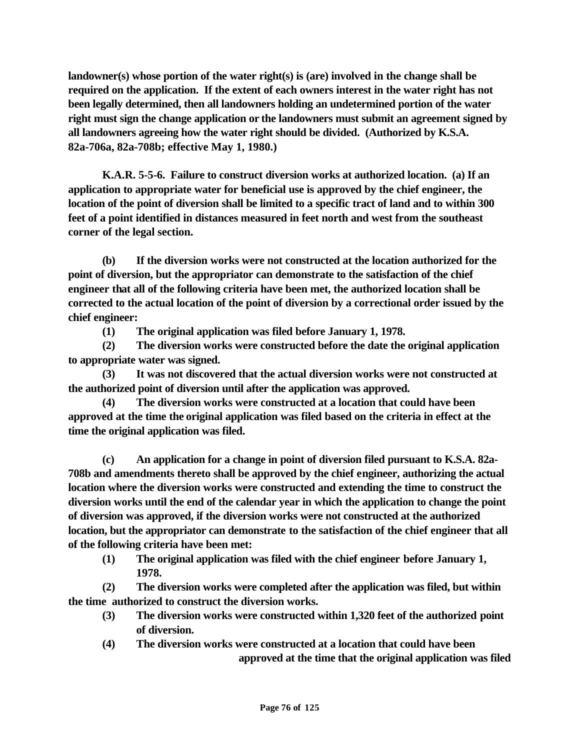**landowner(s) whose portion of the water right(s) is (are) involved in the change shall be required on the application. If the extent of each owners interest in the water right has not been legally determined, then all landowners holding an undetermined portion of the water right must sign the change application or the landowners must submit an agreement signed by all landowners agreeing how the water right should be divided. (Authorized by K.S.A. 82a-706a, 82a-708b; effective May 1, 1980.)**

**K.A.R. 5-5-6. Failure to construct diversion works at authorized location. (a) If an application to appropriate water for beneficial use is approved by the chief engineer, the location of the point of diversion shall be limited to a specific tract of land and to within 300 feet of a point identified in distances measured in feet north and west from the southeast corner of the legal section.**

**(b) If the diversion works were not constructed at the location authorized for the point of diversion, but the appropriator can demonstrate to the satisfaction of the chief engineer that all of the following criteria have been met, the authorized location shall be corrected to the actual location of the point of diversion by a correctional order issued by the chief engineer:**

**(1) The original application was filed before January 1, 1978.**

**(2) The diversion works were constructed before the date the original application to appropriate water was signed.**

**(3) It was not discovered that the actual diversion works were not constructed at the authorized point of diversion until after the application was approved.**

**(4) The diversion works were constructed at a location that could have been approved at the time the original application was filed based on the criteria in effect at the time the original application was filed.**

**(c) An application for a change in point of diversion filed pursuant to K.S.A. 82a-708b and amendments thereto shall be approved by the chief engineer, authorizing the actual location where the diversion works were constructed and extending the time to construct the diversion works until the end of the calendar year in which the application to change the point of diversion was approved, if the diversion works were not constructed at the authorized location, but the appropriator can demonstrate to the satisfaction of the chief engineer that all of the following criteria have been met:**

**(1) The original application was filed with the chief engineer before January 1, 1978.**

**(2) The diversion works were completed after the application was filed, but within the time authorized to construct the diversion works.**

**(3) The diversion works were constructed within 1,320 feet of the authorized point of diversion.**

**(4) The diversion works were constructed at a location that could have been approved at the time that the original application was filed**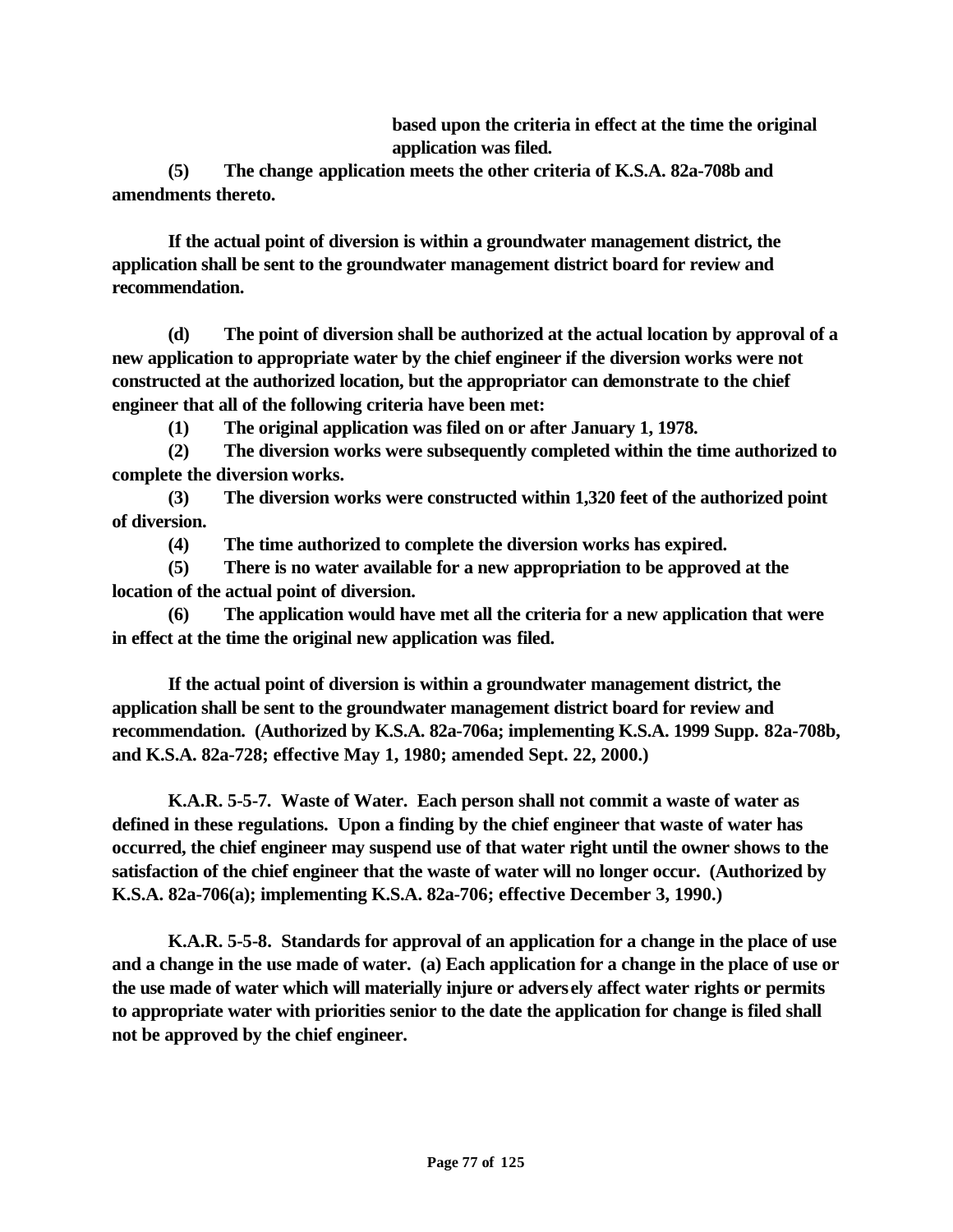**based upon the criteria in effect at the time the original application was filed.**

**(5) The change application meets the other criteria of K.S.A. 82a-708b and amendments thereto.**

**If the actual point of diversion is within a groundwater management district, the application shall be sent to the groundwater management district board for review and recommendation.**

**(d) The point of diversion shall be authorized at the actual location by approval of a new application to appropriate water by the chief engineer if the diversion works were not constructed at the authorized location, but the appropriator can demonstrate to the chief engineer that all of the following criteria have been met:**

**(1) The original application was filed on or after January 1, 1978.**

**(2) The diversion works were subsequently completed within the time authorized to complete the diversion works.**

**(3) The diversion works were constructed within 1,320 feet of the authorized point of diversion.**

**(4) The time authorized to complete the diversion works has expired.**

**(5) There is no water available for a new appropriation to be approved at the location of the actual point of diversion.**

**(6) The application would have met all the criteria for a new application that were in effect at the time the original new application was filed.**

**If the actual point of diversion is within a groundwater management district, the application shall be sent to the groundwater management district board for review and recommendation. (Authorized by K.S.A. 82a-706a; implementing K.S.A. 1999 Supp. 82a-708b, and K.S.A. 82a-728; effective May 1, 1980; amended Sept. 22, 2000.)**

**K.A.R. 5-5-7. Waste of Water. Each person shall not commit a waste of water as defined in these regulations. Upon a finding by the chief engineer that waste of water has occurred, the chief engineer may suspend use of that water right until the owner shows to the satisfaction of the chief engineer that the waste of water will no longer occur. (Authorized by K.S.A. 82a-706(a); implementing K.S.A. 82a-706; effective December 3, 1990.)**

**K.A.R. 5-5-8. Standards for approval of an application for a change in the place of use and a change in the use made of water. (a) Each application for a change in the place of use or the use made of water which will materially injure or adversely affect water rights or permits to appropriate water with priorities senior to the date the application for change is filed shall not be approved by the chief engineer.**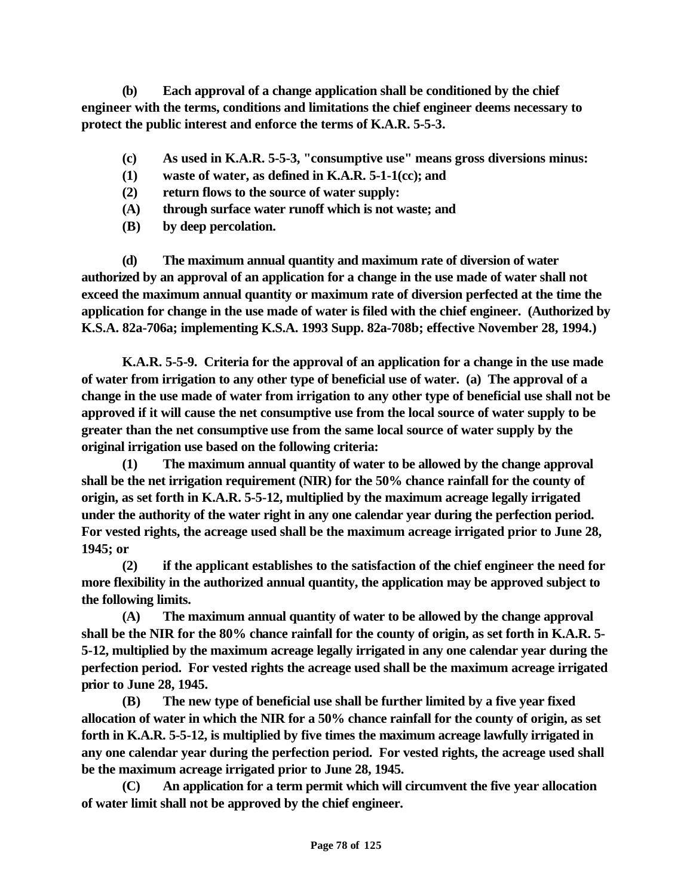**(b) Each approval of a change application shall be conditioned by the chief engineer with the terms, conditions and limitations the chief engineer deems necessary to protect the public interest and enforce the terms of K.A.R. 5-5-3.**

**(c) As used in K.A.R. 5-5-3, "consumptive use" means gross diversions minus:**
**(1) waste of water, as defined in K.A.R. 5-1-1(cc); and**
**(2) return flows to the source of water supply:**
**(A) through surface water runoff which is not waste; and**
**(B) by deep percolation.**

**(d) The maximum annual quantity and maximum rate of diversion of water authorized by an approval of an application for a change in the use made of water shall not exceed the maximum annual quantity or maximum rate of diversion perfected at the time the application for change in the use made of water is filed with the chief engineer. (Authorized by K.S.A. 82a-706a; implementing K.S.A. 1993 Supp. 82a-708b; effective November 28, 1994.)**

**K.A.R. 5-5-9. Criteria for the approval of an application for a change in the use made of water from irrigation to any other type of beneficial use of water. (a) The approval of a change in the use made of water from irrigation to any other type of beneficial use shall not be approved if it will cause the net consumptive use from the local source of water supply to be greater than the net consumptive use from the same local source of water supply by the original irrigation use based on the following criteria:**

**(1) The maximum annual quantity of water to be allowed by the change approval shall be the net irrigation requirement (NIR) for the 50% chance rainfall for the county of origin, as set forth in K.A.R. 5-5-12, multiplied by the maximum acreage legally irrigated under the authority of the water right in any one calendar year during the perfection period. For vested rights, the acreage used shall be the maximum acreage irrigated prior to June 28, 1945; or**

**(2) if the applicant establishes to the satisfaction of the chief engineer the need for more flexibility in the authorized annual quantity, the application may be approved subject to the following limits.**

**(A) The maximum annual quantity of water to be allowed by the change approval shall be the NIR for the 80% chance rainfall for the county of origin, as set forth in K.A.R. 5-5-12, multiplied by the maximum acreage legally irrigated in any one calendar year during the perfection period. For vested rights the acreage used shall be the maximum acreage irrigated prior to June 28, 1945.**

**(B) The new type of beneficial use shall be further limited by a five year fixed allocation of water in which the NIR for a 50% chance rainfall for the county of origin, as set forth in K.A.R. 5-5-12, is multiplied by five times the maximum acreage lawfully irrigated in any one calendar year during the perfection period. For vested rights, the acreage used shall be the maximum acreage irrigated prior to June 28, 1945.**

**(C) An application for a term permit which will circumvent the five year allocation of water limit shall not be approved by the chief engineer.**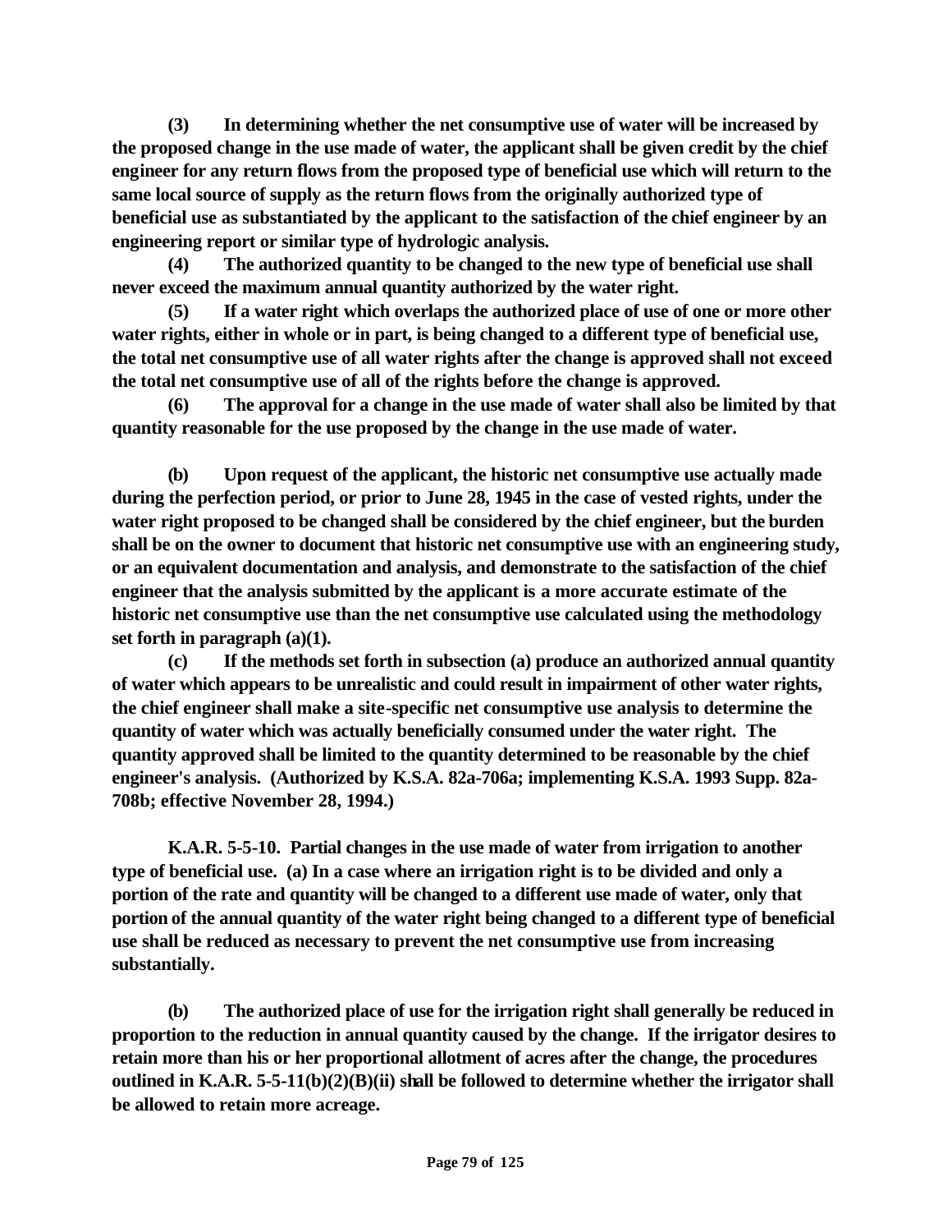**(3) In determining whether the net consumptive use of water will be increased by the proposed change in the use made of water, the applicant shall be given credit by the chief engineer for any return flows from the proposed type of beneficial use which will return to the same local source of supply as the return flows from the originally authorized type of beneficial use as substantiated by the applicant to the satisfaction of the chief engineer by an engineering report or similar type of hydrologic analysis.**

**(4) The authorized quantity to be changed to the new type of beneficial use shall never exceed the maximum annual quantity authorized by the water right.**

**(5) If a water right which overlaps the authorized place of use of one or more other water rights, either in whole or in part, is being changed to a different type of beneficial use, the total net consumptive use of all water rights after the change is approved shall not exceed the total net consumptive use of all of the rights before the change is approved.**

**(6) The approval for a change in the use made of water shall also be limited by that quantity reasonable for the use proposed by the change in the use made of water.**

**(b) Upon request of the applicant, the historic net consumptive use actually made during the perfection period, or prior to June 28, 1945 in the case of vested rights, under the water right proposed to be changed shall be considered by the chief engineer, but the burden shall be on the owner to document that historic net consumptive use with an engineering study, or an equivalent documentation and analysis, and demonstrate to the satisfaction of the chief engineer that the analysis submitted by the applicant is a more accurate estimate of the historic net consumptive use than the net consumptive use calculated using the methodology set forth in paragraph (a)(1).**

**(c) If the methods set forth in subsection (a) produce an authorized annual quantity of water which appears to be unrealistic and could result in impairment of other water rights, the chief engineer shall make a site-specific net consumptive use analysis to determine the quantity of water which was actually beneficially consumed under the water right. The quantity approved shall be limited to the quantity determined to be reasonable by the chief engineer's analysis. (Authorized by K.S.A. 82a-706a; implementing K.S.A. 1993 Supp. 82a-708b; effective November 28, 1994.)**

**K.A.R. 5-5-10. Partial changes in the use made of water from irrigation to another type of beneficial use. (a) In a case where an irrigation right is to be divided and only a portion of the rate and quantity will be changed to a different use made of water, only that portion of the annual quantity of the water right being changed to a different type of beneficial use shall be reduced as necessary to prevent the net consumptive use from increasing substantially.**

**(b) The authorized place of use for the irrigation right shall generally be reduced in proportion to the reduction in annual quantity caused by the change. If the irrigator desires to retain more than his or her proportional allotment of acres after the change, the procedures outlined in K.A.R. 5-5-11(b)(2)(B)(ii) shall be followed to determine whether the irrigator shall be allowed to retain more acreage.**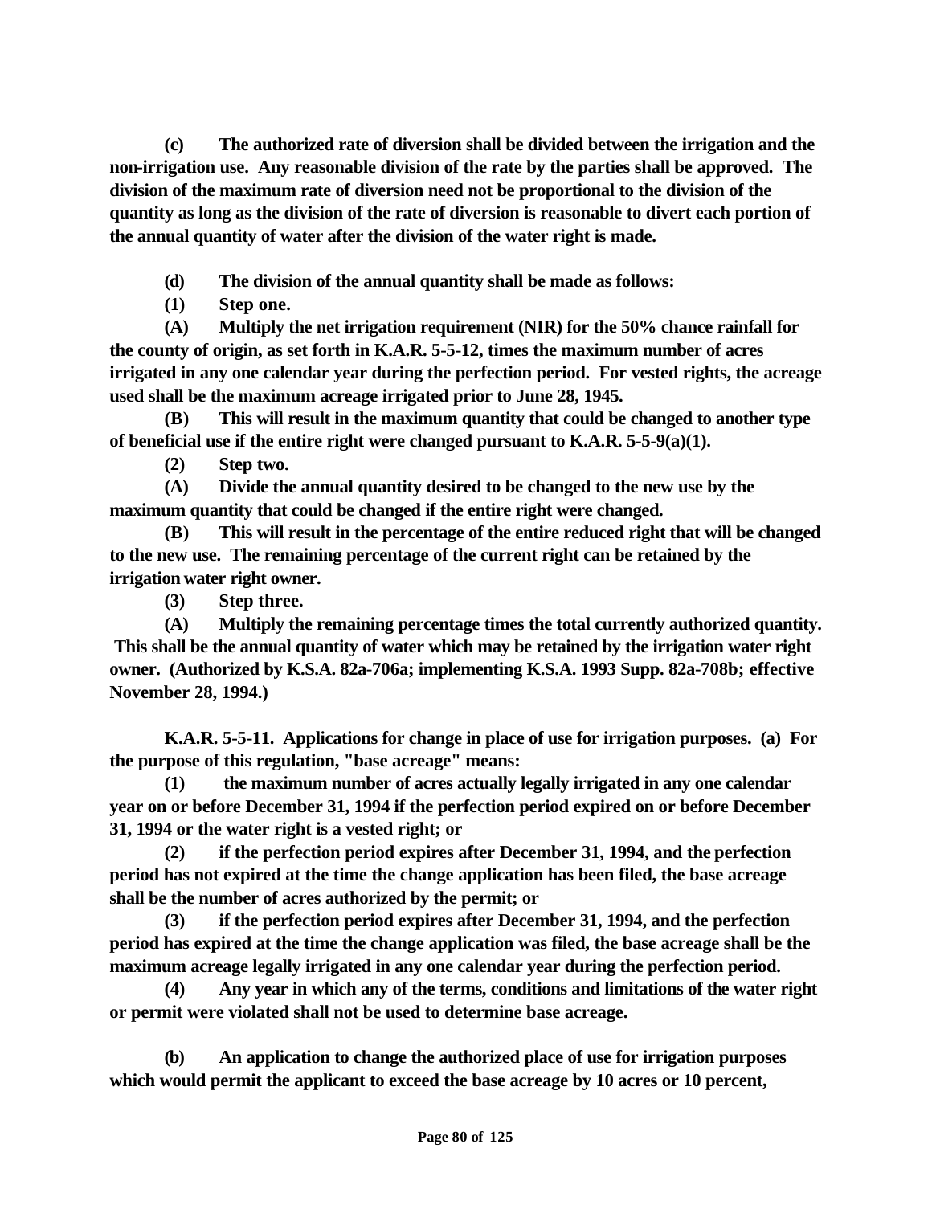**(c) The authorized rate of diversion shall be divided between the irrigation and the non-irrigation use. Any reasonable division of the rate by the parties shall be approved. The division of the maximum rate of diversion need not be proportional to the division of the quantity as long as the division of the rate of diversion is reasonable to divert each portion of the annual quantity of water after the division of the water right is made.**

**(d) The division of the annual quantity shall be made as follows:**

**(1) Step one.**

**(A) Multiply the net irrigation requirement (NIR) for the 50% chance rainfall for the county of origin, as set forth in K.A.R. 5-5-12, times the maximum number of acres irrigated in any one calendar year during the perfection period. For vested rights, the acreage used shall be the maximum acreage irrigated prior to June 28, 1945.**

**(B) This will result in the maximum quantity that could be changed to another type of beneficial use if the entire right were changed pursuant to K.A.R. 5-5-9(a)(1).**

**(2) Step two.**

**(A) Divide the annual quantity desired to be changed to the new use by the maximum quantity that could be changed if the entire right were changed.**

**(B) This will result in the percentage of the entire reduced right that will be changed to the new use. The remaining percentage of the current right can be retained by the irrigation water right owner.**

**(3) Step three.**

**(A) Multiply the remaining percentage times the total currently authorized quantity. This shall be the annual quantity of water which may be retained by the irrigation water right owner. (Authorized by K.S.A. 82a-706a; implementing K.S.A. 1993 Supp. 82a-708b; effective November 28, 1994.)**

**K.A.R. 5-5-11. Applications for change in place of use for irrigation purposes. (a) For the purpose of this regulation, "base acreage" means:**

**(1) the maximum number of acres actually legally irrigated in any one calendar year on or before December 31, 1994 if the perfection period expired on or before December 31, 1994 or the water right is a vested right; or**

**(2) if the perfection period expires after December 31, 1994, and the perfection period has not expired at the time the change application has been filed, the base acreage shall be the number of acres authorized by the permit; or**

**(3) if the perfection period expires after December 31, 1994, and the perfection period has expired at the time the change application was filed, the base acreage shall be the maximum acreage legally irrigated in any one calendar year during the perfection period.**

**(4) Any year in which any of the terms, conditions and limitations of the water right or permit were violated shall not be used to determine base acreage.**

**(b) An application to change the authorized place of use for irrigation purposes which would permit the applicant to exceed the base acreage by 10 acres or 10 percent,**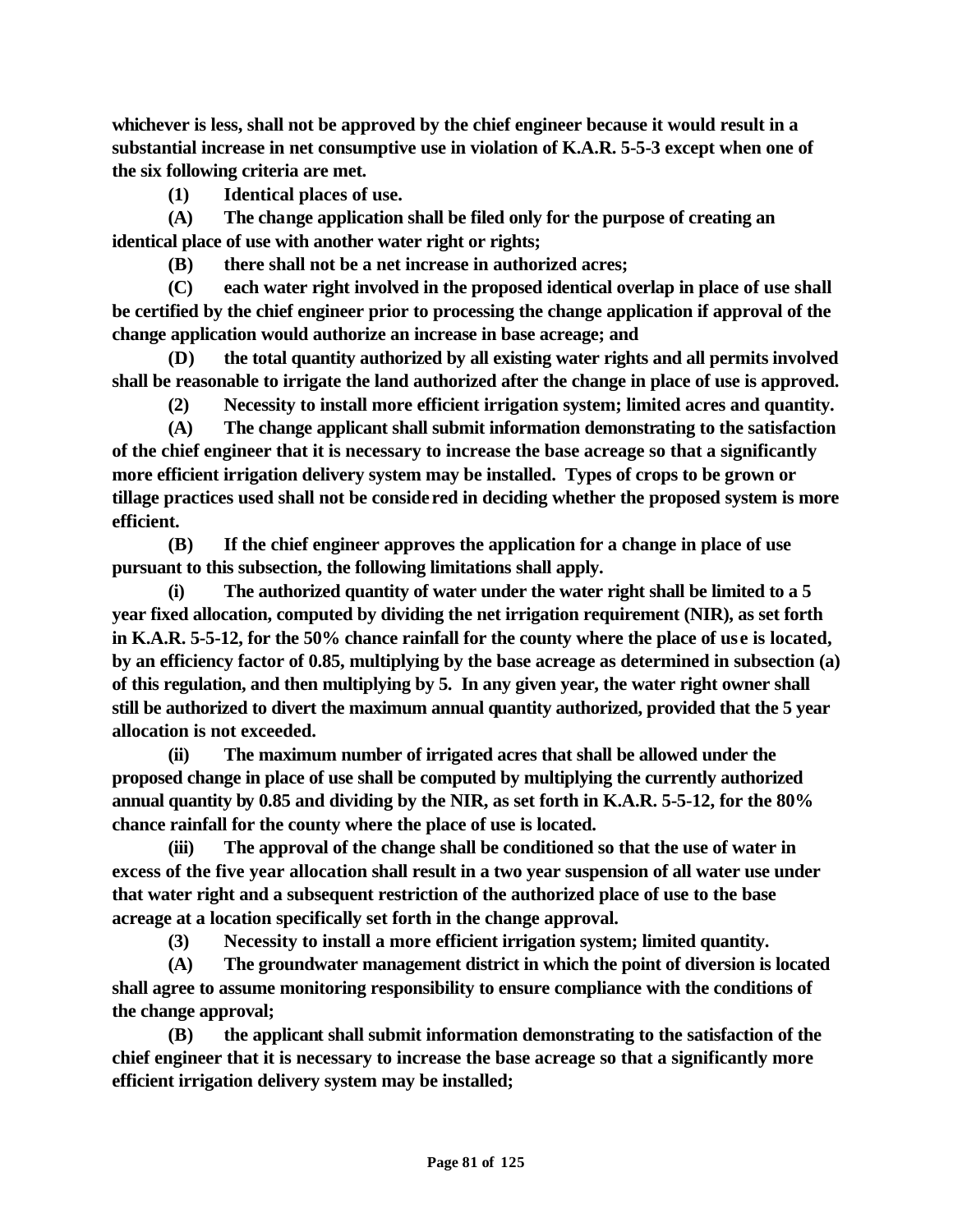**whichever is less, shall not be approved by the chief engineer because it would result in a substantial increase in net consumptive use in violation of K.A.R. 5-5-3 except when one of the six following criteria are met.**

**(1) Identical places of use.**

**(A) The change application shall be filed only for the purpose of creating an identical place of use with another water right or rights;**

**(B) there shall not be a net increase in authorized acres;**

**(C) each water right involved in the proposed identical overlap in place of use shall be certified by the chief engineer prior to processing the change application if approval of the change application would authorize an increase in base acreage; and**

**(D) the total quantity authorized by all existing water rights and all permits involved shall be reasonable to irrigate the land authorized after the change in place of use is approved.**

**(2) Necessity to install more efficient irrigation system; limited acres and quantity.**

**(A) The change applicant shall submit information demonstrating to the satisfaction of the chief engineer that it is necessary to increase the base acreage so that a significantly more efficient irrigation delivery system may be installed. Types of crops to be grown or tillage practices used shall not be considered in deciding whether the proposed system is more efficient.**

**(B) If the chief engineer approves the application for a change in place of use pursuant to this subsection, the following limitations shall apply.**

**(i) The authorized quantity of water under the water right shall be limited to a 5 year fixed allocation, computed by dividing the net irrigation requirement (NIR), as set forth in K.A.R. 5-5-12, for the 50% chance rainfall for the county where the place of use is located, by an efficiency factor of 0.85, multiplying by the base acreage as determined in subsection (a) of this regulation, and then multiplying by 5. In any given year, the water right owner shall still be authorized to divert the maximum annual quantity authorized, provided that the 5 year allocation is not exceeded.**

**(ii) The maximum number of irrigated acres that shall be allowed under the proposed change in place of use shall be computed by multiplying the currently authorized annual quantity by 0.85 and dividing by the NIR, as set forth in K.A.R. 5-5-12, for the 80% chance rainfall for the county where the place of use is located.**

**(iii) The approval of the change shall be conditioned so that the use of water in excess of the five year allocation shall result in a two year suspension of all water use under that water right and a subsequent restriction of the authorized place of use to the base acreage at a location specifically set forth in the change approval.**

**(3) Necessity to install a more efficient irrigation system; limited quantity.**

**(A) The groundwater management district in which the point of diversion is located shall agree to assume monitoring responsibility to ensure compliance with the conditions of the change approval;**

**(B) the applicant shall submit information demonstrating to the satisfaction of the chief engineer that it is necessary to increase the base acreage so that a significantly more efficient irrigation delivery system may be installed;**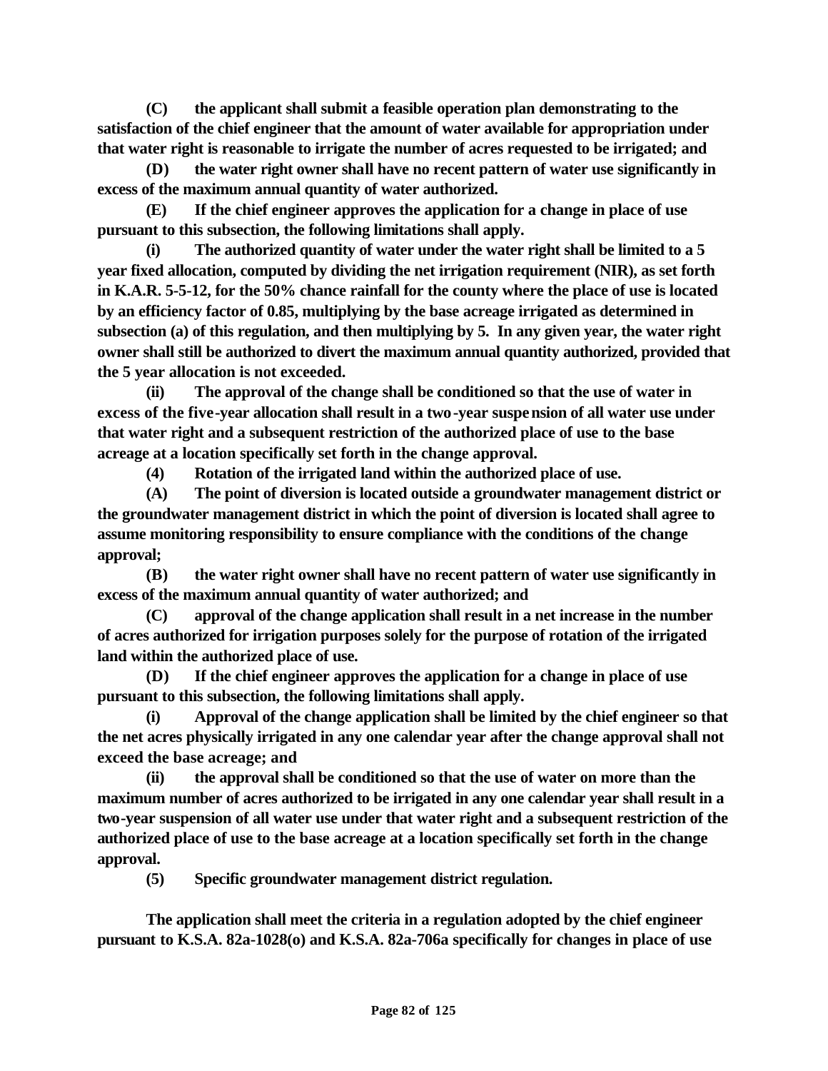**(C) the applicant shall submit a feasible operation plan demonstrating to the satisfaction of the chief engineer that the amount of water available for appropriation under that water right is reasonable to irrigate the number of acres requested to be irrigated; and**

**(D) the water right owner shall have no recent pattern of water use significantly in excess of the maximum annual quantity of water authorized.**

**(E) If the chief engineer approves the application for a change in place of use pursuant to this subsection, the following limitations shall apply.**

**(i) The authorized quantity of water under the water right shall be limited to a 5 year fixed allocation, computed by dividing the net irrigation requirement (NIR), as set forth in K.A.R. 5-5-12, for the 50% chance rainfall for the county where the place of use is located by an efficiency factor of 0.85, multiplying by the base acreage irrigated as determined in subsection (a) of this regulation, and then multiplying by 5. In any given year, the water right owner shall still be authorized to divert the maximum annual quantity authorized, provided that the 5 year allocation is not exceeded.**

**(ii) The approval of the change shall be conditioned so that the use of water in excess of the five-year allocation shall result in a two-year suspension of all water use under that water right and a subsequent restriction of the authorized place of use to the base acreage at a location specifically set forth in the change approval.**

**(4) Rotation of the irrigated land within the authorized place of use.**

**(A) The point of diversion is located outside a groundwater management district or the groundwater management district in which the point of diversion is located shall agree to assume monitoring responsibility to ensure compliance with the conditions of the change approval;**

**(B) the water right owner shall have no recent pattern of water use significantly in excess of the maximum annual quantity of water authorized; and**

**(C) approval of the change application shall result in a net increase in the number of acres authorized for irrigation purposes solely for the purpose of rotation of the irrigated land within the authorized place of use.**

**(D) If the chief engineer approves the application for a change in place of use pursuant to this subsection, the following limitations shall apply.**

**(i) Approval of the change application shall be limited by the chief engineer so that the net acres physically irrigated in any one calendar year after the change approval shall not exceed the base acreage; and**

**(ii) the approval shall be conditioned so that the use of water on more than the maximum number of acres authorized to be irrigated in any one calendar year shall result in a two-year suspension of all water use under that water right and a subsequent restriction of the authorized place of use to the base acreage at a location specifically set forth in the change approval.**

**(5) Specific groundwater management district regulation.**

**The application shall meet the criteria in a regulation adopted by the chief engineer pursuant to K.S.A. 82a-1028(o) and K.S.A. 82a-706a specifically for changes in place of use**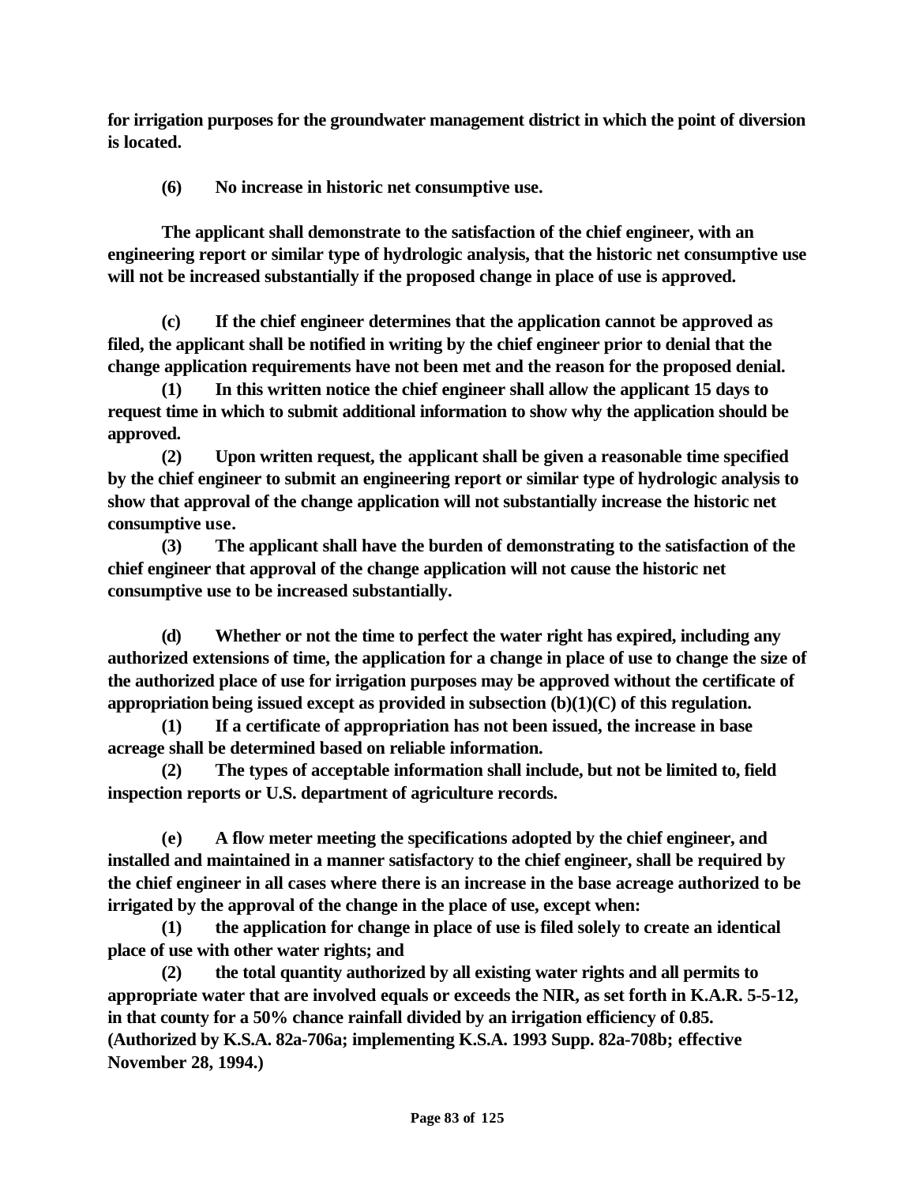**for irrigation purposes for the groundwater management district in which the point of diversion is located.**

**(6) No increase in historic net consumptive use.**

**The applicant shall demonstrate to the satisfaction of the chief engineer, with an engineering report or similar type of hydrologic analysis, that the historic net consumptive use will not be increased substantially if the proposed change in place of use is approved.**

**(c) If the chief engineer determines that the application cannot be approved as filed, the applicant shall be notified in writing by the chief engineer prior to denial that the change application requirements have not been met and the reason for the proposed denial.**

**(1) In this written notice the chief engineer shall allow the applicant 15 days to request time in which to submit additional information to show why the application should be approved.**

**(2) Upon written request, the applicant shall be given a reasonable time specified by the chief engineer to submit an engineering report or similar type of hydrologic analysis to show that approval of the change application will not substantially increase the historic net consumptive use.**

**(3) The applicant shall have the burden of demonstrating to the satisfaction of the chief engineer that approval of the change application will not cause the historic net consumptive use to be increased substantially.**

**(d) Whether or not the time to perfect the water right has expired, including any authorized extensions of time, the application for a change in place of use to change the size of the authorized place of use for irrigation purposes may be approved without the certificate of appropriation being issued except as provided in subsection (b)(1)(C) of this regulation.**

**(1) If a certificate of appropriation has not been issued, the increase in base acreage shall be determined based on reliable information.**

**(2) The types of acceptable information shall include, but not be limited to, field inspection reports or U.S. department of agriculture records.**

**(e) A flow meter meeting the specifications adopted by the chief engineer, and installed and maintained in a manner satisfactory to the chief engineer, shall be required by the chief engineer in all cases where there is an increase in the base acreage authorized to be irrigated by the approval of the change in the place of use, except when:**

**(1) the application for change in place of use is filed solely to create an identical place of use with other water rights; and**

**(2) the total quantity authorized by all existing water rights and all permits to appropriate water that are involved equals or exceeds the NIR, as set forth in K.A.R. 5-5-12, in that county for a 50% chance rainfall divided by an irrigation efficiency of 0.85. (Authorized by K.S.A. 82a-706a; implementing K.S.A. 1993 Supp. 82a-708b; effective November 28, 1994.)**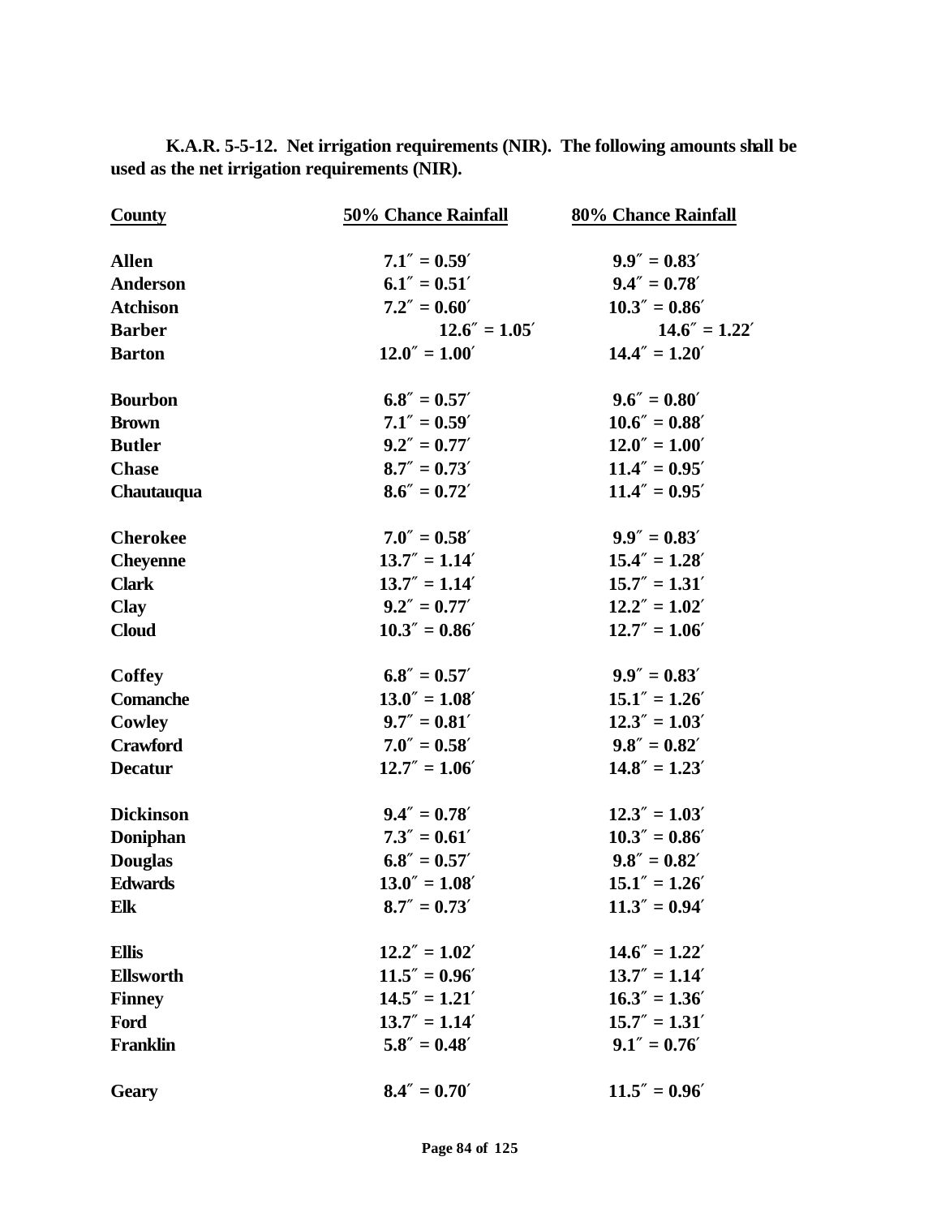**K.A.R. 5-5-12. Net irrigation requirements (NIR). The following amounts shall be used as the net irrigation requirements (NIR).**

| County | 50% Chance Rainfall | 80% Chance Rainfall |
|---|---|---|
| **Allen** | **7.1″ = 0.59′** | **9.9″ = 0.83′** |
| **Anderson** | **6.1″ = 0.51′** | **9.4″ = 0.78′** |
| **Atchison** | **7.2″ = 0.60′** | **10.3″ = 0.86′** |
| **Barber** | **12.6″ = 1.05′** | **14.6″ = 1.22′** |
| **Barton** | **12.0″ = 1.00′** | **14.4″ = 1.20′** |
| **Bourbon** | **6.8″ = 0.57′** | **9.6″ = 0.80′** |
| **Brown** | **7.1″ = 0.59′** | **10.6″ = 0.88′** |
| **Butler** | **9.2″ = 0.77′** | **12.0″ = 1.00′** |
| **Chase** | **8.7″ = 0.73′** | **11.4″ = 0.95′** |
| **Chautauqua** | **8.6″ = 0.72′** | **11.4″ = 0.95′** |
| **Cherokee** | **7.0″ = 0.58′** | **9.9″ = 0.83′** |
| **Cheyenne** | **13.7″ = 1.14′** | **15.4″ = 1.28′** |
| **Clark** | **13.7″ = 1.14′** | **15.7″ = 1.31′** |
| **Clay** | **9.2″ = 0.77′** | **12.2″ = 1.02′** |
| **Cloud** | **10.3″ = 0.86′** | **12.7″ = 1.06′** |
| **Coffey** | **6.8″ = 0.57′** | **9.9″ = 0.83′** |
| **Comanche** | **13.0″ = 1.08′** | **15.1″ = 1.26′** |
| **Cowley** | **9.7″ = 0.81′** | **12.3″ = 1.03′** |
| **Crawford** | **7.0″ = 0.58′** | **9.8″ = 0.82′** |
| **Decatur** | **12.7″ = 1.06′** | **14.8″ = 1.23′** |
| **Dickinson** | **9.4″ = 0.78′** | **12.3″ = 1.03′** |
| **Doniphan** | **7.3″ = 0.61′** | **10.3″ = 0.86′** |
| **Douglas** | **6.8″ = 0.57′** | **9.8″ = 0.82′** |
| **Edwards** | **13.0″ = 1.08′** | **15.1″ = 1.26′** |
| **Elk** | **8.7″ = 0.73′** | **11.3″ = 0.94′** |
| **Ellis** | **12.2″ = 1.02′** | **14.6″ = 1.22′** |
| **Ellsworth** | **11.5″ = 0.96′** | **13.7″ = 1.14′** |
| **Finney** | **14.5″ = 1.21′** | **16.3″ = 1.36′** |
| **Ford** | **13.7″ = 1.14′** | **15.7″ = 1.31′** |
| **Franklin** | **5.8″ = 0.48′** | **9.1″ = 0.76′** |
| **Geary** | **8.4″ = 0.70′** | **11.5″ = 0.96′** |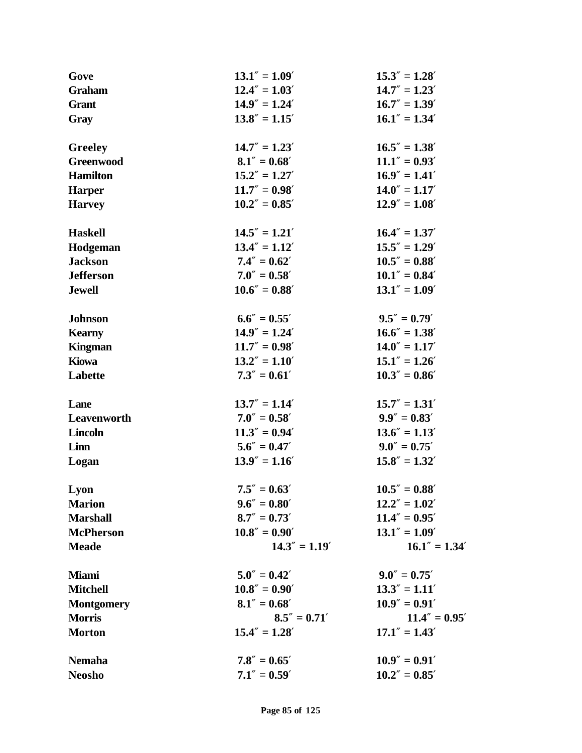| | | |
|---|---|---|
| **Gove** | **13.1″ = 1.09′** | **15.3″ = 1.28′** |
| **Graham** | **12.4″ = 1.03′** | **14.7″ = 1.23′** |
| **Grant** | **14.9″ = 1.24′** | **16.7″ = 1.39′** |
| **Gray** | **13.8″ = 1.15′** | **16.1″ = 1.34′** |
| **Greeley** | **14.7″ = 1.23′** | **16.5″ = 1.38′** |
| **Greenwood** | **8.1″ = 0.68′** | **11.1″ = 0.93′** |
| **Hamilton** | **15.2″ = 1.27′** | **16.9″ = 1.41′** |
| **Harper** | **11.7″ = 0.98′** | **14.0″ = 1.17′** |
| **Harvey** | **10.2″ = 0.85′** | **12.9″ = 1.08′** |
| **Haskell** | **14.5″ = 1.21′** | **16.4″ = 1.37′** |
| **Hodgeman** | **13.4″ = 1.12′** | **15.5″ = 1.29′** |
| **Jackson** | **7.4″ = 0.62′** | **10.5″ = 0.88′** |
| **Jefferson** | **7.0″ = 0.58′** | **10.1″ = 0.84′** |
| **Jewell** | **10.6″ = 0.88′** | **13.1″ = 1.09′** |
| **Johnson** | **6.6″ = 0.55′** | **9.5″ = 0.79′** |
| **Kearny** | **14.9″ = 1.24′** | **16.6″ = 1.38′** |
| **Kingman** | **11.7″ = 0.98′** | **14.0″ = 1.17′** |
| **Kiowa** | **13.2″ = 1.10′** | **15.1″ = 1.26′** |
| **Labette** | **7.3″ = 0.61′** | **10.3″ = 0.86′** |
| **Lane** | **13.7″ = 1.14′** | **15.7″ = 1.31′** |
| **Leavenworth** | **7.0″ = 0.58′** | **9.9″ = 0.83′** |
| **Lincoln** | **11.3″ = 0.94′** | **13.6″ = 1.13′** |
| **Linn** | **5.6″ = 0.47′** | **9.0″ = 0.75′** |
| **Logan** | **13.9″ = 1.16′** | **15.8″ = 1.32′** |
| **Lyon** | **7.5″ = 0.63′** | **10.5″ = 0.88′** |
| **Marion** | **9.6″ = 0.80′** | **12.2″ = 1.02′** |
| **Marshall** | **8.7″ = 0.73′** | **11.4″ = 0.95′** |
| **McPherson** | **10.8″ = 0.90′** | **13.1″ = 1.09′** |
| **Meade** | **14.3″ = 1.19′** | **16.1″ = 1.34′** |
| **Miami** | **5.0″ = 0.42′** | **9.0″ = 0.75′** |
| **Mitchell** | **10.8″ = 0.90′** | **13.3″ = 1.11′** |
| **Montgomery** | **8.1″ = 0.68′** | **10.9″ = 0.91′** |
| **Morris** | **8.5″ = 0.71′** | **11.4″ = 0.95′** |
| **Morton** | **15.4″ = 1.28′** | **17.1″ = 1.43′** |
| **Nemaha** | **7.8″ = 0.65′** | **10.9″ = 0.91′** |
| **Neosho** | **7.1″ = 0.59′** | **10.2″ = 0.85′** |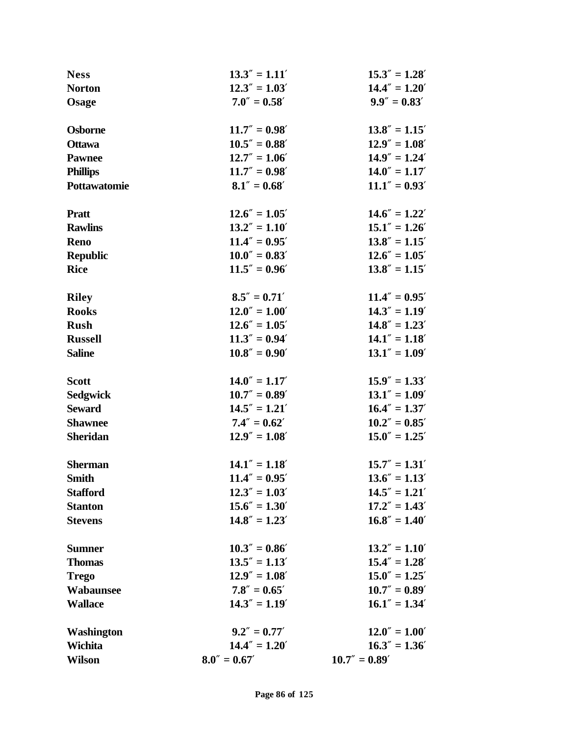| | | |
|---|---|---|
| **Ness** | **13.3″ = 1.11′** | **15.3″ = 1.28′** |
| **Norton** | **12.3″ = 1.03′** | **14.4″ = 1.20′** |
| **Osage** | **7.0″ = 0.58′** | **9.9″ = 0.83′** |
| **Osborne** | **11.7″ = 0.98′** | **13.8″ = 1.15′** |
| **Ottawa** | **10.5″ = 0.88′** | **12.9″ = 1.08′** |
| **Pawnee** | **12.7″ = 1.06′** | **14.9″ = 1.24′** |
| **Phillips** | **11.7″ = 0.98′** | **14.0″ = 1.17′** |
| **Pottawatomie** | **8.1″ = 0.68′** | **11.1″ = 0.93′** |
| **Pratt** | **12.6″ = 1.05′** | **14.6″ = 1.22′** |
| **Rawlins** | **13.2″ = 1.10′** | **15.1″ = 1.26′** |
| **Reno** | **11.4″ = 0.95′** | **13.8″ = 1.15′** |
| **Republic** | **10.0″ = 0.83′** | **12.6″ = 1.05′** |
| **Rice** | **11.5″ = 0.96′** | **13.8″ = 1.15′** |
| **Riley** | **8.5″ = 0.71′** | **11.4″ = 0.95′** |
| **Rooks** | **12.0″ = 1.00′** | **14.3″ = 1.19′** |
| **Rush** | **12.6″ = 1.05′** | **14.8″ = 1.23′** |
| **Russell** | **11.3″ = 0.94′** | **14.1″ = 1.18′** |
| **Saline** | **10.8″ = 0.90′** | **13.1″ = 1.09′** |
| **Scott** | **14.0″ = 1.17′** | **15.9″ = 1.33′** |
| **Sedgwick** | **10.7″ = 0.89′** | **13.1″ = 1.09′** |
| **Seward** | **14.5″ = 1.21′** | **16.4″ = 1.37′** |
| **Shawnee** | **7.4″ = 0.62′** | **10.2″ = 0.85′** |
| **Sheridan** | **12.9″ = 1.08′** | **15.0″ = 1.25′** |
| **Sherman** | **14.1″ = 1.18′** | **15.7″ = 1.31′** |
| **Smith** | **11.4″ = 0.95′** | **13.6″ = 1.13′** |
| **Stafford** | **12.3″ = 1.03′** | **14.5″ = 1.21′** |
| **Stanton** | **15.6″ = 1.30′** | **17.2″ = 1.43′** |
| **Stevens** | **14.8″ = 1.23′** | **16.8″ = 1.40′** |
| **Sumner** | **10.3″ = 0.86′** | **13.2″ = 1.10′** |
| **Thomas** | **13.5″ = 1.13′** | **15.4″ = 1.28′** |
| **Trego** | **12.9″ = 1.08′** | **15.0″ = 1.25′** |
| **Wabaunsee** | **7.8″ = 0.65′** | **10.7″ = 0.89′** |
| **Wallace** | **14.3″ = 1.19′** | **16.1″ = 1.34′** |
| **Washington** | **9.2″ = 0.77′** | **12.0″ = 1.00′** |
| **Wichita** | **14.4″ = 1.20′** | **16.3″ = 1.36′** |
| **Wilson** | **8.0″ = 0.67′** | **10.7″ = 0.89′** |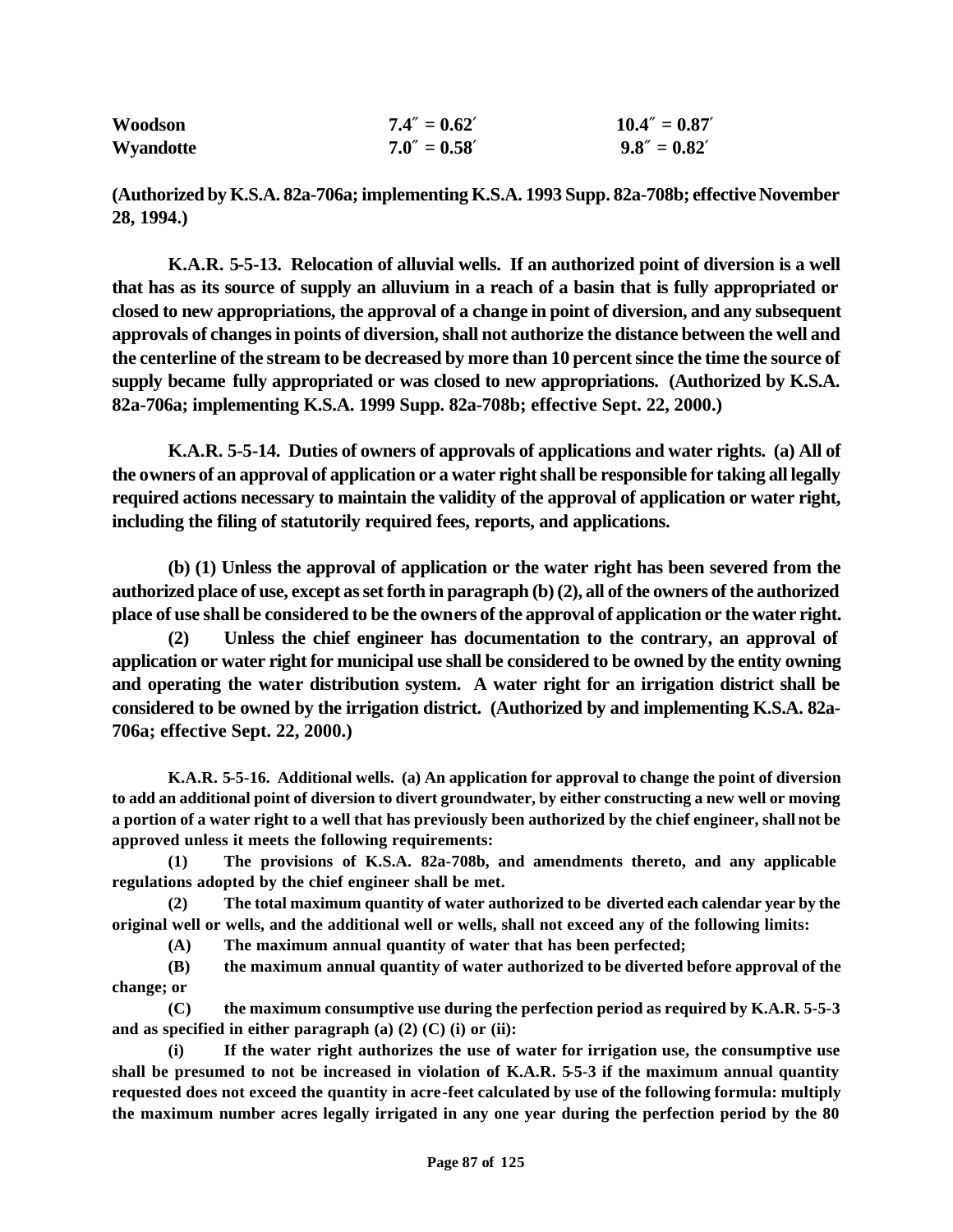| Woodson | 7.4″ = 0.62′ | 10.4″ = 0.87′ |
|---|---|---|
| Wyandotte | 7.0″ = 0.58′ | 9.8″ = 0.82′ |

**(Authorized by K.S.A. 82a-706a; implementing K.S.A. 1993 Supp. 82a-708b; effective November 28, 1994.)**

**K.A.R. 5-5-13. Relocation of alluvial wells. If an authorized point of diversion is a well that has as its source of supply an alluvium in a reach of a basin that is fully appropriated or closed to new appropriations, the approval of a change in point of diversion, and any subsequent approvals of changes in points of diversion, shall not authorize the distance between the well and the centerline of the stream to be decreased by more than 10 percent since the time the source of supply became fully appropriated or was closed to new appropriations. (Authorized by K.S.A. 82a-706a; implementing K.S.A. 1999 Supp. 82a-708b; effective Sept. 22, 2000.)**

**K.A.R. 5-5-14. Duties of owners of approvals of applications and water rights. (a) All of the owners of an approval of application or a water right shall be responsible for taking all legally required actions necessary to maintain the validity of the approval of application or water right, including the filing of statutorily required fees, reports, and applications.**

**(b) (1) Unless the approval of application or the water right has been severed from the authorized place of use, except as set forth in paragraph (b) (2), all of the owners of the authorized place of use shall be considered to be the owners of the approval of application or the water right.**

**(2) Unless the chief engineer has documentation to the contrary, an approval of application or water right for municipal use shall be considered to be owned by the entity owning and operating the water distribution system. A water right for an irrigation district shall be considered to be owned by the irrigation district. (Authorized by and implementing K.S.A. 82a-706a; effective Sept. 22, 2000.)**

**K.A.R. 5-5-16. Additional wells. (a) An application for approval to change the point of diversion to add an additional point of diversion to divert groundwater, by either constructing a new well or moving a portion of a water right to a well that has previously been authorized by the chief engineer, shall not be approved unless it meets the following requirements:**

**(1) The provisions of K.S.A. 82a-708b, and amendments thereto, and any applicable regulations adopted by the chief engineer shall be met.**

**(2) The total maximum quantity of water authorized to be diverted each calendar year by the original well or wells, and the additional well or wells, shall not exceed any of the following limits:**

**(A) The maximum annual quantity of water that has been perfected;**

**(B) the maximum annual quantity of water authorized to be diverted before approval of the change; or**

**(C) the maximum consumptive use during the perfection period as required by K.A.R. 5-5-3 and as specified in either paragraph (a) (2) (C) (i) or (ii):**

**(i) If the water right authorizes the use of water for irrigation use, the consumptive use shall be presumed to not be increased in violation of K.A.R. 5-5-3 if the maximum annual quantity requested does not exceed the quantity in acre-feet calculated by use of the following formula: multiply the maximum number acres legally irrigated in any one year during the perfection period by the 80**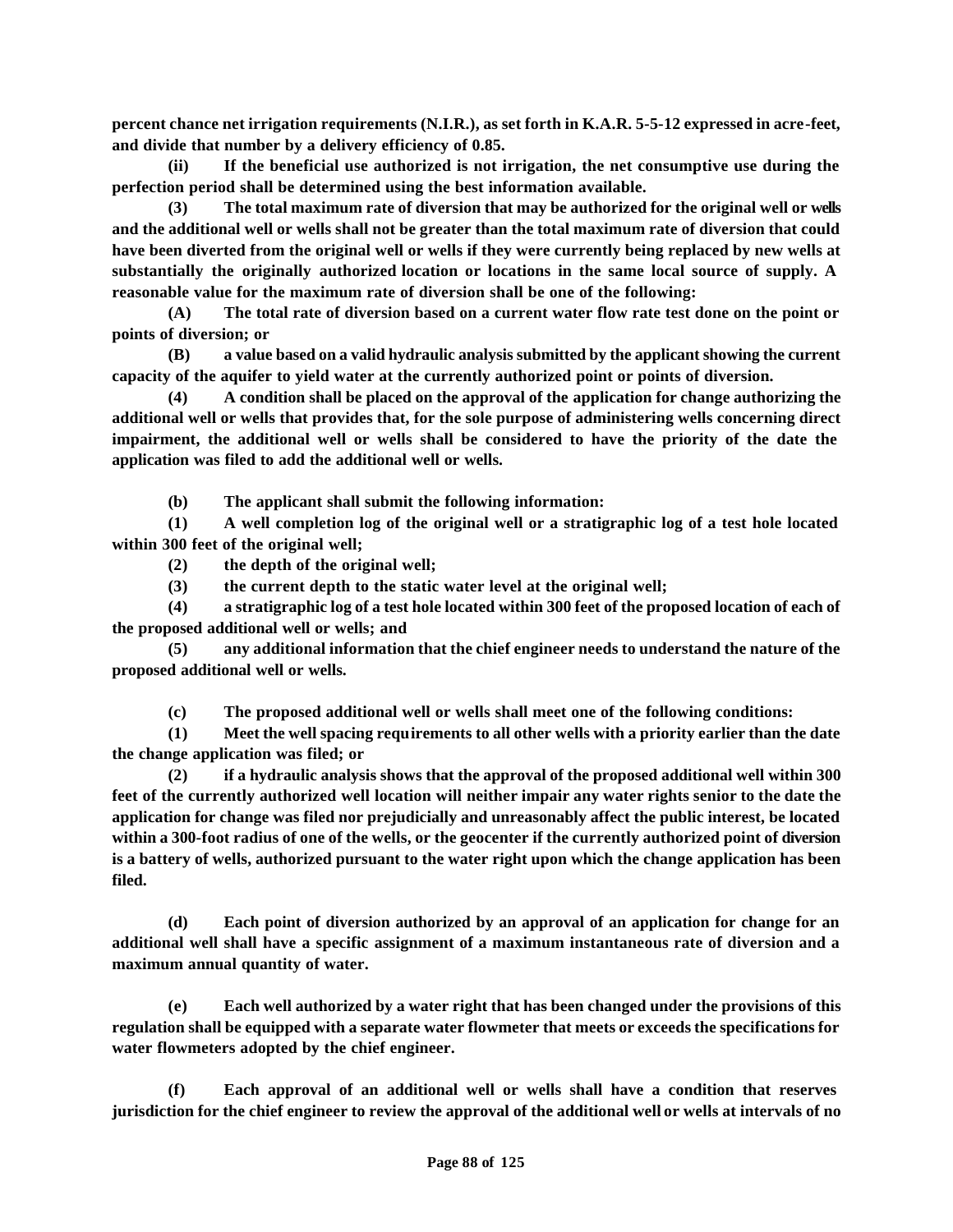**percent chance net irrigation requirements (N.I.R.), as set forth in K.A.R. 5-5-12 expressed in acre-feet, and divide that number by a delivery efficiency of 0.85.**

**(ii) If the beneficial use authorized is not irrigation, the net consumptive use during the perfection period shall be determined using the best information available.**

**(3) The total maximum rate of diversion that may be authorized for the original well or wells and the additional well or wells shall not be greater than the total maximum rate of diversion that could have been diverted from the original well or wells if they were currently being replaced by new wells at substantially the originally authorized location or locations in the same local source of supply. A reasonable value for the maximum rate of diversion shall be one of the following:**

**(A) The total rate of diversion based on a current water flow rate test done on the point or points of diversion; or**

**(B) a value based on a valid hydraulic analysis submitted by the applicant showing the current capacity of the aquifer to yield water at the currently authorized point or points of diversion.**

**(4) A condition shall be placed on the approval of the application for change authorizing the additional well or wells that provides that, for the sole purpose of administering wells concerning direct impairment, the additional well or wells shall be considered to have the priority of the date the application was filed to add the additional well or wells.**

**(b) The applicant shall submit the following information:**

**(1) A well completion log of the original well or a stratigraphic log of a test hole located within 300 feet of the original well;**

**(2) the depth of the original well;**

**(3) the current depth to the static water level at the original well;**

**(4) a stratigraphic log of a test hole located within 300 feet of the proposed location of each of the proposed additional well or wells; and**

**(5) any additional information that the chief engineer needs to understand the nature of the proposed additional well or wells.**

**(c) The proposed additional well or wells shall meet one of the following conditions:**

**(1) Meet the well spacing requirements to all other wells with a priority earlier than the date the change application was filed; or**

**(2) if a hydraulic analysis shows that the approval of the proposed additional well within 300 feet of the currently authorized well location will neither impair any water rights senior to the date the application for change was filed nor prejudicially and unreasonably affect the public interest, be located within a 300-foot radius of one of the wells, or the geocenter if the currently authorized point of diversion is a battery of wells, authorized pursuant to the water right upon which the change application has been filed.**

**(d) Each point of diversion authorized by an approval of an application for change for an additional well shall have a specific assignment of a maximum instantaneous rate of diversion and a maximum annual quantity of water.**

**(e) Each well authorized by a water right that has been changed under the provisions of this regulation shall be equipped with a separate water flowmeter that meets or exceeds the specifications for water flowmeters adopted by the chief engineer.**

**(f) Each approval of an additional well or wells shall have a condition that reserves jurisdiction for the chief engineer to review the approval of the additional well or wells at intervals of no**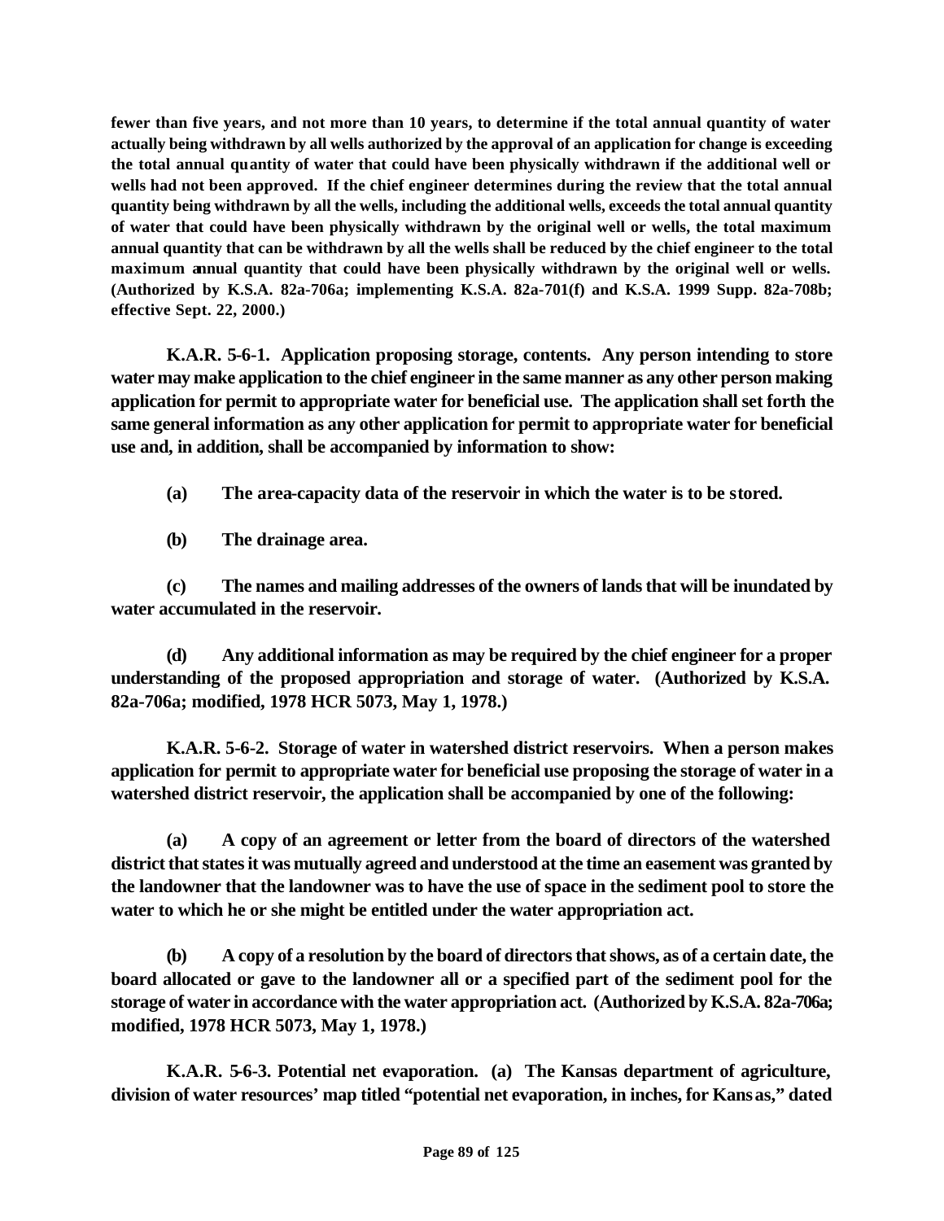**fewer than five years, and not more than 10 years, to determine if the total annual quantity of water actually being withdrawn by all wells authorized by the approval of an application for change is exceeding the total annual quantity of water that could have been physically withdrawn if the additional well or wells had not been approved. If the chief engineer determines during the review that the total annual quantity being withdrawn by all the wells, including the additional wells, exceeds the total annual quantity of water that could have been physically withdrawn by the original well or wells, the total maximum annual quantity that can be withdrawn by all the wells shall be reduced by the chief engineer to the total maximum annual quantity that could have been physically withdrawn by the original well or wells. (Authorized by K.S.A. 82a-706a; implementing K.S.A. 82a-701(f) and K.S.A. 1999 Supp. 82a-708b; effective Sept. 22, 2000.)**

**K.A.R. 5-6-1. Application proposing storage, contents. Any person intending to store water may make application to the chief engineer in the same manner as any other person making application for permit to appropriate water for beneficial use. The application shall set forth the same general information as any other application for permit to appropriate water for beneficial use and, in addition, shall be accompanied by information to show:**

**(a) The area-capacity data of the reservoir in which the water is to be stored.**

**(b) The drainage area.**

**(c) The names and mailing addresses of the owners of lands that will be inundated by water accumulated in the reservoir.**

**(d) Any additional information as may be required by the chief engineer for a proper understanding of the proposed appropriation and storage of water. (Authorized by K.S.A. 82a-706a; modified, 1978 HCR 5073, May 1, 1978.)**

**K.A.R. 5-6-2. Storage of water in watershed district reservoirs. When a person makes application for permit to appropriate water for beneficial use proposing the storage of water in a watershed district reservoir, the application shall be accompanied by one of the following:**

**(a) A copy of an agreement or letter from the board of directors of the watershed district that states it was mutually agreed and understood at the time an easement was granted by the landowner that the landowner was to have the use of space in the sediment pool to store the water to which he or she might be entitled under the water appropriation act.**

**(b) A copy of a resolution by the board of directors that shows, as of a certain date, the board allocated or gave to the landowner all or a specified part of the sediment pool for the storage of water in accordance with the water appropriation act. (Authorized by K.S.A. 82a-706a; modified, 1978 HCR 5073, May 1, 1978.)**

**K.A.R. 5-6-3. Potential net evaporation. (a) The Kansas department of agriculture, division of water resources' map titled "potential net evaporation, in inches, for Kansas," dated**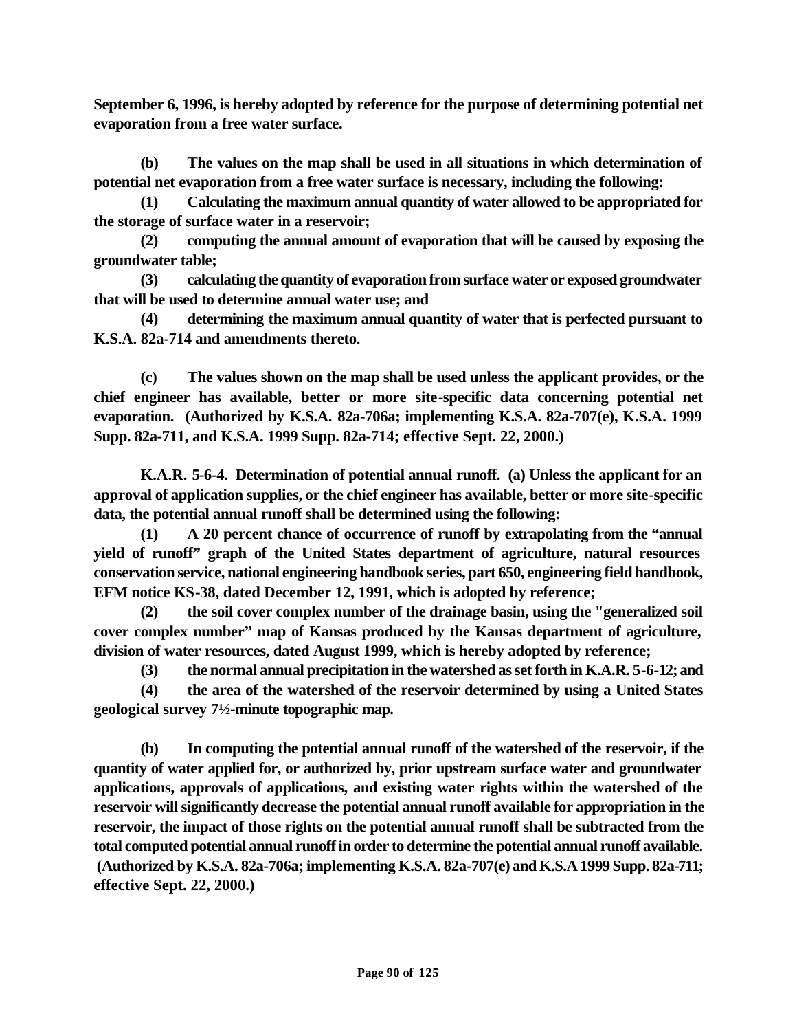**September 6, 1996, is hereby adopted by reference for the purpose of determining potential net evaporation from a free water surface.**

**(b) The values on the map shall be used in all situations in which determination of potential net evaporation from a free water surface is necessary, including the following:**

**(1) Calculating the maximum annual quantity of water allowed to be appropriated for the storage of surface water in a reservoir;**

**(2) computing the annual amount of evaporation that will be caused by exposing the groundwater table;**

**(3) calculating the quantity of evaporation from surface water or exposed groundwater that will be used to determine annual water use; and**

**(4) determining the maximum annual quantity of water that is perfected pursuant to K.S.A. 82a-714 and amendments thereto.**

**(c) The values shown on the map shall be used unless the applicant provides, or the chief engineer has available, better or more site-specific data concerning potential net evaporation. (Authorized by K.S.A. 82a-706a; implementing K.S.A. 82a-707(e), K.S.A. 1999 Supp. 82a-711, and K.S.A. 1999 Supp. 82a-714; effective Sept. 22, 2000.)**

**K.A.R. 5-6-4. Determination of potential annual runoff. (a) Unless the applicant for an approval of application supplies, or the chief engineer has available, better or more site-specific data, the potential annual runoff shall be determined using the following:**

**(1) A 20 percent chance of occurrence of runoff by extrapolating from the "annual yield of runoff" graph of the United States department of agriculture, natural resources conservation service, national engineering handbook series, part 650, engineering field handbook, EFM notice KS-38, dated December 12, 1991, which is adopted by reference;**

**(2) the soil cover complex number of the drainage basin, using the "generalized soil cover complex number" map of Kansas produced by the Kansas department of agriculture, division of water resources, dated August 1999, which is hereby adopted by reference;**

**(3) the normal annual precipitation in the watershed as set forth in K.A.R. 5-6-12; and**

**(4) the area of the watershed of the reservoir determined by using a United States geological survey 7½-minute topographic map.**

**(b) In computing the potential annual runoff of the watershed of the reservoir, if the quantity of water applied for, or authorized by, prior upstream surface water and groundwater applications, approvals of applications, and existing water rights within the watershed of the reservoir will significantly decrease the potential annual runoff available for appropriation in the reservoir, the impact of those rights on the potential annual runoff shall be subtracted from the total computed potential annual runoff in order to determine the potential annual runoff available. (Authorized by K.S.A. 82a-706a; implementing K.S.A. 82a-707(e) and K.S.A 1999 Supp. 82a-711; effective Sept. 22, 2000.)**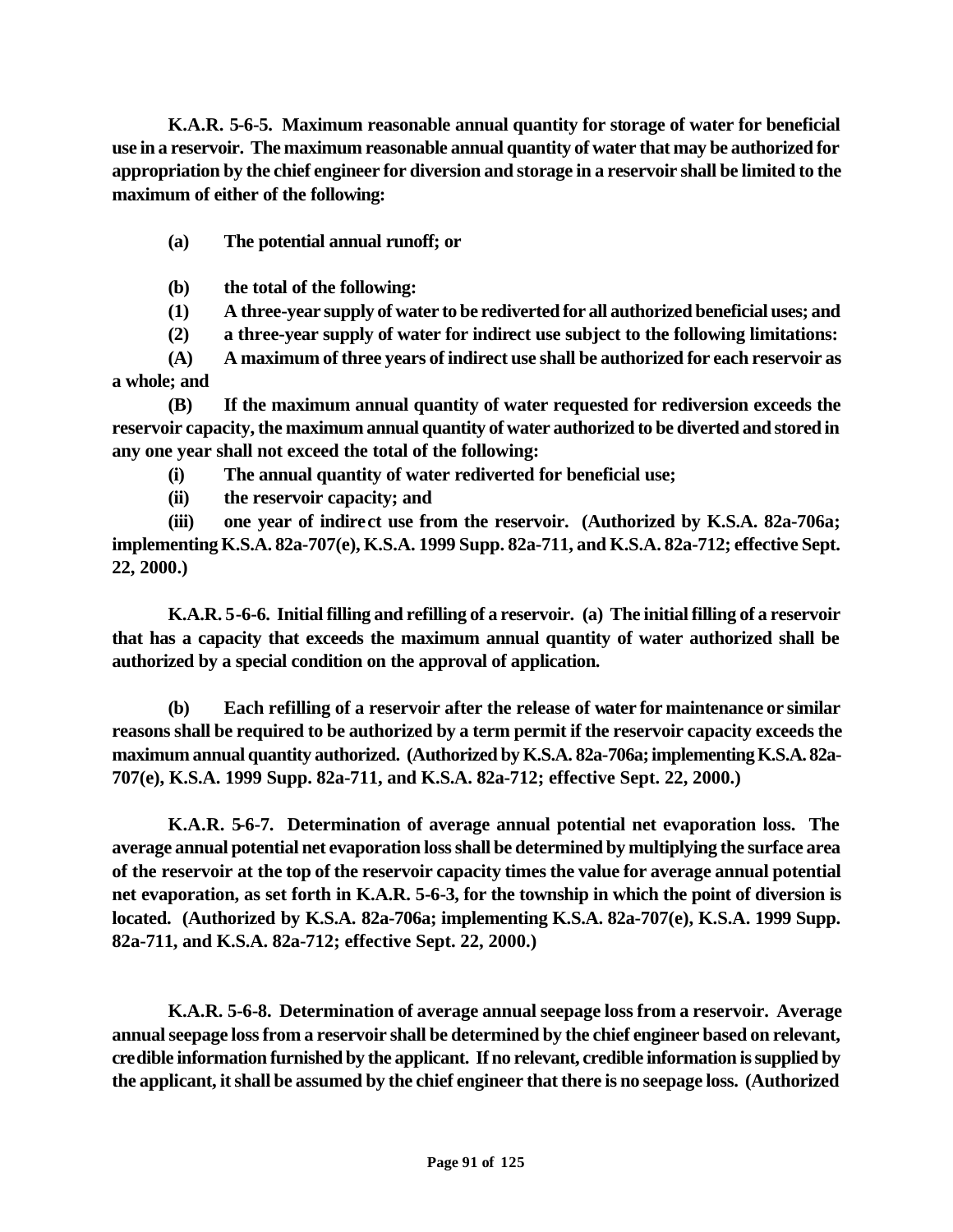**K.A.R. 5-6-5. Maximum reasonable annual quantity for storage of water for beneficial use in a reservoir. The maximum reasonable annual quantity of water that may be authorized for appropriation by the chief engineer for diversion and storage in a reservoir shall be limited to the maximum of either of the following:**

**(a) The potential annual runoff; or**

**(b) the total of the following:**

**(1) A three-year supply of water to be rediverted for all authorized beneficial uses; and**

**(2) a three-year supply of water for indirect use subject to the following limitations:**

**(A) A maximum of three years of indirect use shall be authorized for each reservoir as a whole; and**

**(B) If the maximum annual quantity of water requested for rediversion exceeds the reservoir capacity, the maximum annual quantity of water authorized to be diverted and stored in any one year shall not exceed the total of the following:**

**(i) The annual quantity of water rediverted for beneficial use;**

**(ii) the reservoir capacity; and**

**(iii) one year of indirect use from the reservoir. (Authorized by K.S.A. 82a-706a; implementing K.S.A. 82a-707(e), K.S.A. 1999 Supp. 82a-711, and K.S.A. 82a-712; effective Sept. 22, 2000.)**

**K.A.R. 5-6-6. Initial filling and refilling of a reservoir. (a) The initial filling of a reservoir that has a capacity that exceeds the maximum annual quantity of water authorized shall be authorized by a special condition on the approval of application.**

**(b) Each refilling of a reservoir after the release of water for maintenance or similar reasons shall be required to be authorized by a term permit if the reservoir capacity exceeds the maximum annual quantity authorized. (Authorized by K.S.A. 82a-706a; implementing K.S.A. 82a-707(e), K.S.A. 1999 Supp. 82a-711, and K.S.A. 82a-712; effective Sept. 22, 2000.)**

**K.A.R. 5-6-7. Determination of average annual potential net evaporation loss. The average annual potential net evaporation loss shall be determined by multiplying the surface area of the reservoir at the top of the reservoir capacity times the value for average annual potential net evaporation, as set forth in K.A.R. 5-6-3, for the township in which the point of diversion is located. (Authorized by K.S.A. 82a-706a; implementing K.S.A. 82a-707(e), K.S.A. 1999 Supp. 82a-711, and K.S.A. 82a-712; effective Sept. 22, 2000.)**

**K.A.R. 5-6-8. Determination of average annual seepage loss from a reservoir. Average annual seepage loss from a reservoir shall be determined by the chief engineer based on relevant, credible information furnished by the applicant. If no relevant, credible information is supplied by the applicant, it shall be assumed by the chief engineer that there is no seepage loss. (Authorized**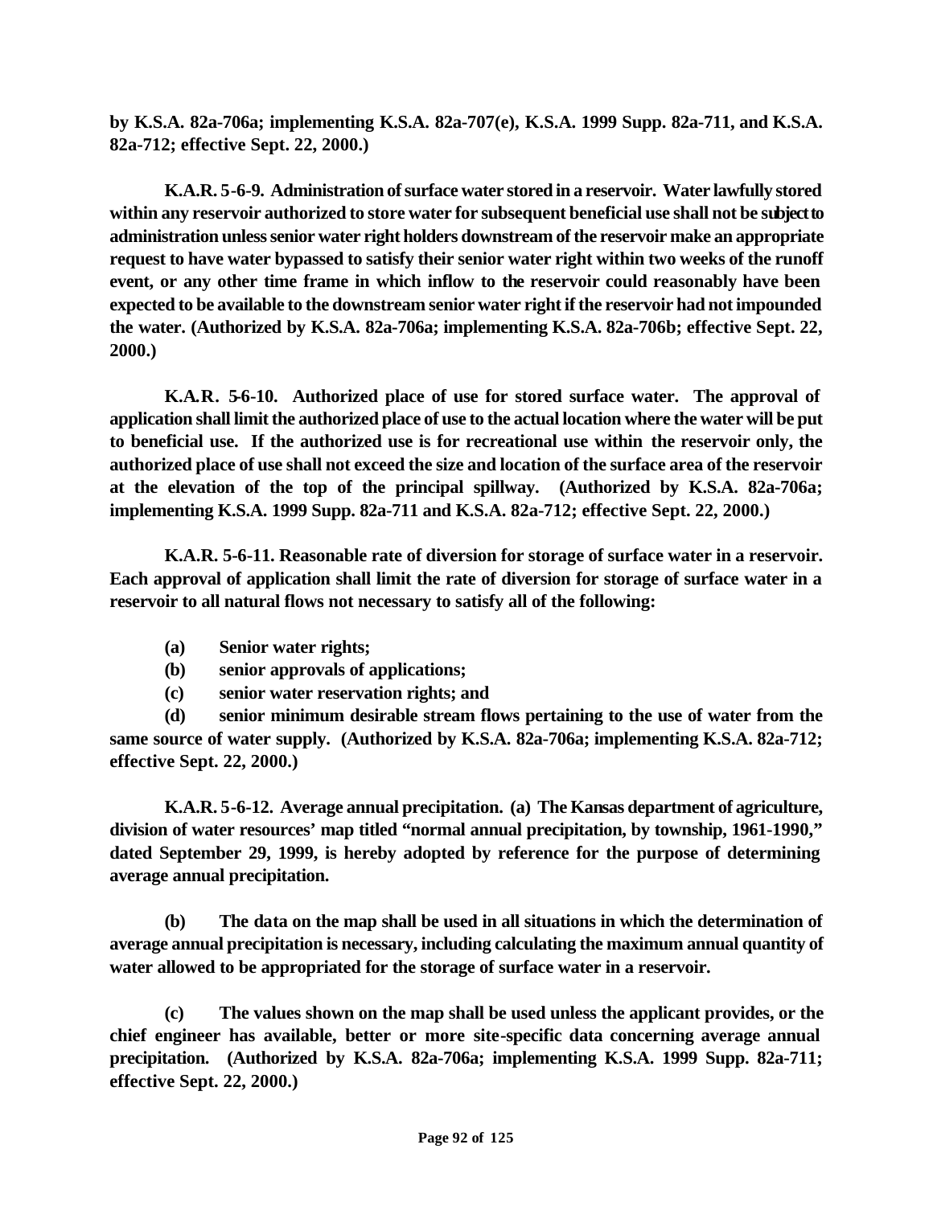**by K.S.A. 82a-706a; implementing K.S.A. 82a-707(e), K.S.A. 1999 Supp. 82a-711, and K.S.A. 82a-712; effective Sept. 22, 2000.)**

**K.A.R. 5-6-9. Administration of surface water stored in a reservoir. Water lawfully stored within any reservoir authorized to store water for subsequent beneficial use shall not be subject to administration unless senior water right holders downstream of the reservoir make an appropriate request to have water bypassed to satisfy their senior water right within two weeks of the runoff event, or any other time frame in which inflow to the reservoir could reasonably have been expected to be available to the downstream senior water right if the reservoir had not impounded the water. (Authorized by K.S.A. 82a-706a; implementing K.S.A. 82a-706b; effective Sept. 22, 2000.)**

**K.A.R. 5-6-10. Authorized place of use for stored surface water. The approval of application shall limit the authorized place of use to the actual location where the water will be put to beneficial use. If the authorized use is for recreational use within the reservoir only, the authorized place of use shall not exceed the size and location of the surface area of the reservoir at the elevation of the top of the principal spillway. (Authorized by K.S.A. 82a-706a; implementing K.S.A. 1999 Supp. 82a-711 and K.S.A. 82a-712; effective Sept. 22, 2000.)**

**K.A.R. 5-6-11. Reasonable rate of diversion for storage of surface water in a reservoir. Each approval of application shall limit the rate of diversion for storage of surface water in a reservoir to all natural flows not necessary to satisfy all of the following:**

**(a) Senior water rights;**

**(b) senior approvals of applications;**

**(c) senior water reservation rights; and**

**(d) senior minimum desirable stream flows pertaining to the use of water from the same source of water supply. (Authorized by K.S.A. 82a-706a; implementing K.S.A. 82a-712; effective Sept. 22, 2000.)**

**K.A.R. 5-6-12. Average annual precipitation. (a) The Kansas department of agriculture, division of water resources' map titled "normal annual precipitation, by township, 1961-1990," dated September 29, 1999, is hereby adopted by reference for the purpose of determining average annual precipitation.**

**(b) The data on the map shall be used in all situations in which the determination of average annual precipitation is necessary, including calculating the maximum annual quantity of water allowed to be appropriated for the storage of surface water in a reservoir.**

**(c) The values shown on the map shall be used unless the applicant provides, or the chief engineer has available, better or more site-specific data concerning average annual precipitation. (Authorized by K.S.A. 82a-706a; implementing K.S.A. 1999 Supp. 82a-711; effective Sept. 22, 2000.)**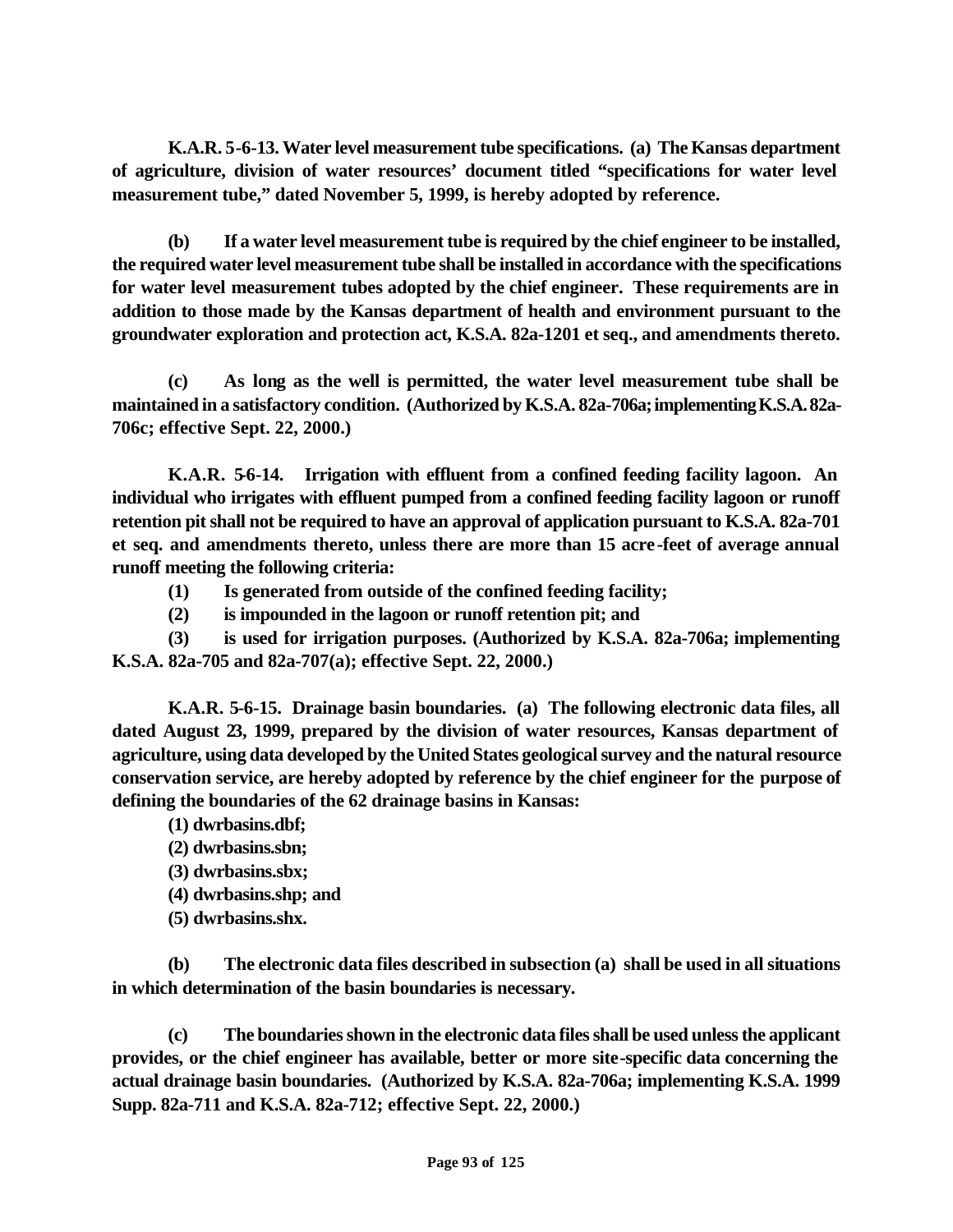**K.A.R. 5-6-13. Water level measurement tube specifications. (a) The Kansas department of agriculture, division of water resources' document titled "specifications for water level measurement tube," dated November 5, 1999, is hereby adopted by reference.**

**(b) If a water level measurement tube is required by the chief engineer to be installed, the required water level measurement tube shall be installed in accordance with the specifications for water level measurement tubes adopted by the chief engineer. These requirements are in addition to those made by the Kansas department of health and environment pursuant to the groundwater exploration and protection act, K.S.A. 82a-1201 et seq., and amendments thereto.**

**(c) As long as the well is permitted, the water level measurement tube shall be maintained in a satisfactory condition. (Authorized by K.S.A. 82a-706a; implementing K.S.A. 82a-706c; effective Sept. 22, 2000.)**

**K.A.R. 5-6-14. Irrigation with effluent from a confined feeding facility lagoon. An individual who irrigates with effluent pumped from a confined feeding facility lagoon or runoff retention pit shall not be required to have an approval of application pursuant to K.S.A. 82a-701 et seq. and amendments thereto, unless there are more than 15 acre-feet of average annual runoff meeting the following criteria:**

**(1) Is generated from outside of the confined feeding facility;**

**(2) is impounded in the lagoon or runoff retention pit; and**

**(3) is used for irrigation purposes. (Authorized by K.S.A. 82a-706a; implementing K.S.A. 82a-705 and 82a-707(a); effective Sept. 22, 2000.)**

**K.A.R. 5-6-15. Drainage basin boundaries. (a) The following electronic data files, all dated August 23, 1999, prepared by the division of water resources, Kansas department of agriculture, using data developed by the United States geological survey and the natural resource conservation service, are hereby adopted by reference by the chief engineer for the purpose of defining the boundaries of the 62 drainage basins in Kansas:**

**(1) dwrbasins.dbf;**

**(2) dwrbasins.sbn;**

**(3) dwrbasins.sbx;**

**(4) dwrbasins.shp; and**

**(5) dwrbasins.shx.**

**(b) The electronic data files described in subsection (a) shall be used in all situations in which determination of the basin boundaries is necessary.**

**(c) The boundaries shown in the electronic data files shall be used unless the applicant provides, or the chief engineer has available, better or more site-specific data concerning the actual drainage basin boundaries. (Authorized by K.S.A. 82a-706a; implementing K.S.A. 1999 Supp. 82a-711 and K.S.A. 82a-712; effective Sept. 22, 2000.)**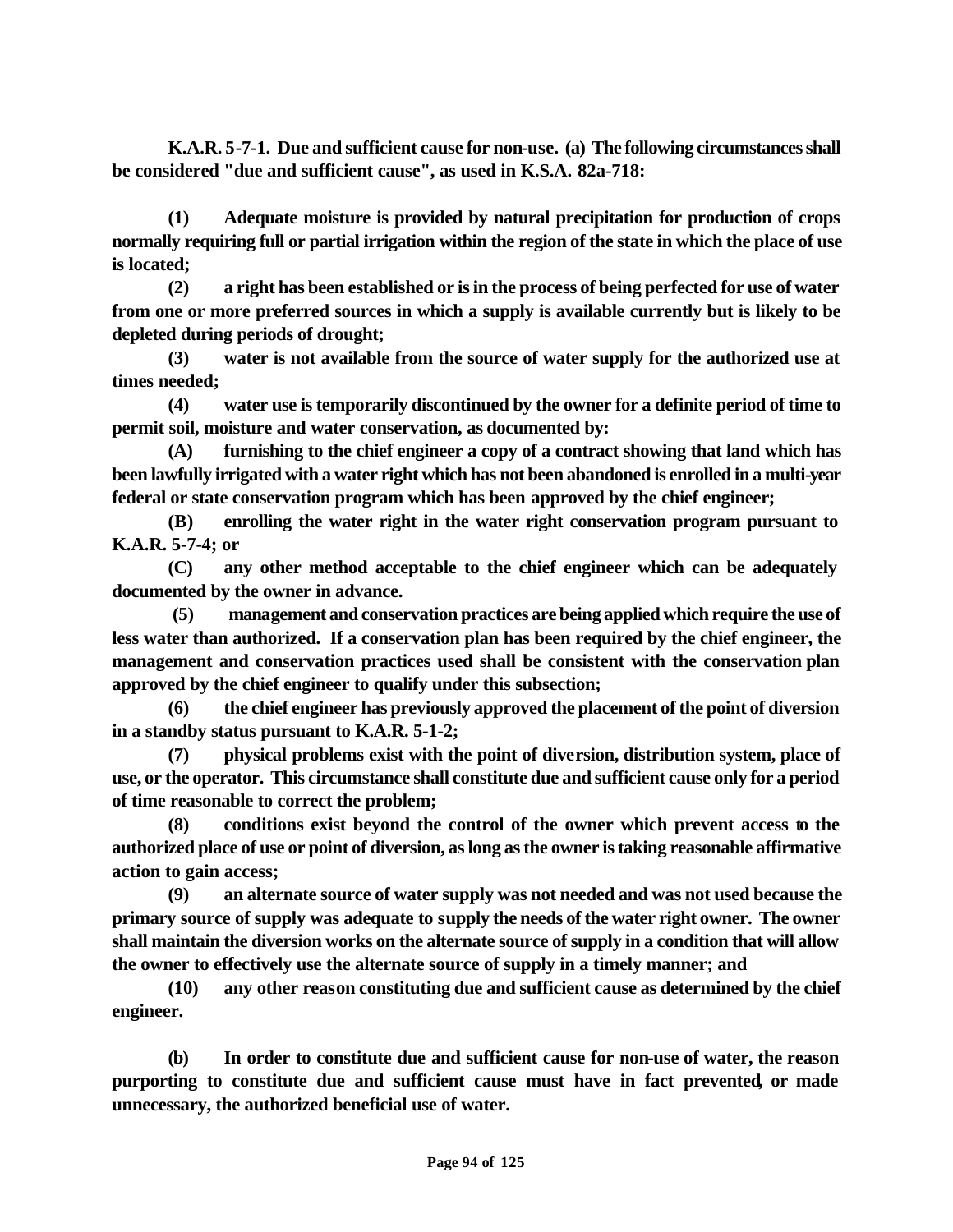**K.A.R. 5-7-1. Due and sufficient cause for non-use. (a) The following circumstances shall be considered "due and sufficient cause", as used in K.S.A. 82a-718:**

**(1) Adequate moisture is provided by natural precipitation for production of crops normally requiring full or partial irrigation within the region of the state in which the place of use is located;**

**(2) a right has been established or is in the process of being perfected for use of water from one or more preferred sources in which a supply is available currently but is likely to be depleted during periods of drought;**

**(3) water is not available from the source of water supply for the authorized use at times needed;**

**(4) water use is temporarily discontinued by the owner for a definite period of time to permit soil, moisture and water conservation, as documented by:**

**(A) furnishing to the chief engineer a copy of a contract showing that land which has been lawfully irrigated with a water right which has not been abandoned is enrolled in a multi-year federal or state conservation program which has been approved by the chief engineer;**

**(B) enrolling the water right in the water right conservation program pursuant to K.A.R. 5-7-4; or**

**(C) any other method acceptable to the chief engineer which can be adequately documented by the owner in advance.**

**(5) management and conservation practices are being applied which require the use of less water than authorized. If a conservation plan has been required by the chief engineer, the management and conservation practices used shall be consistent with the conservation plan approved by the chief engineer to qualify under this subsection;**

**(6) the chief engineer has previously approved the placement of the point of diversion in a standby status pursuant to K.A.R. 5-1-2;**

**(7) physical problems exist with the point of diversion, distribution system, place of use, or the operator. This circumstance shall constitute due and sufficient cause only for a period of time reasonable to correct the problem;**

**(8) conditions exist beyond the control of the owner which prevent access to the authorized place of use or point of diversion, as long as the owner is taking reasonable affirmative action to gain access;**

**(9) an alternate source of water supply was not needed and was not used because the primary source of supply was adequate to supply the needs of the water right owner. The owner shall maintain the diversion works on the alternate source of supply in a condition that will allow the owner to effectively use the alternate source of supply in a timely manner; and**

**(10) any other reason constituting due and sufficient cause as determined by the chief engineer.**

**(b) In order to constitute due and sufficient cause for non-use of water, the reason purporting to constitute due and sufficient cause must have in fact prevented, or made unnecessary, the authorized beneficial use of water.**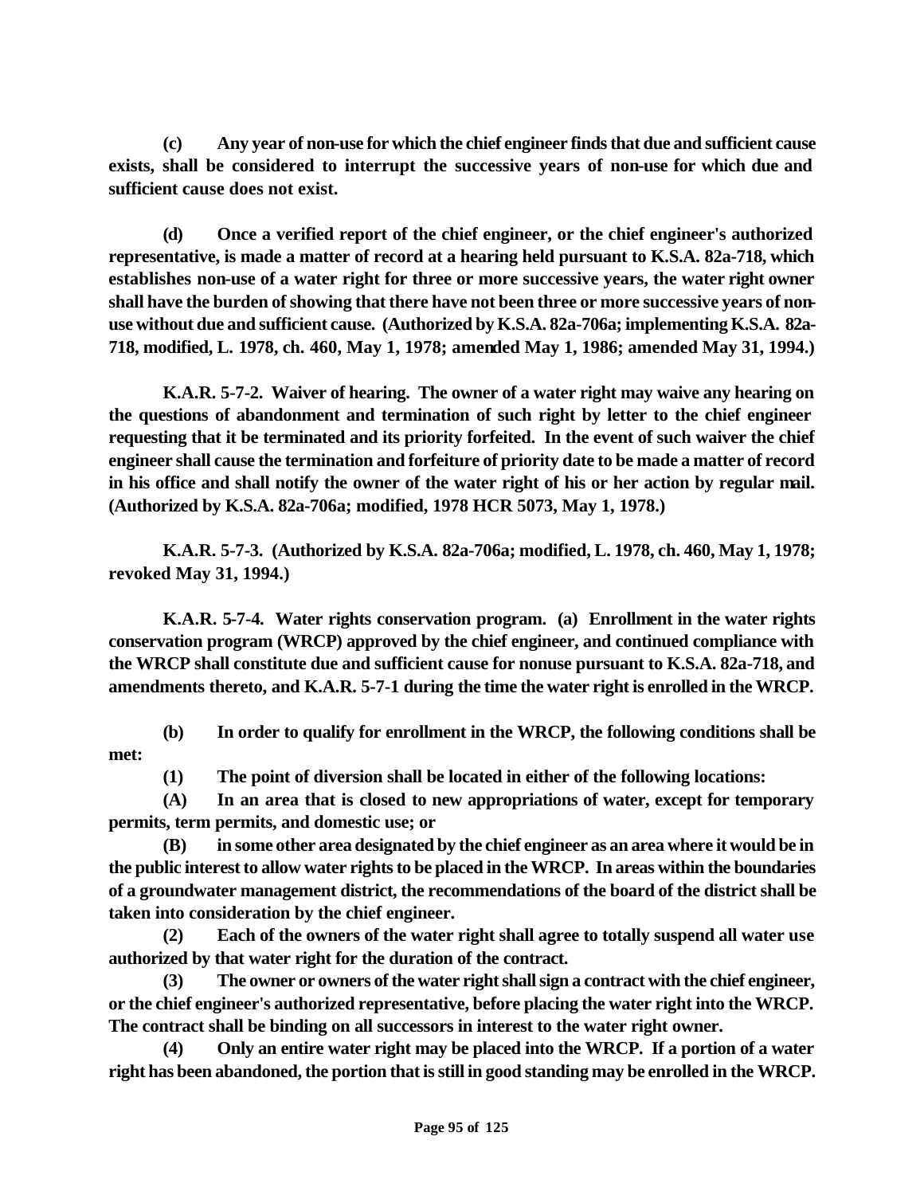**(c) Any year of non-use for which the chief engineer finds that due and sufficient cause exists, shall be considered to interrupt the successive years of non-use for which due and sufficient cause does not exist.**

**(d) Once a verified report of the chief engineer, or the chief engineer's authorized representative, is made a matter of record at a hearing held pursuant to K.S.A. 82a-718, which establishes non-use of a water right for three or more successive years, the water right owner shall have the burden of showing that there have not been three or more successive years of non-use without due and sufficient cause. (Authorized by K.S.A. 82a-706a; implementing K.S.A. 82a-718, modified, L. 1978, ch. 460, May 1, 1978; amended May 1, 1986; amended May 31, 1994.)**

**K.A.R. 5-7-2. Waiver of hearing. The owner of a water right may waive any hearing on the questions of abandonment and termination of such right by letter to the chief engineer requesting that it be terminated and its priority forfeited. In the event of such waiver the chief engineer shall cause the termination and forfeiture of priority date to be made a matter of record in his office and shall notify the owner of the water right of his or her action by regular mail. (Authorized by K.S.A. 82a-706a; modified, 1978 HCR 5073, May 1, 1978.)**

**K.A.R. 5-7-3. (Authorized by K.S.A. 82a-706a; modified, L. 1978, ch. 460, May 1, 1978; revoked May 31, 1994.)**

**K.A.R. 5-7-4. Water rights conservation program. (a) Enrollment in the water rights conservation program (WRCP) approved by the chief engineer, and continued compliance with the WRCP shall constitute due and sufficient cause for nonuse pursuant to K.S.A. 82a-718, and amendments thereto, and K.A.R. 5-7-1 during the time the water right is enrolled in the WRCP.**

**(b) In order to qualify for enrollment in the WRCP, the following conditions shall be met:**

**(1) The point of diversion shall be located in either of the following locations:**

**(A) In an area that is closed to new appropriations of water, except for temporary permits, term permits, and domestic use; or**

**(B) in some other area designated by the chief engineer as an area where it would be in the public interest to allow water rights to be placed in the WRCP. In areas within the boundaries of a groundwater management district, the recommendations of the board of the district shall be taken into consideration by the chief engineer.**

**(2) Each of the owners of the water right shall agree to totally suspend all water use authorized by that water right for the duration of the contract.**

**(3) The owner or owners of the water right shall sign a contract with the chief engineer, or the chief engineer's authorized representative, before placing the water right into the WRCP. The contract shall be binding on all successors in interest to the water right owner.**

**(4) Only an entire water right may be placed into the WRCP. If a portion of a water right has been abandoned, the portion that is still in good standing may be enrolled in the WRCP.**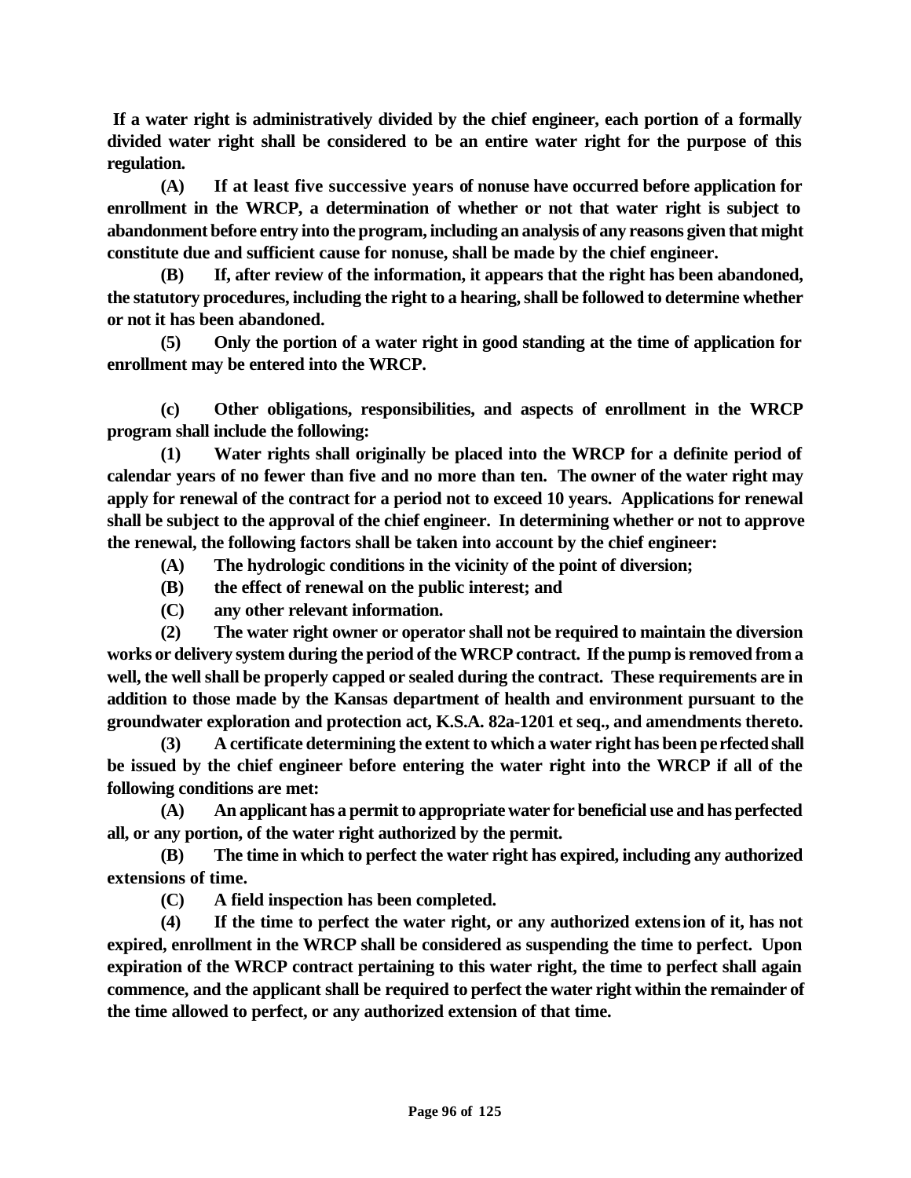**If a water right is administratively divided by the chief engineer, each portion of a formally divided water right shall be considered to be an entire water right for the purpose of this regulation.**

**(A) If at least five successive years of nonuse have occurred before application for enrollment in the WRCP, a determination of whether or not that water right is subject to abandonment before entry into the program, including an analysis of any reasons given that might constitute due and sufficient cause for nonuse, shall be made by the chief engineer.**

**(B) If, after review of the information, it appears that the right has been abandoned, the statutory procedures, including the right to a hearing, shall be followed to determine whether or not it has been abandoned.**

**(5) Only the portion of a water right in good standing at the time of application for enrollment may be entered into the WRCP.**

**(c) Other obligations, responsibilities, and aspects of enrollment in the WRCP program shall include the following:**

**(1) Water rights shall originally be placed into the WRCP for a definite period of calendar years of no fewer than five and no more than ten. The owner of the water right may apply for renewal of the contract for a period not to exceed 10 years. Applications for renewal shall be subject to the approval of the chief engineer. In determining whether or not to approve the renewal, the following factors shall be taken into account by the chief engineer:**

**(A) The hydrologic conditions in the vicinity of the point of diversion;**

**(B) the effect of renewal on the public interest; and**

**(C) any other relevant information.**

**(2) The water right owner or operator shall not be required to maintain the diversion works or delivery system during the period of the WRCP contract. If the pump is removed from a well, the well shall be properly capped or sealed during the contract. These requirements are in addition to those made by the Kansas department of health and environment pursuant to the groundwater exploration and protection act, K.S.A. 82a-1201 et seq., and amendments thereto.**

**(3) A certificate determining the extent to which a water right has been perfected shall be issued by the chief engineer before entering the water right into the WRCP if all of the following conditions are met:**

**(A) An applicant has a permit to appropriate water for beneficial use and has perfected all, or any portion, of the water right authorized by the permit.**

**(B) The time in which to perfect the water right has expired, including any authorized extensions of time.**

**(C) A field inspection has been completed.**

**(4) If the time to perfect the water right, or any authorized extension of it, has not expired, enrollment in the WRCP shall be considered as suspending the time to perfect. Upon expiration of the WRCP contract pertaining to this water right, the time to perfect shall again commence, and the applicant shall be required to perfect the water right within the remainder of the time allowed to perfect, or any authorized extension of that time.**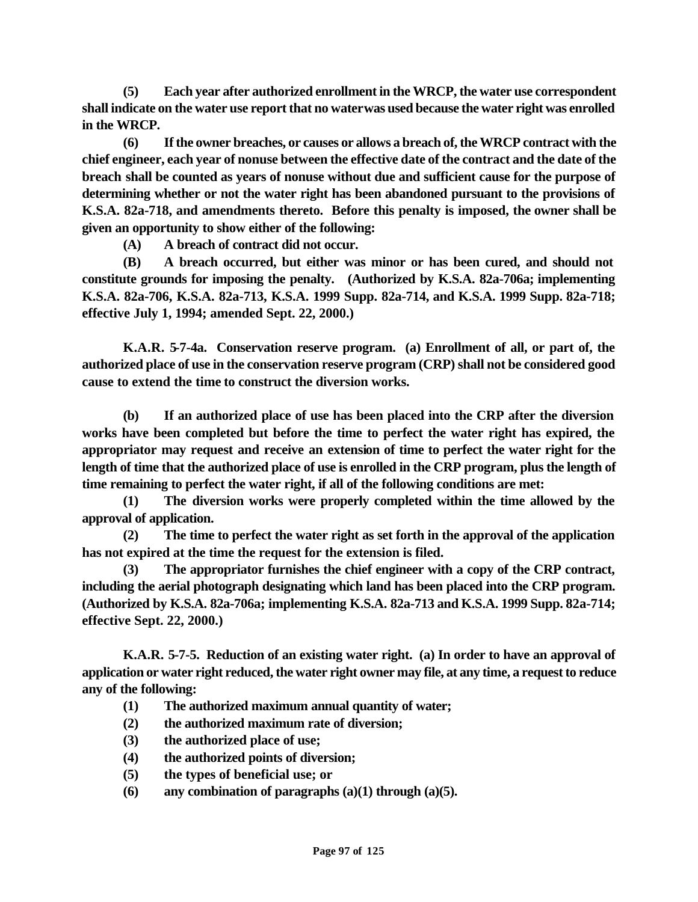**(5) Each year after authorized enrollment in the WRCP, the water use correspondent shall indicate on the water use report that no water was used because the water right was enrolled in the WRCP.**

**(6) If the owner breaches, or causes or allows a breach of, the WRCP contract with the chief engineer, each year of nonuse between the effective date of the contract and the date of the breach shall be counted as years of nonuse without due and sufficient cause for the purpose of determining whether or not the water right has been abandoned pursuant to the provisions of K.S.A. 82a-718, and amendments thereto. Before this penalty is imposed, the owner shall be given an opportunity to show either of the following:**

**(A) A breach of contract did not occur.**

**(B) A breach occurred, but either was minor or has been cured, and should not constitute grounds for imposing the penalty. (Authorized by K.S.A. 82a-706a; implementing K.S.A. 82a-706, K.S.A. 82a-713, K.S.A. 1999 Supp. 82a-714, and K.S.A. 1999 Supp. 82a-718; effective July 1, 1994; amended Sept. 22, 2000.)**

**K.A.R. 5-7-4a. Conservation reserve program. (a) Enrollment of all, or part of, the authorized place of use in the conservation reserve program (CRP) shall not be considered good cause to extend the time to construct the diversion works.**

**(b) If an authorized place of use has been placed into the CRP after the diversion works have been completed but before the time to perfect the water right has expired, the appropriator may request and receive an extension of time to perfect the water right for the length of time that the authorized place of use is enrolled in the CRP program, plus the length of time remaining to perfect the water right, if all of the following conditions are met:**

**(1) The diversion works were properly completed within the time allowed by the approval of application.**

**(2) The time to perfect the water right as set forth in the approval of the application has not expired at the time the request for the extension is filed.**

**(3) The appropriator furnishes the chief engineer with a copy of the CRP contract, including the aerial photograph designating which land has been placed into the CRP program. (Authorized by K.S.A. 82a-706a; implementing K.S.A. 82a-713 and K.S.A. 1999 Supp. 82a-714; effective Sept. 22, 2000.)**

**K.A.R. 5-7-5. Reduction of an existing water right. (a) In order to have an approval of application or water right reduced, the water right owner may file, at any time, a request to reduce any of the following:**

**(1) The authorized maximum annual quantity of water;**

**(2) the authorized maximum rate of diversion;**

**(3) the authorized place of use;**

**(4) the authorized points of diversion;**

**(5) the types of beneficial use; or**

**(6) any combination of paragraphs (a)(1) through (a)(5).**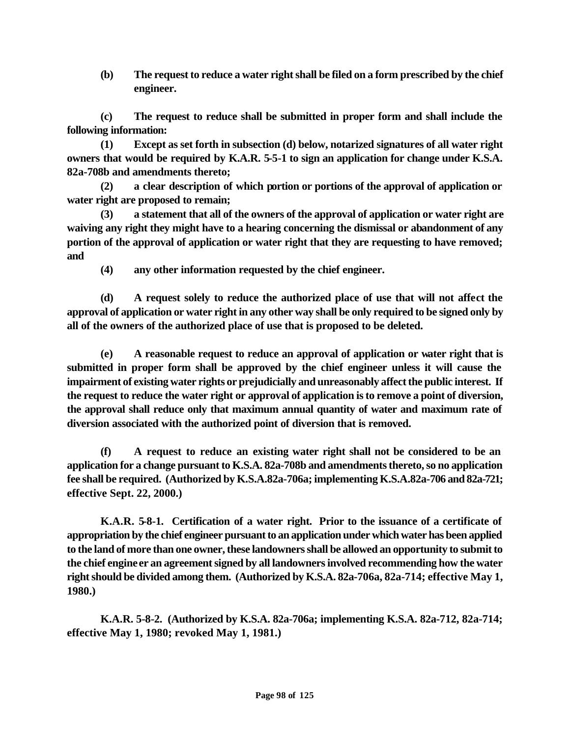**(b) The request to reduce a water right shall be filed on a form prescribed by the chief engineer.**

**(c) The request to reduce shall be submitted in proper form and shall include the following information:**

**(1) Except as set forth in subsection (d) below, notarized signatures of all water right owners that would be required by K.A.R. 5-5-1 to sign an application for change under K.S.A. 82a-708b and amendments thereto;**

**(2) a clear description of which portion or portions of the approval of application or water right are proposed to remain;**

**(3) a statement that all of the owners of the approval of application or water right are waiving any right they might have to a hearing concerning the dismissal or abandonment of any portion of the approval of application or water right that they are requesting to have removed; and**

**(4) any other information requested by the chief engineer.**

**(d) A request solely to reduce the authorized place of use that will not affect the approval of application or water right in any other way shall be only required to be signed only by all of the owners of the authorized place of use that is proposed to be deleted.**

**(e) A reasonable request to reduce an approval of application or water right that is submitted in proper form shall be approved by the chief engineer unless it will cause the impairment of existing water rights or prejudicially and unreasonably affect the public interest. If the request to reduce the water right or approval of application is to remove a point of diversion, the approval shall reduce only that maximum annual quantity of water and maximum rate of diversion associated with the authorized point of diversion that is removed.**

**(f) A request to reduce an existing water right shall not be considered to be an application for a change pursuant to K.S.A. 82a-708b and amendments thereto, so no application fee shall be required. (Authorized by K.S.A.82a-706a; implementing K.S.A.82a-706 and 82a-721; effective Sept. 22, 2000.)**

**K.A.R. 5-8-1. Certification of a water right. Prior to the issuance of a certificate of appropriation by the chief engineer pursuant to an application under which water has been applied to the land of more than one owner, these landowners shall be allowed an opportunity to submit to the chief engineer an agreement signed by all landowners involved recommending how the water right should be divided among them. (Authorized by K.S.A. 82a-706a, 82a-714; effective May 1, 1980.)**

**K.A.R. 5-8-2. (Authorized by K.S.A. 82a-706a; implementing K.S.A. 82a-712, 82a-714; effective May 1, 1980; revoked May 1, 1981.)**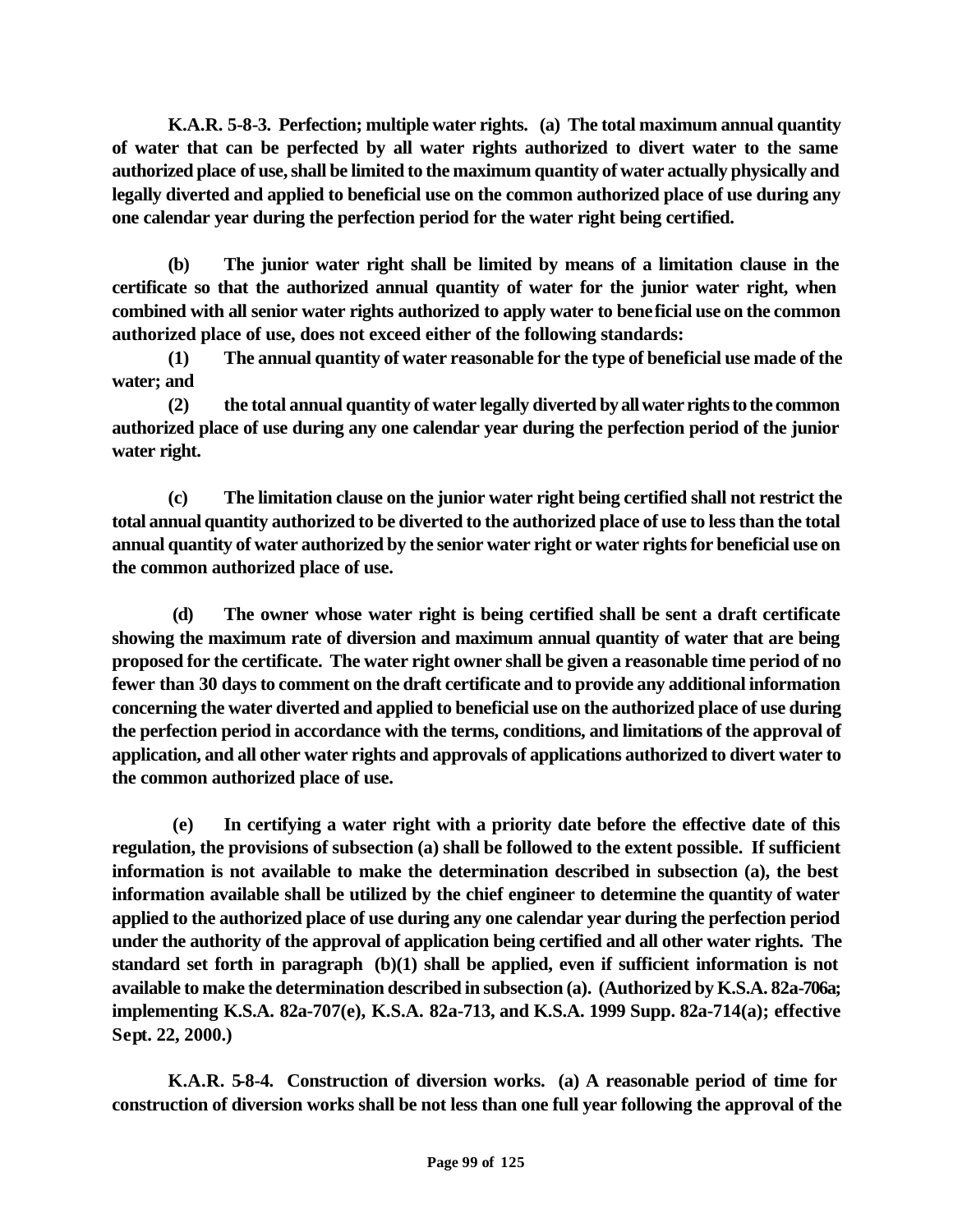**K.A.R. 5-8-3. Perfection; multiple water rights. (a) The total maximum annual quantity of water that can be perfected by all water rights authorized to divert water to the same authorized place of use, shall be limited to the maximum quantity of water actually physically and legally diverted and applied to beneficial use on the common authorized place of use during any one calendar year during the perfection period for the water right being certified.**

**(b) The junior water right shall be limited by means of a limitation clause in the certificate so that the authorized annual quantity of water for the junior water right, when combined with all senior water rights authorized to apply water to beneficial use on the common authorized place of use, does not exceed either of the following standards:**

**(1) The annual quantity of water reasonable for the type of beneficial use made of the water; and**

**(2) the total annual quantity of water legally diverted by all water rights to the common authorized place of use during any one calendar year during the perfection period of the junior water right.**

**(c) The limitation clause on the junior water right being certified shall not restrict the total annual quantity authorized to be diverted to the authorized place of use to less than the total annual quantity of water authorized by the senior water right or water rights for beneficial use on the common authorized place of use.**

**(d) The owner whose water right is being certified shall be sent a draft certificate showing the maximum rate of diversion and maximum annual quantity of water that are being proposed for the certificate. The water right owner shall be given a reasonable time period of no fewer than 30 days to comment on the draft certificate and to provide any additional information concerning the water diverted and applied to beneficial use on the authorized place of use during the perfection period in accordance with the terms, conditions, and limitations of the approval of application, and all other water rights and approvals of applications authorized to divert water to the common authorized place of use.**

**(e) In certifying a water right with a priority date before the effective date of this regulation, the provisions of subsection (a) shall be followed to the extent possible. If sufficient information is not available to make the determination described in subsection (a), the best information available shall be utilized by the chief engineer to determine the quantity of water applied to the authorized place of use during any one calendar year during the perfection period under the authority of the approval of application being certified and all other water rights. The standard set forth in paragraph (b)(1) shall be applied, even if sufficient information is not available to make the determination described in subsection (a). (Authorized by K.S.A. 82a-706a; implementing K.S.A. 82a-707(e), K.S.A. 82a-713, and K.S.A. 1999 Supp. 82a-714(a); effective Sept. 22, 2000.)**

**K.A.R. 5-8-4. Construction of diversion works. (a) A reasonable period of time for construction of diversion works shall be not less than one full year following the approval of the**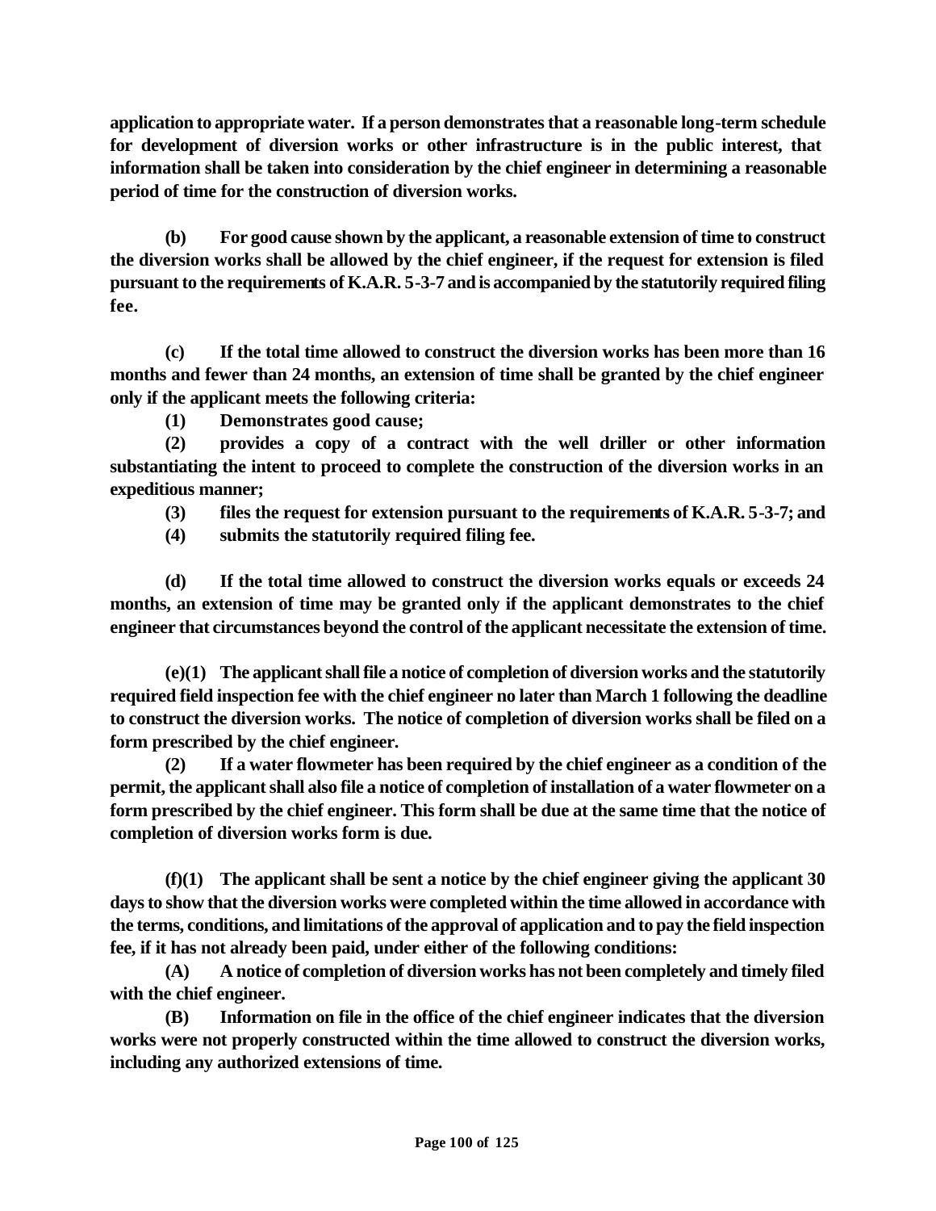**application to appropriate water. If a person demonstrates that a reasonable long-term schedule for development of diversion works or other infrastructure is in the public interest, that information shall be taken into consideration by the chief engineer in determining a reasonable period of time for the construction of diversion works.**

**(b) For good cause shown by the applicant, a reasonable extension of time to construct the diversion works shall be allowed by the chief engineer, if the request for extension is filed pursuant to the requirements of K.A.R. 5-3-7 and is accompanied by the statutorily required filing fee.**

**(c) If the total time allowed to construct the diversion works has been more than 16 months and fewer than 24 months, an extension of time shall be granted by the chief engineer only if the applicant meets the following criteria:**

**(1) Demonstrates good cause;**

**(2) provides a copy of a contract with the well driller or other information substantiating the intent to proceed to complete the construction of the diversion works in an expeditious manner;**

**(3) files the request for extension pursuant to the requirements of K.A.R. 5-3-7; and**

**(4) submits the statutorily required filing fee.**

**(d) If the total time allowed to construct the diversion works equals or exceeds 24 months, an extension of time may be granted only if the applicant demonstrates to the chief engineer that circumstances beyond the control of the applicant necessitate the extension of time.**

**(e)(1) The applicant shall file a notice of completion of diversion works and the statutorily required field inspection fee with the chief engineer no later than March 1 following the deadline to construct the diversion works. The notice of completion of diversion works shall be filed on a form prescribed by the chief engineer.**

**(2) If a water flowmeter has been required by the chief engineer as a condition of the permit, the applicant shall also file a notice of completion of installation of a water flowmeter on a form prescribed by the chief engineer. This form shall be due at the same time that the notice of completion of diversion works form is due.**

**(f)(1) The applicant shall be sent a notice by the chief engineer giving the applicant 30 days to show that the diversion works were completed within the time allowed in accordance with the terms, conditions, and limitations of the approval of application and to pay the field inspection fee, if it has not already been paid, under either of the following conditions:**

**(A) A notice of completion of diversion works has not been completely and timely filed with the chief engineer.**

**(B) Information on file in the office of the chief engineer indicates that the diversion works were not properly constructed within the time allowed to construct the diversion works, including any authorized extensions of time.**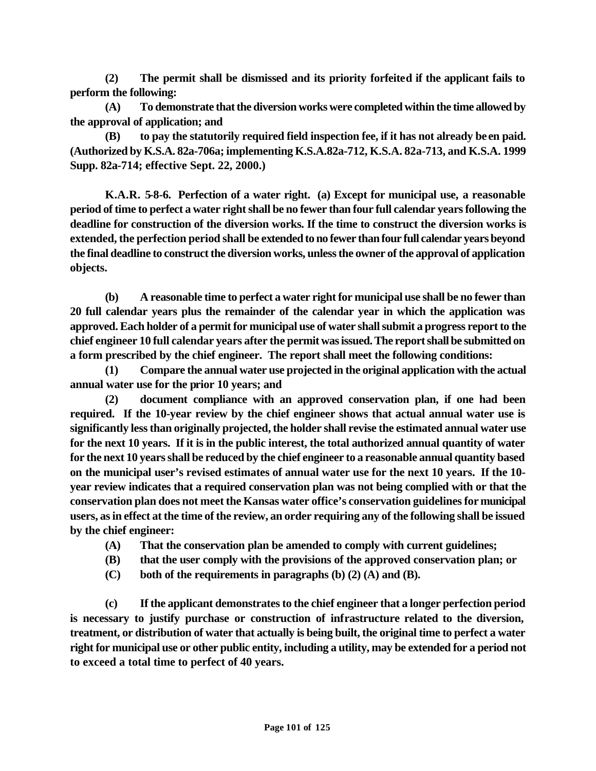**(2) The permit shall be dismissed and its priority forfeited if the applicant fails to perform the following:**

**(A) To demonstrate that the diversion works were completed within the time allowed by the approval of application; and**

**(B) to pay the statutorily required field inspection fee, if it has not already been paid. (Authorized by K.S.A. 82a-706a; implementing K.S.A.82a-712, K.S.A. 82a-713, and K.S.A. 1999 Supp. 82a-714; effective Sept. 22, 2000.)**

**K.A.R. 5-8-6. Perfection of a water right. (a) Except for municipal use, a reasonable period of time to perfect a water right shall be no fewer than four full calendar years following the deadline for construction of the diversion works. If the time to construct the diversion works is extended, the perfection period shall be extended to no fewer than four full calendar years beyond the final deadline to construct the diversion works, unless the owner of the approval of application objects.**

**(b) A reasonable time to perfect a water right for municipal use shall be no fewer than 20 full calendar years plus the remainder of the calendar year in which the application was approved. Each holder of a permit for municipal use of water shall submit a progress report to the chief engineer 10 full calendar years after the permit was issued. The report shall be submitted on a form prescribed by the chief engineer. The report shall meet the following conditions:**

**(1) Compare the annual water use projected in the original application with the actual annual water use for the prior 10 years; and**

**(2) document compliance with an approved conservation plan, if one had been required. If the 10-year review by the chief engineer shows that actual annual water use is significantly less than originally projected, the holder shall revise the estimated annual water use for the next 10 years. If it is in the public interest, the total authorized annual quantity of water for the next 10 years shall be reduced by the chief engineer to a reasonable annual quantity based on the municipal user's revised estimates of annual water use for the next 10 years. If the 10-year review indicates that a required conservation plan was not being complied with or that the conservation plan does not meet the Kansas water office's conservation guidelines for municipal users, as in effect at the time of the review, an order requiring any of the following shall be issued by the chief engineer:**

**(A) That the conservation plan be amended to comply with current guidelines;**

**(B) that the user comply with the provisions of the approved conservation plan; or**

**(C) both of the requirements in paragraphs (b) (2) (A) and (B).**

**(c) If the applicant demonstrates to the chief engineer that a longer perfection period is necessary to justify purchase or construction of infrastructure related to the diversion, treatment, or distribution of water that actually is being built, the original time to perfect a water right for municipal use or other public entity, including a utility, may be extended for a period not to exceed a total time to perfect of 40 years.**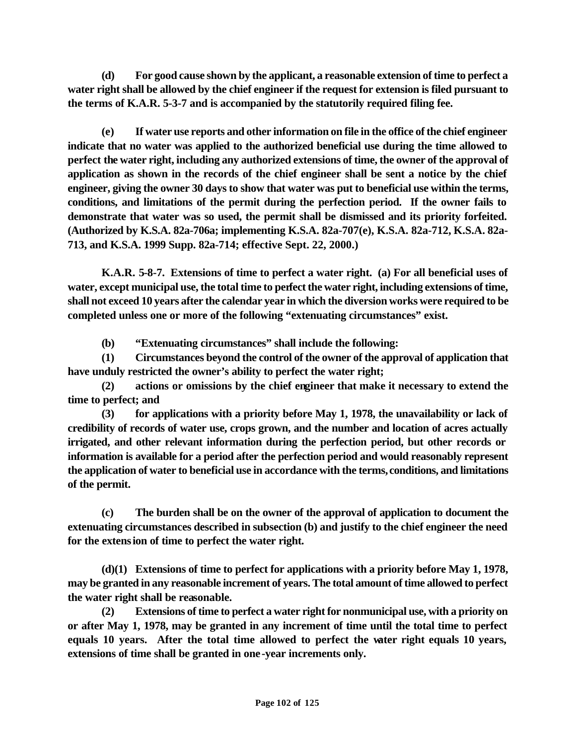**(d) For good cause shown by the applicant, a reasonable extension of time to perfect a water right shall be allowed by the chief engineer if the request for extension is filed pursuant to the terms of K.A.R. 5-3-7 and is accompanied by the statutorily required filing fee.**

**(e) If water use reports and other information on file in the office of the chief engineer indicate that no water was applied to the authorized beneficial use during the time allowed to perfect the water right, including any authorized extensions of time, the owner of the approval of application as shown in the records of the chief engineer shall be sent a notice by the chief engineer, giving the owner 30 days to show that water was put to beneficial use within the terms, conditions, and limitations of the permit during the perfection period. If the owner fails to demonstrate that water was so used, the permit shall be dismissed and its priority forfeited. (Authorized by K.S.A. 82a-706a; implementing K.S.A. 82a-707(e), K.S.A. 82a-712, K.S.A. 82a-713, and K.S.A. 1999 Supp. 82a-714; effective Sept. 22, 2000.)**

**K.A.R. 5-8-7. Extensions of time to perfect a water right. (a) For all beneficial uses of water, except municipal use, the total time to perfect the water right, including extensions of time, shall not exceed 10 years after the calendar year in which the diversion works were required to be completed unless one or more of the following "extenuating circumstances" exist.**

**(b) "Extenuating circumstances" shall include the following:**

**(1) Circumstances beyond the control of the owner of the approval of application that have unduly restricted the owner's ability to perfect the water right;**

**(2) actions or omissions by the chief engineer that make it necessary to extend the time to perfect; and**

**(3) for applications with a priority before May 1, 1978, the unavailability or lack of credibility of records of water use, crops grown, and the number and location of acres actually irrigated, and other relevant information during the perfection period, but other records or information is available for a period after the perfection period and would reasonably represent the application of water to beneficial use in accordance with the terms, conditions, and limitations of the permit.**

**(c) The burden shall be on the owner of the approval of application to document the extenuating circumstances described in subsection (b) and justify to the chief engineer the need for the extension of time to perfect the water right.**

**(d)(1) Extensions of time to perfect for applications with a priority before May 1, 1978, may be granted in any reasonable increment of years. The total amount of time allowed to perfect the water right shall be reasonable.**

**(2) Extensions of time to perfect a water right for nonmunicipal use, with a priority on or after May 1, 1978, may be granted in any increment of time until the total time to perfect equals 10 years. After the total time allowed to perfect the water right equals 10 years, extensions of time shall be granted in one-year increments only.**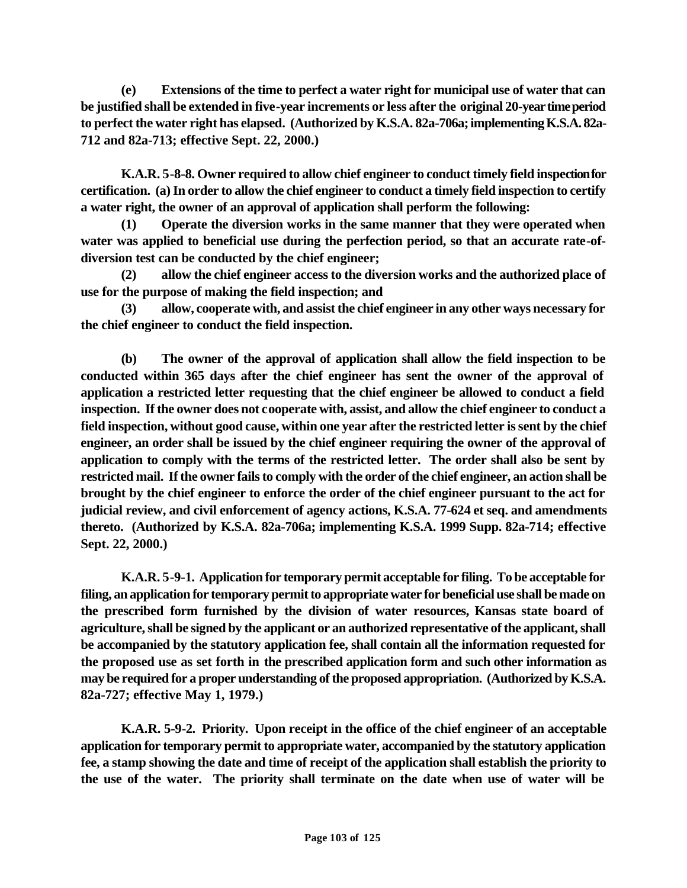**(e) Extensions of the time to perfect a water right for municipal use of water that can be justified shall be extended in five-year increments or less after the original 20-year time period to perfect the water right has elapsed. (Authorized by K.S.A. 82a-706a; implementing K.S.A. 82a-712 and 82a-713; effective Sept. 22, 2000.)**

**K.A.R. 5-8-8. Owner required to allow chief engineer to conduct timely field inspection for certification. (a) In order to allow the chief engineer to conduct a timely field inspection to certify a water right, the owner of an approval of application shall perform the following:**

**(1) Operate the diversion works in the same manner that they were operated when water was applied to beneficial use during the perfection period, so that an accurate rate-of-diversion test can be conducted by the chief engineer;**

**(2) allow the chief engineer access to the diversion works and the authorized place of use for the purpose of making the field inspection; and**

**(3) allow, cooperate with, and assist the chief engineer in any other ways necessary for the chief engineer to conduct the field inspection.**

**(b) The owner of the approval of application shall allow the field inspection to be conducted within 365 days after the chief engineer has sent the owner of the approval of application a restricted letter requesting that the chief engineer be allowed to conduct a field inspection. If the owner does not cooperate with, assist, and allow the chief engineer to conduct a field inspection, without good cause, within one year after the restricted letter is sent by the chief engineer, an order shall be issued by the chief engineer requiring the owner of the approval of application to comply with the terms of the restricted letter. The order shall also be sent by restricted mail. If the owner fails to comply with the order of the chief engineer, an action shall be brought by the chief engineer to enforce the order of the chief engineer pursuant to the act for judicial review, and civil enforcement of agency actions, K.S.A. 77-624 et seq. and amendments thereto. (Authorized by K.S.A. 82a-706a; implementing K.S.A. 1999 Supp. 82a-714; effective Sept. 22, 2000.)**

**K.A.R. 5-9-1. Application for temporary permit acceptable for filing. To be acceptable for filing, an application for temporary permit to appropriate water for beneficial use shall be made on the prescribed form furnished by the division of water resources, Kansas state board of agriculture, shall be signed by the applicant or an authorized representative of the applicant, shall be accompanied by the statutory application fee, shall contain all the information requested for the proposed use as set forth in the prescribed application form and such other information as may be required for a proper understanding of the proposed appropriation. (Authorized by K.S.A. 82a-727; effective May 1, 1979.)**

**K.A.R. 5-9-2. Priority. Upon receipt in the office of the chief engineer of an acceptable application for temporary permit to appropriate water, accompanied by the statutory application fee, a stamp showing the date and time of receipt of the application shall establish the priority to the use of the water. The priority shall terminate on the date when use of water will be**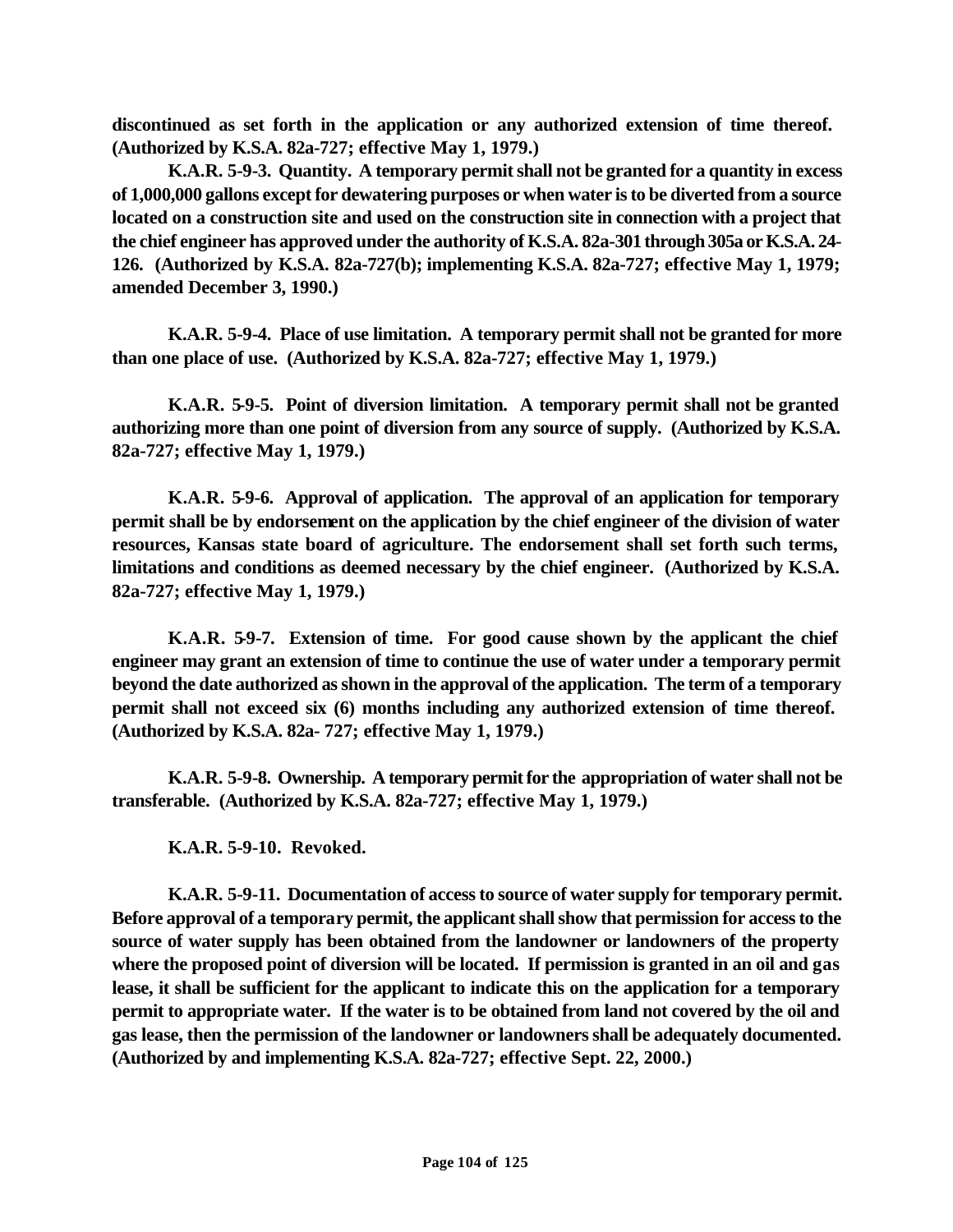**discontinued as set forth in the application or any authorized extension of time thereof. (Authorized by K.S.A. 82a-727; effective May 1, 1979.)**

**K.A.R. 5-9-3. Quantity. A temporary permit shall not be granted for a quantity in excess of 1,000,000 gallons except for dewatering purposes or when water is to be diverted from a source located on a construction site and used on the construction site in connection with a project that the chief engineer has approved under the authority of K.S.A. 82a-301 through 305a or K.S.A. 24-126. (Authorized by K.S.A. 82a-727(b); implementing K.S.A. 82a-727; effective May 1, 1979; amended December 3, 1990.)**

**K.A.R. 5-9-4. Place of use limitation. A temporary permit shall not be granted for more than one place of use. (Authorized by K.S.A. 82a-727; effective May 1, 1979.)**

**K.A.R. 5-9-5. Point of diversion limitation. A temporary permit shall not be granted authorizing more than one point of diversion from any source of supply. (Authorized by K.S.A. 82a-727; effective May 1, 1979.)**

**K.A.R. 5-9-6. Approval of application. The approval of an application for temporary permit shall be by endorsement on the application by the chief engineer of the division of water resources, Kansas state board of agriculture. The endorsement shall set forth such terms, limitations and conditions as deemed necessary by the chief engineer. (Authorized by K.S.A. 82a-727; effective May 1, 1979.)**

**K.A.R. 5-9-7. Extension of time. For good cause shown by the applicant the chief engineer may grant an extension of time to continue the use of water under a temporary permit beyond the date authorized as shown in the approval of the application. The term of a temporary permit shall not exceed six (6) months including any authorized extension of time thereof. (Authorized by K.S.A. 82a- 727; effective May 1, 1979.)**

**K.A.R. 5-9-8. Ownership. A temporary permit for the appropriation of water shall not be transferable. (Authorized by K.S.A. 82a-727; effective May 1, 1979.)**

**K.A.R. 5-9-10. Revoked.**

**K.A.R. 5-9-11. Documentation of access to source of water supply for temporary permit. Before approval of a temporary permit, the applicant shall show that permission for access to the source of water supply has been obtained from the landowner or landowners of the property where the proposed point of diversion will be located. If permission is granted in an oil and gas lease, it shall be sufficient for the applicant to indicate this on the application for a temporary permit to appropriate water. If the water is to be obtained from land not covered by the oil and gas lease, then the permission of the landowner or landowners shall be adequately documented. (Authorized by and implementing K.S.A. 82a-727; effective Sept. 22, 2000.)**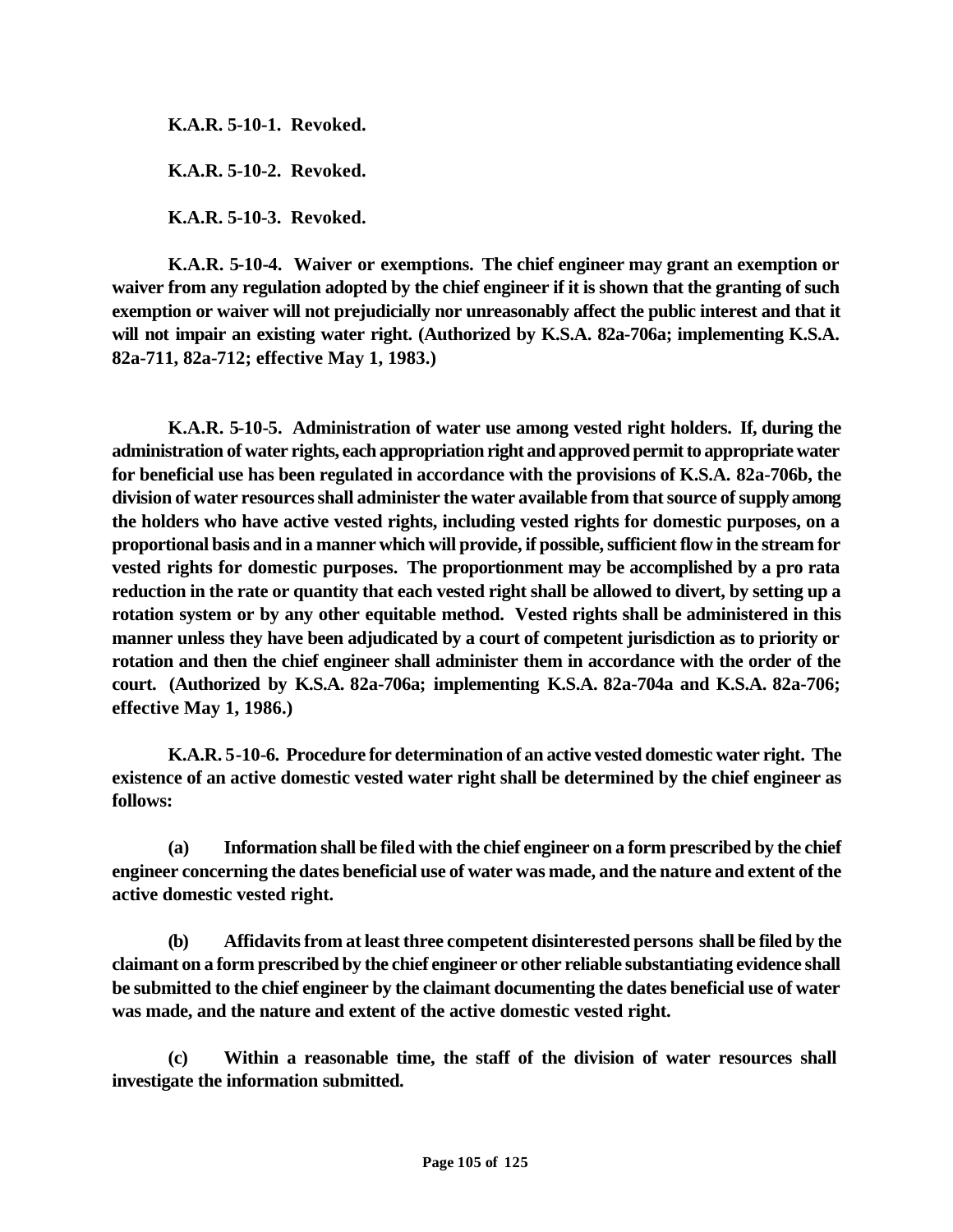**K.A.R. 5-10-1. Revoked.**

**K.A.R. 5-10-2. Revoked.**

**K.A.R. 5-10-3. Revoked.**

**K.A.R. 5-10-4. Waiver or exemptions. The chief engineer may grant an exemption or waiver from any regulation adopted by the chief engineer if it is shown that the granting of such exemption or waiver will not prejudicially nor unreasonably affect the public interest and that it will not impair an existing water right. (Authorized by K.S.A. 82a-706a; implementing K.S.A. 82a-711, 82a-712; effective May 1, 1983.)**

**K.A.R. 5-10-5. Administration of water use among vested right holders. If, during the administration of water rights, each appropriation right and approved permit to appropriate water for beneficial use has been regulated in accordance with the provisions of K.S.A. 82a-706b, the division of water resources shall administer the water available from that source of supply among the holders who have active vested rights, including vested rights for domestic purposes, on a proportional basis and in a manner which will provide, if possible, sufficient flow in the stream for vested rights for domestic purposes. The proportionment may be accomplished by a pro rata reduction in the rate or quantity that each vested right shall be allowed to divert, by setting up a rotation system or by any other equitable method. Vested rights shall be administered in this manner unless they have been adjudicated by a court of competent jurisdiction as to priority or rotation and then the chief engineer shall administer them in accordance with the order of the court. (Authorized by K.S.A. 82a-706a; implementing K.S.A. 82a-704a and K.S.A. 82a-706; effective May 1, 1986.)**

**K.A.R. 5-10-6. Procedure for determination of an active vested domestic water right. The existence of an active domestic vested water right shall be determined by the chief engineer as follows:**

**(a) Information shall be filed with the chief engineer on a form prescribed by the chief engineer concerning the dates beneficial use of water was made, and the nature and extent of the active domestic vested right.**

**(b) Affidavits from at least three competent disinterested persons shall be filed by the claimant on a form prescribed by the chief engineer or other reliable substantiating evidence shall be submitted to the chief engineer by the claimant documenting the dates beneficial use of water was made, and the nature and extent of the active domestic vested right.**

**(c) Within a reasonable time, the staff of the division of water resources shall investigate the information submitted.**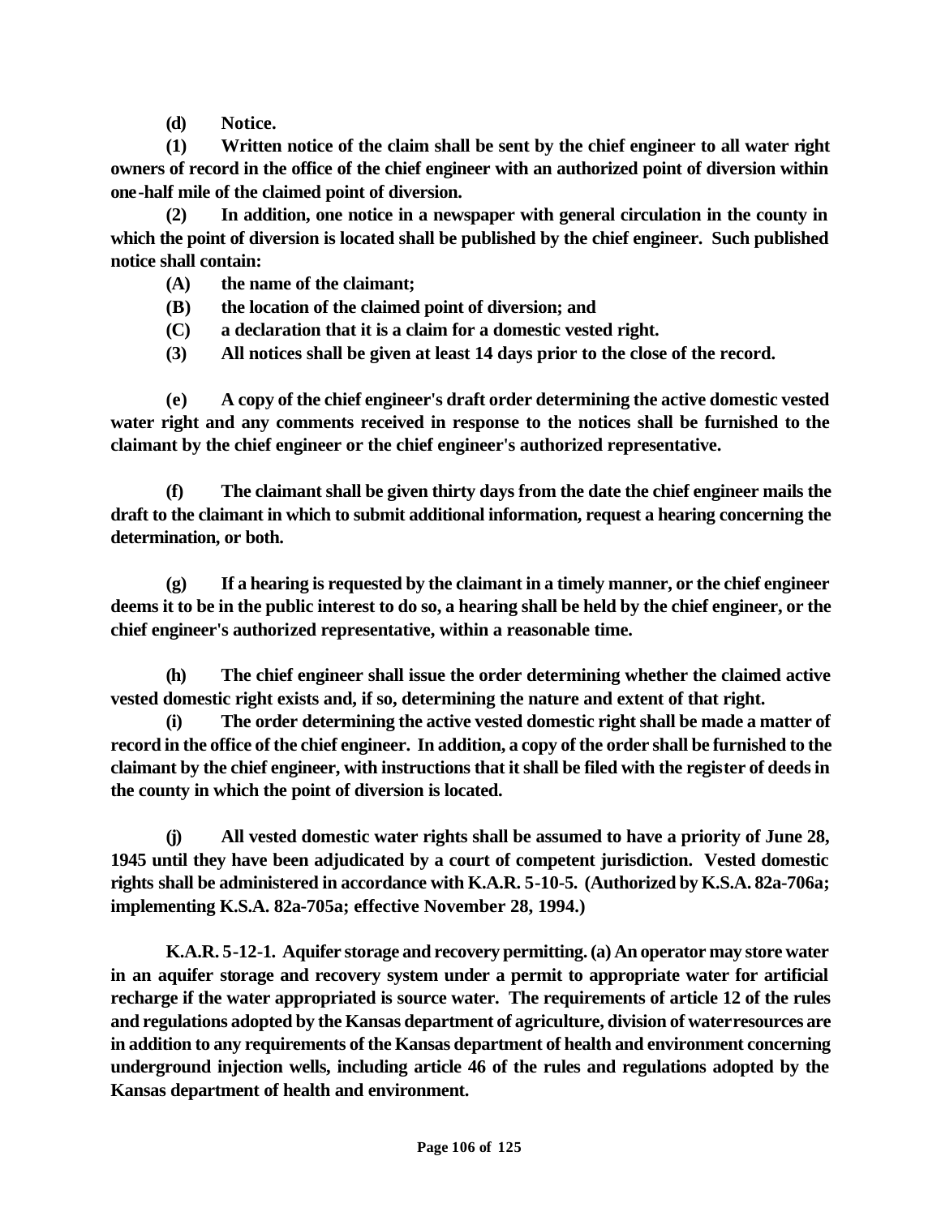**(d) Notice.**

**(1) Written notice of the claim shall be sent by the chief engineer to all water right owners of record in the office of the chief engineer with an authorized point of diversion within one-half mile of the claimed point of diversion.**

**(2) In addition, one notice in a newspaper with general circulation in the county in which the point of diversion is located shall be published by the chief engineer. Such published notice shall contain:**

**(A) the name of the claimant;**

**(B) the location of the claimed point of diversion; and**

**(C) a declaration that it is a claim for a domestic vested right.**

**(3) All notices shall be given at least 14 days prior to the close of the record.**

**(e) A copy of the chief engineer's draft order determining the active domestic vested water right and any comments received in response to the notices shall be furnished to the claimant by the chief engineer or the chief engineer's authorized representative.**

**(f) The claimant shall be given thirty days from the date the chief engineer mails the draft to the claimant in which to submit additional information, request a hearing concerning the determination, or both.**

**(g) If a hearing is requested by the claimant in a timely manner, or the chief engineer deems it to be in the public interest to do so, a hearing shall be held by the chief engineer, or the chief engineer's authorized representative, within a reasonable time.**

**(h) The chief engineer shall issue the order determining whether the claimed active vested domestic right exists and, if so, determining the nature and extent of that right.**

**(i) The order determining the active vested domestic right shall be made a matter of record in the office of the chief engineer. In addition, a copy of the order shall be furnished to the claimant by the chief engineer, with instructions that it shall be filed with the register of deeds in the county in which the point of diversion is located.**

**(j) All vested domestic water rights shall be assumed to have a priority of June 28, 1945 until they have been adjudicated by a court of competent jurisdiction. Vested domestic rights shall be administered in accordance with K.A.R. 5-10-5. (Authorized by K.S.A. 82a-706a; implementing K.S.A. 82a-705a; effective November 28, 1994.)**

**K.A.R. 5-12-1. Aquifer storage and recovery permitting. (a) An operator may store water in an aquifer storage and recovery system under a permit to appropriate water for artificial recharge if the water appropriated is source water. The requirements of article 12 of the rules and regulations adopted by the Kansas department of agriculture, division of water resources are in addition to any requirements of the Kansas department of health and environment concerning underground injection wells, including article 46 of the rules and regulations adopted by the Kansas department of health and environment.**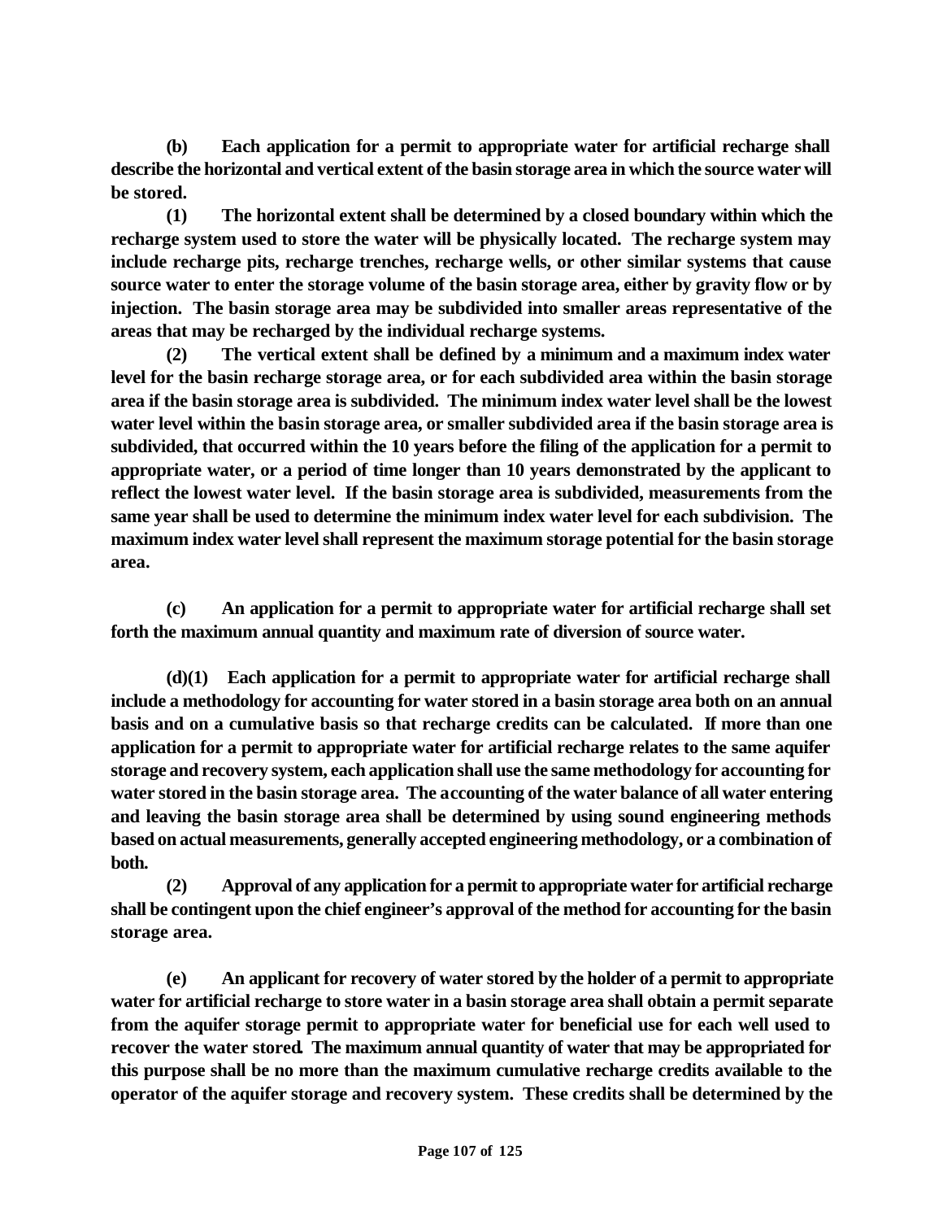**(b) Each application for a permit to appropriate water for artificial recharge shall describe the horizontal and vertical extent of the basin storage area in which the source water will be stored.**

**(1) The horizontal extent shall be determined by a closed boundary within which the recharge system used to store the water will be physically located. The recharge system may include recharge pits, recharge trenches, recharge wells, or other similar systems that cause source water to enter the storage volume of the basin storage area, either by gravity flow or by injection. The basin storage area may be subdivided into smaller areas representative of the areas that may be recharged by the individual recharge systems.**

**(2) The vertical extent shall be defined by a minimum and a maximum index water level for the basin recharge storage area, or for each subdivided area within the basin storage area if the basin storage area is subdivided. The minimum index water level shall be the lowest water level within the basin storage area, or smaller subdivided area if the basin storage area is subdivided, that occurred within the 10 years before the filing of the application for a permit to appropriate water, or a period of time longer than 10 years demonstrated by the applicant to reflect the lowest water level. If the basin storage area is subdivided, measurements from the same year shall be used to determine the minimum index water level for each subdivision. The maximum index water level shall represent the maximum storage potential for the basin storage area.**

**(c) An application for a permit to appropriate water for artificial recharge shall set forth the maximum annual quantity and maximum rate of diversion of source water.**

**(d)(1) Each application for a permit to appropriate water for artificial recharge shall include a methodology for accounting for water stored in a basin storage area both on an annual basis and on a cumulative basis so that recharge credits can be calculated. If more than one application for a permit to appropriate water for artificial recharge relates to the same aquifer storage and recovery system, each application shall use the same methodology for accounting for water stored in the basin storage area. The accounting of the water balance of all water entering and leaving the basin storage area shall be determined by using sound engineering methods based on actual measurements, generally accepted engineering methodology, or a combination of both.**

**(2) Approval of any application for a permit to appropriate water for artificial recharge shall be contingent upon the chief engineer's approval of the method for accounting for the basin storage area.**

**(e) An applicant for recovery of water stored by the holder of a permit to appropriate water for artificial recharge to store water in a basin storage area shall obtain a permit separate from the aquifer storage permit to appropriate water for beneficial use for each well used to recover the water stored. The maximum annual quantity of water that may be appropriated for this purpose shall be no more than the maximum cumulative recharge credits available to the operator of the aquifer storage and recovery system. These credits shall be determined by the**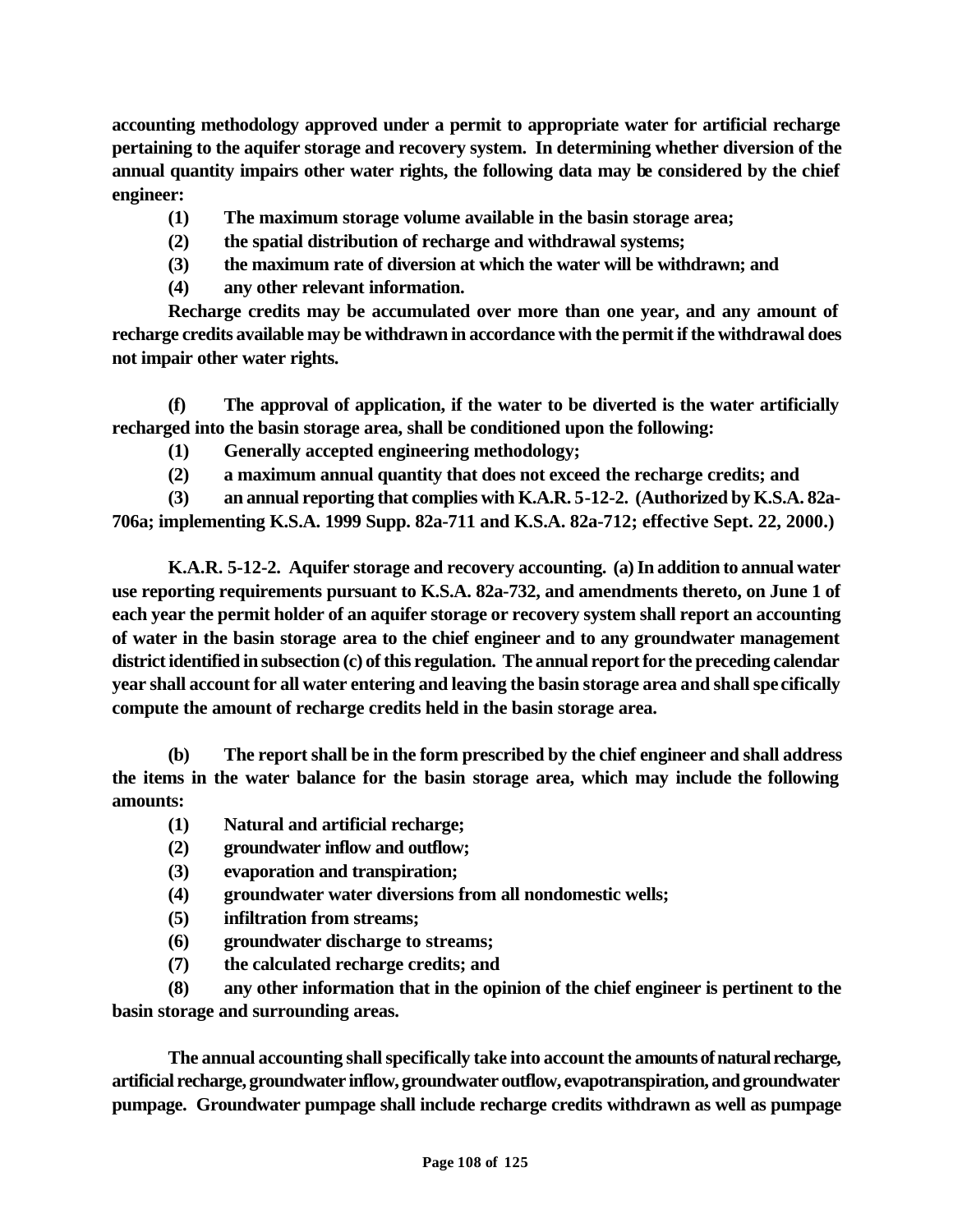**accounting methodology approved under a permit to appropriate water for artificial recharge pertaining to the aquifer storage and recovery system. In determining whether diversion of the annual quantity impairs other water rights, the following data may be considered by the chief engineer:**

**(1) The maximum storage volume available in the basin storage area;**

**(2) the spatial distribution of recharge and withdrawal systems;**

**(3) the maximum rate of diversion at which the water will be withdrawn; and**

**(4) any other relevant information.**

**Recharge credits may be accumulated over more than one year, and any amount of recharge credits available may be withdrawn in accordance with the permit if the withdrawal does not impair other water rights.**

**(f) The approval of application, if the water to be diverted is the water artificially recharged into the basin storage area, shall be conditioned upon the following:**

**(1) Generally accepted engineering methodology;**

**(2) a maximum annual quantity that does not exceed the recharge credits; and**

**(3) an annual reporting that complies with K.A.R. 5-12-2. (Authorized by K.S.A. 82a-706a; implementing K.S.A. 1999 Supp. 82a-711 and K.S.A. 82a-712; effective Sept. 22, 2000.)**

**K.A.R. 5-12-2. Aquifer storage and recovery accounting. (a) In addition to annual water use reporting requirements pursuant to K.S.A. 82a-732, and amendments thereto, on June 1 of each year the permit holder of an aquifer storage or recovery system shall report an accounting of water in the basin storage area to the chief engineer and to any groundwater management district identified in subsection (c) of this regulation. The annual report for the preceding calendar year shall account for all water entering and leaving the basin storage area and shall specifically compute the amount of recharge credits held in the basin storage area.**

**(b) The report shall be in the form prescribed by the chief engineer and shall address the items in the water balance for the basin storage area, which may include the following amounts:**

**(1) Natural and artificial recharge;**

**(2) groundwater inflow and outflow;**

**(3) evaporation and transpiration;**

**(4) groundwater water diversions from all nondomestic wells;**

**(5) infiltration from streams;**

**(6) groundwater discharge to streams;**

**(7) the calculated recharge credits; and**

**(8) any other information that in the opinion of the chief engineer is pertinent to the basin storage and surrounding areas.**

**The annual accounting shall specifically take into account the amounts of natural recharge, artificial recharge, groundwater inflow, groundwater outflow, evapotranspiration, and groundwater pumpage. Groundwater pumpage shall include recharge credits withdrawn as well as pumpage**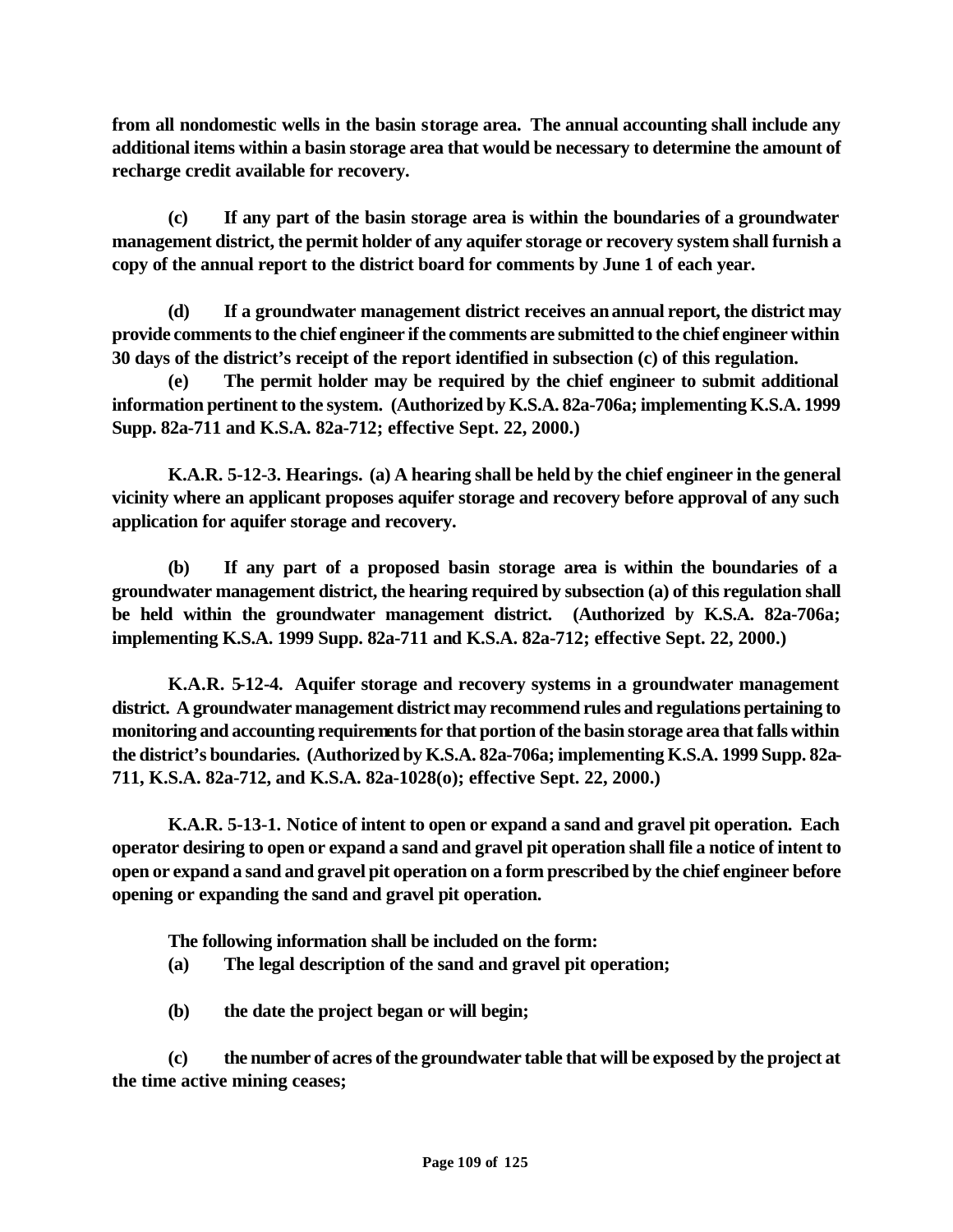**from all nondomestic wells in the basin storage area. The annual accounting shall include any additional items within a basin storage area that would be necessary to determine the amount of recharge credit available for recovery.**

**(c) If any part of the basin storage area is within the boundaries of a groundwater management district, the permit holder of any aquifer storage or recovery system shall furnish a copy of the annual report to the district board for comments by June 1 of each year.**

**(d) If a groundwater management district receives an annual report, the district may provide comments to the chief engineer if the comments are submitted to the chief engineer within 30 days of the district's receipt of the report identified in subsection (c) of this regulation.**

**(e) The permit holder may be required by the chief engineer to submit additional information pertinent to the system. (Authorized by K.S.A. 82a-706a; implementing K.S.A. 1999 Supp. 82a-711 and K.S.A. 82a-712; effective Sept. 22, 2000.)**

**K.A.R. 5-12-3. Hearings. (a) A hearing shall be held by the chief engineer in the general vicinity where an applicant proposes aquifer storage and recovery before approval of any such application for aquifer storage and recovery.**

**(b) If any part of a proposed basin storage area is within the boundaries of a groundwater management district, the hearing required by subsection (a) of this regulation shall be held within the groundwater management district. (Authorized by K.S.A. 82a-706a; implementing K.S.A. 1999 Supp. 82a-711 and K.S.A. 82a-712; effective Sept. 22, 2000.)**

**K.A.R. 5-12-4. Aquifer storage and recovery systems in a groundwater management district. A groundwater management district may recommend rules and regulations pertaining to monitoring and accounting requirements for that portion of the basin storage area that falls within the district's boundaries. (Authorized by K.S.A. 82a-706a; implementing K.S.A. 1999 Supp. 82a-711, K.S.A. 82a-712, and K.S.A. 82a-1028(o); effective Sept. 22, 2000.)**

**K.A.R. 5-13-1. Notice of intent to open or expand a sand and gravel pit operation. Each operator desiring to open or expand a sand and gravel pit operation shall file a notice of intent to open or expand a sand and gravel pit operation on a form prescribed by the chief engineer before opening or expanding the sand and gravel pit operation.**

**The following information shall be included on the form:**

**(a) The legal description of the sand and gravel pit operation;**

**(b) the date the project began or will begin;**

**(c) the number of acres of the groundwater table that will be exposed by the project at the time active mining ceases;**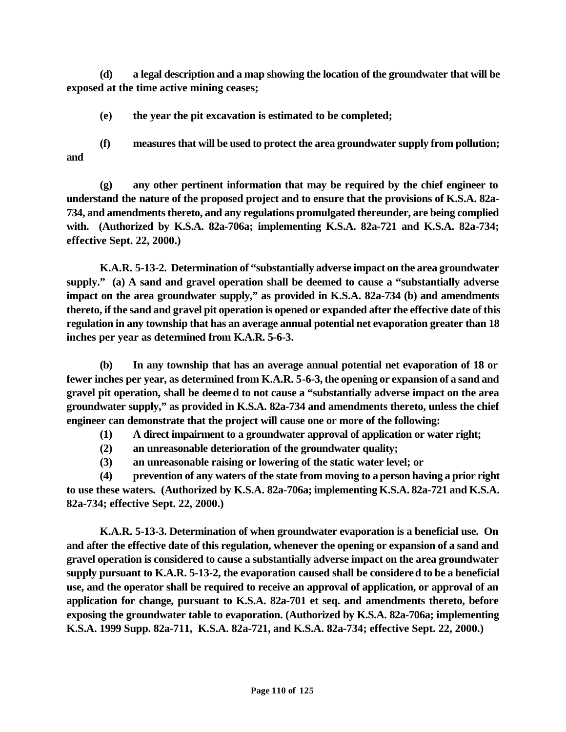**(d) a legal description and a map showing the location of the groundwater that will be exposed at the time active mining ceases;**

**(e) the year the pit excavation is estimated to be completed;**

**(f) measures that will be used to protect the area groundwater supply from pollution; and**

**(g) any other pertinent information that may be required by the chief engineer to understand the nature of the proposed project and to ensure that the provisions of K.S.A. 82a-734, and amendments thereto, and any regulations promulgated thereunder, are being complied with. (Authorized by K.S.A. 82a-706a; implementing K.S.A. 82a-721 and K.S.A. 82a-734; effective Sept. 22, 2000.)**

**K.A.R. 5-13-2. Determination of "substantially adverse impact on the area groundwater supply." (a) A sand and gravel operation shall be deemed to cause a "substantially adverse impact on the area groundwater supply," as provided in K.S.A. 82a-734 (b) and amendments thereto, if the sand and gravel pit operation is opened or expanded after the effective date of this regulation in any township that has an average annual potential net evaporation greater than 18 inches per year as determined from K.A.R. 5-6-3.**

**(b) In any township that has an average annual potential net evaporation of 18 or fewer inches per year, as determined from K.A.R. 5-6-3, the opening or expansion of a sand and gravel pit operation, shall be deemed to not cause a "substantially adverse impact on the area groundwater supply," as provided in K.S.A. 82a-734 and amendments thereto, unless the chief engineer can demonstrate that the project will cause one or more of the following:**

**(1) A direct impairment to a groundwater approval of application or water right;**

**(2) an unreasonable deterioration of the groundwater quality;**

**(3) an unreasonable raising or lowering of the static water level; or**

**(4) prevention of any waters of the state from moving to a person having a prior right to use these waters. (Authorized by K.S.A. 82a-706a; implementing K.S.A. 82a-721 and K.S.A. 82a-734; effective Sept. 22, 2000.)**

**K.A.R. 5-13-3. Determination of when groundwater evaporation is a beneficial use. On and after the effective date of this regulation, whenever the opening or expansion of a sand and gravel operation is considered to cause a substantially adverse impact on the area groundwater supply pursuant to K.A.R. 5-13-2, the evaporation caused shall be considered to be a beneficial use, and the operator shall be required to receive an approval of application, or approval of an application for change, pursuant to K.S.A. 82a-701 et seq. and amendments thereto, before exposing the groundwater table to evaporation. (Authorized by K.S.A. 82a-706a; implementing K.S.A. 1999 Supp. 82a-711, K.S.A. 82a-721, and K.S.A. 82a-734; effective Sept. 22, 2000.)**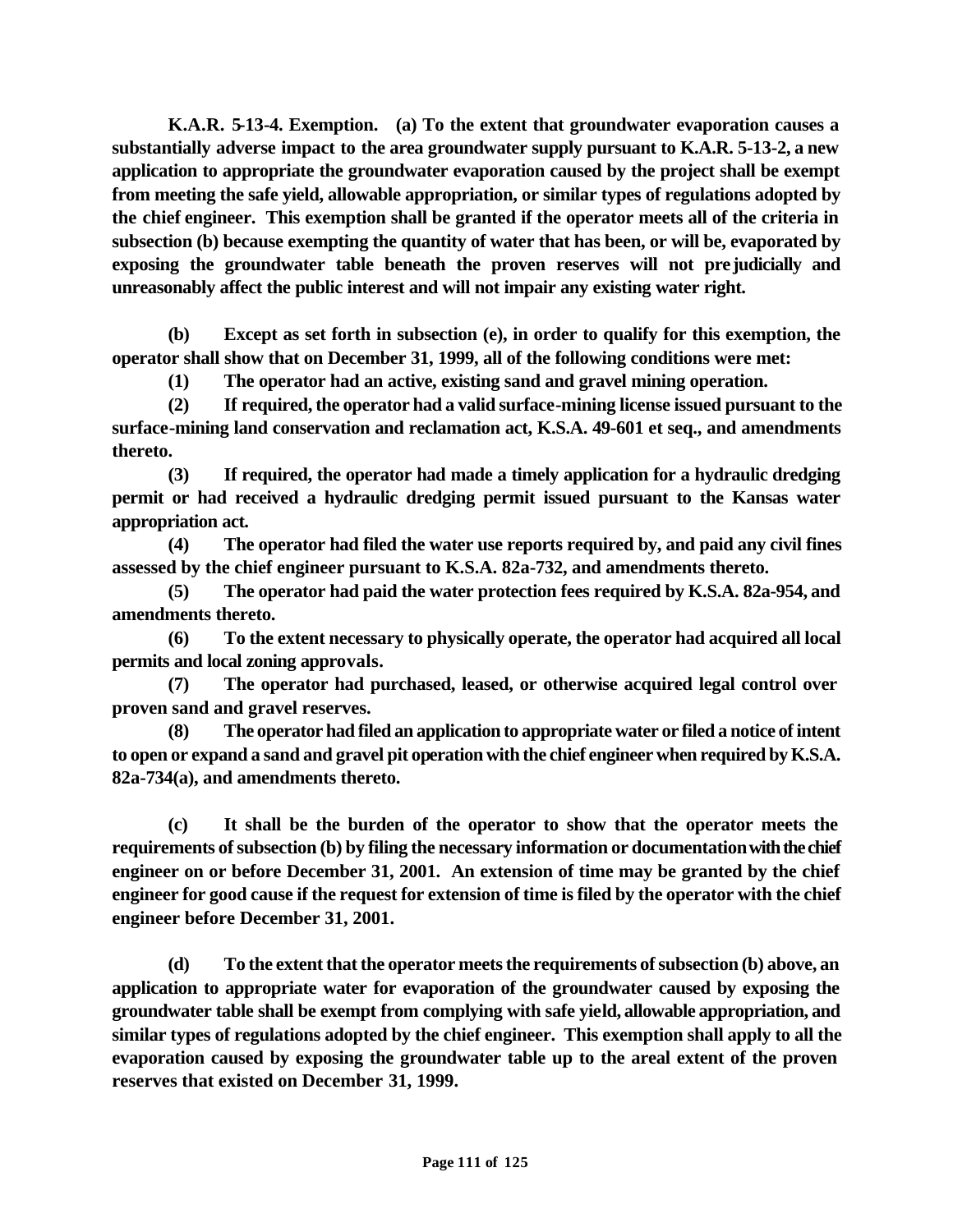**K.A.R. 5-13-4. Exemption. (a) To the extent that groundwater evaporation causes a substantially adverse impact to the area groundwater supply pursuant to K.A.R. 5-13-2, a new application to appropriate the groundwater evaporation caused by the project shall be exempt from meeting the safe yield, allowable appropriation, or similar types of regulations adopted by the chief engineer. This exemption shall be granted if the operator meets all of the criteria in subsection (b) because exempting the quantity of water that has been, or will be, evaporated by exposing the groundwater table beneath the proven reserves will not prejudicially and unreasonably affect the public interest and will not impair any existing water right.**

**(b) Except as set forth in subsection (e), in order to qualify for this exemption, the operator shall show that on December 31, 1999, all of the following conditions were met:**

**(1) The operator had an active, existing sand and gravel mining operation.**

**(2) If required, the operator had a valid surface-mining license issued pursuant to the surface-mining land conservation and reclamation act, K.S.A. 49-601 et seq., and amendments thereto.**

**(3) If required, the operator had made a timely application for a hydraulic dredging permit or had received a hydraulic dredging permit issued pursuant to the Kansas water appropriation act.**

**(4) The operator had filed the water use reports required by, and paid any civil fines assessed by the chief engineer pursuant to K.S.A. 82a-732, and amendments thereto.**

**(5) The operator had paid the water protection fees required by K.S.A. 82a-954, and amendments thereto.**

**(6) To the extent necessary to physically operate, the operator had acquired all local permits and local zoning approvals.**

**(7) The operator had purchased, leased, or otherwise acquired legal control over proven sand and gravel reserves.**

**(8) The operator had filed an application to appropriate water or filed a notice of intent to open or expand a sand and gravel pit operation with the chief engineer when required by K.S.A. 82a-734(a), and amendments thereto.**

**(c) It shall be the burden of the operator to show that the operator meets the requirements of subsection (b) by filing the necessary information or documentation with the chief engineer on or before December 31, 2001. An extension of time may be granted by the chief engineer for good cause if the request for extension of time is filed by the operator with the chief engineer before December 31, 2001.**

**(d) To the extent that the operator meets the requirements of subsection (b) above, an application to appropriate water for evaporation of the groundwater caused by exposing the groundwater table shall be exempt from complying with safe yield, allowable appropriation, and similar types of regulations adopted by the chief engineer. This exemption shall apply to all the evaporation caused by exposing the groundwater table up to the areal extent of the proven reserves that existed on December 31, 1999.**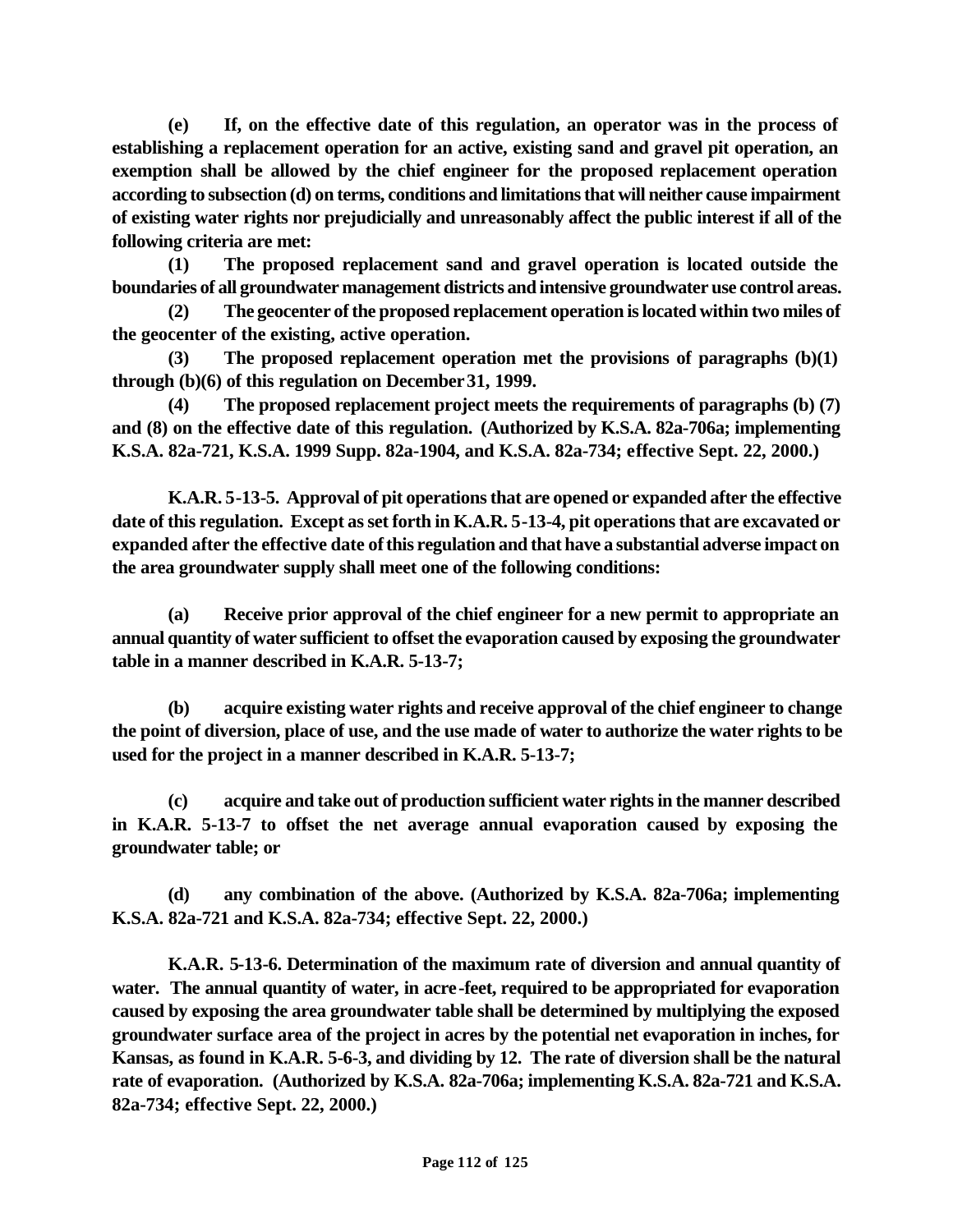**(e) If, on the effective date of this regulation, an operator was in the process of establishing a replacement operation for an active, existing sand and gravel pit operation, an exemption shall be allowed by the chief engineer for the proposed replacement operation according to subsection (d) on terms, conditions and limitations that will neither cause impairment of existing water rights nor prejudicially and unreasonably affect the public interest if all of the following criteria are met:**

**(1) The proposed replacement sand and gravel operation is located outside the boundaries of all groundwater management districts and intensive groundwater use control areas.**

**(2) The geocenter of the proposed replacement operation is located within two miles of the geocenter of the existing, active operation.**

**(3) The proposed replacement operation met the provisions of paragraphs (b)(1) through (b)(6) of this regulation on December 31, 1999.**

**(4) The proposed replacement project meets the requirements of paragraphs (b) (7) and (8) on the effective date of this regulation. (Authorized by K.S.A. 82a-706a; implementing K.S.A. 82a-721, K.S.A. 1999 Supp. 82a-1904, and K.S.A. 82a-734; effective Sept. 22, 2000.)**

**K.A.R. 5-13-5. Approval of pit operations that are opened or expanded after the effective date of this regulation. Except as set forth in K.A.R. 5-13-4, pit operations that are excavated or expanded after the effective date of this regulation and that have a substantial adverse impact on the area groundwater supply shall meet one of the following conditions:**

**(a) Receive prior approval of the chief engineer for a new permit to appropriate an annual quantity of water sufficient to offset the evaporation caused by exposing the groundwater table in a manner described in K.A.R. 5-13-7;**

**(b) acquire existing water rights and receive approval of the chief engineer to change the point of diversion, place of use, and the use made of water to authorize the water rights to be used for the project in a manner described in K.A.R. 5-13-7;**

**(c) acquire and take out of production sufficient water rights in the manner described in K.A.R. 5-13-7 to offset the net average annual evaporation caused by exposing the groundwater table; or**

**(d) any combination of the above. (Authorized by K.S.A. 82a-706a; implementing K.S.A. 82a-721 and K.S.A. 82a-734; effective Sept. 22, 2000.)**

**K.A.R. 5-13-6. Determination of the maximum rate of diversion and annual quantity of water. The annual quantity of water, in acre-feet, required to be appropriated for evaporation caused by exposing the area groundwater table shall be determined by multiplying the exposed groundwater surface area of the project in acres by the potential net evaporation in inches, for Kansas, as found in K.A.R. 5-6-3, and dividing by 12. The rate of diversion shall be the natural rate of evaporation. (Authorized by K.S.A. 82a-706a; implementing K.S.A. 82a-721 and K.S.A. 82a-734; effective Sept. 22, 2000.)**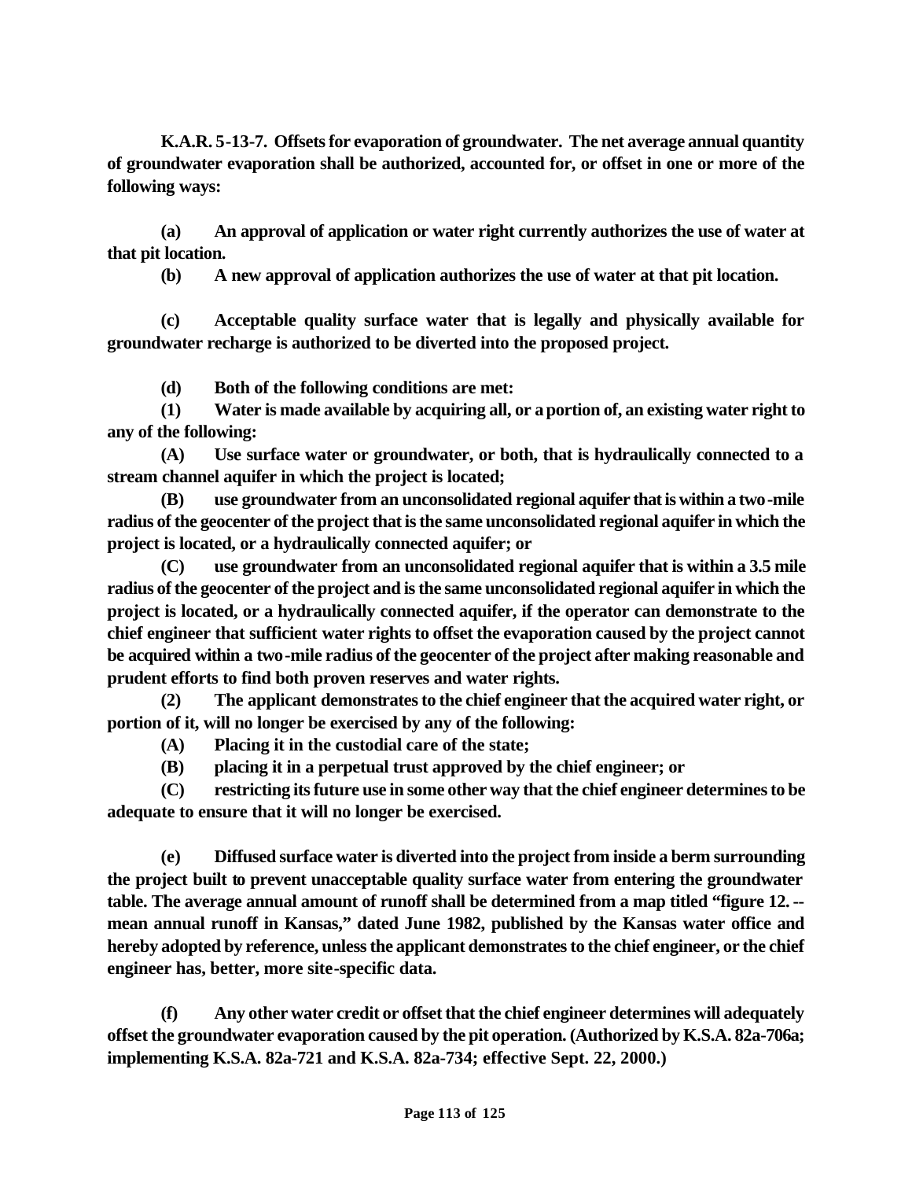**K.A.R. 5-13-7. Offsets for evaporation of groundwater. The net average annual quantity of groundwater evaporation shall be authorized, accounted for, or offset in one or more of the following ways:**

**(a) An approval of application or water right currently authorizes the use of water at that pit location.**

**(b) A new approval of application authorizes the use of water at that pit location.**

**(c) Acceptable quality surface water that is legally and physically available for groundwater recharge is authorized to be diverted into the proposed project.**

**(d) Both of the following conditions are met:**

**(1) Water is made available by acquiring all, or a portion of, an existing water right to any of the following:**

**(A) Use surface water or groundwater, or both, that is hydraulically connected to a stream channel aquifer in which the project is located;**

**(B) use groundwater from an unconsolidated regional aquifer that is within a two-mile radius of the geocenter of the project that is the same unconsolidated regional aquifer in which the project is located, or a hydraulically connected aquifer; or**

**(C) use groundwater from an unconsolidated regional aquifer that is within a 3.5 mile radius of the geocenter of the project and is the same unconsolidated regional aquifer in which the project is located, or a hydraulically connected aquifer, if the operator can demonstrate to the chief engineer that sufficient water rights to offset the evaporation caused by the project cannot be acquired within a two-mile radius of the geocenter of the project after making reasonable and prudent efforts to find both proven reserves and water rights.**

**(2) The applicant demonstrates to the chief engineer that the acquired water right, or portion of it, will no longer be exercised by any of the following:**

**(A) Placing it in the custodial care of the state;**

**(B) placing it in a perpetual trust approved by the chief engineer; or**

**(C) restricting its future use in some other way that the chief engineer determines to be adequate to ensure that it will no longer be exercised.**

**(e) Diffused surface water is diverted into the project from inside a berm surrounding the project built to prevent unacceptable quality surface water from entering the groundwater table. The average annual amount of runoff shall be determined from a map titled "figure 12. -- mean annual runoff in Kansas," dated June 1982, published by the Kansas water office and hereby adopted by reference, unless the applicant demonstrates to the chief engineer, or the chief engineer has, better, more site-specific data.**

**(f) Any other water credit or offset that the chief engineer determines will adequately offset the groundwater evaporation caused by the pit operation. (Authorized by K.S.A. 82a-706a; implementing K.S.A. 82a-721 and K.S.A. 82a-734; effective Sept. 22, 2000.)**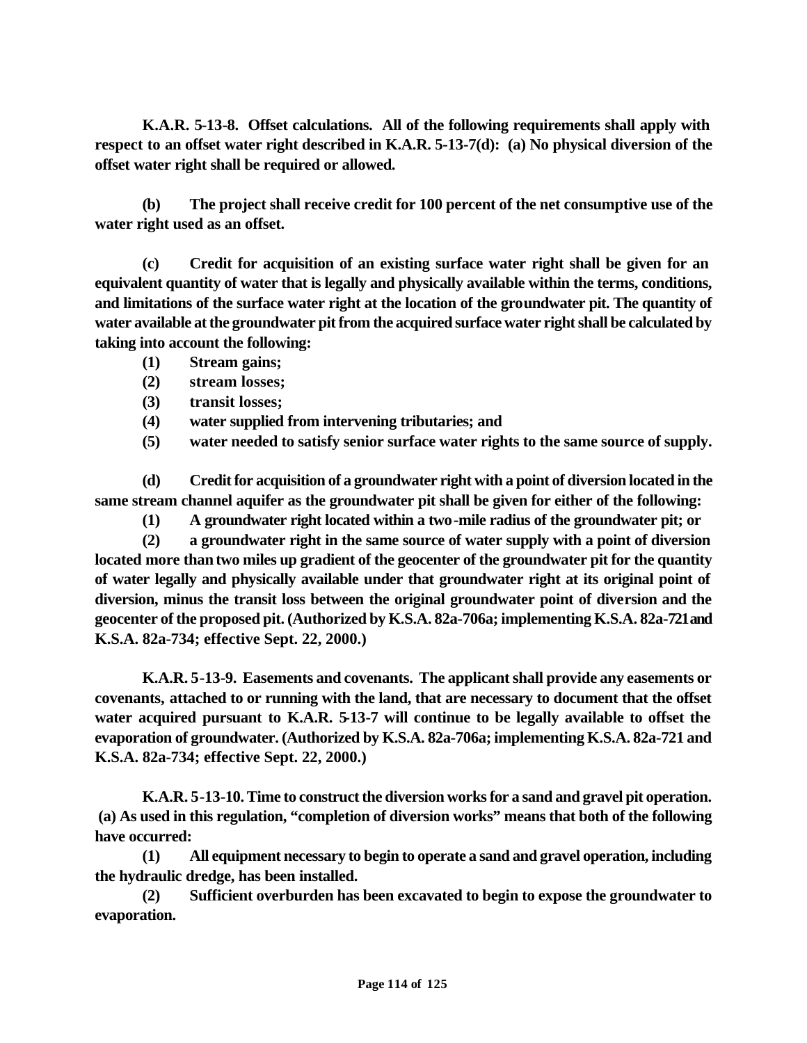**K.A.R. 5-13-8. Offset calculations. All of the following requirements shall apply with respect to an offset water right described in K.A.R. 5-13-7(d): (a) No physical diversion of the offset water right shall be required or allowed.**

**(b) The project shall receive credit for 100 percent of the net consumptive use of the water right used as an offset.**

**(c) Credit for acquisition of an existing surface water right shall be given for an equivalent quantity of water that is legally and physically available within the terms, conditions, and limitations of the surface water right at the location of the groundwater pit. The quantity of water available at the groundwater pit from the acquired surface water right shall be calculated by taking into account the following:**

**(1) Stream gains;**

**(2) stream losses;**

**(3) transit losses;**

**(4) water supplied from intervening tributaries; and**

**(5) water needed to satisfy senior surface water rights to the same source of supply.**

**(d) Credit for acquisition of a groundwater right with a point of diversion located in the same stream channel aquifer as the groundwater pit shall be given for either of the following:**

**(1) A groundwater right located within a two-mile radius of the groundwater pit; or**

**(2) a groundwater right in the same source of water supply with a point of diversion located more than two miles up gradient of the geocenter of the groundwater pit for the quantity of water legally and physically available under that groundwater right at its original point of diversion, minus the transit loss between the original groundwater point of diversion and the geocenter of the proposed pit. (Authorized by K.S.A. 82a-706a; implementing K.S.A. 82a-721 and K.S.A. 82a-734; effective Sept. 22, 2000.)**

**K.A.R. 5-13-9. Easements and covenants. The applicant shall provide any easements or covenants, attached to or running with the land, that are necessary to document that the offset water acquired pursuant to K.A.R. 5-13-7 will continue to be legally available to offset the evaporation of groundwater. (Authorized by K.S.A. 82a-706a; implementing K.S.A. 82a-721 and K.S.A. 82a-734; effective Sept. 22, 2000.)**

**K.A.R. 5-13-10. Time to construct the diversion works for a sand and gravel pit operation. (a) As used in this regulation, "completion of diversion works" means that both of the following have occurred:**

**(1) All equipment necessary to begin to operate a sand and gravel operation, including the hydraulic dredge, has been installed.**

**(2) Sufficient overburden has been excavated to begin to expose the groundwater to evaporation.**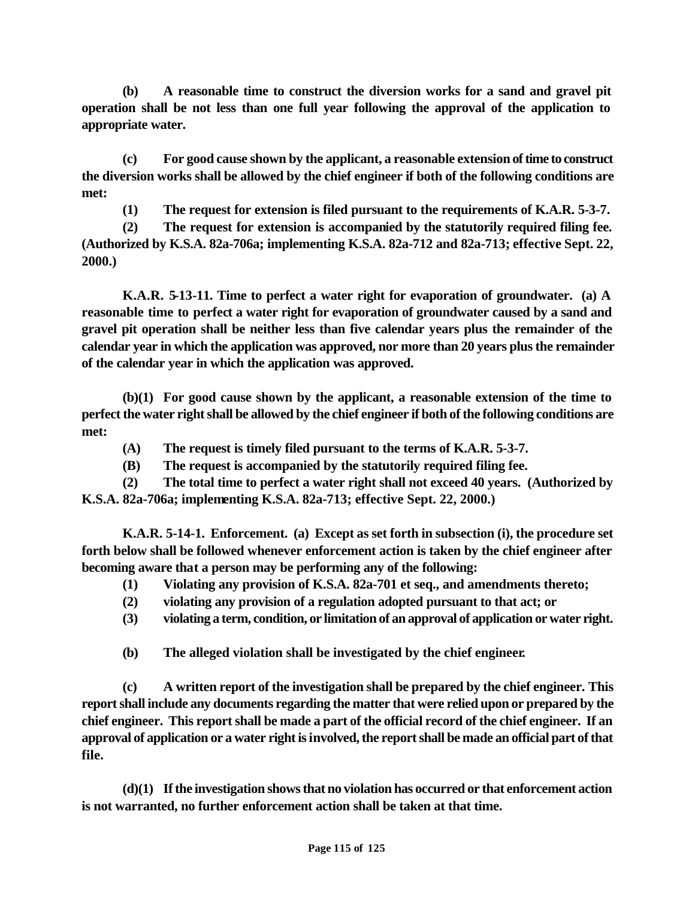**(b) A reasonable time to construct the diversion works for a sand and gravel pit operation shall be not less than one full year following the approval of the application to appropriate water.**

**(c) For good cause shown by the applicant, a reasonable extension of time to construct the diversion works shall be allowed by the chief engineer if both of the following conditions are met:**

**(1) The request for extension is filed pursuant to the requirements of K.A.R. 5-3-7.**

**(2) The request for extension is accompanied by the statutorily required filing fee. (Authorized by K.S.A. 82a-706a; implementing K.S.A. 82a-712 and 82a-713; effective Sept. 22, 2000.)**

**K.A.R. 5-13-11. Time to perfect a water right for evaporation of groundwater. (a) A reasonable time to perfect a water right for evaporation of groundwater caused by a sand and gravel pit operation shall be neither less than five calendar years plus the remainder of the calendar year in which the application was approved, nor more than 20 years plus the remainder of the calendar year in which the application was approved.**

**(b)(1) For good cause shown by the applicant, a reasonable extension of the time to perfect the water right shall be allowed by the chief engineer if both of the following conditions are met:**

**(A) The request is timely filed pursuant to the terms of K.A.R. 5-3-7.**

**(B) The request is accompanied by the statutorily required filing fee.**

**(2) The total time to perfect a water right shall not exceed 40 years. (Authorized by K.S.A. 82a-706a; implementing K.S.A. 82a-713; effective Sept. 22, 2000.)**

**K.A.R. 5-14-1. Enforcement. (a) Except as set forth in subsection (i), the procedure set forth below shall be followed whenever enforcement action is taken by the chief engineer after becoming aware that a person may be performing any of the following:**

**(1) Violating any provision of K.S.A. 82a-701 et seq., and amendments thereto;**

**(2) violating any provision of a regulation adopted pursuant to that act; or**

**(3) violating a term, condition, or limitation of an approval of application or water right.**

**(b) The alleged violation shall be investigated by the chief engineer.**

**(c) A written report of the investigation shall be prepared by the chief engineer. This report shall include any documents regarding the matter that were relied upon or prepared by the chief engineer. This report shall be made a part of the official record of the chief engineer. If an approval of application or a water right is involved, the report shall be made an official part of that file.**

**(d)(1) If the investigation shows that no violation has occurred or that enforcement action is not warranted, no further enforcement action shall be taken at that time.**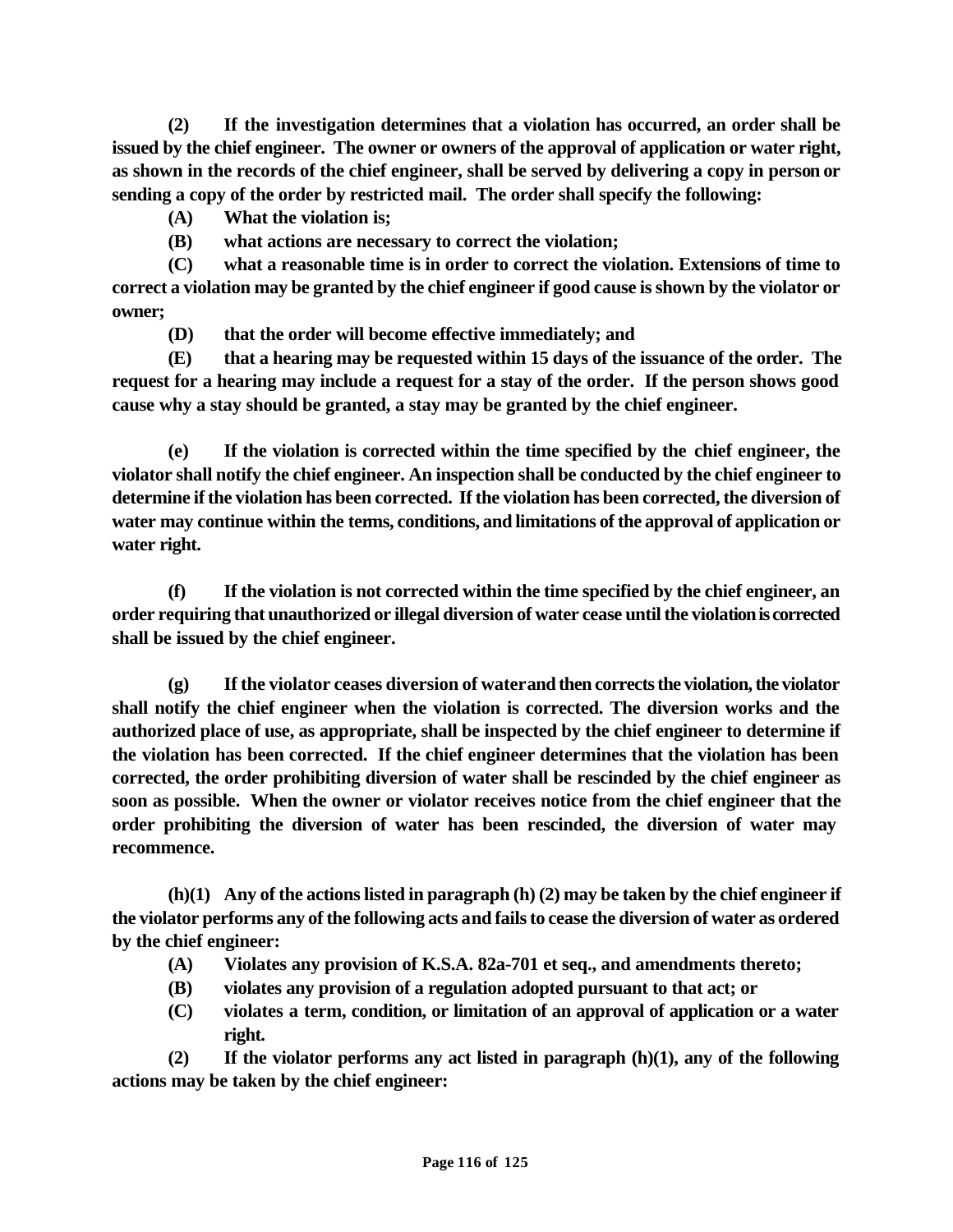**(2) If the investigation determines that a violation has occurred, an order shall be issued by the chief engineer. The owner or owners of the approval of application or water right, as shown in the records of the chief engineer, shall be served by delivering a copy in person or sending a copy of the order by restricted mail. The order shall specify the following:**

**(A) What the violation is;**

**(B) what actions are necessary to correct the violation;**

**(C) what a reasonable time is in order to correct the violation. Extensions of time to correct a violation may be granted by the chief engineer if good cause is shown by the violator or owner;**

**(D) that the order will become effective immediately; and**

**(E) that a hearing may be requested within 15 days of the issuance of the order. The request for a hearing may include a request for a stay of the order. If the person shows good cause why a stay should be granted, a stay may be granted by the chief engineer.**

**(e) If the violation is corrected within the time specified by the chief engineer, the violator shall notify the chief engineer. An inspection shall be conducted by the chief engineer to determine if the violation has been corrected. If the violation has been corrected, the diversion of water may continue within the terms, conditions, and limitations of the approval of application or water right.**

**(f) If the violation is not corrected within the time specified by the chief engineer, an order requiring that unauthorized or illegal diversion of water cease until the violation is corrected shall be issued by the chief engineer.**

**(g) If the violator ceases diversion of water and then corrects the violation, the violator shall notify the chief engineer when the violation is corrected. The diversion works and the authorized place of use, as appropriate, shall be inspected by the chief engineer to determine if the violation has been corrected. If the chief engineer determines that the violation has been corrected, the order prohibiting diversion of water shall be rescinded by the chief engineer as soon as possible. When the owner or violator receives notice from the chief engineer that the order prohibiting the diversion of water has been rescinded, the diversion of water may recommence.**

**(h)(1) Any of the actions listed in paragraph (h) (2) may be taken by the chief engineer if the violator performs any of the following acts and fails to cease the diversion of water as ordered by the chief engineer:**

**(A) Violates any provision of K.S.A. 82a-701 et seq., and amendments thereto;**

**(B) violates any provision of a regulation adopted pursuant to that act; or**

**(C) violates a term, condition, or limitation of an approval of application or a water right.**

**(2) If the violator performs any act listed in paragraph (h)(1), any of the following actions may be taken by the chief engineer:**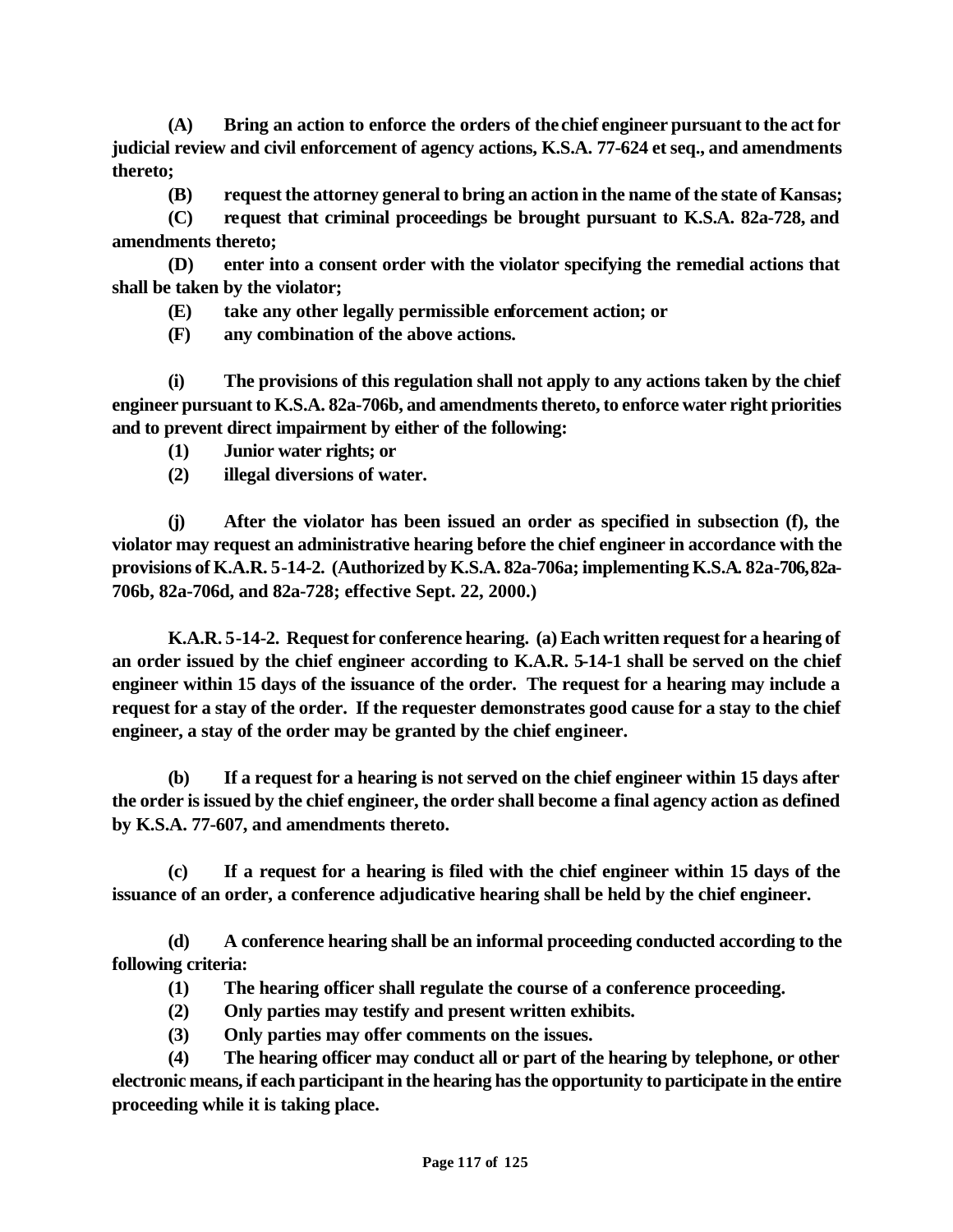**(A) Bring an action to enforce the orders of the chief engineer pursuant to the act for judicial review and civil enforcement of agency actions, K.S.A. 77-624 et seq., and amendments thereto;**

**(B) request the attorney general to bring an action in the name of the state of Kansas;**

**(C) request that criminal proceedings be brought pursuant to K.S.A. 82a-728, and amendments thereto;**

**(D) enter into a consent order with the violator specifying the remedial actions that shall be taken by the violator;**

**(E) take any other legally permissible enforcement action; or**

**(F) any combination of the above actions.**

**(i) The provisions of this regulation shall not apply to any actions taken by the chief engineer pursuant to K.S.A. 82a-706b, and amendments thereto, to enforce water right priorities and to prevent direct impairment by either of the following:**

**(1) Junior water rights; or**

**(2) illegal diversions of water.**

**(j) After the violator has been issued an order as specified in subsection (f), the violator may request an administrative hearing before the chief engineer in accordance with the provisions of K.A.R. 5-14-2. (Authorized by K.S.A. 82a-706a; implementing K.S.A. 82a-706, 82a-706b, 82a-706d, and 82a-728; effective Sept. 22, 2000.)**

**K.A.R. 5-14-2. Request for conference hearing. (a) Each written request for a hearing of an order issued by the chief engineer according to K.A.R. 5-14-1 shall be served on the chief engineer within 15 days of the issuance of the order. The request for a hearing may include a request for a stay of the order. If the requester demonstrates good cause for a stay to the chief engineer, a stay of the order may be granted by the chief engineer.**

**(b) If a request for a hearing is not served on the chief engineer within 15 days after the order is issued by the chief engineer, the order shall become a final agency action as defined by K.S.A. 77-607, and amendments thereto.**

**(c) If a request for a hearing is filed with the chief engineer within 15 days of the issuance of an order, a conference adjudicative hearing shall be held by the chief engineer.**

**(d) A conference hearing shall be an informal proceeding conducted according to the following criteria:**

**(1) The hearing officer shall regulate the course of a conference proceeding.**

**(2) Only parties may testify and present written exhibits.**

**(3) Only parties may offer comments on the issues.**

**(4) The hearing officer may conduct all or part of the hearing by telephone, or other electronic means, if each participant in the hearing has the opportunity to participate in the entire proceeding while it is taking place.**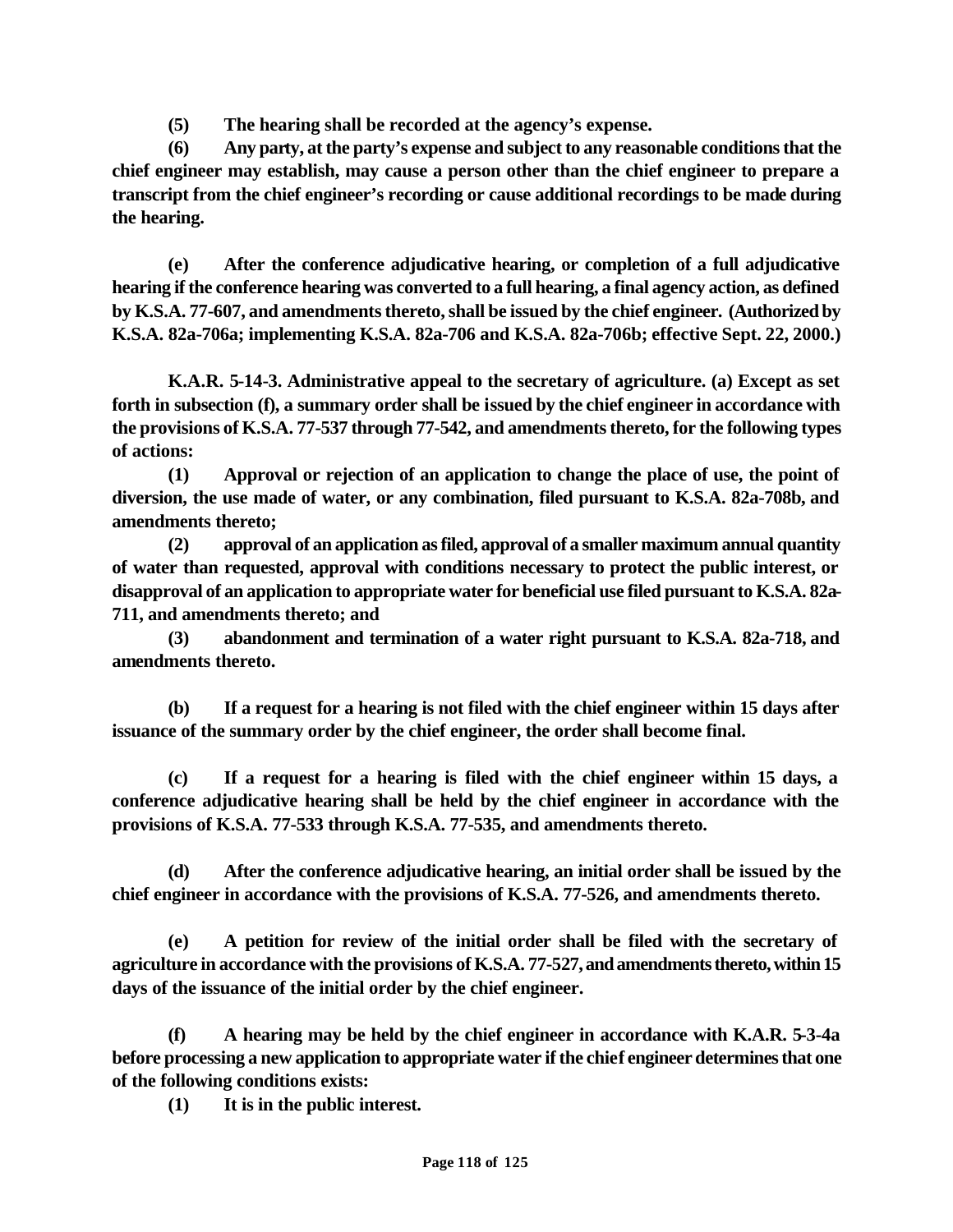**(5) The hearing shall be recorded at the agency's expense.**

**(6) Any party, at the party's expense and subject to any reasonable conditions that the chief engineer may establish, may cause a person other than the chief engineer to prepare a transcript from the chief engineer's recording or cause additional recordings to be made during the hearing.**

**(e) After the conference adjudicative hearing, or completion of a full adjudicative hearing if the conference hearing was converted to a full hearing, a final agency action, as defined by K.S.A. 77-607, and amendments thereto, shall be issued by the chief engineer. (Authorized by K.S.A. 82a-706a; implementing K.S.A. 82a-706 and K.S.A. 82a-706b; effective Sept. 22, 2000.)**

**K.A.R. 5-14-3. Administrative appeal to the secretary of agriculture. (a) Except as set forth in subsection (f), a summary order shall be issued by the chief engineer in accordance with the provisions of K.S.A. 77-537 through 77-542, and amendments thereto, for the following types of actions:**

**(1) Approval or rejection of an application to change the place of use, the point of diversion, the use made of water, or any combination, filed pursuant to K.S.A. 82a-708b, and amendments thereto;**

**(2) approval of an application as filed, approval of a smaller maximum annual quantity of water than requested, approval with conditions necessary to protect the public interest, or disapproval of an application to appropriate water for beneficial use filed pursuant to K.S.A. 82a-711, and amendments thereto; and**

**(3) abandonment and termination of a water right pursuant to K.S.A. 82a-718, and amendments thereto.**

**(b) If a request for a hearing is not filed with the chief engineer within 15 days after issuance of the summary order by the chief engineer, the order shall become final.**

**(c) If a request for a hearing is filed with the chief engineer within 15 days, a conference adjudicative hearing shall be held by the chief engineer in accordance with the provisions of K.S.A. 77-533 through K.S.A. 77-535, and amendments thereto.**

**(d) After the conference adjudicative hearing, an initial order shall be issued by the chief engineer in accordance with the provisions of K.S.A. 77-526, and amendments thereto.**

**(e) A petition for review of the initial order shall be filed with the secretary of agriculture in accordance with the provisions of K.S.A. 77-527, and amendments thereto, within 15 days of the issuance of the initial order by the chief engineer.**

**(f) A hearing may be held by the chief engineer in accordance with K.A.R. 5-3-4a before processing a new application to appropriate water if the chief engineer determines that one of the following conditions exists:**

**(1) It is in the public interest.**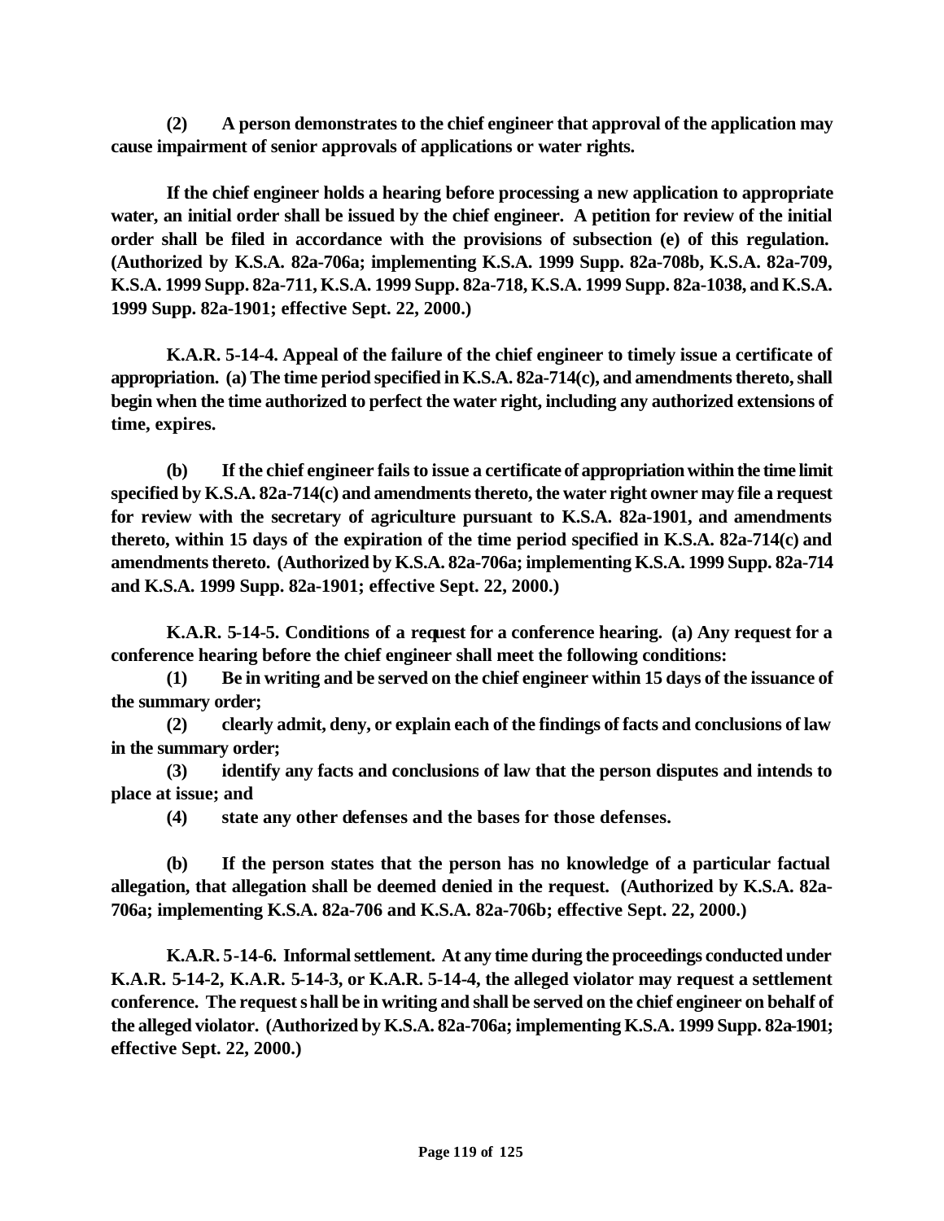**(2) A person demonstrates to the chief engineer that approval of the application may cause impairment of senior approvals of applications or water rights.**

**If the chief engineer holds a hearing before processing a new application to appropriate water, an initial order shall be issued by the chief engineer. A petition for review of the initial order shall be filed in accordance with the provisions of subsection (e) of this regulation. (Authorized by K.S.A. 82a-706a; implementing K.S.A. 1999 Supp. 82a-708b, K.S.A. 82a-709, K.S.A. 1999 Supp. 82a-711, K.S.A. 1999 Supp. 82a-718, K.S.A. 1999 Supp. 82a-1038, and K.S.A. 1999 Supp. 82a-1901; effective Sept. 22, 2000.)**

**K.A.R. 5-14-4. Appeal of the failure of the chief engineer to timely issue a certificate of appropriation. (a) The time period specified in K.S.A. 82a-714(c), and amendments thereto, shall begin when the time authorized to perfect the water right, including any authorized extensions of time, expires.**

**(b) If the chief engineer fails to issue a certificate of appropriation within the time limit specified by K.S.A. 82a-714(c) and amendments thereto, the water right owner may file a request for review with the secretary of agriculture pursuant to K.S.A. 82a-1901, and amendments thereto, within 15 days of the expiration of the time period specified in K.S.A. 82a-714(c) and amendments thereto. (Authorized by K.S.A. 82a-706a; implementing K.S.A. 1999 Supp. 82a-714 and K.S.A. 1999 Supp. 82a-1901; effective Sept. 22, 2000.)**

**K.A.R. 5-14-5. Conditions of a request for a conference hearing. (a) Any request for a conference hearing before the chief engineer shall meet the following conditions:**

**(1) Be in writing and be served on the chief engineer within 15 days of the issuance of the summary order;**

**(2) clearly admit, deny, or explain each of the findings of facts and conclusions of law in the summary order;**

**(3) identify any facts and conclusions of law that the person disputes and intends to place at issue; and**

**(4) state any other defenses and the bases for those defenses.**

**(b) If the person states that the person has no knowledge of a particular factual allegation, that allegation shall be deemed denied in the request. (Authorized by K.S.A. 82a-706a; implementing K.S.A. 82a-706 and K.S.A. 82a-706b; effective Sept. 22, 2000.)**

**K.A.R. 5-14-6. Informal settlement. At any time during the proceedings conducted under K.A.R. 5-14-2, K.A.R. 5-14-3, or K.A.R. 5-14-4, the alleged violator may request a settlement conference. The request shall be in writing and shall be served on the chief engineer on behalf of the alleged violator. (Authorized by K.S.A. 82a-706a; implementing K.S.A. 1999 Supp. 82a-1901; effective Sept. 22, 2000.)**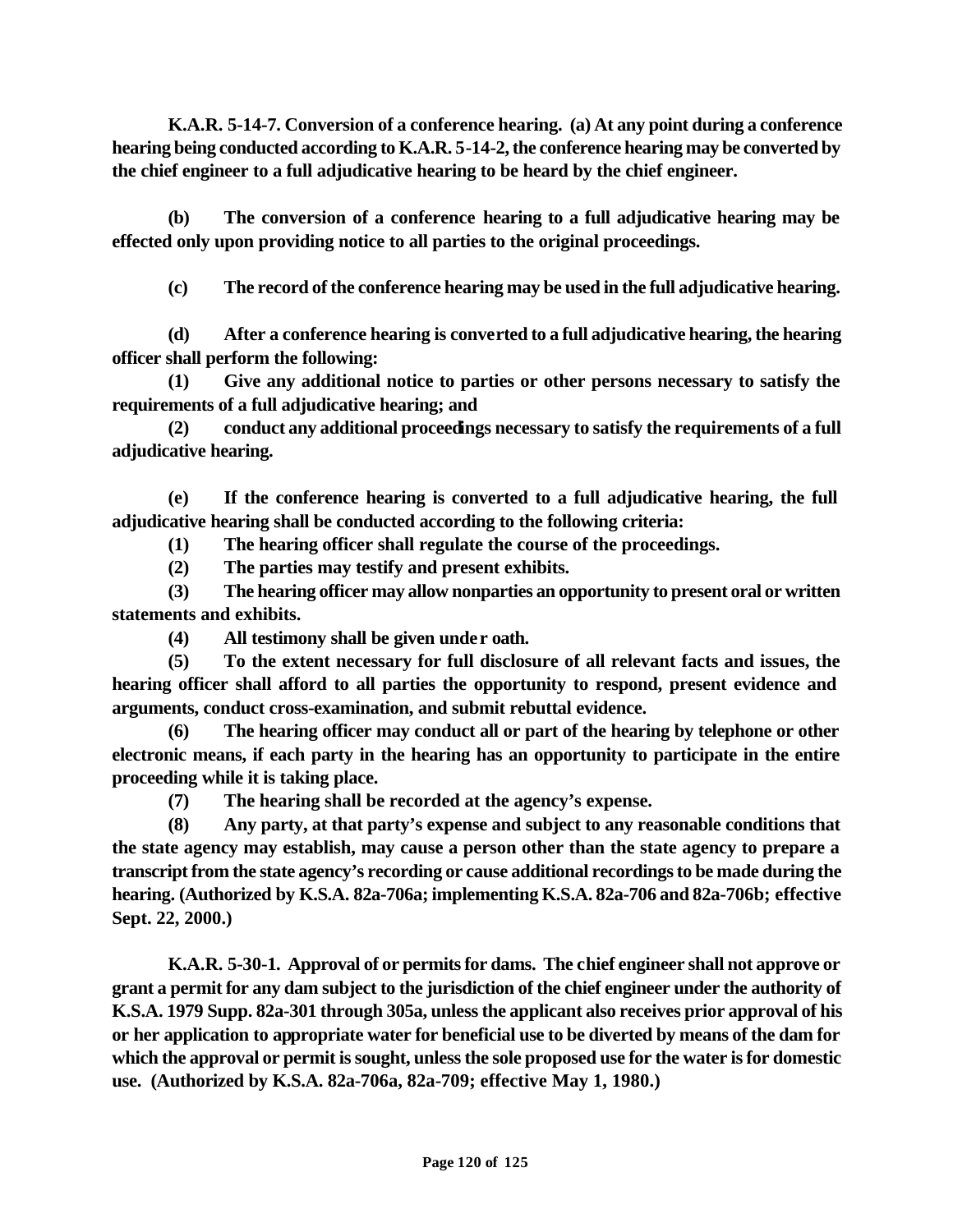**K.A.R. 5-14-7. Conversion of a conference hearing. (a) At any point during a conference hearing being conducted according to K.A.R. 5-14-2, the conference hearing may be converted by the chief engineer to a full adjudicative hearing to be heard by the chief engineer.**

**(b) The conversion of a conference hearing to a full adjudicative hearing may be effected only upon providing notice to all parties to the original proceedings.**

**(c) The record of the conference hearing may be used in the full adjudicative hearing.**

**(d) After a conference hearing is converted to a full adjudicative hearing, the hearing officer shall perform the following:**

**(1) Give any additional notice to parties or other persons necessary to satisfy the requirements of a full adjudicative hearing; and**

**(2) conduct any additional proceedings necessary to satisfy the requirements of a full adjudicative hearing.**

**(e) If the conference hearing is converted to a full adjudicative hearing, the full adjudicative hearing shall be conducted according to the following criteria:**

**(1) The hearing officer shall regulate the course of the proceedings.**

**(2) The parties may testify and present exhibits.**

**(3) The hearing officer may allow nonparties an opportunity to present oral or written statements and exhibits.**

**(4) All testimony shall be given under oath.**

**(5) To the extent necessary for full disclosure of all relevant facts and issues, the hearing officer shall afford to all parties the opportunity to respond, present evidence and arguments, conduct cross-examination, and submit rebuttal evidence.**

**(6) The hearing officer may conduct all or part of the hearing by telephone or other electronic means, if each party in the hearing has an opportunity to participate in the entire proceeding while it is taking place.**

**(7) The hearing shall be recorded at the agency's expense.**

**(8) Any party, at that party's expense and subject to any reasonable conditions that the state agency may establish, may cause a person other than the state agency to prepare a transcript from the state agency's recording or cause additional recordings to be made during the hearing. (Authorized by K.S.A. 82a-706a; implementing K.S.A. 82a-706 and 82a-706b; effective Sept. 22, 2000.)**

**K.A.R. 5-30-1. Approval of or permits for dams. The chief engineer shall not approve or grant a permit for any dam subject to the jurisdiction of the chief engineer under the authority of K.S.A. 1979 Supp. 82a-301 through 305a, unless the applicant also receives prior approval of his or her application to appropriate water for beneficial use to be diverted by means of the dam for which the approval or permit is sought, unless the sole proposed use for the water is for domestic use. (Authorized by K.S.A. 82a-706a, 82a-709; effective May 1, 1980.)**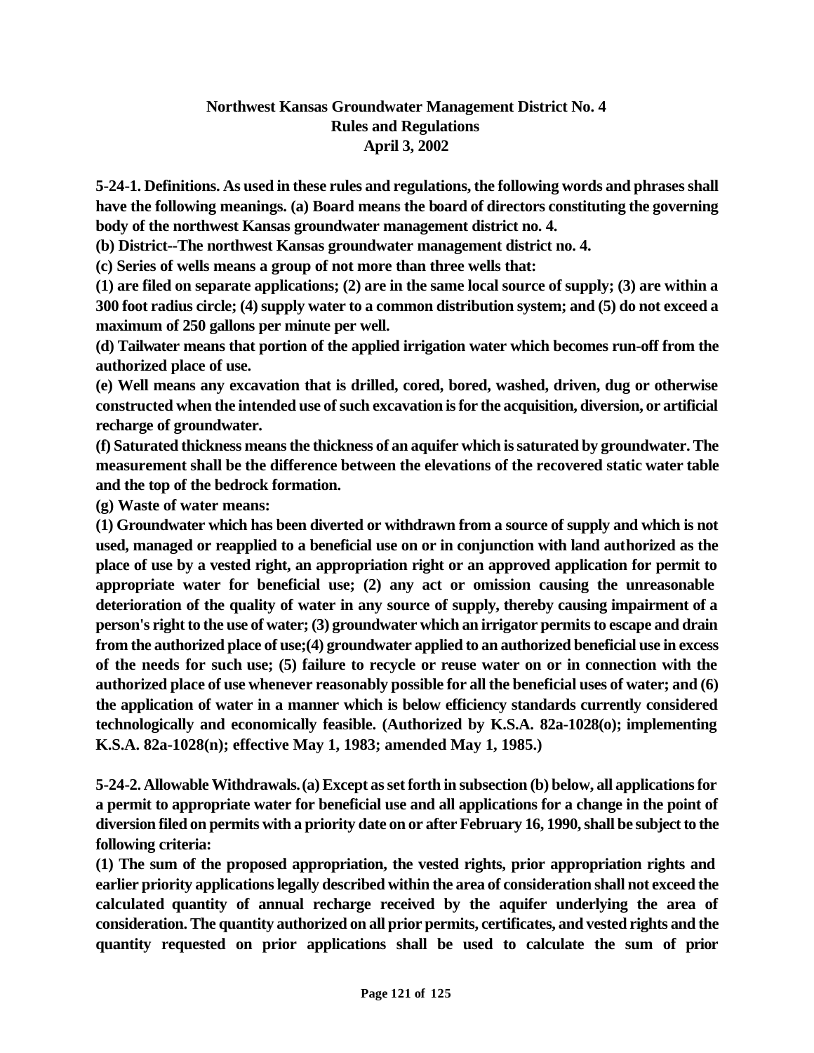## Northwest Kansas Groundwater Management District No. 4
## Rules and Regulations
## April 3, 2002

**5-24-1. Definitions. As used in these rules and regulations, the following words and phrases shall have the following meanings. (a) Board means the board of directors constituting the governing body of the northwest Kansas groundwater management district no. 4.**

**(b) District--The northwest Kansas groundwater management district no. 4.**

**(c) Series of wells means a group of not more than three wells that:**

**(1) are filed on separate applications; (2) are in the same local source of supply; (3) are within a 300 foot radius circle; (4) supply water to a common distribution system; and (5) do not exceed a maximum of 250 gallons per minute per well.**

**(d) Tailwater means that portion of the applied irrigation water which becomes run-off from the authorized place of use.**

**(e) Well means any excavation that is drilled, cored, bored, washed, driven, dug or otherwise constructed when the intended use of such excavation is for the acquisition, diversion, or artificial recharge of groundwater.**

**(f) Saturated thickness means the thickness of an aquifer which is saturated by groundwater. The measurement shall be the difference between the elevations of the recovered static water table and the top of the bedrock formation.**

**(g) Waste of water means:**

**(1) Groundwater which has been diverted or withdrawn from a source of supply and which is not used, managed or reapplied to a beneficial use on or in conjunction with land authorized as the place of use by a vested right, an appropriation right or an approved application for permit to appropriate water for beneficial use; (2) any act or omission causing the unreasonable deterioration of the quality of water in any source of supply, thereby causing impairment of a person's right to the use of water; (3) groundwater which an irrigator permits to escape and drain from the authorized place of use;(4) groundwater applied to an authorized beneficial use in excess of the needs for such use; (5) failure to recycle or reuse water on or in connection with the authorized place of use whenever reasonably possible for all the beneficial uses of water; and (6) the application of water in a manner which is below efficiency standards currently considered technologically and economically feasible. (Authorized by K.S.A. 82a-1028(o); implementing K.S.A. 82a-1028(n); effective May 1, 1983; amended May 1, 1985.)**

**5-24-2. Allowable Withdrawals. (a) Except as set forth in subsection (b) below, all applications for a permit to appropriate water for beneficial use and all applications for a change in the point of diversion filed on permits with a priority date on or after February 16, 1990, shall be subject to the following criteria:**

**(1) The sum of the proposed appropriation, the vested rights, prior appropriation rights and earlier priority applications legally described within the area of consideration shall not exceed the calculated quantity of annual recharge received by the aquifer underlying the area of consideration. The quantity authorized on all prior permits, certificates, and vested rights and the quantity requested on prior applications shall be used to calculate the sum of prior**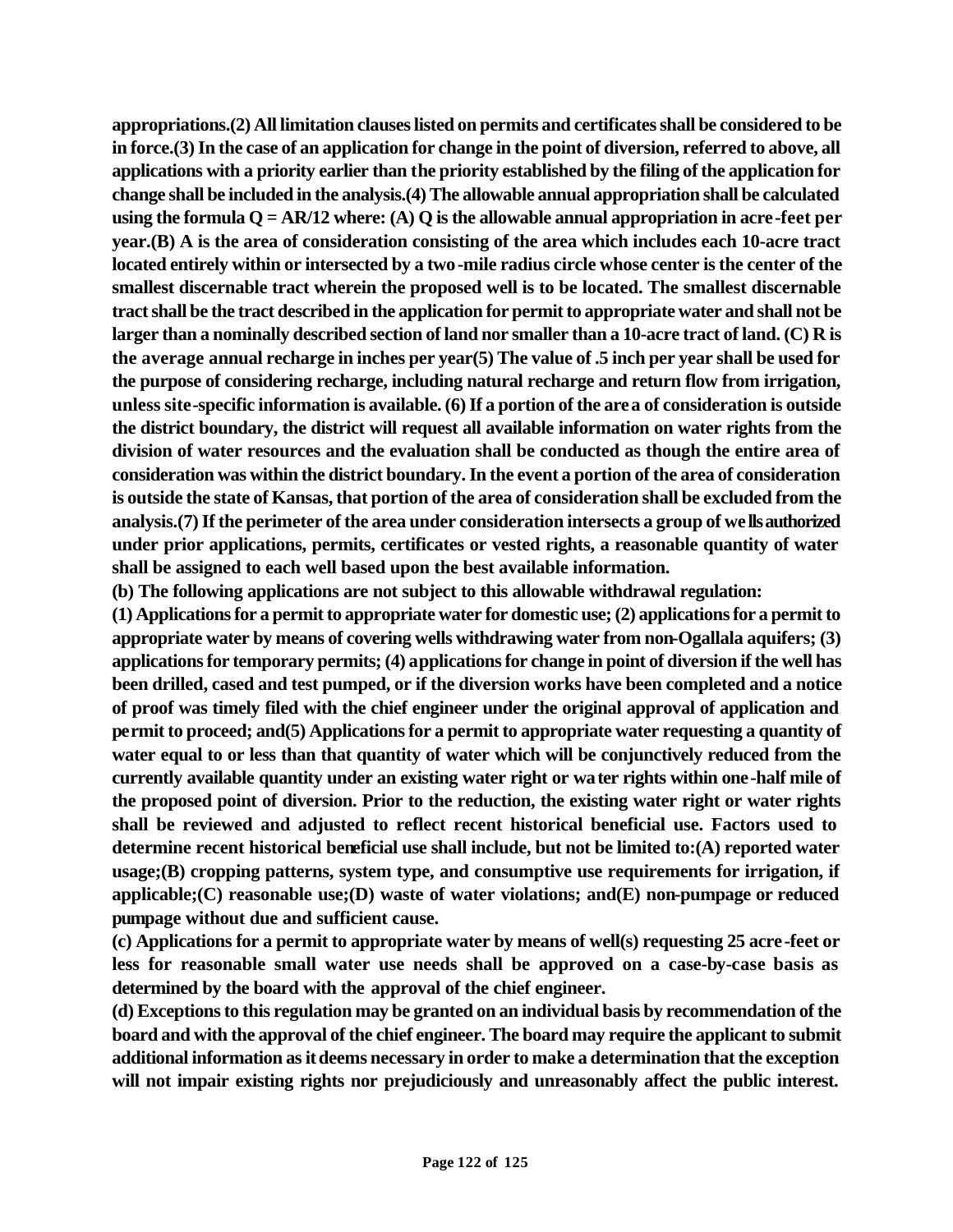**appropriations.(2) All limitation clauses listed on permits and certificates shall be considered to be in force.(3) In the case of an application for change in the point of diversion, referred to above, all applications with a priority earlier than the priority established by the filing of the application for change shall be included in the analysis.(4) The allowable annual appropriation shall be calculated using the formula $Q = AR/12$ where: (A) Q is the allowable annual appropriation in acre-feet per year.(B) A is the area of consideration consisting of the area which includes each 10-acre tract located entirely within or intersected by a two-mile radius circle whose center is the center of the smallest discernable tract wherein the proposed well is to be located. The smallest discernable tract shall be the tract described in the application for permit to appropriate water and shall not be larger than a nominally described section of land nor smaller than a 10-acre tract of land. (C) R is the average annual recharge in inches per year(5) The value of .5 inch per year shall be used for the purpose of considering recharge, including natural recharge and return flow from irrigation, unless site-specific information is available. (6) If a portion of the area of consideration is outside the district boundary, the district will request all available information on water rights from the division of water resources and the evaluation shall be conducted as though the entire area of consideration was within the district boundary. In the event a portion of the area of consideration is outside the state of Kansas, that portion of the area of consideration shall be excluded from the analysis.(7) If the perimeter of the area under consideration intersects a group of wells authorized under prior applications, permits, certificates or vested rights, a reasonable quantity of water shall be assigned to each well based upon the best available information.**

**(b) The following applications are not subject to this allowable withdrawal regulation:**

**(1) Applications for a permit to appropriate water for domestic use; (2) applications for a permit to appropriate water by means of covering wells withdrawing water from non-Ogallala aquifers; (3) applications for temporary permits; (4) applications for change in point of diversion if the well has been drilled, cased and test pumped, or if the diversion works have been completed and a notice of proof was timely filed with the chief engineer under the original approval of application and permit to proceed; and(5) Applications for a permit to appropriate water requesting a quantity of water equal to or less than that quantity of water which will be conjunctively reduced from the currently available quantity under an existing water right or water rights within one-half mile of the proposed point of diversion. Prior to the reduction, the existing water right or water rights shall be reviewed and adjusted to reflect recent historical beneficial use. Factors used to determine recent historical beneficial use shall include, but not be limited to:(A) reported water usage;(B) cropping patterns, system type, and consumptive use requirements for irrigation, if applicable;(C) reasonable use;(D) waste of water violations; and(E) non-pumpage or reduced pumpage without due and sufficient cause.**

**(c) Applications for a permit to appropriate water by means of well(s) requesting 25 acre-feet or less for reasonable small water use needs shall be approved on a case-by-case basis as determined by the board with the approval of the chief engineer.**

**(d) Exceptions to this regulation may be granted on an individual basis by recommendation of the board and with the approval of the chief engineer. The board may require the applicant to submit additional information as it deems necessary in order to make a determination that the exception will not impair existing rights nor prejudiciously and unreasonably affect the public interest.**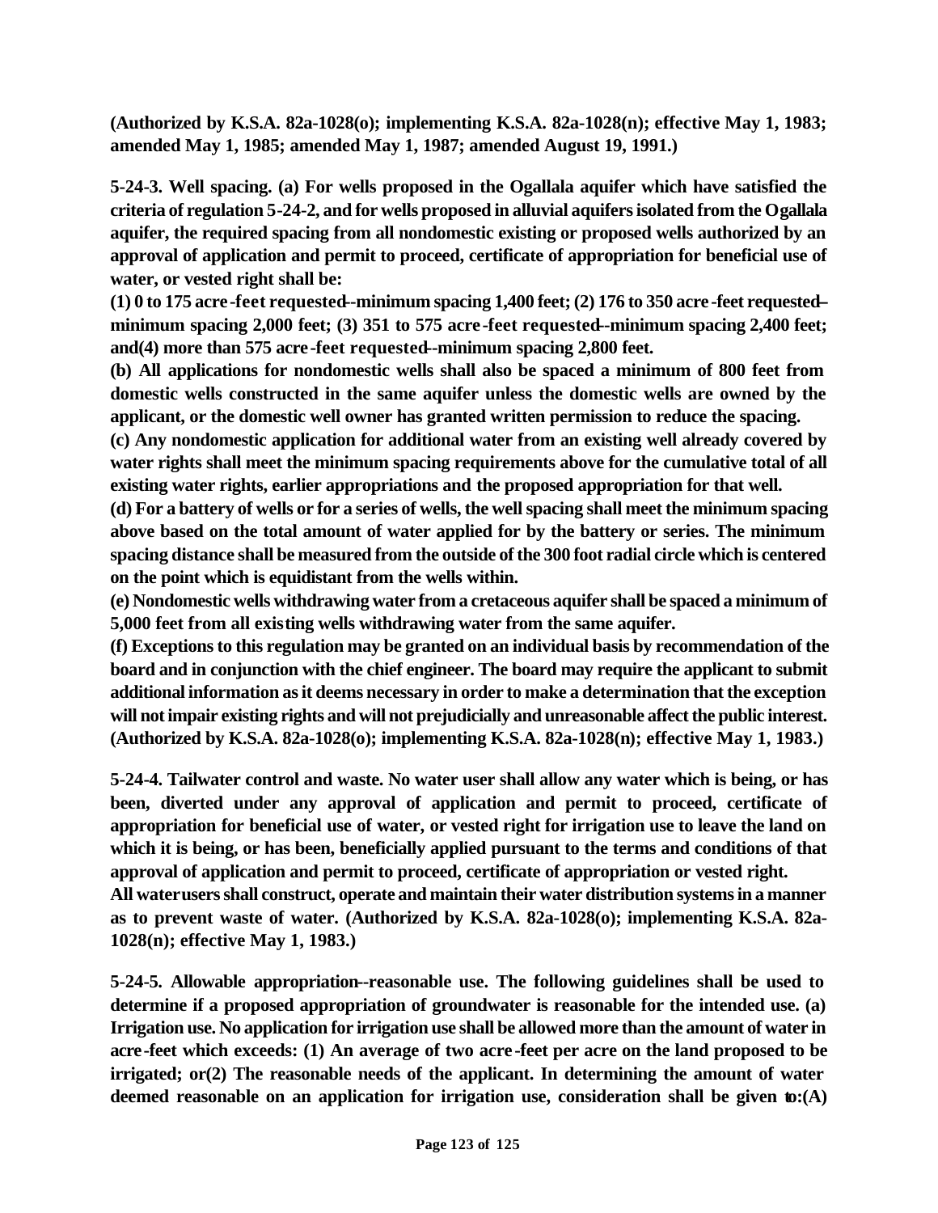**(Authorized by K.S.A. 82a-1028(o); implementing K.S.A. 82a-1028(n); effective May 1, 1983; amended May 1, 1985; amended May 1, 1987; amended August 19, 1991.)**

**5-24-3. Well spacing. (a) For wells proposed in the Ogallala aquifer which have satisfied the criteria of regulation 5-24-2, and for wells proposed in alluvial aquifers isolated from the Ogallala aquifer, the required spacing from all nondomestic existing or proposed wells authorized by an approval of application and permit to proceed, certificate of appropriation for beneficial use of water, or vested right shall be:**

**(1) 0 to 175 acre-feet requested--minimum spacing 1,400 feet; (2) 176 to 350 acre-feet requested--minimum spacing 2,000 feet; (3) 351 to 575 acre-feet requested--minimum spacing 2,400 feet; and(4) more than 575 acre-feet requested--minimum spacing 2,800 feet.**

**(b) All applications for nondomestic wells shall also be spaced a minimum of 800 feet from domestic wells constructed in the same aquifer unless the domestic wells are owned by the applicant, or the domestic well owner has granted written permission to reduce the spacing.**

**(c) Any nondomestic application for additional water from an existing well already covered by water rights shall meet the minimum spacing requirements above for the cumulative total of all existing water rights, earlier appropriations and the proposed appropriation for that well.**

**(d) For a battery of wells or for a series of wells, the well spacing shall meet the minimum spacing above based on the total amount of water applied for by the battery or series. The minimum spacing distance shall be measured from the outside of the 300 foot radial circle which is centered on the point which is equidistant from the wells within.**

**(e) Nondomestic wells withdrawing water from a cretaceous aquifer shall be spaced a minimum of 5,000 feet from all existing wells withdrawing water from the same aquifer.**

**(f) Exceptions to this regulation may be granted on an individual basis by recommendation of the board and in conjunction with the chief engineer. The board may require the applicant to submit additional information as it deems necessary in order to make a determination that the exception will not impair existing rights and will not prejudicially and unreasonable affect the public interest. (Authorized by K.S.A. 82a-1028(o); implementing K.S.A. 82a-1028(n); effective May 1, 1983.)**

**5-24-4. Tailwater control and waste. No water user shall allow any water which is being, or has been, diverted under any approval of application and permit to proceed, certificate of appropriation for beneficial use of water, or vested right for irrigation use to leave the land on which it is being, or has been, beneficially applied pursuant to the terms and conditions of that approval of application and permit to proceed, certificate of appropriation or vested right.**

**All water users shall construct, operate and maintain their water distribution systems in a manner as to prevent waste of water. (Authorized by K.S.A. 82a-1028(o); implementing K.S.A. 82a-1028(n); effective May 1, 1983.)**

**5-24-5. Allowable appropriation--reasonable use. The following guidelines shall be used to determine if a proposed appropriation of groundwater is reasonable for the intended use. (a) Irrigation use. No application for irrigation use shall be allowed more than the amount of water in acre-feet which exceeds: (1) An average of two acre-feet per acre on the land proposed to be irrigated; or(2) The reasonable needs of the applicant. In determining the amount of water deemed reasonable on an application for irrigation use, consideration shall be given to:(A)**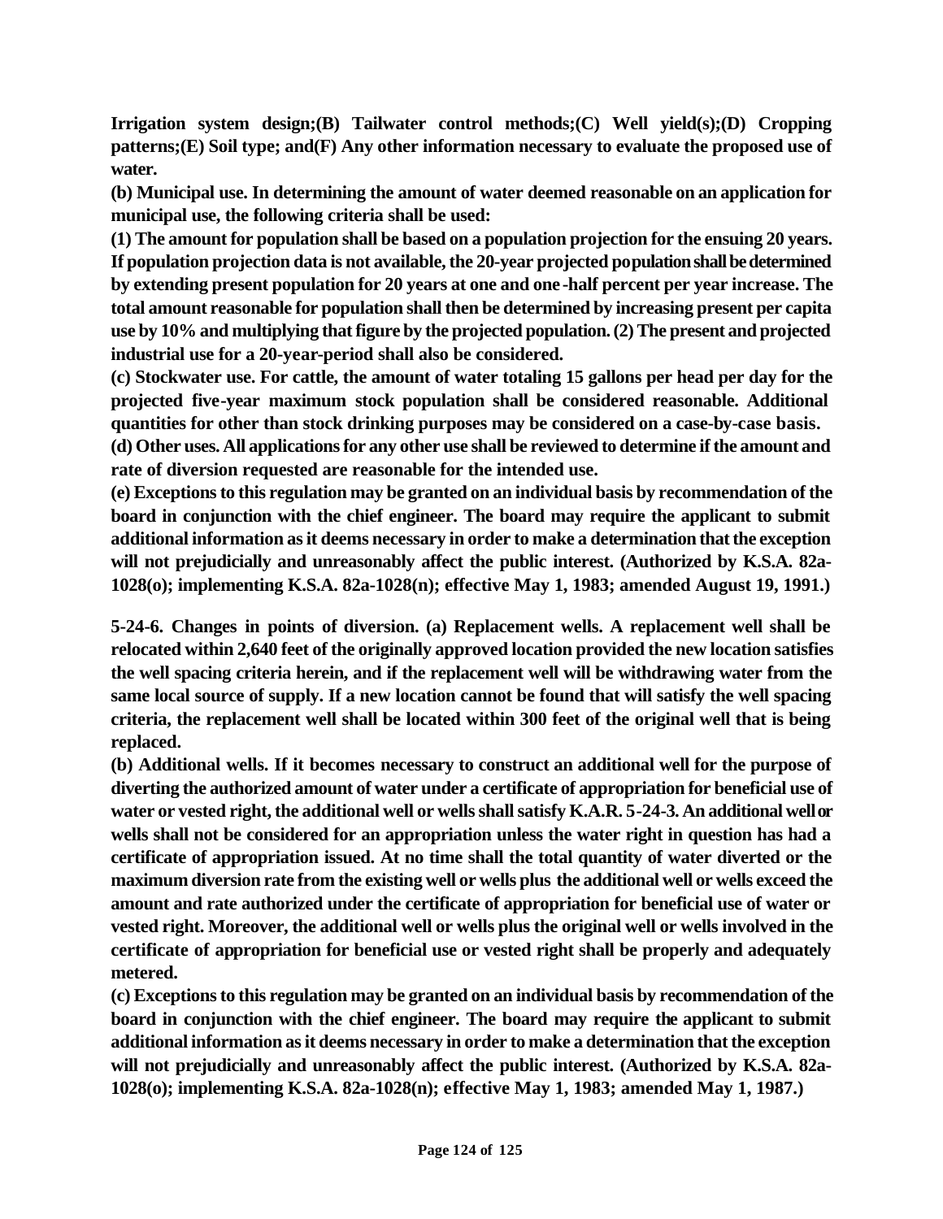**Irrigation system design;(B) Tailwater control methods;(C) Well yield(s);(D) Cropping patterns;(E) Soil type; and(F) Any other information necessary to evaluate the proposed use of water.**

**(b) Municipal use. In determining the amount of water deemed reasonable on an application for municipal use, the following criteria shall be used:**

**(1) The amount for population shall be based on a population projection for the ensuing 20 years. If population projection data is not available, the 20-year projected population shall be determined by extending present population for 20 years at one and one-half percent per year increase. The total amount reasonable for population shall then be determined by increasing present per capita use by 10% and multiplying that figure by the projected population. (2) The present and projected industrial use for a 20-year-period shall also be considered.**

**(c) Stockwater use. For cattle, the amount of water totaling 15 gallons per head per day for the projected five-year maximum stock population shall be considered reasonable. Additional quantities for other than stock drinking purposes may be considered on a case-by-case basis.**

**(d) Other uses. All applications for any other use shall be reviewed to determine if the amount and rate of diversion requested are reasonable for the intended use.**

**(e) Exceptions to this regulation may be granted on an individual basis by recommendation of the board in conjunction with the chief engineer. The board may require the applicant to submit additional information as it deems necessary in order to make a determination that the exception will not prejudicially and unreasonably affect the public interest. (Authorized by K.S.A. 82a-1028(o); implementing K.S.A. 82a-1028(n); effective May 1, 1983; amended August 19, 1991.)**

**5-24-6. Changes in points of diversion. (a) Replacement wells. A replacement well shall be relocated within 2,640 feet of the originally approved location provided the new location satisfies the well spacing criteria herein, and if the replacement well will be withdrawing water from the same local source of supply. If a new location cannot be found that will satisfy the well spacing criteria, the replacement well shall be located within 300 feet of the original well that is being replaced.**

**(b) Additional wells. If it becomes necessary to construct an additional well for the purpose of diverting the authorized amount of water under a certificate of appropriation for beneficial use of water or vested right, the additional well or wells shall satisfy K.A.R. 5-24-3. An additional well or wells shall not be considered for an appropriation unless the water right in question has had a certificate of appropriation issued. At no time shall the total quantity of water diverted or the maximum diversion rate from the existing well or wells plus the additional well or wells exceed the amount and rate authorized under the certificate of appropriation for beneficial use of water or vested right. Moreover, the additional well or wells plus the original well or wells involved in the certificate of appropriation for beneficial use or vested right shall be properly and adequately metered.**

**(c) Exceptions to this regulation may be granted on an individual basis by recommendation of the board in conjunction with the chief engineer. The board may require the applicant to submit additional information as it deems necessary in order to make a determination that the exception will not prejudicially and unreasonably affect the public interest. (Authorized by K.S.A. 82a-1028(o); implementing K.S.A. 82a-1028(n); effective May 1, 1983; amended May 1, 1987.)**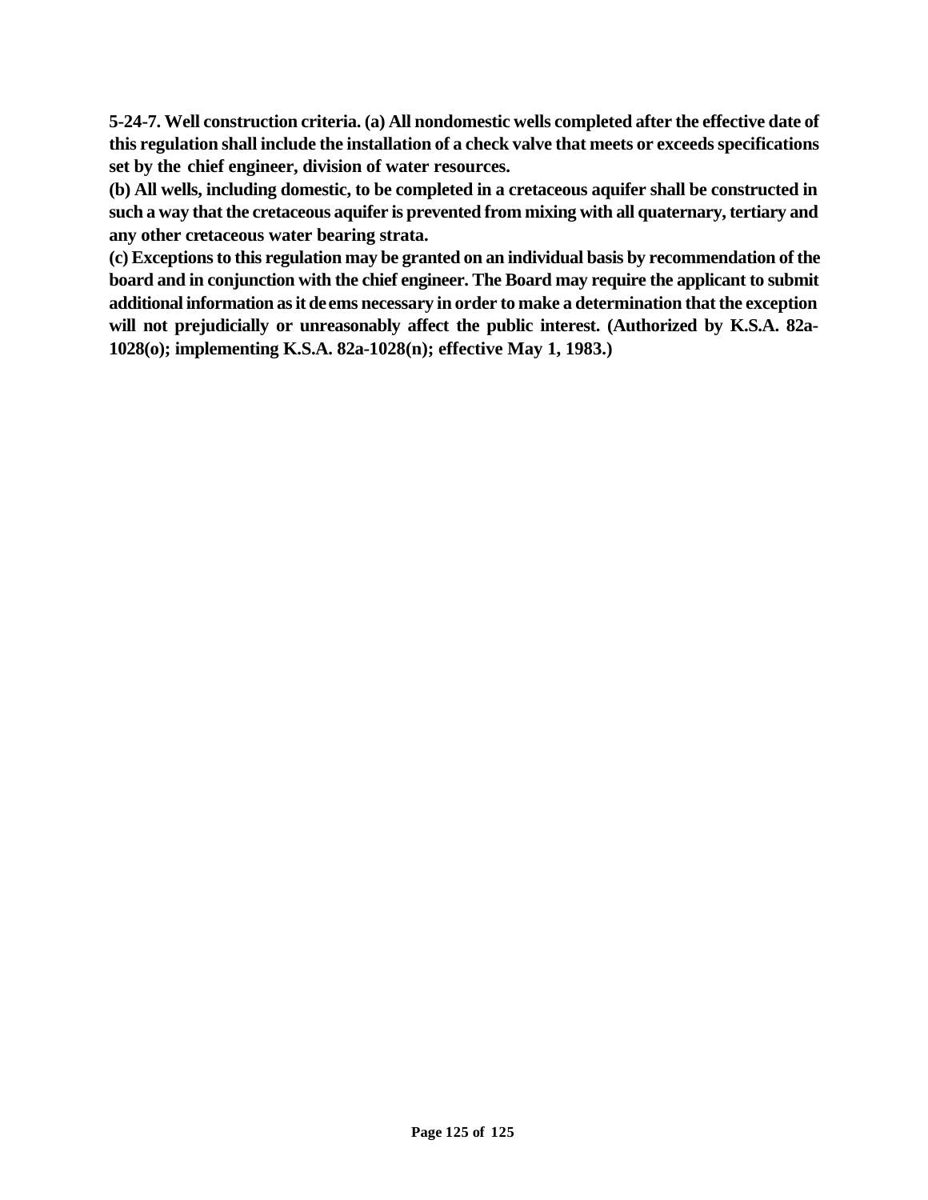**5-24-7. Well construction criteria. (a) All nondomestic wells completed after the effective date of this regulation shall include the installation of a check valve that meets or exceeds specifications set by the chief engineer, division of water resources.**

**(b) All wells, including domestic, to be completed in a cretaceous aquifer shall be constructed in such a way that the cretaceous aquifer is prevented from mixing with all quaternary, tertiary and any other cretaceous water bearing strata.**

**(c) Exceptions to this regulation may be granted on an individual basis by recommendation of the board and in conjunction with the chief engineer. The Board may require the applicant to submit additional information as it deems necessary in order to make a determination that the exception will not prejudicially or unreasonably affect the public interest. (Authorized by K.S.A. 82a-1028(o); implementing K.S.A. 82a-1028(n); effective May 1, 1983.)**